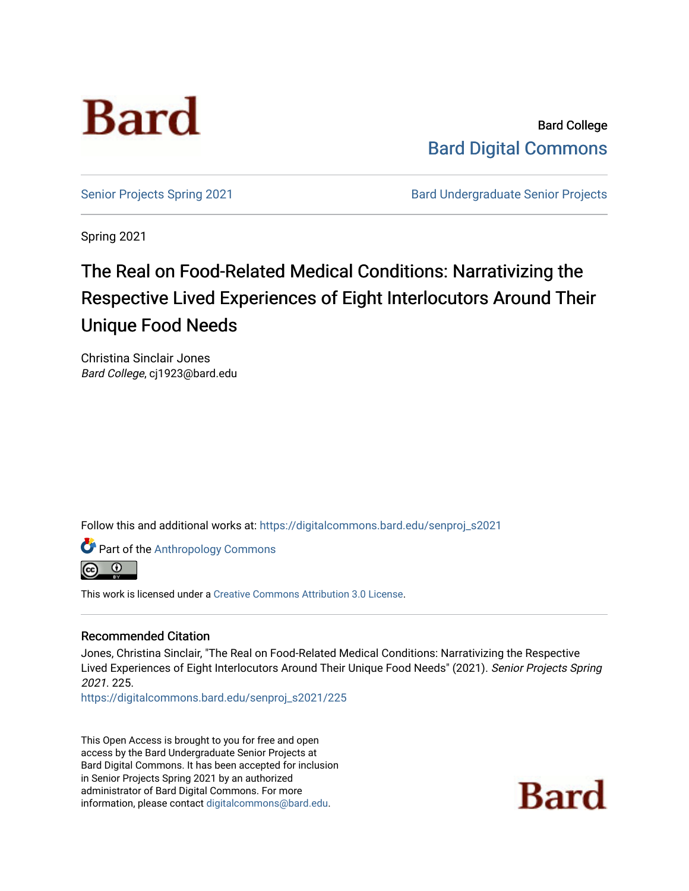Bard College
Bard Digital Commons

Senior Projects Spring 2021 | Bard Undergraduate Senior Projects

Spring 2021

# The Real on Food-Related Medical Conditions: Narrativizing the Respective Lived Experiences of Eight Interlocutors Around Their Unique Food Needs

Christina Sinclair Jones
*Bard College*, cj1923@bard.edu

Follow this and additional works at: https://digitalcommons.bard.edu/senproj_s2021

Part of the Anthropology Commons

This work is licensed under a Creative Commons Attribution 3.0 License.

## Recommended Citation

Jones, Christina Sinclair, "The Real on Food-Related Medical Conditions: Narrativizing the Respective Lived Experiences of Eight Interlocutors Around Their Unique Food Needs" (2021). *Senior Projects Spring 2021*. 225.
https://digitalcommons.bard.edu/senproj_s2021/225

This Open Access is brought to you for free and open access by the Bard Undergraduate Senior Projects at Bard Digital Commons. It has been accepted for inclusion in Senior Projects Spring 2021 by an authorized administrator of Bard Digital Commons. For more information, please contact digitalcommons@bard.edu.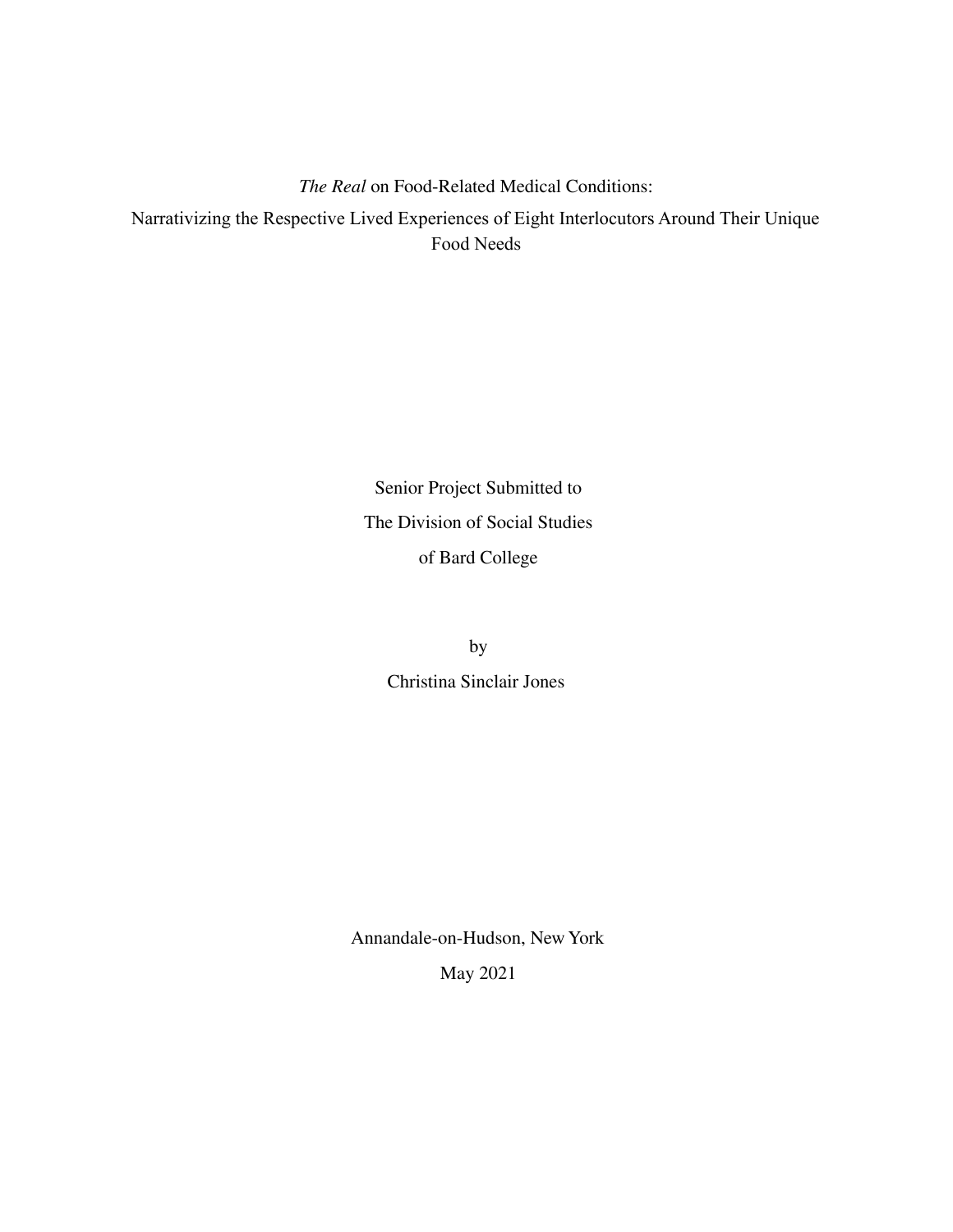*The Real* on Food-Related Medical Conditions:

Narrativizing the Respective Lived Experiences of Eight Interlocutors Around Their Unique Food Needs

Senior Project Submitted to

The Division of Social Studies

of Bard College

by

Christina Sinclair Jones

Annandale-on-Hudson, New York

May 2021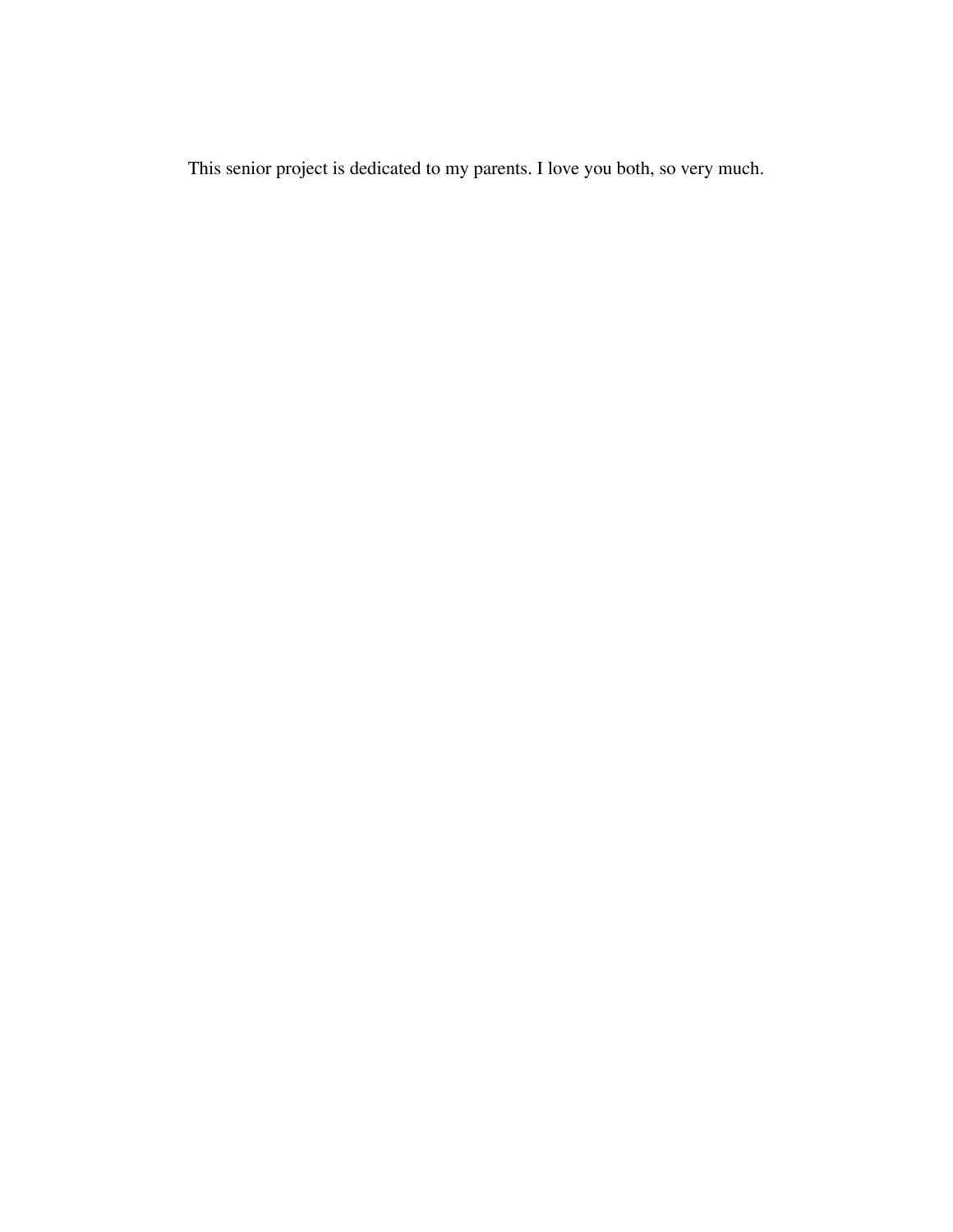This senior project is dedicated to my parents. I love you both, so very much.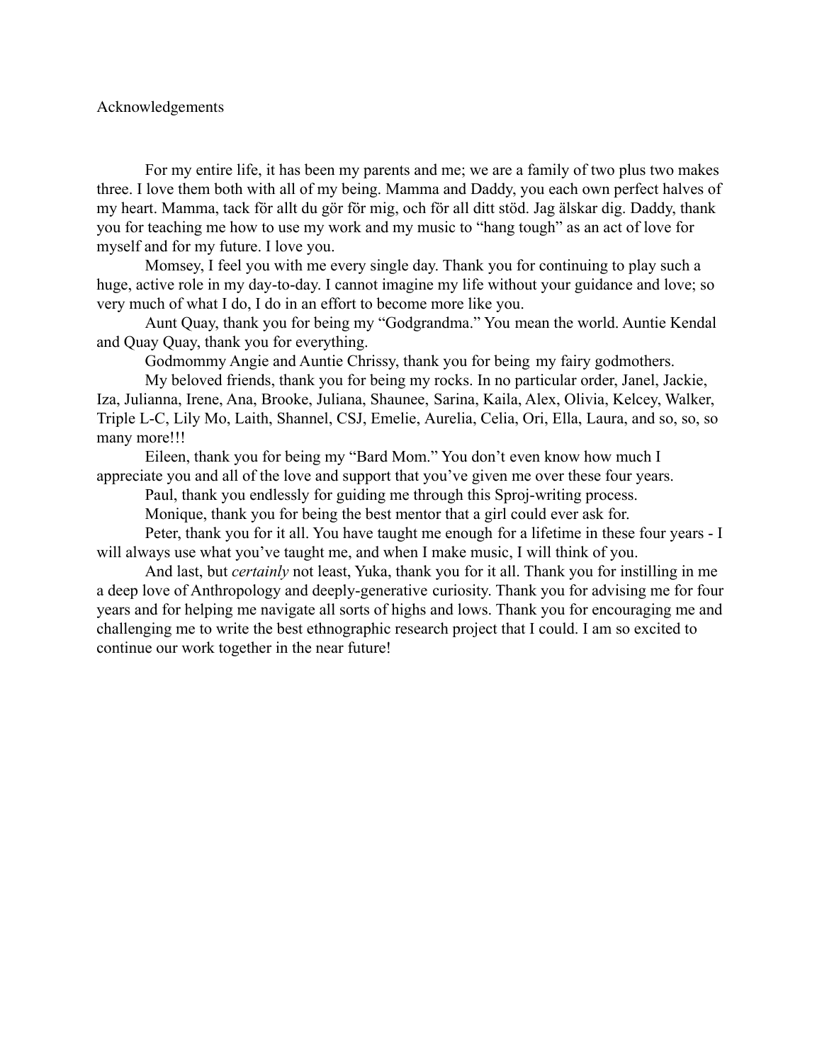# Acknowledgements

For my entire life, it has been my parents and me; we are a family of two plus two makes three. I love them both with all of my being. Mamma and Daddy, you each own perfect halves of my heart. Mamma, tack för allt du gör för mig, och för all ditt stöd. Jag älskar dig. Daddy, thank you for teaching me how to use my work and my music to "hang tough" as an act of love for myself and for my future. I love you.

Momsey, I feel you with me every single day. Thank you for continuing to play such a huge, active role in my day-to-day. I cannot imagine my life without your guidance and love; so very much of what I do, I do in an effort to become more like you.

Aunt Quay, thank you for being my "Godgrandma." You mean the world. Auntie Kendal and Quay Quay, thank you for everything.

Godmommy Angie and Auntie Chrissy, thank you for being my fairy godmothers.

My beloved friends, thank you for being my rocks. In no particular order, Janel, Jackie, Iza, Julianna, Irene, Ana, Brooke, Juliana, Shaunee, Sarina, Kaila, Alex, Olivia, Kelcey, Walker, Triple L-C, Lily Mo, Laith, Shannel, CSJ, Emelie, Aurelia, Celia, Ori, Ella, Laura, and so, so, so many more!!!

Eileen, thank you for being my "Bard Mom." You don't even know how much I appreciate you and all of the love and support that you've given me over these four years.

Paul, thank you endlessly for guiding me through this Sproj-writing process.

Monique, thank you for being the best mentor that a girl could ever ask for.

Peter, thank you for it all. You have taught me enough for a lifetime in these four years - I will always use what you've taught me, and when I make music, I will think of you.

And last, but *certainly* not least, Yuka, thank you for it all. Thank you for instilling in me a deep love of Anthropology and deeply-generative curiosity. Thank you for advising me for four years and for helping me navigate all sorts of highs and lows. Thank you for encouraging me and challenging me to write the best ethnographic research project that I could. I am so excited to continue our work together in the near future!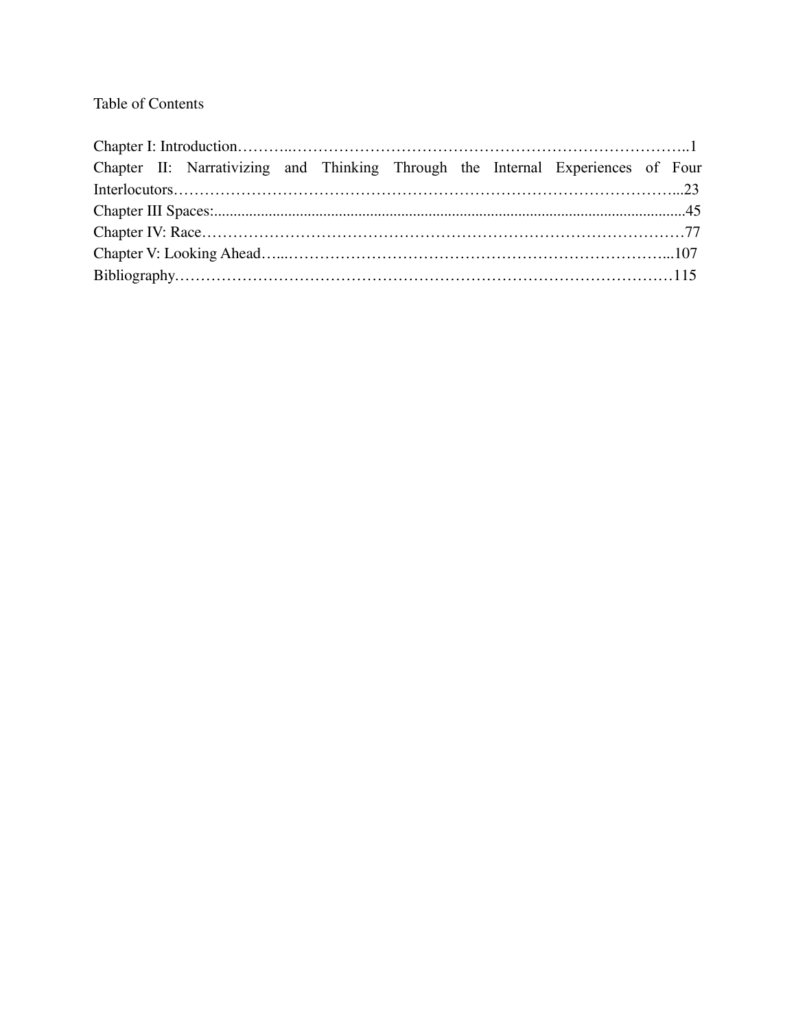Table of Contents

Chapter I: Introduction………..……………………………………………………………………..1
Chapter II: Narrativizing and Thinking Through the Internal Experiences of Four Interlocutors……………………………………………………………………………………...23
Chapter III Spaces:.........................................................................................................................45
Chapter IV: Race…………………………………………………………………………………77
Chapter V: Looking Ahead…...…………………………………………………………………...107
Bibliography………………………………………………………………………………………115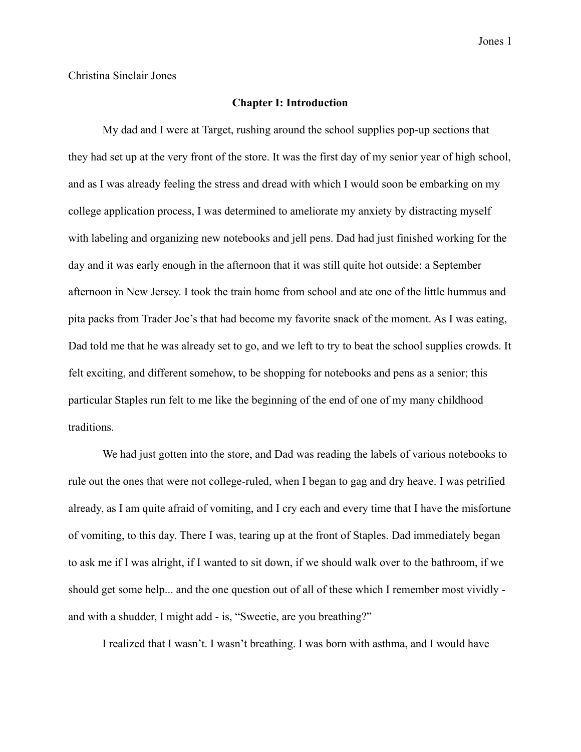Christina Sinclair Jones

## Chapter I: Introduction

My dad and I were at Target, rushing around the school supplies pop-up sections that they had set up at the very front of the store. It was the first day of my senior year of high school, and as I was already feeling the stress and dread with which I would soon be embarking on my college application process, I was determined to ameliorate my anxiety by distracting myself with labeling and organizing new notebooks and jell pens. Dad had just finished working for the day and it was early enough in the afternoon that it was still quite hot outside: a September afternoon in New Jersey. I took the train home from school and ate one of the little hummus and pita packs from Trader Joe's that had become my favorite snack of the moment. As I was eating, Dad told me that he was already set to go, and we left to try to beat the school supplies crowds. It felt exciting, and different somehow, to be shopping for notebooks and pens as a senior; this particular Staples run felt to me like the beginning of the end of one of my many childhood traditions.

We had just gotten into the store, and Dad was reading the labels of various notebooks to rule out the ones that were not college-ruled, when I began to gag and dry heave. I was petrified already, as I am quite afraid of vomiting, and I cry each and every time that I have the misfortune of vomiting, to this day. There I was, tearing up at the front of Staples. Dad immediately began to ask me if I was alright, if I wanted to sit down, if we should walk over to the bathroom, if we should get some help... and the one question out of all of these which I remember most vividly - and with a shudder, I might add - is, "Sweetie, are you breathing?"

I realized that I wasn't. I wasn't breathing. I was born with asthma, and I would have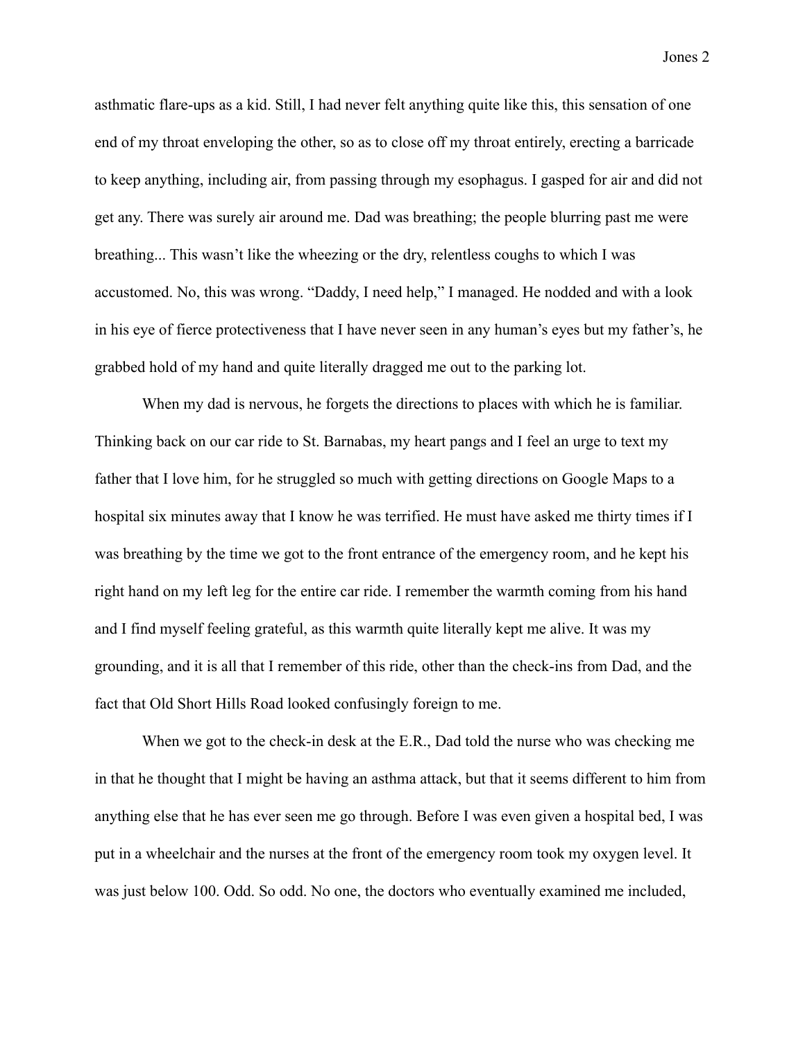asthmatic flare-ups as a kid. Still, I had never felt anything quite like this, this sensation of one end of my throat enveloping the other, so as to close off my throat entirely, erecting a barricade to keep anything, including air, from passing through my esophagus. I gasped for air and did not get any. There was surely air around me. Dad was breathing; the people blurring past me were breathing... This wasn't like the wheezing or the dry, relentless coughs to which I was accustomed. No, this was wrong. "Daddy, I need help," I managed. He nodded and with a look in his eye of fierce protectiveness that I have never seen in any human's eyes but my father's, he grabbed hold of my hand and quite literally dragged me out to the parking lot.

When my dad is nervous, he forgets the directions to places with which he is familiar. Thinking back on our car ride to St. Barnabas, my heart pangs and I feel an urge to text my father that I love him, for he struggled so much with getting directions on Google Maps to a hospital six minutes away that I know he was terrified. He must have asked me thirty times if I was breathing by the time we got to the front entrance of the emergency room, and he kept his right hand on my left leg for the entire car ride. I remember the warmth coming from his hand and I find myself feeling grateful, as this warmth quite literally kept me alive. It was my grounding, and it is all that I remember of this ride, other than the check-ins from Dad, and the fact that Old Short Hills Road looked confusingly foreign to me.

When we got to the check-in desk at the E.R., Dad told the nurse who was checking me in that he thought that I might be having an asthma attack, but that it seems different to him from anything else that he has ever seen me go through. Before I was even given a hospital bed, I was put in a wheelchair and the nurses at the front of the emergency room took my oxygen level. It was just below 100. Odd. So odd. No one, the doctors who eventually examined me included,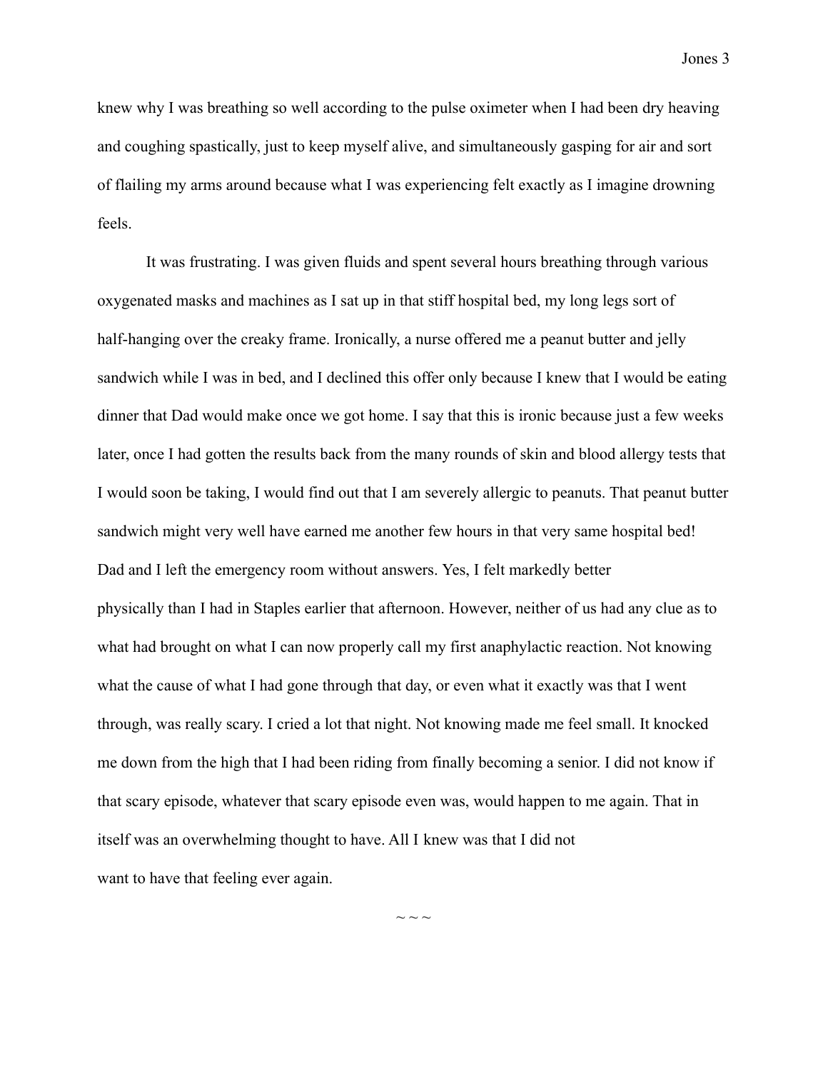knew why I was breathing so well according to the pulse oximeter when I had been dry heaving and coughing spastically, just to keep myself alive, and simultaneously gasping for air and sort of flailing my arms around because what I was experiencing felt exactly as I imagine drowning feels.

It was frustrating. I was given fluids and spent several hours breathing through various oxygenated masks and machines as I sat up in that stiff hospital bed, my long legs sort of half-hanging over the creaky frame. Ironically, a nurse offered me a peanut butter and jelly sandwich while I was in bed, and I declined this offer only because I knew that I would be eating dinner that Dad would make once we got home. I say that this is ironic because just a few weeks later, once I had gotten the results back from the many rounds of skin and blood allergy tests that I would soon be taking, I would find out that I am severely allergic to peanuts. That peanut butter sandwich might very well have earned me another few hours in that very same hospital bed! Dad and I left the emergency room without answers. Yes, I felt markedly better physically than I had in Staples earlier that afternoon. However, neither of us had any clue as to what had brought on what I can now properly call my first anaphylactic reaction. Not knowing what the cause of what I had gone through that day, or even what it exactly was that I went through, was really scary. I cried a lot that night. Not knowing made me feel small. It knocked me down from the high that I had been riding from finally becoming a senior. I did not know if that scary episode, whatever that scary episode even was, would happen to me again. That in itself was an overwhelming thought to have. All I knew was that I did not want to have that feeling ever again.

~ ~ ~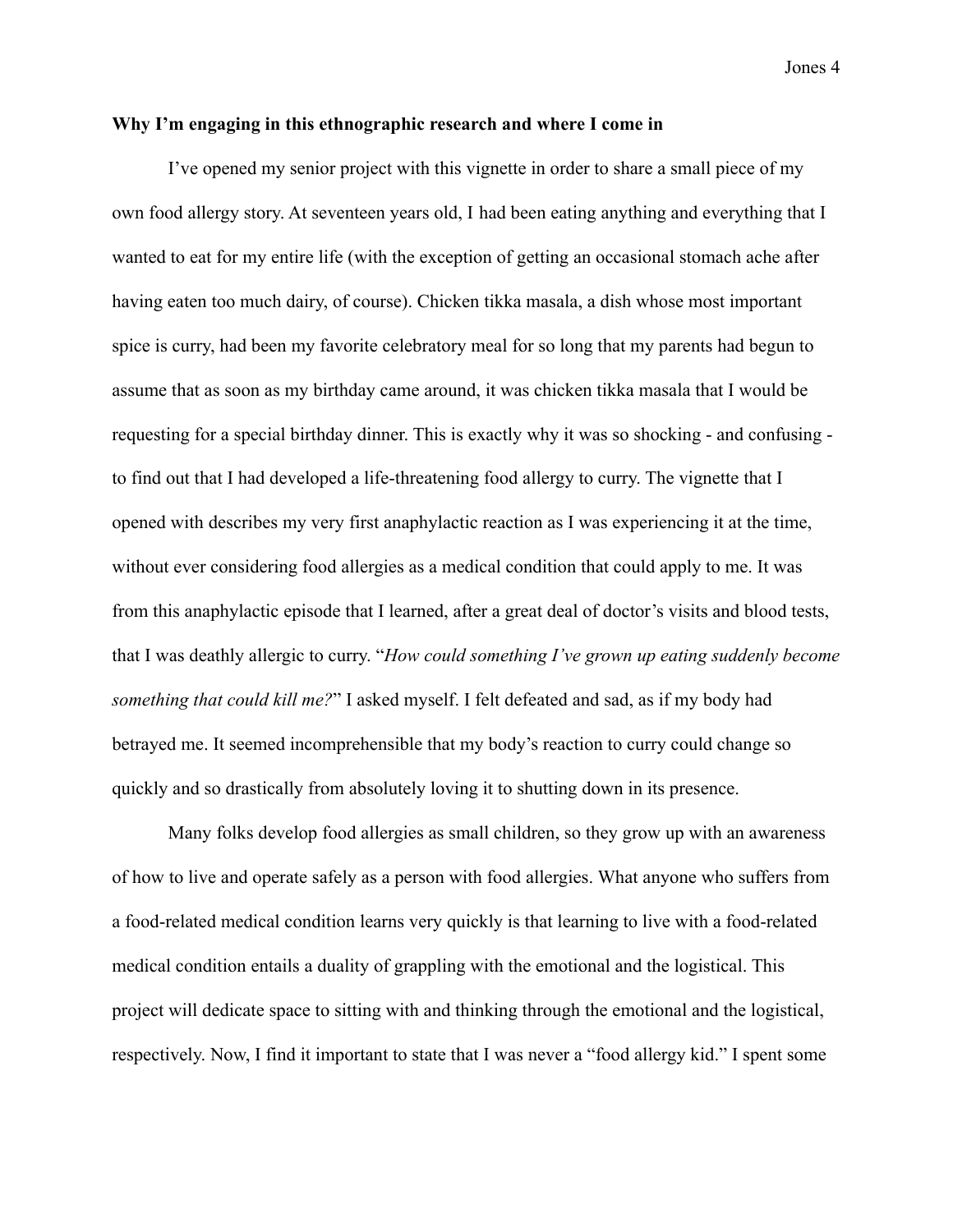**Why I'm engaging in this ethnographic research and where I come in**

I've opened my senior project with this vignette in order to share a small piece of my own food allergy story. At seventeen years old, I had been eating anything and everything that I wanted to eat for my entire life (with the exception of getting an occasional stomach ache after having eaten too much dairy, of course). Chicken tikka masala, a dish whose most important spice is curry, had been my favorite celebratory meal for so long that my parents had begun to assume that as soon as my birthday came around, it was chicken tikka masala that I would be requesting for a special birthday dinner. This is exactly why it was so shocking - and confusing - to find out that I had developed a life-threatening food allergy to curry. The vignette that I opened with describes my very first anaphylactic reaction as I was experiencing it at the time, without ever considering food allergies as a medical condition that could apply to me. It was from this anaphylactic episode that I learned, after a great deal of doctor's visits and blood tests, that I was deathly allergic to curry. "*How could something I've grown up eating suddenly become something that could kill me?*" I asked myself. I felt defeated and sad, as if my body had betrayed me. It seemed incomprehensible that my body's reaction to curry could change so quickly and so drastically from absolutely loving it to shutting down in its presence.

Many folks develop food allergies as small children, so they grow up with an awareness of how to live and operate safely as a person with food allergies. What anyone who suffers from a food-related medical condition learns very quickly is that learning to live with a food-related medical condition entails a duality of grappling with the emotional and the logistical. This project will dedicate space to sitting with and thinking through the emotional and the logistical, respectively. Now, I find it important to state that I was never a "food allergy kid." I spent some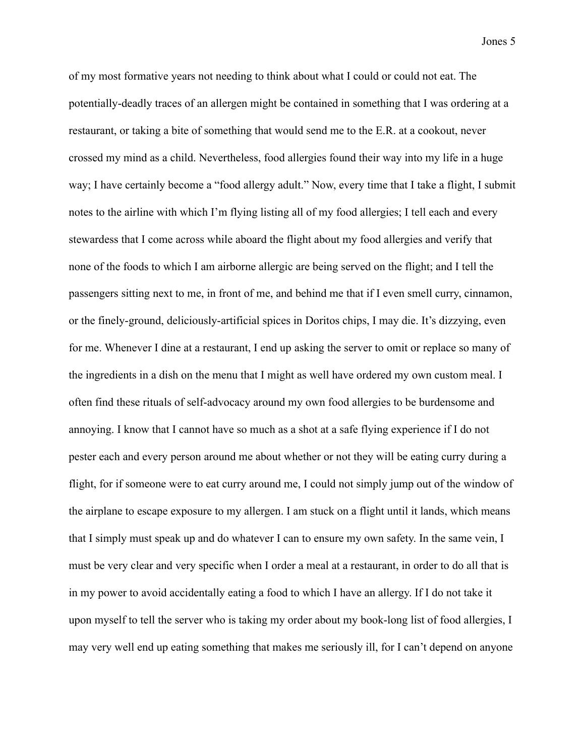of my most formative years not needing to think about what I could or could not eat. The potentially-deadly traces of an allergen might be contained in something that I was ordering at a restaurant, or taking a bite of something that would send me to the E.R. at a cookout, never crossed my mind as a child. Nevertheless, food allergies found their way into my life in a huge way; I have certainly become a "food allergy adult." Now, every time that I take a flight, I submit notes to the airline with which I'm flying listing all of my food allergies; I tell each and every stewardess that I come across while aboard the flight about my food allergies and verify that none of the foods to which I am airborne allergic are being served on the flight; and I tell the passengers sitting next to me, in front of me, and behind me that if I even smell curry, cinnamon, or the finely-ground, deliciously-artificial spices in Doritos chips, I may die. It's dizzying, even for me. Whenever I dine at a restaurant, I end up asking the server to omit or replace so many of the ingredients in a dish on the menu that I might as well have ordered my own custom meal. I often find these rituals of self-advocacy around my own food allergies to be burdensome and annoying. I know that I cannot have so much as a shot at a safe flying experience if I do not pester each and every person around me about whether or not they will be eating curry during a flight, for if someone were to eat curry around me, I could not simply jump out of the window of the airplane to escape exposure to my allergen. I am stuck on a flight until it lands, which means that I simply must speak up and do whatever I can to ensure my own safety. In the same vein, I must be very clear and very specific when I order a meal at a restaurant, in order to do all that is in my power to avoid accidentally eating a food to which I have an allergy. If I do not take it upon myself to tell the server who is taking my order about my book-long list of food allergies, I may very well end up eating something that makes me seriously ill, for I can't depend on anyone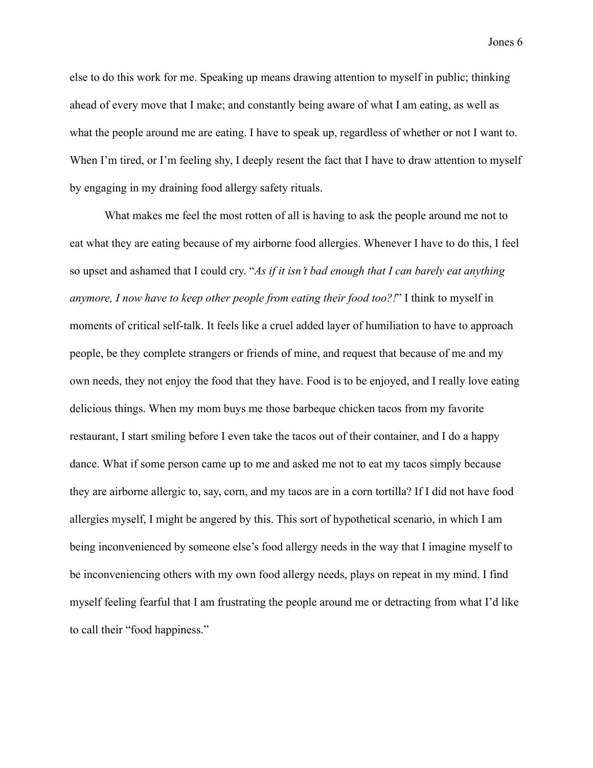else to do this work for me. Speaking up means drawing attention to myself in public; thinking ahead of every move that I make; and constantly being aware of what I am eating, as well as what the people around me are eating. I have to speak up, regardless of whether or not I want to. When I'm tired, or I'm feeling shy, I deeply resent the fact that I have to draw attention to myself by engaging in my draining food allergy safety rituals.

What makes me feel the most rotten of all is having to ask the people around me not to eat what they are eating because of my airborne food allergies. Whenever I have to do this, I feel so upset and ashamed that I could cry. "*As if it isn't bad enough that I can barely eat anything anymore, I now have to keep other people from eating their food too?!*" I think to myself in moments of critical self-talk. It feels like a cruel added layer of humiliation to have to approach people, be they complete strangers or friends of mine, and request that because of me and my own needs, they not enjoy the food that they have. Food is to be enjoyed, and I really love eating delicious things. When my mom buys me those barbeque chicken tacos from my favorite restaurant, I start smiling before I even take the tacos out of their container, and I do a happy dance. What if some person came up to me and asked me not to eat my tacos simply because they are airborne allergic to, say, corn, and my tacos are in a corn tortilla? If I did not have food allergies myself, I might be angered by this. This sort of hypothetical scenario, in which I am being inconvenienced by someone else's food allergy needs in the way that I imagine myself to be inconveniencing others with my own food allergy needs, plays on repeat in my mind. I find myself feeling fearful that I am frustrating the people around me or detracting from what I'd like to call their "food happiness."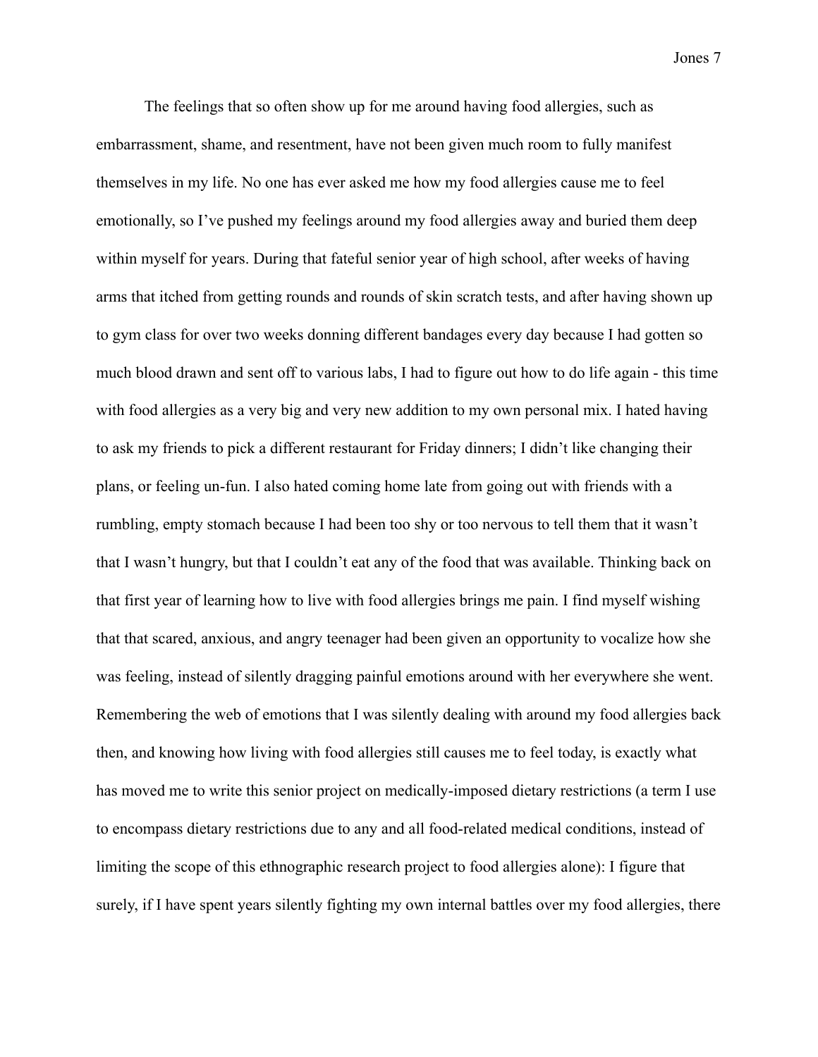The feelings that so often show up for me around having food allergies, such as embarrassment, shame, and resentment, have not been given much room to fully manifest themselves in my life. No one has ever asked me how my food allergies cause me to feel emotionally, so I've pushed my feelings around my food allergies away and buried them deep within myself for years. During that fateful senior year of high school, after weeks of having arms that itched from getting rounds and rounds of skin scratch tests, and after having shown up to gym class for over two weeks donning different bandages every day because I had gotten so much blood drawn and sent off to various labs, I had to figure out how to do life again - this time with food allergies as a very big and very new addition to my own personal mix. I hated having to ask my friends to pick a different restaurant for Friday dinners; I didn't like changing their plans, or feeling un-fun. I also hated coming home late from going out with friends with a rumbling, empty stomach because I had been too shy or too nervous to tell them that it wasn't that I wasn't hungry, but that I couldn't eat any of the food that was available. Thinking back on that first year of learning how to live with food allergies brings me pain. I find myself wishing that that scared, anxious, and angry teenager had been given an opportunity to vocalize how she was feeling, instead of silently dragging painful emotions around with her everywhere she went. Remembering the web of emotions that I was silently dealing with around my food allergies back then, and knowing how living with food allergies still causes me to feel today, is exactly what has moved me to write this senior project on medically-imposed dietary restrictions (a term I use to encompass dietary restrictions due to any and all food-related medical conditions, instead of limiting the scope of this ethnographic research project to food allergies alone): I figure that surely, if I have spent years silently fighting my own internal battles over my food allergies, there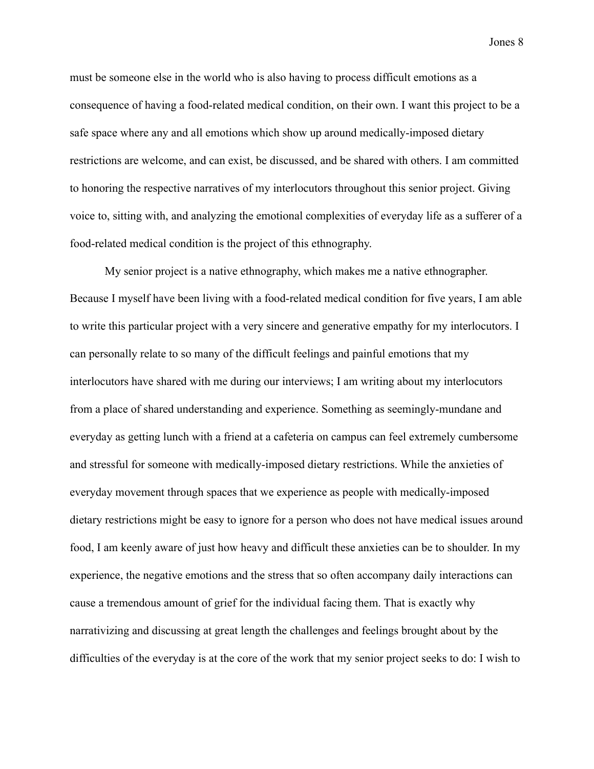must be someone else in the world who is also having to process difficult emotions as a consequence of having a food-related medical condition, on their own. I want this project to be a safe space where any and all emotions which show up around medically-imposed dietary restrictions are welcome, and can exist, be discussed, and be shared with others. I am committed to honoring the respective narratives of my interlocutors throughout this senior project. Giving voice to, sitting with, and analyzing the emotional complexities of everyday life as a sufferer of a food-related medical condition is the project of this ethnography.

My senior project is a native ethnography, which makes me a native ethnographer. Because I myself have been living with a food-related medical condition for five years, I am able to write this particular project with a very sincere and generative empathy for my interlocutors. I can personally relate to so many of the difficult feelings and painful emotions that my interlocutors have shared with me during our interviews; I am writing about my interlocutors from a place of shared understanding and experience. Something as seemingly-mundane and everyday as getting lunch with a friend at a cafeteria on campus can feel extremely cumbersome and stressful for someone with medically-imposed dietary restrictions. While the anxieties of everyday movement through spaces that we experience as people with medically-imposed dietary restrictions might be easy to ignore for a person who does not have medical issues around food, I am keenly aware of just how heavy and difficult these anxieties can be to shoulder. In my experience, the negative emotions and the stress that so often accompany daily interactions can cause a tremendous amount of grief for the individual facing them. That is exactly why narrativizing and discussing at great length the challenges and feelings brought about by the difficulties of the everyday is at the core of the work that my senior project seeks to do: I wish to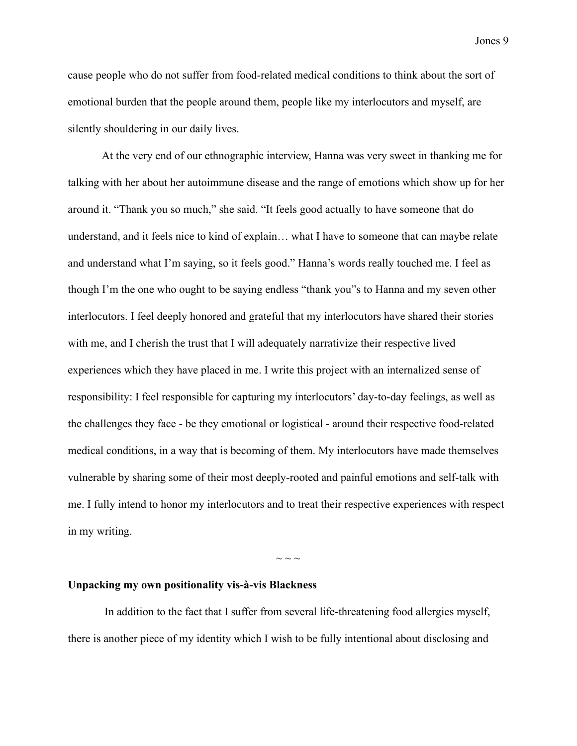cause people who do not suffer from food-related medical conditions to think about the sort of emotional burden that the people around them, people like my interlocutors and myself, are silently shouldering in our daily lives.

At the very end of our ethnographic interview, Hanna was very sweet in thanking me for talking with her about her autoimmune disease and the range of emotions which show up for her around it. "Thank you so much," she said. "It feels good actually to have someone that do understand, and it feels nice to kind of explain… what I have to someone that can maybe relate and understand what I'm saying, so it feels good." Hanna's words really touched me. I feel as though I'm the one who ought to be saying endless "thank you"s to Hanna and my seven other interlocutors. I feel deeply honored and grateful that my interlocutors have shared their stories with me, and I cherish the trust that I will adequately narrativize their respective lived experiences which they have placed in me. I write this project with an internalized sense of responsibility: I feel responsible for capturing my interlocutors' day-to-day feelings, as well as the challenges they face - be they emotional or logistical - around their respective food-related medical conditions, in a way that is becoming of them. My interlocutors have made themselves vulnerable by sharing some of their most deeply-rooted and painful emotions and self-talk with me. I fully intend to honor my interlocutors and to treat their respective experiences with respect in my writing.

~ ~ ~

**Unpacking my own positionality vis-à-vis Blackness**

In addition to the fact that I suffer from several life-threatening food allergies myself, there is another piece of my identity which I wish to be fully intentional about disclosing and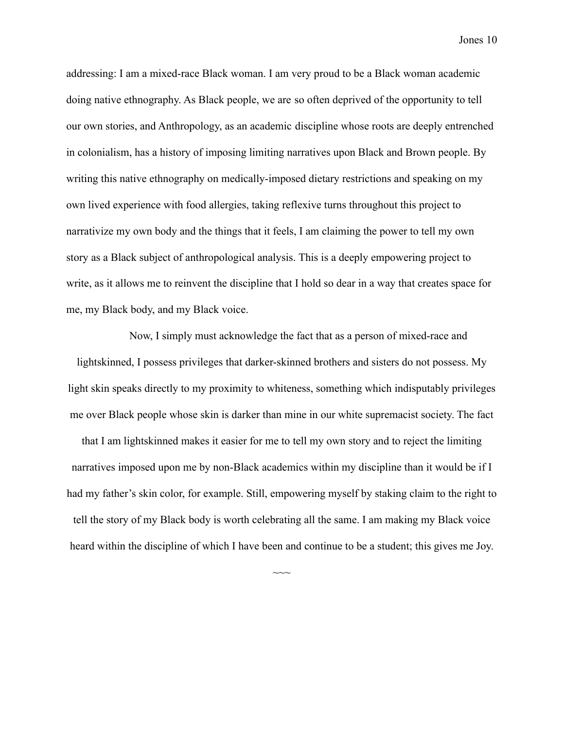addressing: I am a mixed-race Black woman. I am very proud to be a Black woman academic doing native ethnography. As Black people, we are so often deprived of the opportunity to tell our own stories, and Anthropology, as an academic discipline whose roots are deeply entrenched in colonialism, has a history of imposing limiting narratives upon Black and Brown people. By writing this native ethnography on medically-imposed dietary restrictions and speaking on my own lived experience with food allergies, taking reflexive turns throughout this project to narrativize my own body and the things that it feels, I am claiming the power to tell my own story as a Black subject of anthropological analysis. This is a deeply empowering project to write, as it allows me to reinvent the discipline that I hold so dear in a way that creates space for me, my Black body, and my Black voice.

Now, I simply must acknowledge the fact that as a person of mixed-race and lightskinned, I possess privileges that darker-skinned brothers and sisters do not possess. My light skin speaks directly to my proximity to whiteness, something which indisputably privileges me over Black people whose skin is darker than mine in our white supremacist society. The fact that I am lightskinned makes it easier for me to tell my own story and to reject the limiting narratives imposed upon me by non-Black academics within my discipline than it would be if I had my father's skin color, for example. Still, empowering myself by staking claim to the right to tell the story of my Black body is worth celebrating all the same. I am making my Black voice heard within the discipline of which I have been and continue to be a student; this gives me Joy.

~~~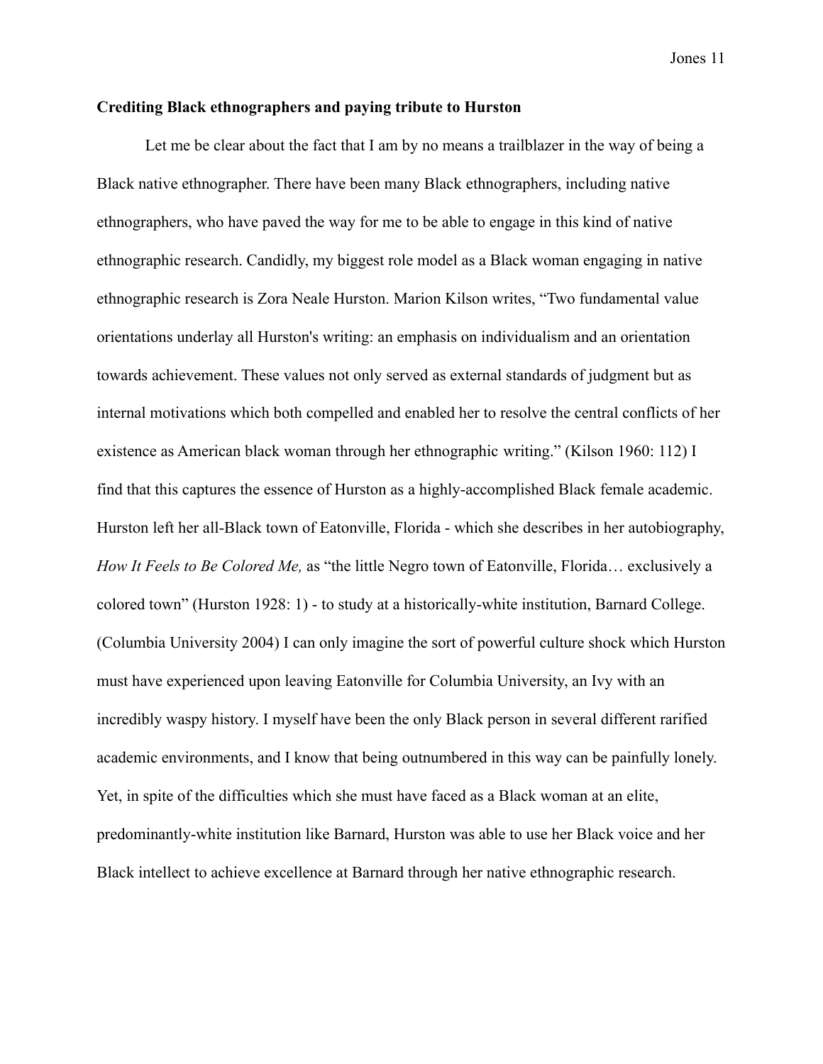**Crediting Black ethnographers and paying tribute to Hurston**

Let me be clear about the fact that I am by no means a trailblazer in the way of being a Black native ethnographer. There have been many Black ethnographers, including native ethnographers, who have paved the way for me to be able to engage in this kind of native ethnographic research. Candidly, my biggest role model as a Black woman engaging in native ethnographic research is Zora Neale Hurston. Marion Kilson writes, "Two fundamental value orientations underlay all Hurston's writing: an emphasis on individualism and an orientation towards achievement. These values not only served as external standards of judgment but as internal motivations which both compelled and enabled her to resolve the central conflicts of her existence as American black woman through her ethnographic writing." (Kilson 1960: 112) I find that this captures the essence of Hurston as a highly-accomplished Black female academic. Hurston left her all-Black town of Eatonville, Florida - which she describes in her autobiography, *How It Feels to Be Colored Me,* as "the little Negro town of Eatonville, Florida… exclusively a colored town" (Hurston 1928: 1) - to study at a historically-white institution, Barnard College. (Columbia University 2004) I can only imagine the sort of powerful culture shock which Hurston must have experienced upon leaving Eatonville for Columbia University, an Ivy with an incredibly waspy history. I myself have been the only Black person in several different rarified academic environments, and I know that being outnumbered in this way can be painfully lonely. Yet, in spite of the difficulties which she must have faced as a Black woman at an elite, predominantly-white institution like Barnard, Hurston was able to use her Black voice and her Black intellect to achieve excellence at Barnard through her native ethnographic research.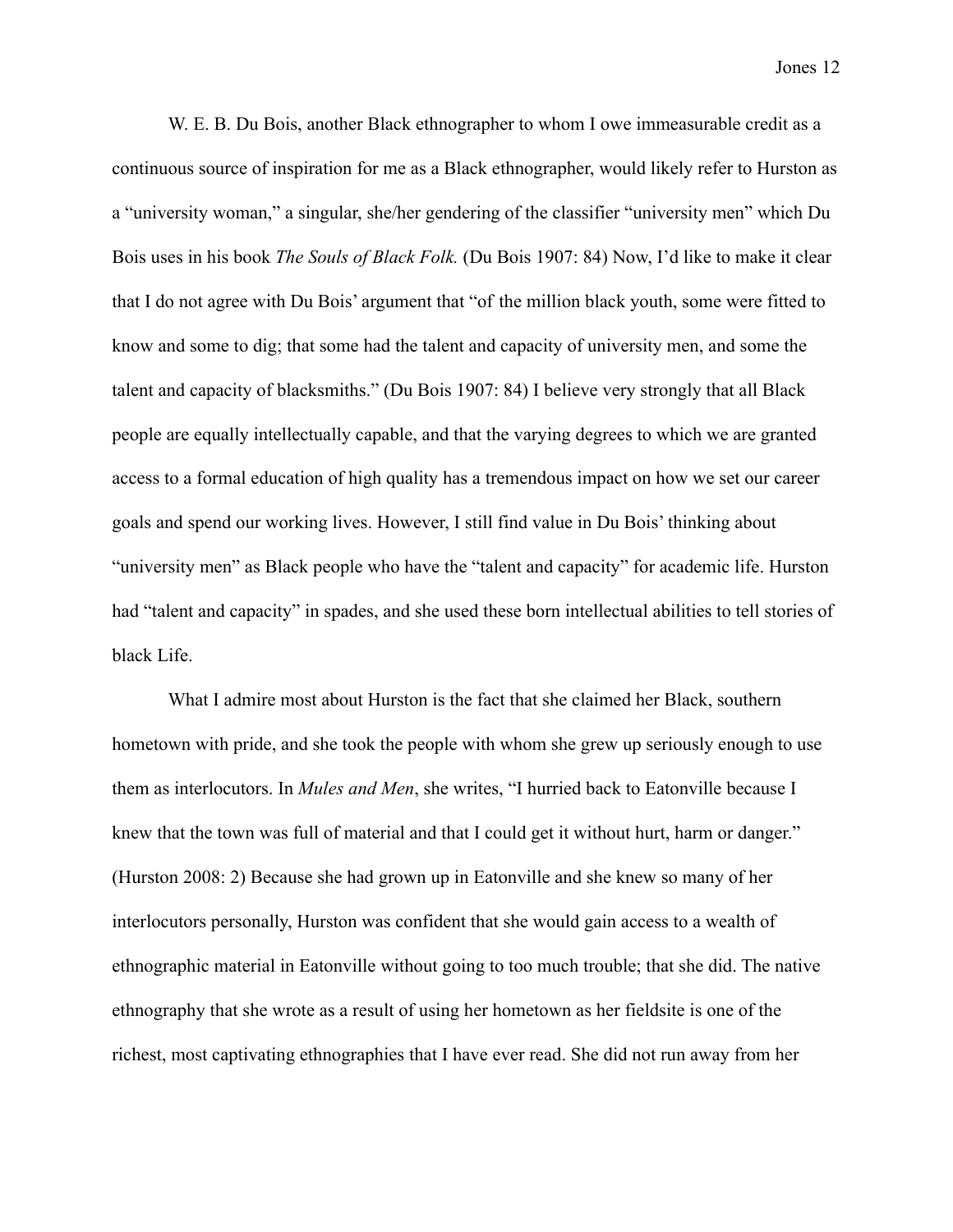W. E. B. Du Bois, another Black ethnographer to whom I owe immeasurable credit as a continuous source of inspiration for me as a Black ethnographer, would likely refer to Hurston as a "university woman," a singular, she/her gendering of the classifier "university men" which Du Bois uses in his book *The Souls of Black Folk.* (Du Bois 1907: 84) Now, I'd like to make it clear that I do not agree with Du Bois' argument that "of the million black youth, some were fitted to know and some to dig; that some had the talent and capacity of university men, and some the talent and capacity of blacksmiths." (Du Bois 1907: 84) I believe very strongly that all Black people are equally intellectually capable, and that the varying degrees to which we are granted access to a formal education of high quality has a tremendous impact on how we set our career goals and spend our working lives. However, I still find value in Du Bois' thinking about "university men" as Black people who have the "talent and capacity" for academic life. Hurston had "talent and capacity" in spades, and she used these born intellectual abilities to tell stories of black Life.

What I admire most about Hurston is the fact that she claimed her Black, southern hometown with pride, and she took the people with whom she grew up seriously enough to use them as interlocutors. In *Mules and Men*, she writes, "I hurried back to Eatonville because I knew that the town was full of material and that I could get it without hurt, harm or danger." (Hurston 2008: 2) Because she had grown up in Eatonville and she knew so many of her interlocutors personally, Hurston was confident that she would gain access to a wealth of ethnographic material in Eatonville without going to too much trouble; that she did. The native ethnography that she wrote as a result of using her hometown as her fieldsite is one of the richest, most captivating ethnographies that I have ever read. She did not run away from her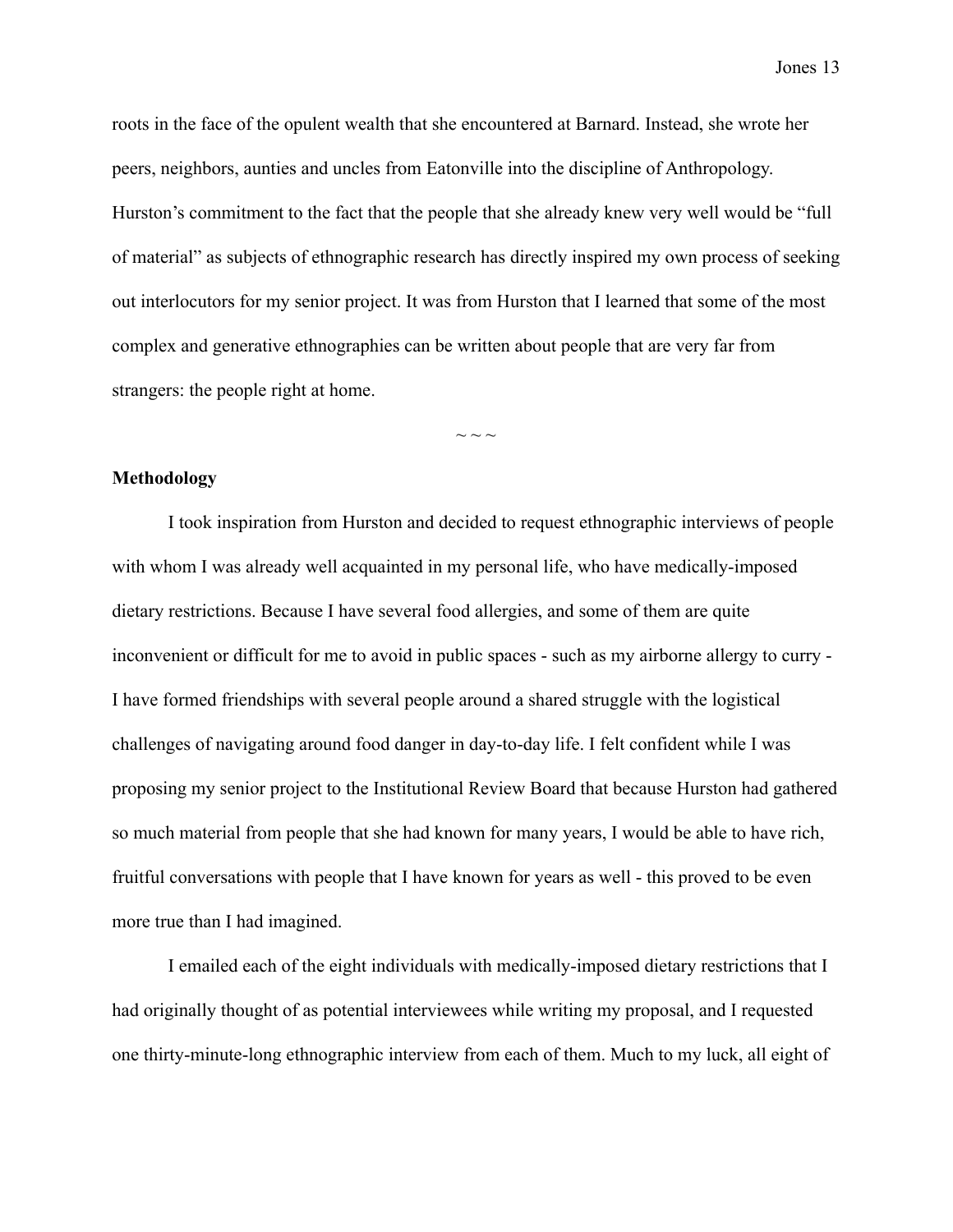roots in the face of the opulent wealth that she encountered at Barnard. Instead, she wrote her peers, neighbors, aunties and uncles from Eatonville into the discipline of Anthropology. Hurston's commitment to the fact that the people that she already knew very well would be "full of material" as subjects of ethnographic research has directly inspired my own process of seeking out interlocutors for my senior project. It was from Hurston that I learned that some of the most complex and generative ethnographies can be written about people that are very far from strangers: the people right at home.

~ ~ ~

**Methodology**

I took inspiration from Hurston and decided to request ethnographic interviews of people with whom I was already well acquainted in my personal life, who have medically-imposed dietary restrictions. Because I have several food allergies, and some of them are quite inconvenient or difficult for me to avoid in public spaces - such as my airborne allergy to curry - I have formed friendships with several people around a shared struggle with the logistical challenges of navigating around food danger in day-to-day life. I felt confident while I was proposing my senior project to the Institutional Review Board that because Hurston had gathered so much material from people that she had known for many years, I would be able to have rich, fruitful conversations with people that I have known for years as well - this proved to be even more true than I had imagined.

I emailed each of the eight individuals with medically-imposed dietary restrictions that I had originally thought of as potential interviewees while writing my proposal, and I requested one thirty-minute-long ethnographic interview from each of them. Much to my luck, all eight of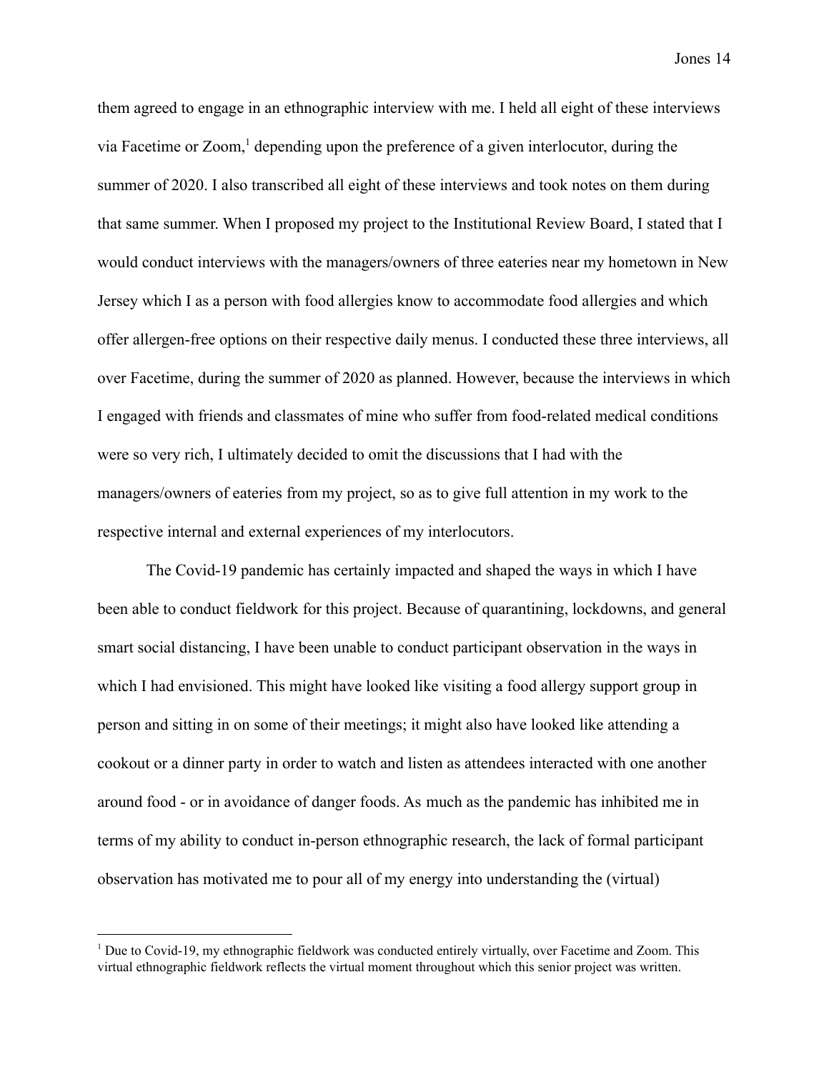them agreed to engage in an ethnographic interview with me. I held all eight of these interviews via Facetime or Zoom,[1] depending upon the preference of a given interlocutor, during the summer of 2020. I also transcribed all eight of these interviews and took notes on them during that same summer. When I proposed my project to the Institutional Review Board, I stated that I would conduct interviews with the managers/owners of three eateries near my hometown in New Jersey which I as a person with food allergies know to accommodate food allergies and which offer allergen-free options on their respective daily menus. I conducted these three interviews, all over Facetime, during the summer of 2020 as planned. However, because the interviews in which I engaged with friends and classmates of mine who suffer from food-related medical conditions were so very rich, I ultimately decided to omit the discussions that I had with the managers/owners of eateries from my project, so as to give full attention in my work to the respective internal and external experiences of my interlocutors.

The Covid-19 pandemic has certainly impacted and shaped the ways in which I have been able to conduct fieldwork for this project. Because of quarantining, lockdowns, and general smart social distancing, I have been unable to conduct participant observation in the ways in which I had envisioned. This might have looked like visiting a food allergy support group in person and sitting in on some of their meetings; it might also have looked like attending a cookout or a dinner party in order to watch and listen as attendees interacted with one another around food - or in avoidance of danger foods. As much as the pandemic has inhibited me in terms of my ability to conduct in-person ethnographic research, the lack of formal participant observation has motivated me to pour all of my energy into understanding the (virtual)

[1] Due to Covid-19, my ethnographic fieldwork was conducted entirely virtually, over Facetime and Zoom. This virtual ethnographic fieldwork reflects the virtual moment throughout which this senior project was written.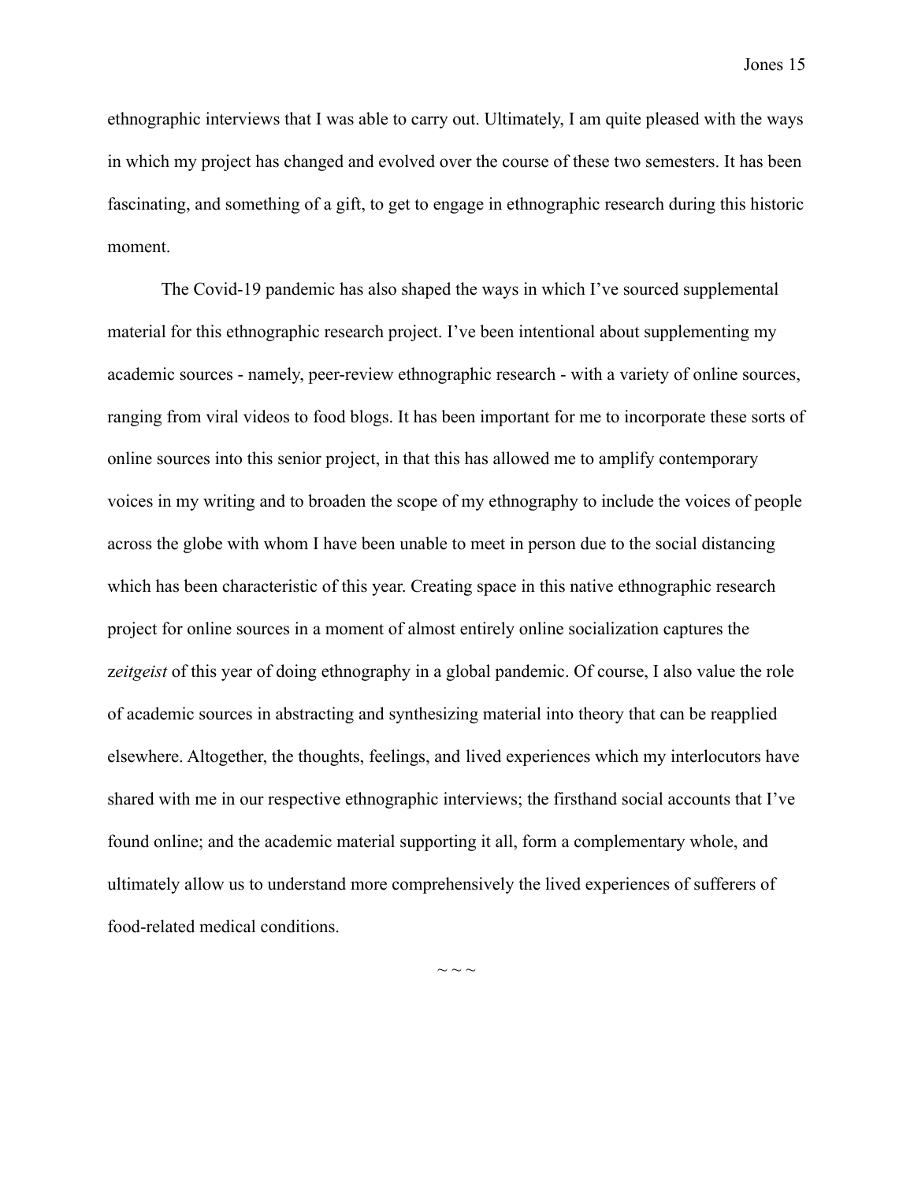ethnographic interviews that I was able to carry out. Ultimately, I am quite pleased with the ways in which my project has changed and evolved over the course of these two semesters. It has been fascinating, and something of a gift, to get to engage in ethnographic research during this historic moment.

The Covid-19 pandemic has also shaped the ways in which I've sourced supplemental material for this ethnographic research project. I've been intentional about supplementing my academic sources - namely, peer-review ethnographic research - with a variety of online sources, ranging from viral videos to food blogs. It has been important for me to incorporate these sorts of online sources into this senior project, in that this has allowed me to amplify contemporary voices in my writing and to broaden the scope of my ethnography to include the voices of people across the globe with whom I have been unable to meet in person due to the social distancing which has been characteristic of this year. Creating space in this native ethnographic research project for online sources in a moment of almost entirely online socialization captures the *zeitgeist* of this year of doing ethnography in a global pandemic. Of course, I also value the role of academic sources in abstracting and synthesizing material into theory that can be reapplied elsewhere. Altogether, the thoughts, feelings, and lived experiences which my interlocutors have shared with me in our respective ethnographic interviews; the firsthand social accounts that I've found online; and the academic material supporting it all, form a complementary whole, and ultimately allow us to understand more comprehensively the lived experiences of sufferers of food-related medical conditions.

~ ~ ~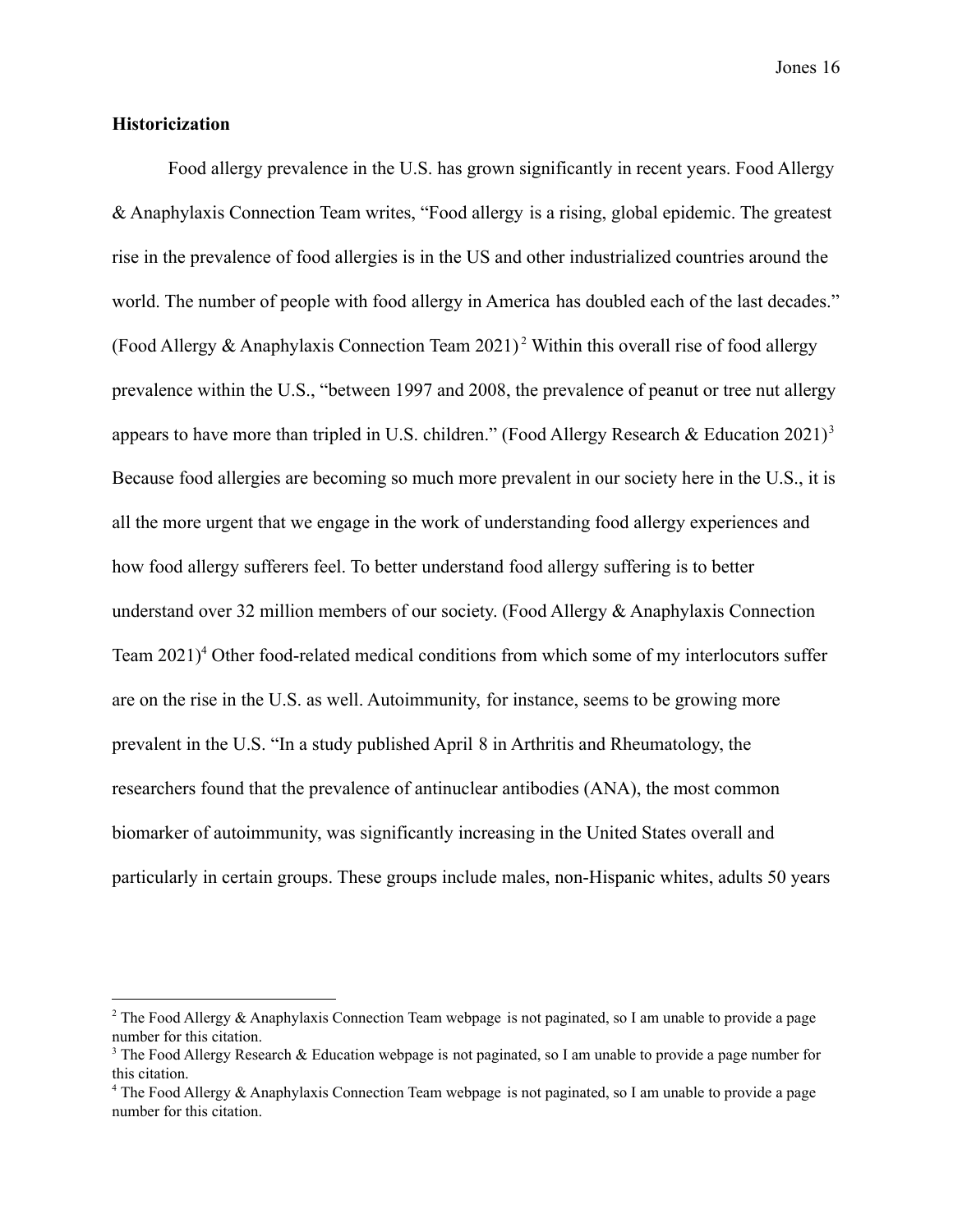**Historicization**

Food allergy prevalence in the U.S. has grown significantly in recent years. Food Allergy & Anaphylaxis Connection Team writes, "Food allergy is a rising, global epidemic. The greatest rise in the prevalence of food allergies is in the US and other industrialized countries around the world. The number of people with food allergy in America has doubled each of the last decades." (Food Allergy & Anaphylaxis Connection Team 2021)[2] Within this overall rise of food allergy prevalence within the U.S., "between 1997 and 2008, the prevalence of peanut or tree nut allergy appears to have more than tripled in U.S. children." (Food Allergy Research & Education 2021)[3] Because food allergies are becoming so much more prevalent in our society here in the U.S., it is all the more urgent that we engage in the work of understanding food allergy experiences and how food allergy sufferers feel. To better understand food allergy suffering is to better understand over 32 million members of our society. (Food Allergy & Anaphylaxis Connection Team 2021)[4] Other food-related medical conditions from which some of my interlocutors suffer are on the rise in the U.S. as well. Autoimmunity, for instance, seems to be growing more prevalent in the U.S. "In a study published April 8 in Arthritis and Rheumatology, the researchers found that the prevalence of antinuclear antibodies (ANA), the most common biomarker of autoimmunity, was significantly increasing in the United States overall and particularly in certain groups. These groups include males, non-Hispanic whites, adults 50 years

---

[2] The Food Allergy & Anaphylaxis Connection Team webpage is not paginated, so I am unable to provide a page number for this citation.

[3] The Food Allergy Research & Education webpage is not paginated, so I am unable to provide a page number for this citation.

[4] The Food Allergy & Anaphylaxis Connection Team webpage is not paginated, so I am unable to provide a page number for this citation.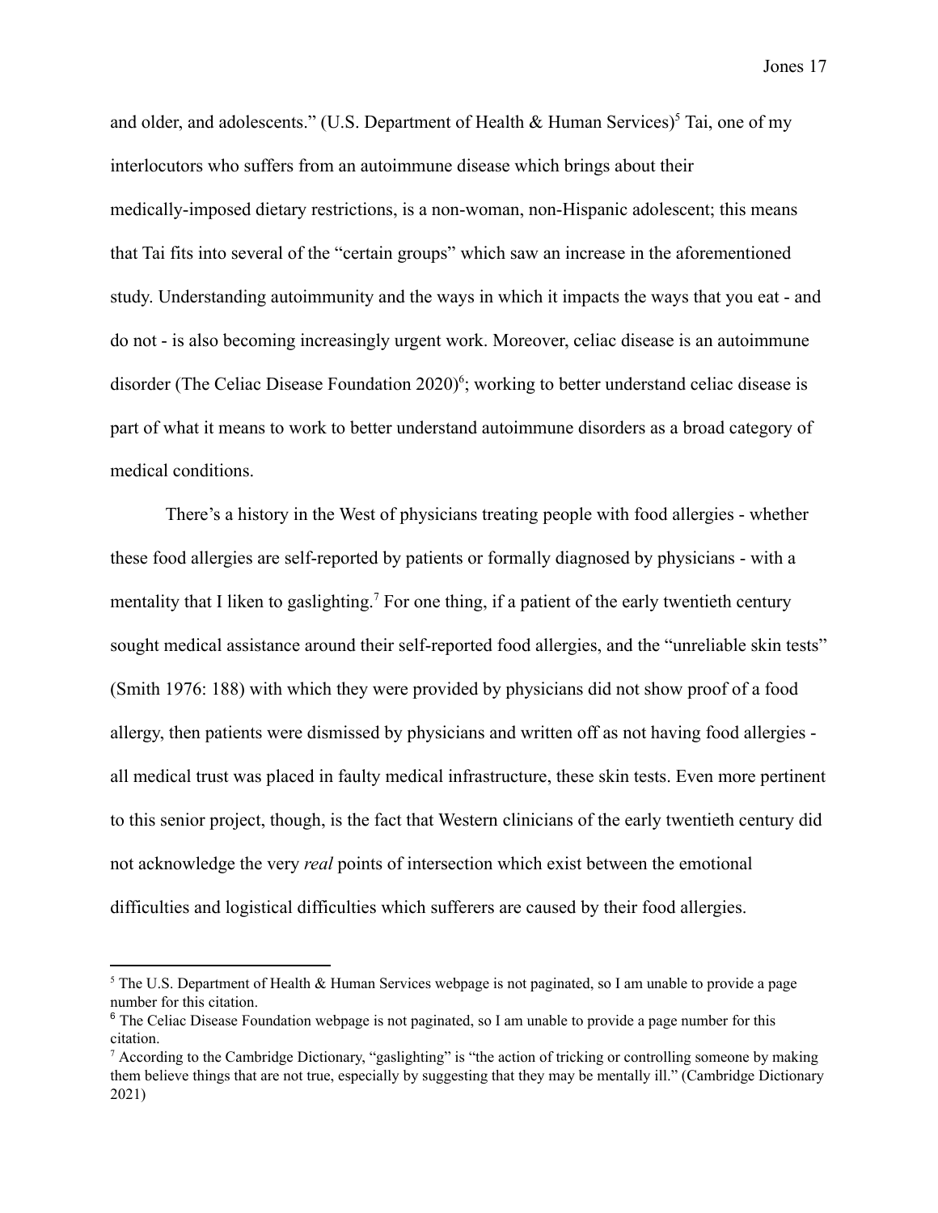and older, and adolescents.” (U.S. Department of Health & Human Services)[5] Tai, one of my interlocutors who suffers from an autoimmune disease which brings about their medically-imposed dietary restrictions, is a non-woman, non-Hispanic adolescent; this means that Tai fits into several of the “certain groups” which saw an increase in the aforementioned study. Understanding autoimmunity and the ways in which it impacts the ways that you eat - and do not - is also becoming increasingly urgent work. Moreover, celiac disease is an autoimmune disorder (The Celiac Disease Foundation 2020)[6]; working to better understand celiac disease is part of what it means to work to better understand autoimmune disorders as a broad category of medical conditions.

There’s a history in the West of physicians treating people with food allergies - whether these food allergies are self-reported by patients or formally diagnosed by physicians - with a mentality that I liken to gaslighting.[7] For one thing, if a patient of the early twentieth century sought medical assistance around their self-reported food allergies, and the “unreliable skin tests” (Smith 1976: 188) with which they were provided by physicians did not show proof of a food allergy, then patients were dismissed by physicians and written off as not having food allergies - all medical trust was placed in faulty medical infrastructure, these skin tests. Even more pertinent to this senior project, though, is the fact that Western clinicians of the early twentieth century did not acknowledge the very *real* points of intersection which exist between the emotional difficulties and logistical difficulties which sufferers are caused by their food allergies.

---

[5] The U.S. Department of Health & Human Services webpage is not paginated, so I am unable to provide a page number for this citation.

[6] The Celiac Disease Foundation webpage is not paginated, so I am unable to provide a page number for this citation.

[7] According to the Cambridge Dictionary, “gaslighting” is “the action of tricking or controlling someone by making them believe things that are not true, especially by suggesting that they may be mentally ill.” (Cambridge Dictionary 2021)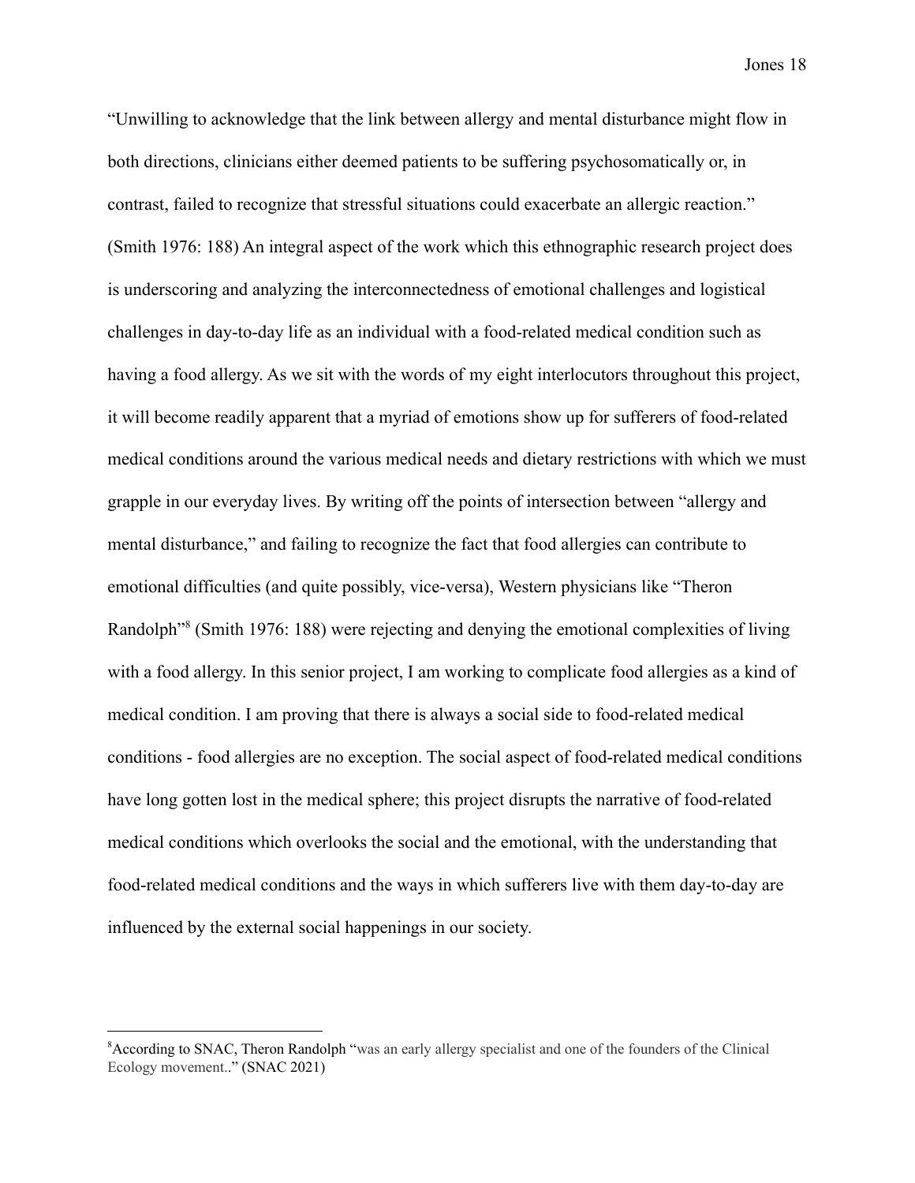"Unwilling to acknowledge that the link between allergy and mental disturbance might flow in both directions, clinicians either deemed patients to be suffering psychosomatically or, in contrast, failed to recognize that stressful situations could exacerbate an allergic reaction." (Smith 1976: 188) An integral aspect of the work which this ethnographic research project does is underscoring and analyzing the interconnectedness of emotional challenges and logistical challenges in day-to-day life as an individual with a food-related medical condition such as having a food allergy. As we sit with the words of my eight interlocutors throughout this project, it will become readily apparent that a myriad of emotions show up for sufferers of food-related medical conditions around the various medical needs and dietary restrictions with which we must grapple in our everyday lives. By writing off the points of intersection between "allergy and mental disturbance," and failing to recognize the fact that food allergies can contribute to emotional difficulties (and quite possibly, vice-versa), Western physicians like "Theron Randolph"[8] (Smith 1976: 188) were rejecting and denying the emotional complexities of living with a food allergy. In this senior project, I am working to complicate food allergies as a kind of medical condition. I am proving that there is always a social side to food-related medical conditions - food allergies are no exception. The social aspect of food-related medical conditions have long gotten lost in the medical sphere; this project disrupts the narrative of food-related medical conditions which overlooks the social and the emotional, with the understanding that food-related medical conditions and the ways in which sufferers live with them day-to-day are influenced by the external social happenings in our society.

---

[8] According to SNAC, Theron Randolph "was an early allergy specialist and one of the founders of the Clinical Ecology movement.." (SNAC 2021)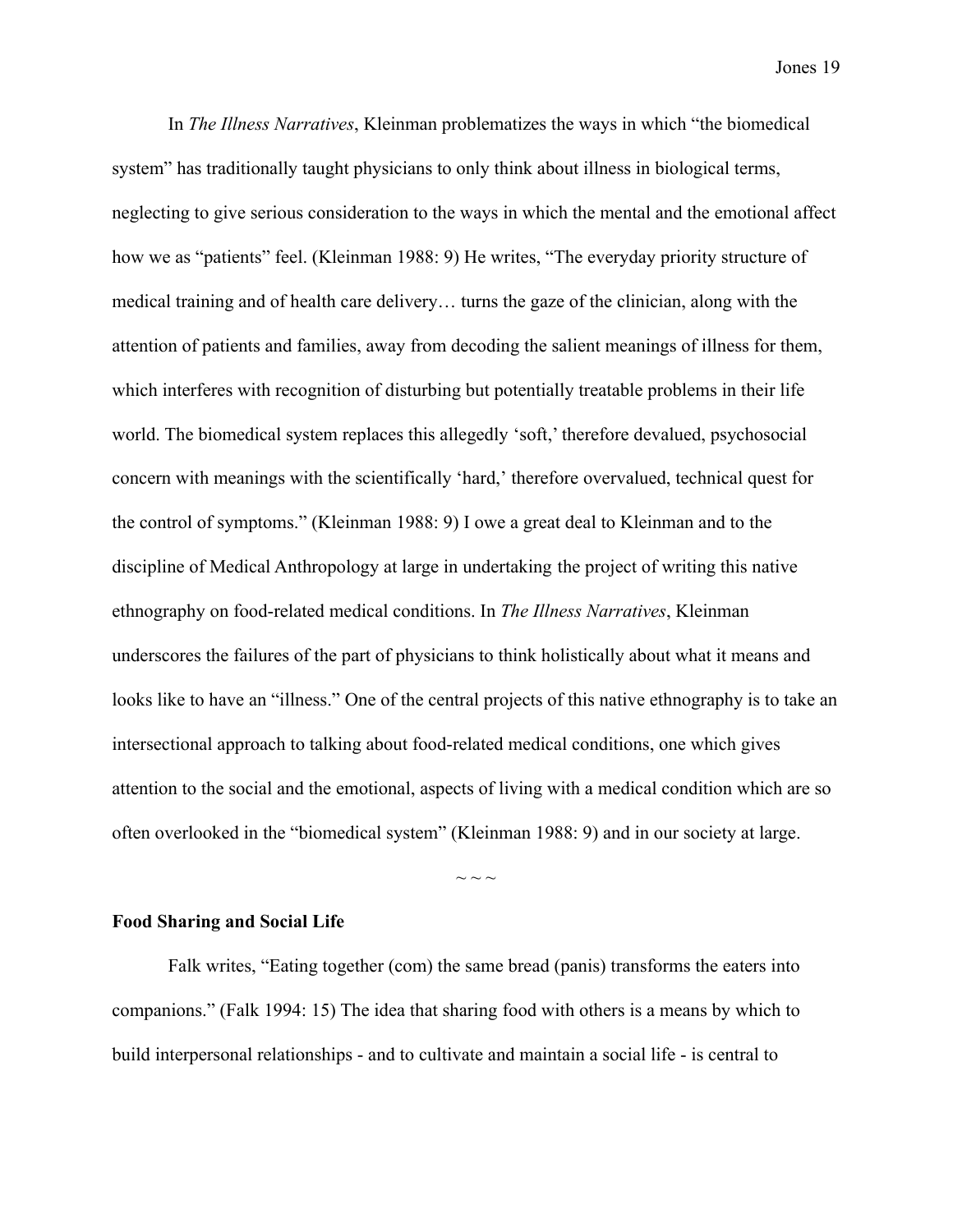In *The Illness Narratives*, Kleinman problematizes the ways in which "the biomedical system" has traditionally taught physicians to only think about illness in biological terms, neglecting to give serious consideration to the ways in which the mental and the emotional affect how we as "patients" feel. (Kleinman 1988: 9) He writes, "The everyday priority structure of medical training and of health care delivery… turns the gaze of the clinician, along with the attention of patients and families, away from decoding the salient meanings of illness for them, which interferes with recognition of disturbing but potentially treatable problems in their life world. The biomedical system replaces this allegedly 'soft,' therefore devalued, psychosocial concern with meanings with the scientifically 'hard,' therefore overvalued, technical quest for the control of symptoms." (Kleinman 1988: 9) I owe a great deal to Kleinman and to the discipline of Medical Anthropology at large in undertaking the project of writing this native ethnography on food-related medical conditions. In *The Illness Narratives*, Kleinman underscores the failures of the part of physicians to think holistically about what it means and looks like to have an "illness." One of the central projects of this native ethnography is to take an intersectional approach to talking about food-related medical conditions, one which gives attention to the social and the emotional, aspects of living with a medical condition which are so often overlooked in the "biomedical system" (Kleinman 1988: 9) and in our society at large.

~ ~ ~

**Food Sharing and Social Life**

Falk writes, "Eating together (com) the same bread (panis) transforms the eaters into companions." (Falk 1994: 15) The idea that sharing food with others is a means by which to build interpersonal relationships - and to cultivate and maintain a social life - is central to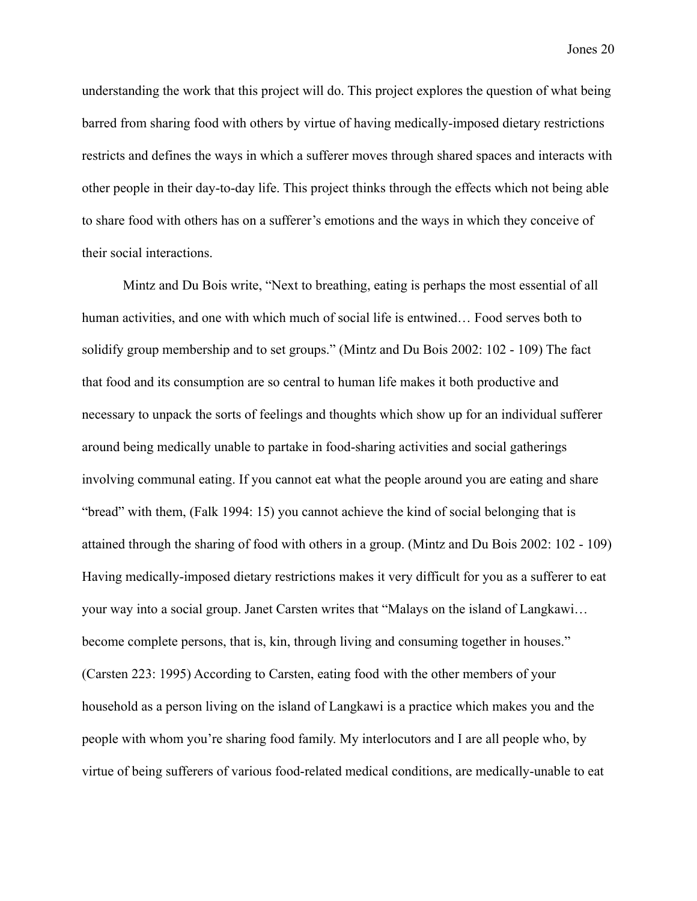understanding the work that this project will do. This project explores the question of what being barred from sharing food with others by virtue of having medically-imposed dietary restrictions restricts and defines the ways in which a sufferer moves through shared spaces and interacts with other people in their day-to-day life. This project thinks through the effects which not being able to share food with others has on a sufferer's emotions and the ways in which they conceive of their social interactions.

Mintz and Du Bois write, "Next to breathing, eating is perhaps the most essential of all human activities, and one with which much of social life is entwined… Food serves both to solidify group membership and to set groups." (Mintz and Du Bois 2002: 102 - 109) The fact that food and its consumption are so central to human life makes it both productive and necessary to unpack the sorts of feelings and thoughts which show up for an individual sufferer around being medically unable to partake in food-sharing activities and social gatherings involving communal eating. If you cannot eat what the people around you are eating and share "bread" with them, (Falk 1994: 15) you cannot achieve the kind of social belonging that is attained through the sharing of food with others in a group. (Mintz and Du Bois 2002: 102 - 109) Having medically-imposed dietary restrictions makes it very difficult for you as a sufferer to eat your way into a social group. Janet Carsten writes that "Malays on the island of Langkawi… become complete persons, that is, kin, through living and consuming together in houses." (Carsten 223: 1995) According to Carsten, eating food with the other members of your household as a person living on the island of Langkawi is a practice which makes you and the people with whom you're sharing food family. My interlocutors and I are all people who, by virtue of being sufferers of various food-related medical conditions, are medically-unable to eat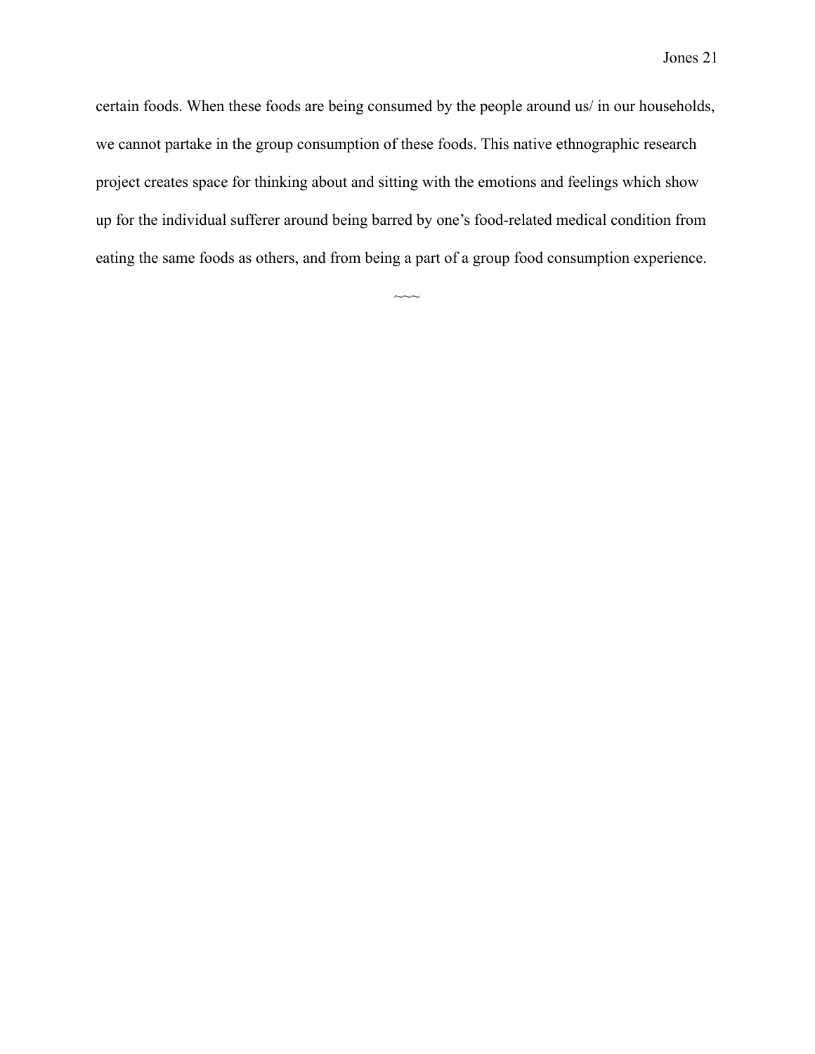certain foods. When these foods are being consumed by the people around us/ in our households, we cannot partake in the group consumption of these foods. This native ethnographic research project creates space for thinking about and sitting with the emotions and feelings which show up for the individual sufferer around being barred by one's food-related medical condition from eating the same foods as others, and from being a part of a group food consumption experience.

~~~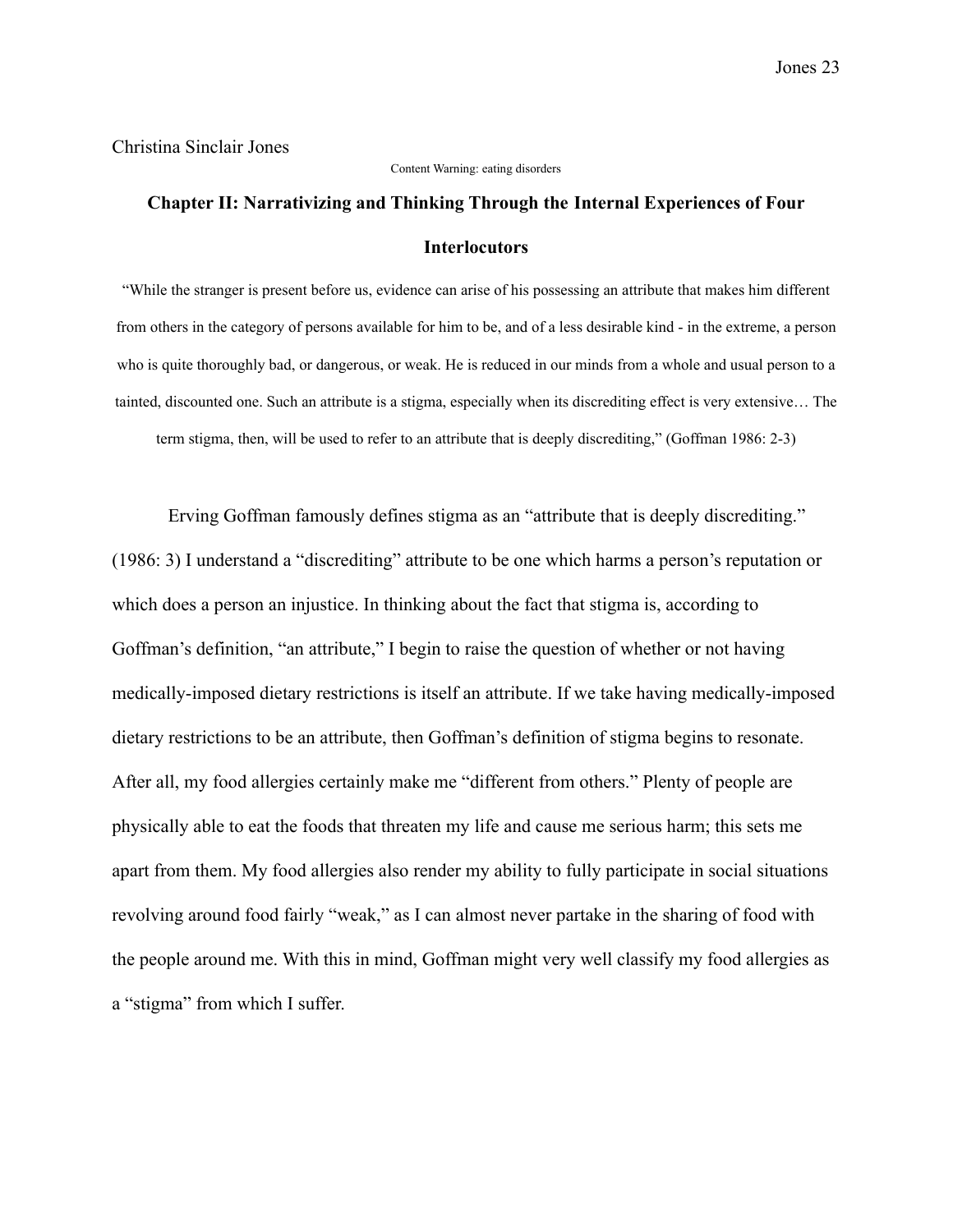Christina Sinclair Jones

Content Warning: eating disorders

## Chapter II: Narrativizing and Thinking Through the Internal Experiences of Four Interlocutors

"While the stranger is present before us, evidence can arise of his possessing an attribute that makes him different from others in the category of persons available for him to be, and of a less desirable kind - in the extreme, a person who is quite thoroughly bad, or dangerous, or weak. He is reduced in our minds from a whole and usual person to a tainted, discounted one. Such an attribute is a stigma, especially when its discrediting effect is very extensive… The term stigma, then, will be used to refer to an attribute that is deeply discrediting," (Goffman 1986: 2-3)

Erving Goffman famously defines stigma as an "attribute that is deeply discrediting." (1986: 3) I understand a "discrediting" attribute to be one which harms a person's reputation or which does a person an injustice. In thinking about the fact that stigma is, according to Goffman's definition, "an attribute," I begin to raise the question of whether or not having medically-imposed dietary restrictions is itself an attribute. If we take having medically-imposed dietary restrictions to be an attribute, then Goffman's definition of stigma begins to resonate. After all, my food allergies certainly make me "different from others." Plenty of people are physically able to eat the foods that threaten my life and cause me serious harm; this sets me apart from them. My food allergies also render my ability to fully participate in social situations revolving around food fairly "weak," as I can almost never partake in the sharing of food with the people around me. With this in mind, Goffman might very well classify my food allergies as a "stigma" from which I suffer.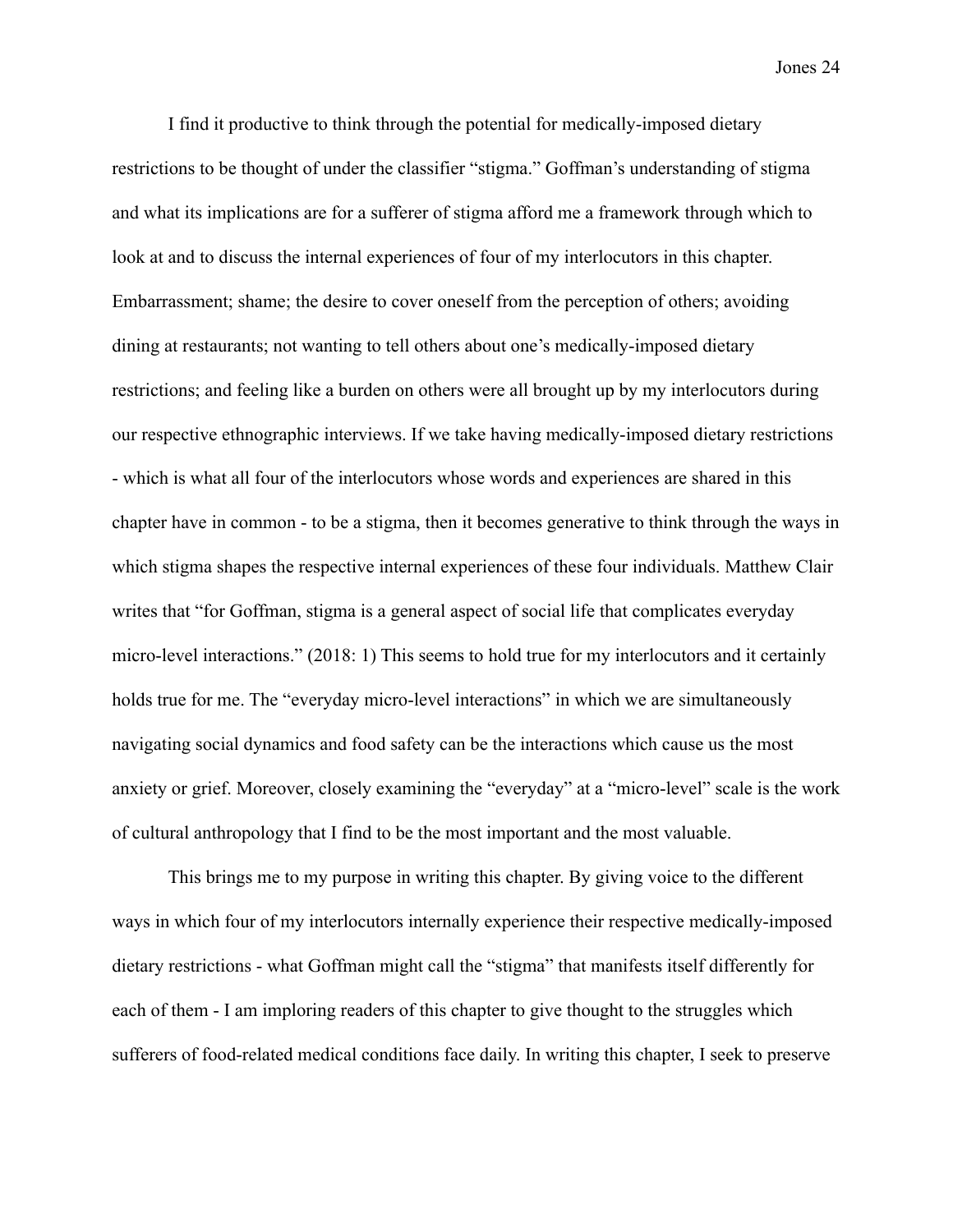I find it productive to think through the potential for medically-imposed dietary restrictions to be thought of under the classifier "stigma." Goffman's understanding of stigma and what its implications are for a sufferer of stigma afford me a framework through which to look at and to discuss the internal experiences of four of my interlocutors in this chapter. Embarrassment; shame; the desire to cover oneself from the perception of others; avoiding dining at restaurants; not wanting to tell others about one's medically-imposed dietary restrictions; and feeling like a burden on others were all brought up by my interlocutors during our respective ethnographic interviews. If we take having medically-imposed dietary restrictions - which is what all four of the interlocutors whose words and experiences are shared in this chapter have in common - to be a stigma, then it becomes generative to think through the ways in which stigma shapes the respective internal experiences of these four individuals. Matthew Clair writes that "for Goffman, stigma is a general aspect of social life that complicates everyday micro-level interactions." (2018: 1) This seems to hold true for my interlocutors and it certainly holds true for me. The "everyday micro-level interactions" in which we are simultaneously navigating social dynamics and food safety can be the interactions which cause us the most anxiety or grief. Moreover, closely examining the "everyday" at a "micro-level" scale is the work of cultural anthropology that I find to be the most important and the most valuable.

This brings me to my purpose in writing this chapter. By giving voice to the different ways in which four of my interlocutors internally experience their respective medically-imposed dietary restrictions - what Goffman might call the "stigma" that manifests itself differently for each of them - I am imploring readers of this chapter to give thought to the struggles which sufferers of food-related medical conditions face daily. In writing this chapter, I seek to preserve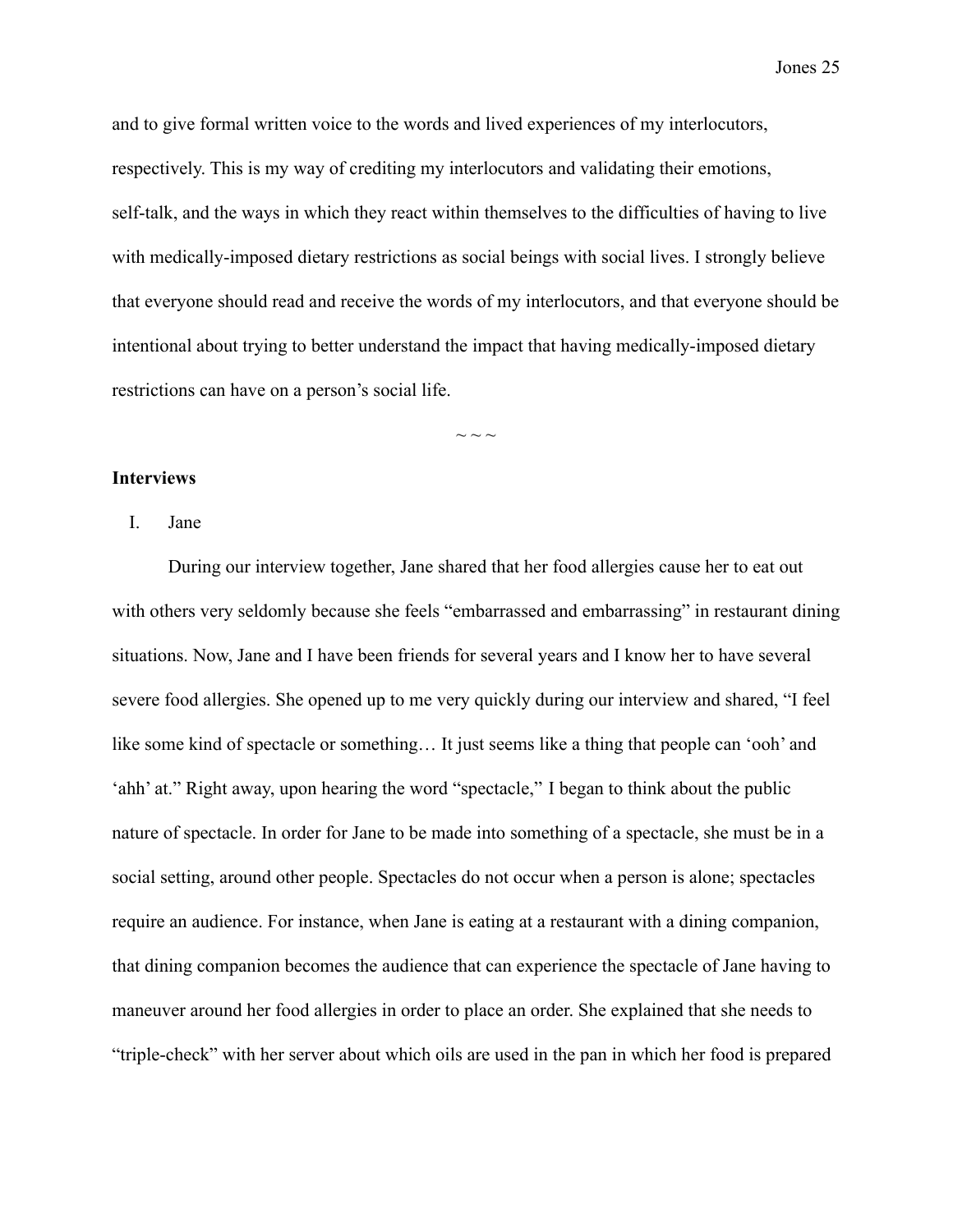and to give formal written voice to the words and lived experiences of my interlocutors, respectively. This is my way of crediting my interlocutors and validating their emotions, self-talk, and the ways in which they react within themselves to the difficulties of having to live with medically-imposed dietary restrictions as social beings with social lives. I strongly believe that everyone should read and receive the words of my interlocutors, and that everyone should be intentional about trying to better understand the impact that having medically-imposed dietary restrictions can have on a person's social life.

~ ~ ~

**Interviews**

I. Jane

During our interview together, Jane shared that her food allergies cause her to eat out with others very seldomly because she feels "embarrassed and embarrassing" in restaurant dining situations. Now, Jane and I have been friends for several years and I know her to have several severe food allergies. She opened up to me very quickly during our interview and shared, "I feel like some kind of spectacle or something… It just seems like a thing that people can 'ooh' and 'ahh' at." Right away, upon hearing the word "spectacle," I began to think about the public nature of spectacle. In order for Jane to be made into something of a spectacle, she must be in a social setting, around other people. Spectacles do not occur when a person is alone; spectacles require an audience. For instance, when Jane is eating at a restaurant with a dining companion, that dining companion becomes the audience that can experience the spectacle of Jane having to maneuver around her food allergies in order to place an order. She explained that she needs to "triple-check" with her server about which oils are used in the pan in which her food is prepared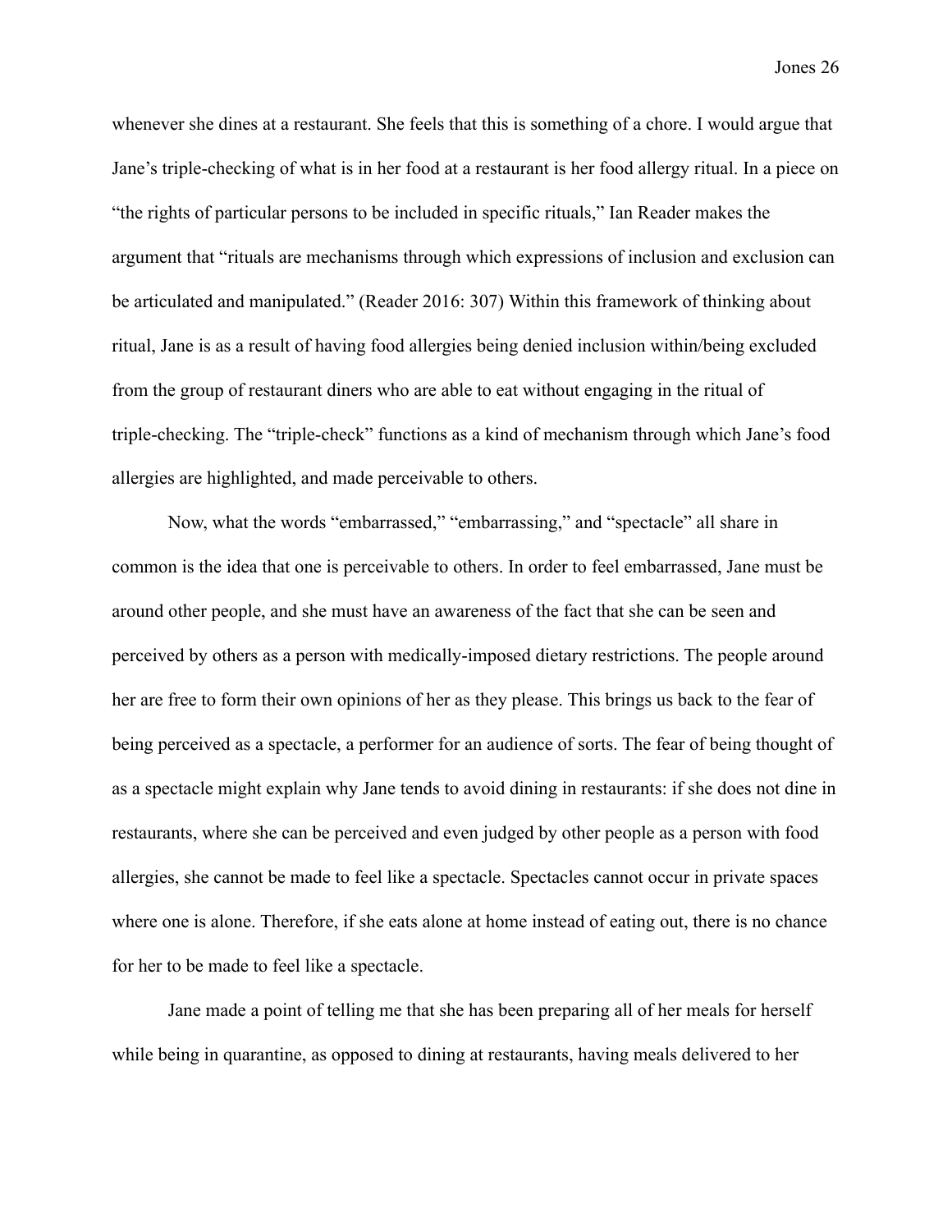whenever she dines at a restaurant. She feels that this is something of a chore. I would argue that Jane's triple-checking of what is in her food at a restaurant is her food allergy ritual. In a piece on "the rights of particular persons to be included in specific rituals," Ian Reader makes the argument that "rituals are mechanisms through which expressions of inclusion and exclusion can be articulated and manipulated." (Reader 2016: 307) Within this framework of thinking about ritual, Jane is as a result of having food allergies being denied inclusion within/being excluded from the group of restaurant diners who are able to eat without engaging in the ritual of triple-checking. The "triple-check" functions as a kind of mechanism through which Jane's food allergies are highlighted, and made perceivable to others.

Now, what the words "embarrassed," "embarrassing," and "spectacle" all share in common is the idea that one is perceivable to others. In order to feel embarrassed, Jane must be around other people, and she must have an awareness of the fact that she can be seen and perceived by others as a person with medically-imposed dietary restrictions. The people around her are free to form their own opinions of her as they please. This brings us back to the fear of being perceived as a spectacle, a performer for an audience of sorts. The fear of being thought of as a spectacle might explain why Jane tends to avoid dining in restaurants: if she does not dine in restaurants, where she can be perceived and even judged by other people as a person with food allergies, she cannot be made to feel like a spectacle. Spectacles cannot occur in private spaces where one is alone. Therefore, if she eats alone at home instead of eating out, there is no chance for her to be made to feel like a spectacle.

Jane made a point of telling me that she has been preparing all of her meals for herself while being in quarantine, as opposed to dining at restaurants, having meals delivered to her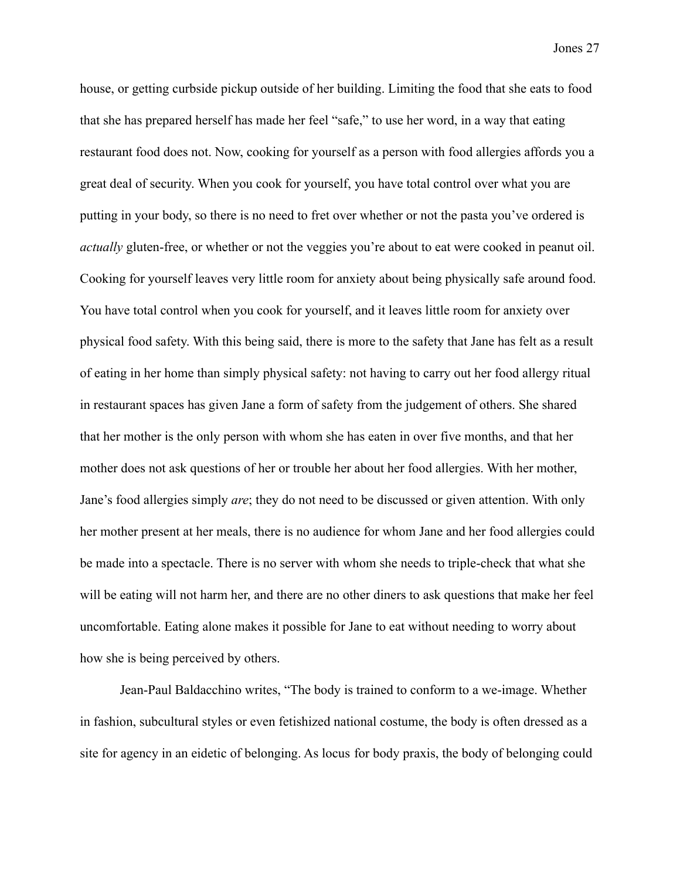house, or getting curbside pickup outside of her building. Limiting the food that she eats to food that she has prepared herself has made her feel "safe," to use her word, in a way that eating restaurant food does not. Now, cooking for yourself as a person with food allergies affords you a great deal of security. When you cook for yourself, you have total control over what you are putting in your body, so there is no need to fret over whether or not the pasta you've ordered is *actually* gluten-free, or whether or not the veggies you're about to eat were cooked in peanut oil. Cooking for yourself leaves very little room for anxiety about being physically safe around food. You have total control when you cook for yourself, and it leaves little room for anxiety over physical food safety. With this being said, there is more to the safety that Jane has felt as a result of eating in her home than simply physical safety: not having to carry out her food allergy ritual in restaurant spaces has given Jane a form of safety from the judgement of others. She shared that her mother is the only person with whom she has eaten in over five months, and that her mother does not ask questions of her or trouble her about her food allergies. With her mother, Jane's food allergies simply *are*; they do not need to be discussed or given attention. With only her mother present at her meals, there is no audience for whom Jane and her food allergies could be made into a spectacle. There is no server with whom she needs to triple-check that what she will be eating will not harm her, and there are no other diners to ask questions that make her feel uncomfortable. Eating alone makes it possible for Jane to eat without needing to worry about how she is being perceived by others.

Jean-Paul Baldacchino writes, "The body is trained to conform to a we-image. Whether in fashion, subcultural styles or even fetishized national costume, the body is often dressed as a site for agency in an eidetic of belonging. As locus for body praxis, the body of belonging could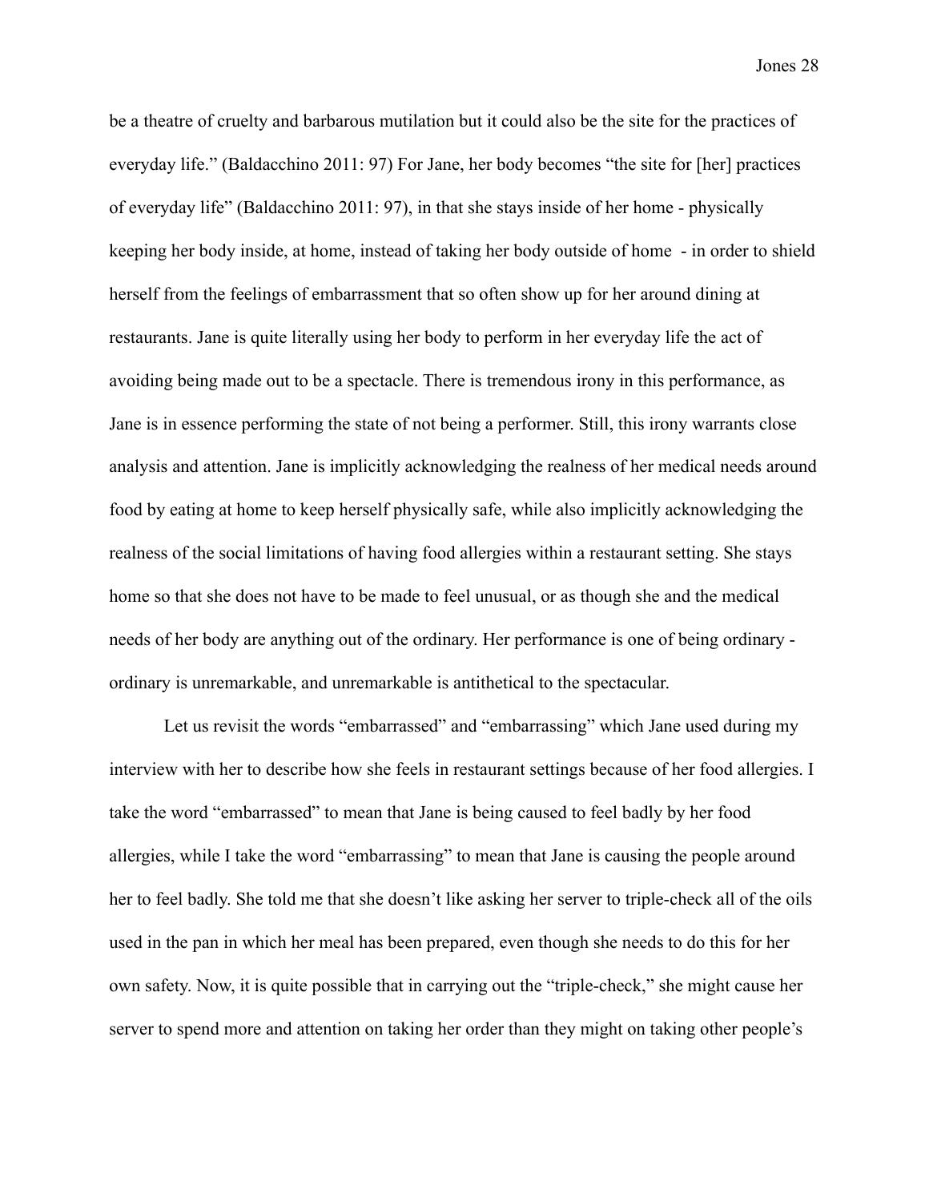be a theatre of cruelty and barbarous mutilation but it could also be the site for the practices of everyday life." (Baldacchino 2011: 97) For Jane, her body becomes "the site for [her] practices of everyday life" (Baldacchino 2011: 97), in that she stays inside of her home - physically keeping her body inside, at home, instead of taking her body outside of home - in order to shield herself from the feelings of embarrassment that so often show up for her around dining at restaurants. Jane is quite literally using her body to perform in her everyday life the act of avoiding being made out to be a spectacle. There is tremendous irony in this performance, as Jane is in essence performing the state of not being a performer. Still, this irony warrants close analysis and attention. Jane is implicitly acknowledging the realness of her medical needs around food by eating at home to keep herself physically safe, while also implicitly acknowledging the realness of the social limitations of having food allergies within a restaurant setting. She stays home so that she does not have to be made to feel unusual, or as though she and the medical needs of her body are anything out of the ordinary. Her performance is one of being ordinary - ordinary is unremarkable, and unremarkable is antithetical to the spectacular.

Let us revisit the words "embarrassed" and "embarrassing" which Jane used during my interview with her to describe how she feels in restaurant settings because of her food allergies. I take the word "embarrassed" to mean that Jane is being caused to feel badly by her food allergies, while I take the word "embarrassing" to mean that Jane is causing the people around her to feel badly. She told me that she doesn't like asking her server to triple-check all of the oils used in the pan in which her meal has been prepared, even though she needs to do this for her own safety. Now, it is quite possible that in carrying out the "triple-check," she might cause her server to spend more and attention on taking her order than they might on taking other people's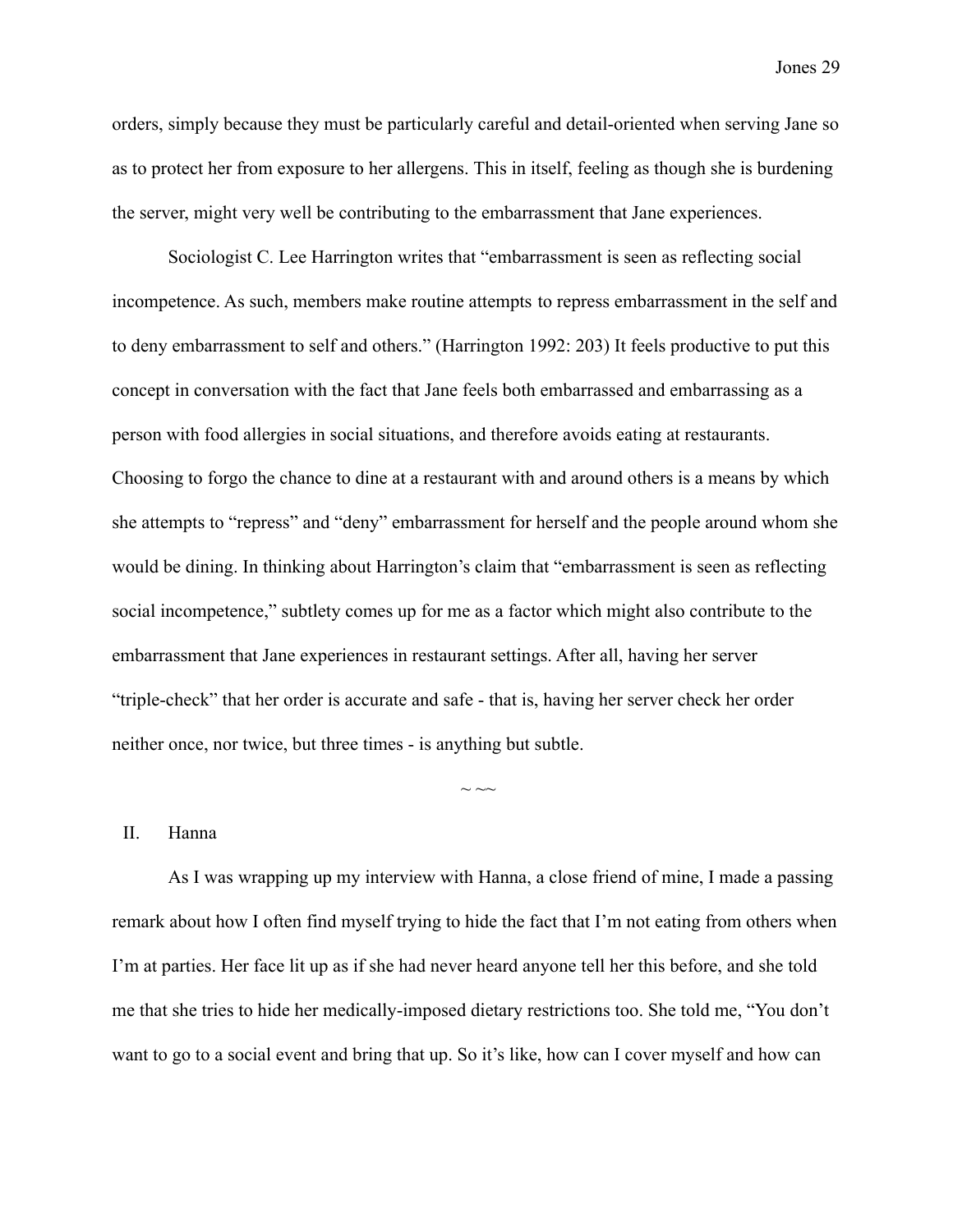orders, simply because they must be particularly careful and detail-oriented when serving Jane so as to protect her from exposure to her allergens. This in itself, feeling as though she is burdening the server, might very well be contributing to the embarrassment that Jane experiences.

Sociologist C. Lee Harrington writes that "embarrassment is seen as reflecting social incompetence. As such, members make routine attempts to repress embarrassment in the self and to deny embarrassment to self and others." (Harrington 1992: 203) It feels productive to put this concept in conversation with the fact that Jane feels both embarrassed and embarrassing as a person with food allergies in social situations, and therefore avoids eating at restaurants. Choosing to forgo the chance to dine at a restaurant with and around others is a means by which she attempts to "repress" and "deny" embarrassment for herself and the people around whom she would be dining. In thinking about Harrington's claim that "embarrassment is seen as reflecting social incompetence," subtlety comes up for me as a factor which might also contribute to the embarrassment that Jane experiences in restaurant settings. After all, having her server "triple-check" that her order is accurate and safe - that is, having her server check her order neither once, nor twice, but three times - is anything but subtle.

~ ~~

## II. Hanna

As I was wrapping up my interview with Hanna, a close friend of mine, I made a passing remark about how I often find myself trying to hide the fact that I'm not eating from others when I'm at parties. Her face lit up as if she had never heard anyone tell her this before, and she told me that she tries to hide her medically-imposed dietary restrictions too. She told me, "You don't want to go to a social event and bring that up. So it's like, how can I cover myself and how can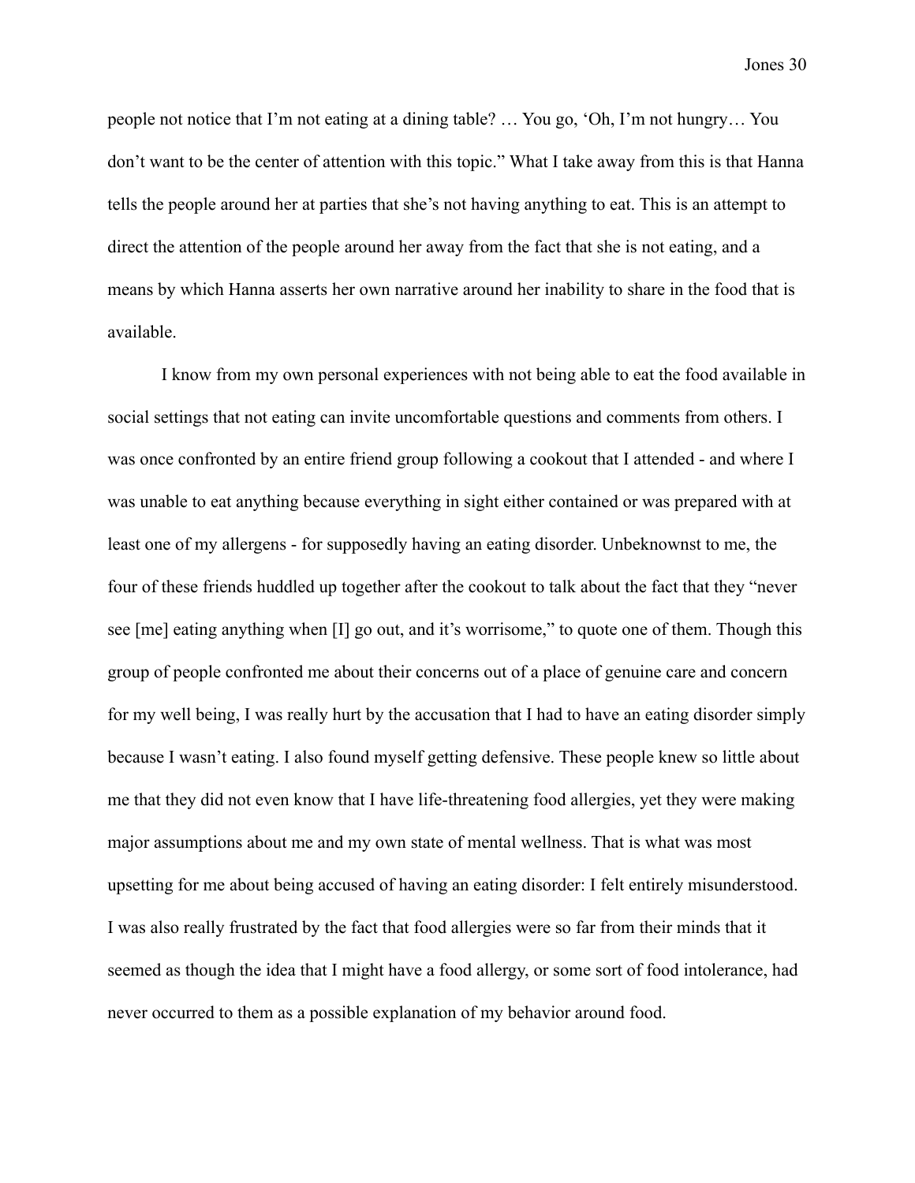people not notice that I'm not eating at a dining table? … You go, 'Oh, I'm not hungry… You don't want to be the center of attention with this topic." What I take away from this is that Hanna tells the people around her at parties that she's not having anything to eat. This is an attempt to direct the attention of the people around her away from the fact that she is not eating, and a means by which Hanna asserts her own narrative around her inability to share in the food that is available.

I know from my own personal experiences with not being able to eat the food available in social settings that not eating can invite uncomfortable questions and comments from others. I was once confronted by an entire friend group following a cookout that I attended - and where I was unable to eat anything because everything in sight either contained or was prepared with at least one of my allergens - for supposedly having an eating disorder. Unbeknownst to me, the four of these friends huddled up together after the cookout to talk about the fact that they "never see [me] eating anything when [I] go out, and it's worrisome," to quote one of them. Though this group of people confronted me about their concerns out of a place of genuine care and concern for my well being, I was really hurt by the accusation that I had to have an eating disorder simply because I wasn't eating. I also found myself getting defensive. These people knew so little about me that they did not even know that I have life-threatening food allergies, yet they were making major assumptions about me and my own state of mental wellness. That is what was most upsetting for me about being accused of having an eating disorder: I felt entirely misunderstood. I was also really frustrated by the fact that food allergies were so far from their minds that it seemed as though the idea that I might have a food allergy, or some sort of food intolerance, had never occurred to them as a possible explanation of my behavior around food.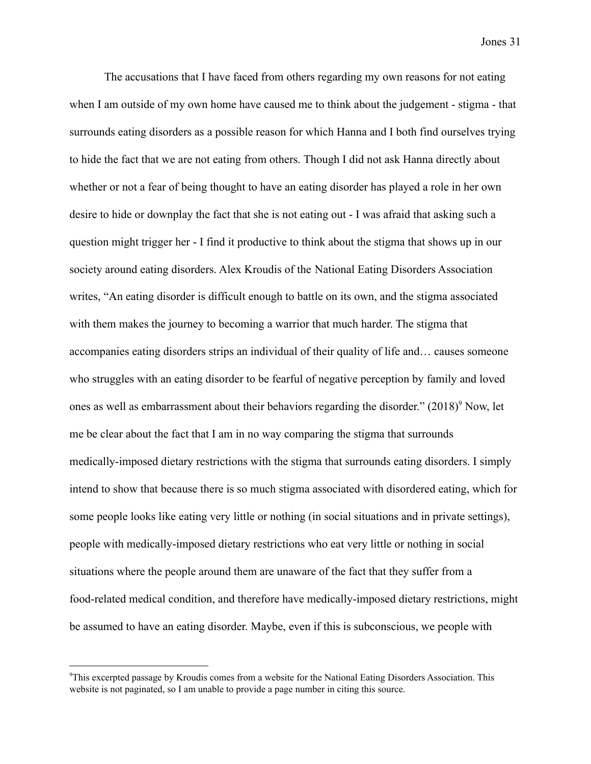The accusations that I have faced from others regarding my own reasons for not eating when I am outside of my own home have caused me to think about the judgement - stigma - that surrounds eating disorders as a possible reason for which Hanna and I both find ourselves trying to hide the fact that we are not eating from others. Though I did not ask Hanna directly about whether or not a fear of being thought to have an eating disorder has played a role in her own desire to hide or downplay the fact that she is not eating out - I was afraid that asking such a question might trigger her - I find it productive to think about the stigma that shows up in our society around eating disorders. Alex Kroudis of the National Eating Disorders Association writes, "An eating disorder is difficult enough to battle on its own, and the stigma associated with them makes the journey to becoming a warrior that much harder. The stigma that accompanies eating disorders strips an individual of their quality of life and… causes someone who struggles with an eating disorder to be fearful of negative perception by family and loved ones as well as embarrassment about their behaviors regarding the disorder." (2018)[9] Now, let me be clear about the fact that I am in no way comparing the stigma that surrounds medically-imposed dietary restrictions with the stigma that surrounds eating disorders. I simply intend to show that because there is so much stigma associated with disordered eating, which for some people looks like eating very little or nothing (in social situations and in private settings), people with medically-imposed dietary restrictions who eat very little or nothing in social situations where the people around them are unaware of the fact that they suffer from a food-related medical condition, and therefore have medically-imposed dietary restrictions, might be assumed to have an eating disorder. Maybe, even if this is subconscious, we people with

---

[9]This excerpted passage by Kroudis comes from a website for the National Eating Disorders Association. This website is not paginated, so I am unable to provide a page number in citing this source.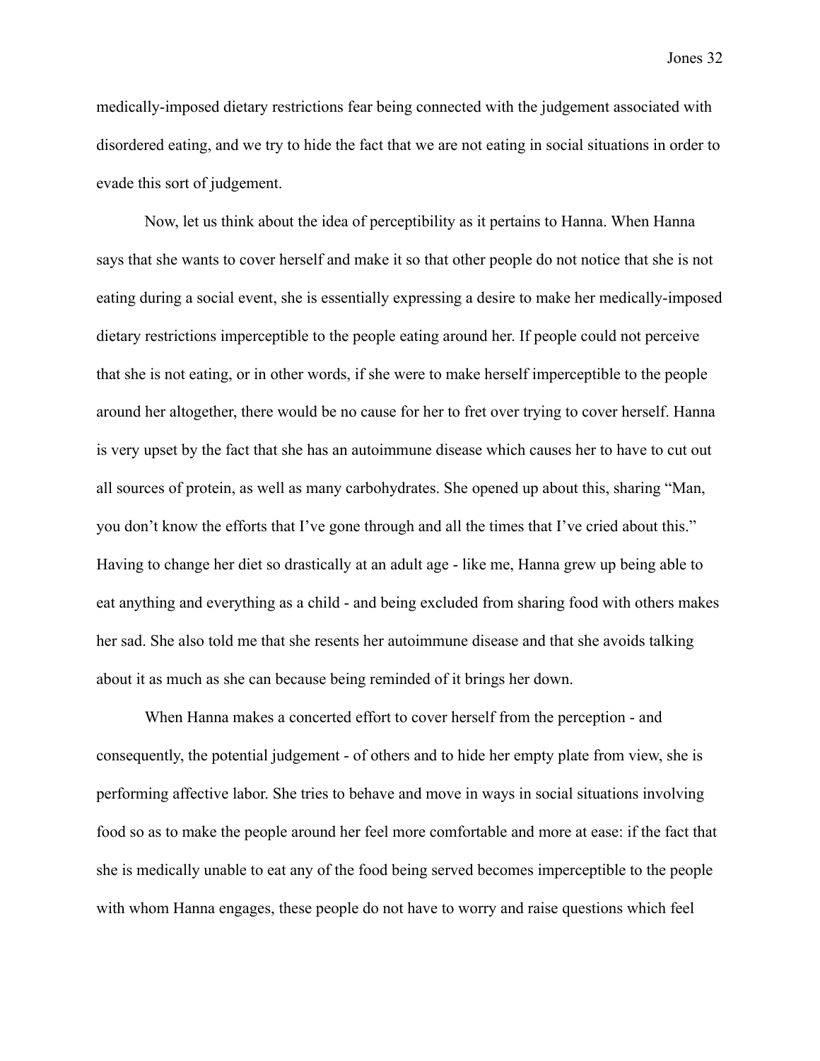medically-imposed dietary restrictions fear being connected with the judgement associated with disordered eating, and we try to hide the fact that we are not eating in social situations in order to evade this sort of judgement.

Now, let us think about the idea of perceptibility as it pertains to Hanna. When Hanna says that she wants to cover herself and make it so that other people do not notice that she is not eating during a social event, she is essentially expressing a desire to make her medically-imposed dietary restrictions imperceptible to the people eating around her. If people could not perceive that she is not eating, or in other words, if she were to make herself imperceptible to the people around her altogether, there would be no cause for her to fret over trying to cover herself. Hanna is very upset by the fact that she has an autoimmune disease which causes her to have to cut out all sources of protein, as well as many carbohydrates. She opened up about this, sharing "Man, you don't know the efforts that I've gone through and all the times that I've cried about this." Having to change her diet so drastically at an adult age - like me, Hanna grew up being able to eat anything and everything as a child - and being excluded from sharing food with others makes her sad. She also told me that she resents her autoimmune disease and that she avoids talking about it as much as she can because being reminded of it brings her down.

When Hanna makes a concerted effort to cover herself from the perception - and consequently, the potential judgement - of others and to hide her empty plate from view, she is performing affective labor. She tries to behave and move in ways in social situations involving food so as to make the people around her feel more comfortable and more at ease: if the fact that she is medically unable to eat any of the food being served becomes imperceptible to the people with whom Hanna engages, these people do not have to worry and raise questions which feel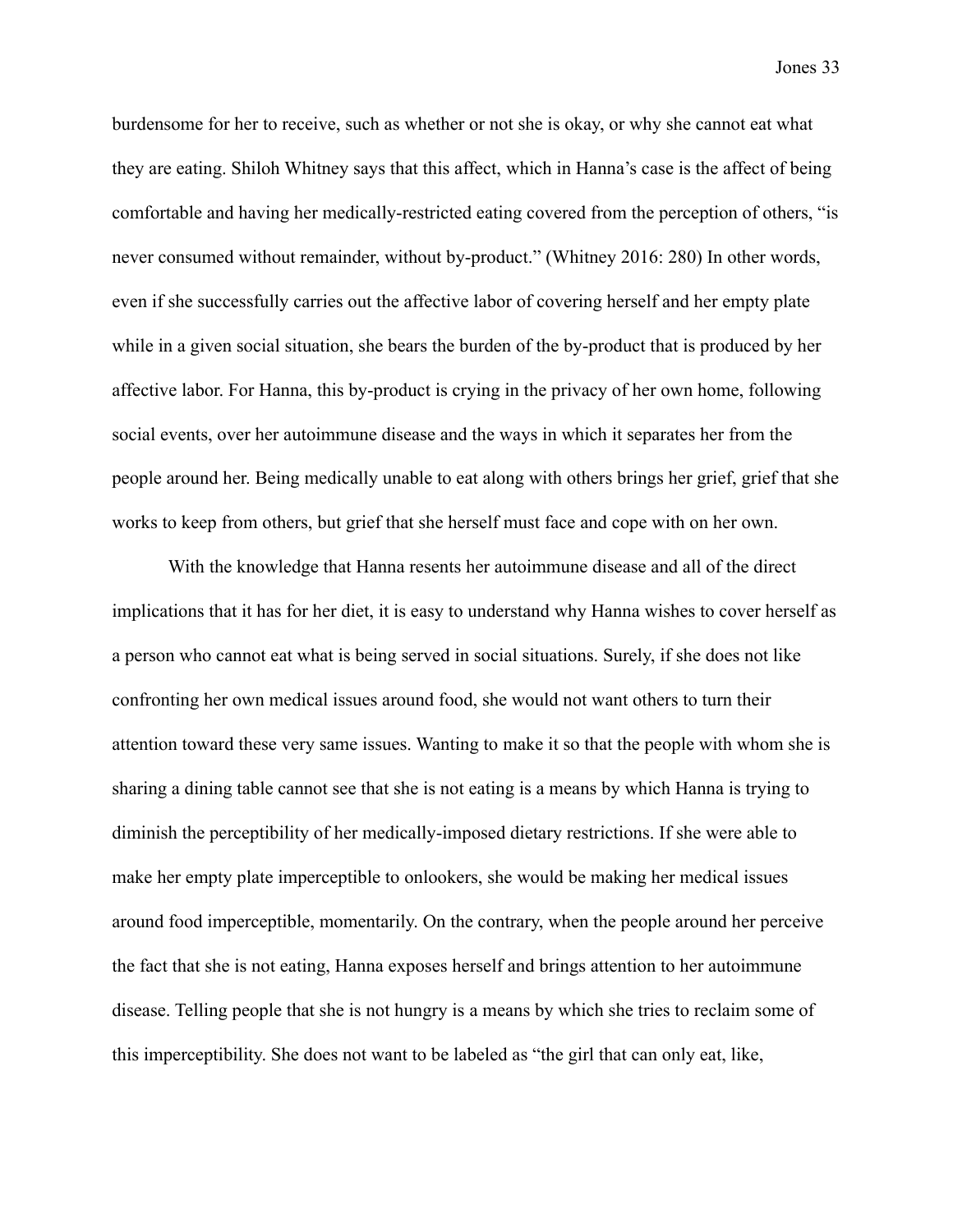burdensome for her to receive, such as whether or not she is okay, or why she cannot eat what they are eating. Shiloh Whitney says that this affect, which in Hanna's case is the affect of being comfortable and having her medically-restricted eating covered from the perception of others, "is never consumed without remainder, without by-product." (Whitney 2016: 280) In other words, even if she successfully carries out the affective labor of covering herself and her empty plate while in a given social situation, she bears the burden of the by-product that is produced by her affective labor. For Hanna, this by-product is crying in the privacy of her own home, following social events, over her autoimmune disease and the ways in which it separates her from the people around her. Being medically unable to eat along with others brings her grief, grief that she works to keep from others, but grief that she herself must face and cope with on her own.

With the knowledge that Hanna resents her autoimmune disease and all of the direct implications that it has for her diet, it is easy to understand why Hanna wishes to cover herself as a person who cannot eat what is being served in social situations. Surely, if she does not like confronting her own medical issues around food, she would not want others to turn their attention toward these very same issues. Wanting to make it so that the people with whom she is sharing a dining table cannot see that she is not eating is a means by which Hanna is trying to diminish the perceptibility of her medically-imposed dietary restrictions. If she were able to make her empty plate imperceptible to onlookers, she would be making her medical issues around food imperceptible, momentarily. On the contrary, when the people around her perceive the fact that she is not eating, Hanna exposes herself and brings attention to her autoimmune disease. Telling people that she is not hungry is a means by which she tries to reclaim some of this imperceptibility. She does not want to be labeled as "the girl that can only eat, like,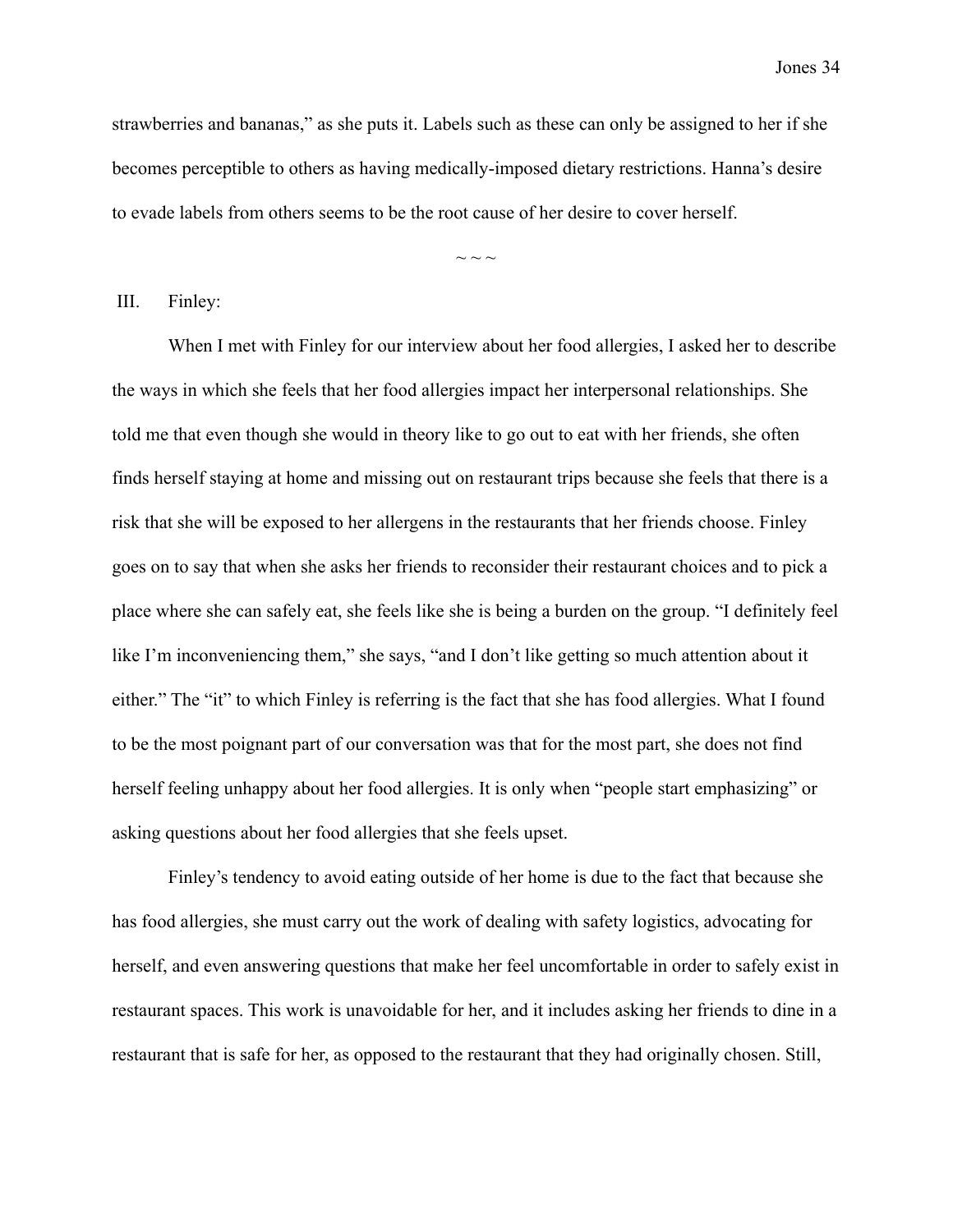strawberries and bananas," as she puts it. Labels such as these can only be assigned to her if she becomes perceptible to others as having medically-imposed dietary restrictions. Hanna's desire to evade labels from others seems to be the root cause of her desire to cover herself.

~ ~ ~

III. Finley:

When I met with Finley for our interview about her food allergies, I asked her to describe the ways in which she feels that her food allergies impact her interpersonal relationships. She told me that even though she would in theory like to go out to eat with her friends, she often finds herself staying at home and missing out on restaurant trips because she feels that there is a risk that she will be exposed to her allergens in the restaurants that her friends choose. Finley goes on to say that when she asks her friends to reconsider their restaurant choices and to pick a place where she can safely eat, she feels like she is being a burden on the group. "I definitely feel like I'm inconveniencing them," she says, "and I don't like getting so much attention about it either." The "it" to which Finley is referring is the fact that she has food allergies. What I found to be the most poignant part of our conversation was that for the most part, she does not find herself feeling unhappy about her food allergies. It is only when "people start emphasizing" or asking questions about her food allergies that she feels upset.

Finley's tendency to avoid eating outside of her home is due to the fact that because she has food allergies, she must carry out the work of dealing with safety logistics, advocating for herself, and even answering questions that make her feel uncomfortable in order to safely exist in restaurant spaces. This work is unavoidable for her, and it includes asking her friends to dine in a restaurant that is safe for her, as opposed to the restaurant that they had originally chosen. Still,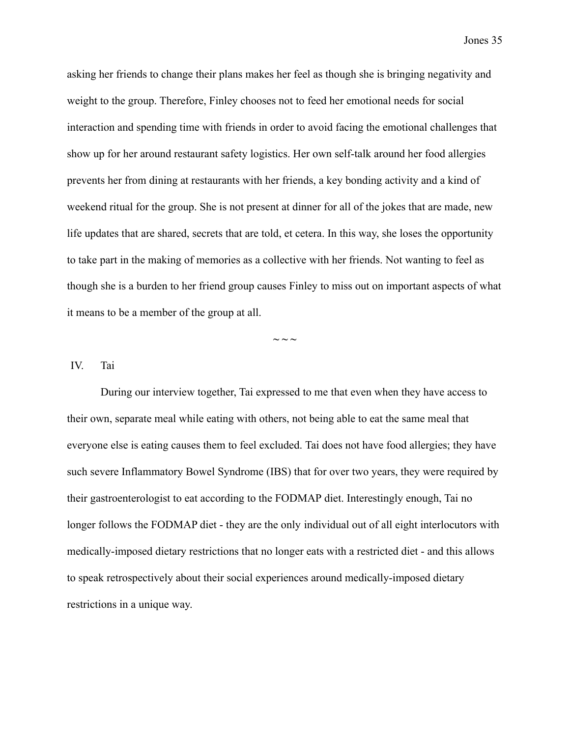asking her friends to change their plans makes her feel as though she is bringing negativity and weight to the group. Therefore, Finley chooses not to feed her emotional needs for social interaction and spending time with friends in order to avoid facing the emotional challenges that show up for her around restaurant safety logistics. Her own self-talk around her food allergies prevents her from dining at restaurants with her friends, a key bonding activity and a kind of weekend ritual for the group. She is not present at dinner for all of the jokes that are made, new life updates that are shared, secrets that are told, et cetera. In this way, she loses the opportunity to take part in the making of memories as a collective with her friends. Not wanting to feel as though she is a burden to her friend group causes Finley to miss out on important aspects of what it means to be a member of the group at all.

~ ~ ~

## IV. Tai

During our interview together, Tai expressed to me that even when they have access to their own, separate meal while eating with others, not being able to eat the same meal that everyone else is eating causes them to feel excluded. Tai does not have food allergies; they have such severe Inflammatory Bowel Syndrome (IBS) that for over two years, they were required by their gastroenterologist to eat according to the FODMAP diet. Interestingly enough, Tai no longer follows the FODMAP diet - they are the only individual out of all eight interlocutors with medically-imposed dietary restrictions that no longer eats with a restricted diet - and this allows to speak retrospectively about their social experiences around medically-imposed dietary restrictions in a unique way.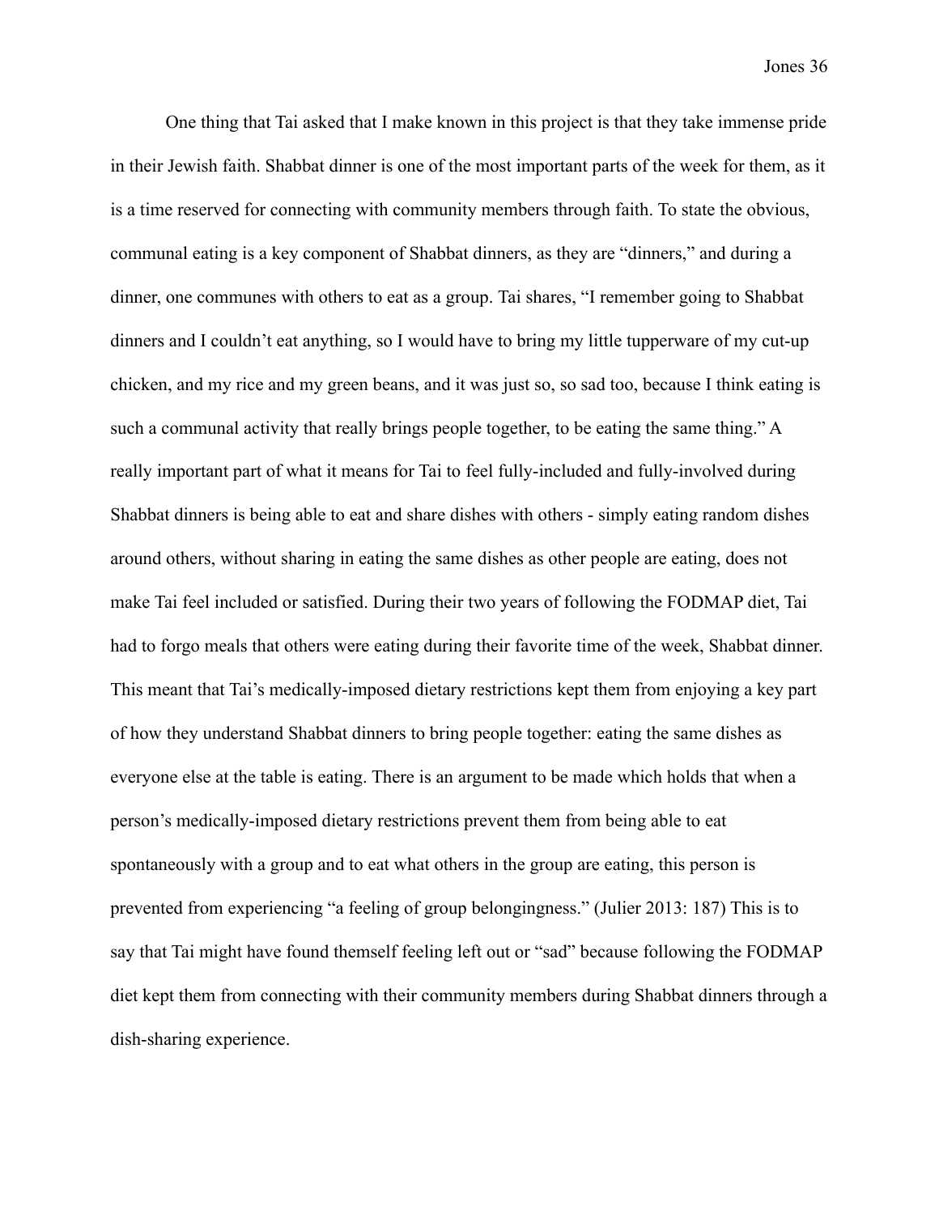One thing that Tai asked that I make known in this project is that they take immense pride in their Jewish faith. Shabbat dinner is one of the most important parts of the week for them, as it is a time reserved for connecting with community members through faith. To state the obvious, communal eating is a key component of Shabbat dinners, as they are "dinners," and during a dinner, one communes with others to eat as a group. Tai shares, "I remember going to Shabbat dinners and I couldn't eat anything, so I would have to bring my little tupperware of my cut-up chicken, and my rice and my green beans, and it was just so, so sad too, because I think eating is such a communal activity that really brings people together, to be eating the same thing." A really important part of what it means for Tai to feel fully-included and fully-involved during Shabbat dinners is being able to eat and share dishes with others - simply eating random dishes around others, without sharing in eating the same dishes as other people are eating, does not make Tai feel included or satisfied. During their two years of following the FODMAP diet, Tai had to forgo meals that others were eating during their favorite time of the week, Shabbat dinner. This meant that Tai's medically-imposed dietary restrictions kept them from enjoying a key part of how they understand Shabbat dinners to bring people together: eating the same dishes as everyone else at the table is eating. There is an argument to be made which holds that when a person's medically-imposed dietary restrictions prevent them from being able to eat spontaneously with a group and to eat what others in the group are eating, this person is prevented from experiencing "a feeling of group belongingness." (Julier 2013: 187) This is to say that Tai might have found themself feeling left out or "sad" because following the FODMAP diet kept them from connecting with their community members during Shabbat dinners through a dish-sharing experience.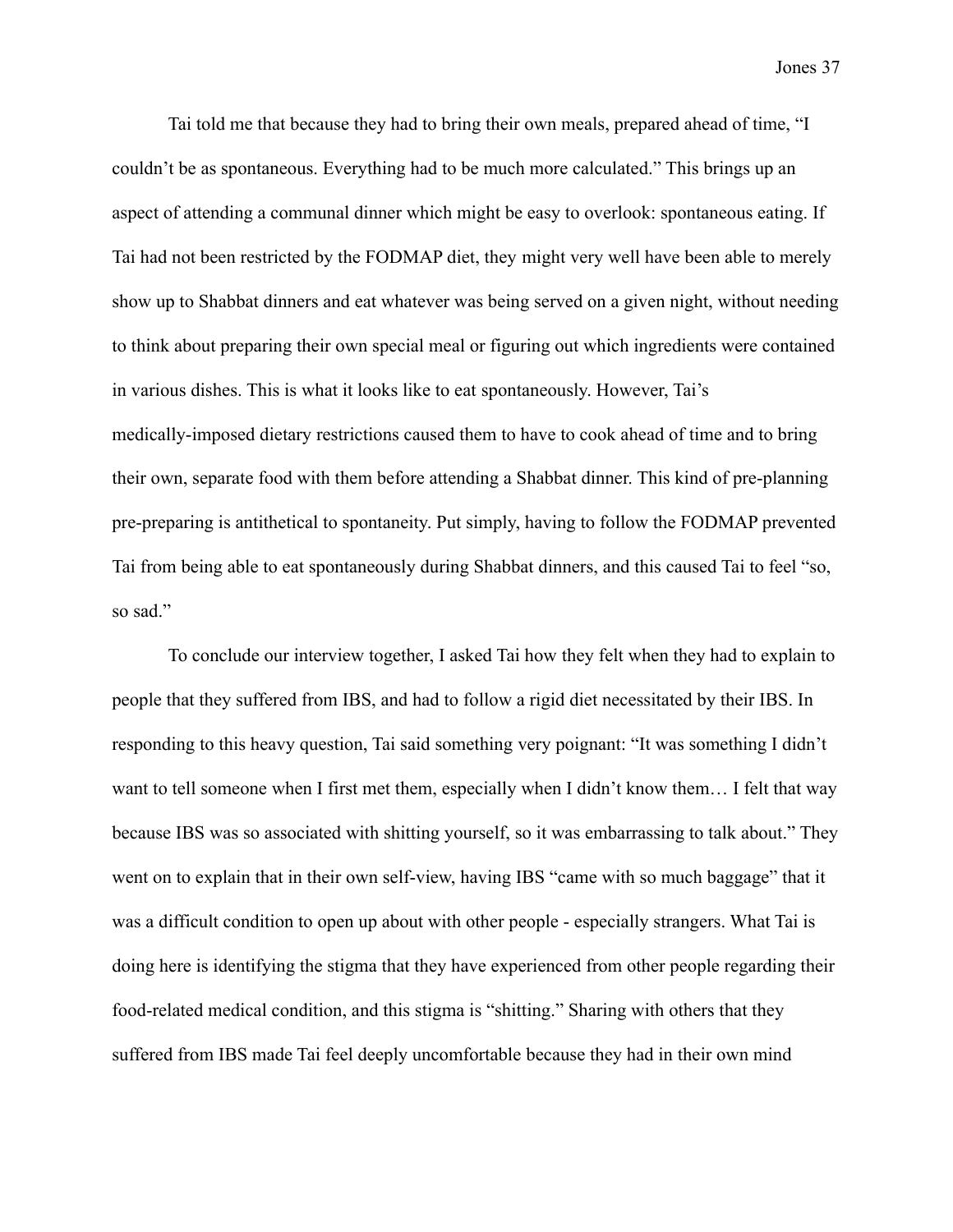Tai told me that because they had to bring their own meals, prepared ahead of time, "I couldn't be as spontaneous. Everything had to be much more calculated." This brings up an aspect of attending a communal dinner which might be easy to overlook: spontaneous eating. If Tai had not been restricted by the FODMAP diet, they might very well have been able to merely show up to Shabbat dinners and eat whatever was being served on a given night, without needing to think about preparing their own special meal or figuring out which ingredients were contained in various dishes. This is what it looks like to eat spontaneously. However, Tai's medically-imposed dietary restrictions caused them to have to cook ahead of time and to bring their own, separate food with them before attending a Shabbat dinner. This kind of pre-planning pre-preparing is antithetical to spontaneity. Put simply, having to follow the FODMAP prevented Tai from being able to eat spontaneously during Shabbat dinners, and this caused Tai to feel "so, so sad."

To conclude our interview together, I asked Tai how they felt when they had to explain to people that they suffered from IBS, and had to follow a rigid diet necessitated by their IBS. In responding to this heavy question, Tai said something very poignant: "It was something I didn't want to tell someone when I first met them, especially when I didn't know them… I felt that way because IBS was so associated with shitting yourself, so it was embarrassing to talk about." They went on to explain that in their own self-view, having IBS "came with so much baggage" that it was a difficult condition to open up about with other people - especially strangers. What Tai is doing here is identifying the stigma that they have experienced from other people regarding their food-related medical condition, and this stigma is "shitting." Sharing with others that they suffered from IBS made Tai feel deeply uncomfortable because they had in their own mind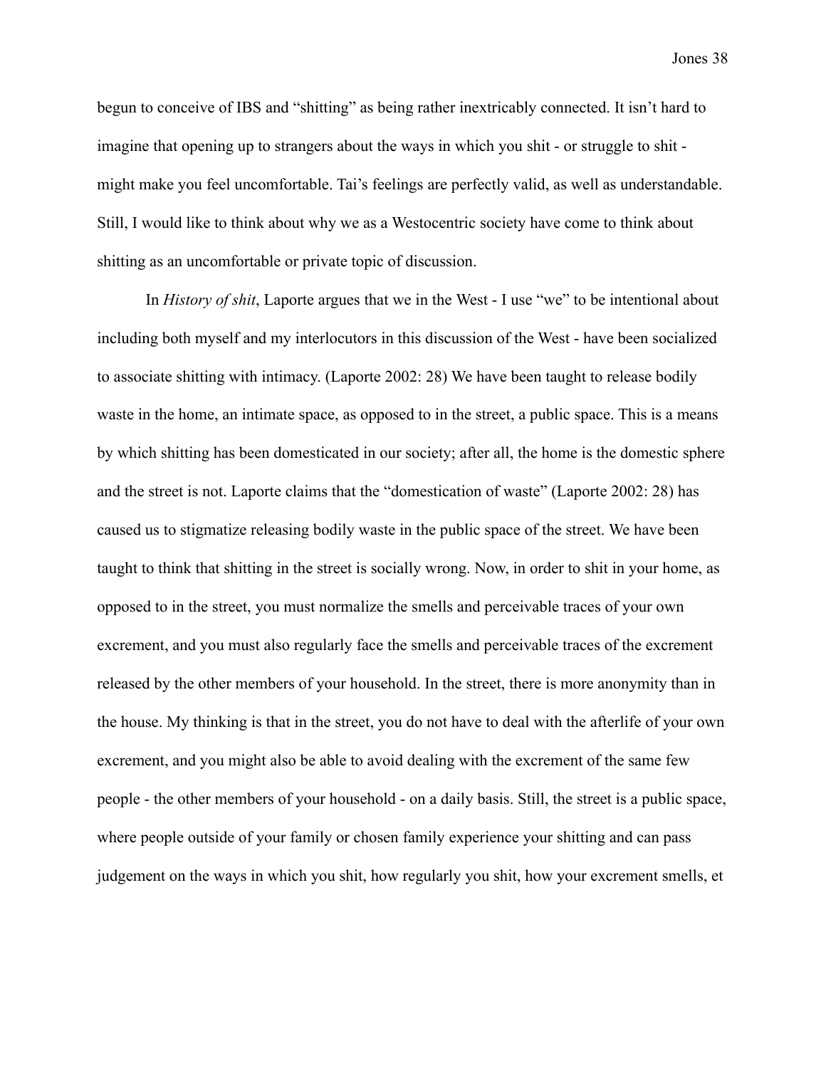begun to conceive of IBS and "shitting" as being rather inextricably connected. It isn't hard to imagine that opening up to strangers about the ways in which you shit - or struggle to shit - might make you feel uncomfortable. Tai's feelings are perfectly valid, as well as understandable. Still, I would like to think about why we as a Westocentric society have come to think about shitting as an uncomfortable or private topic of discussion.

In *History of shit*, Laporte argues that we in the West - I use "we" to be intentional about including both myself and my interlocutors in this discussion of the West - have been socialized to associate shitting with intimacy. (Laporte 2002: 28) We have been taught to release bodily waste in the home, an intimate space, as opposed to in the street, a public space. This is a means by which shitting has been domesticated in our society; after all, the home is the domestic sphere and the street is not. Laporte claims that the "domestication of waste" (Laporte 2002: 28) has caused us to stigmatize releasing bodily waste in the public space of the street. We have been taught to think that shitting in the street is socially wrong. Now, in order to shit in your home, as opposed to in the street, you must normalize the smells and perceivable traces of your own excrement, and you must also regularly face the smells and perceivable traces of the excrement released by the other members of your household. In the street, there is more anonymity than in the house. My thinking is that in the street, you do not have to deal with the afterlife of your own excrement, and you might also be able to avoid dealing with the excrement of the same few people - the other members of your household - on a daily basis. Still, the street is a public space, where people outside of your family or chosen family experience your shitting and can pass judgement on the ways in which you shit, how regularly you shit, how your excrement smells, et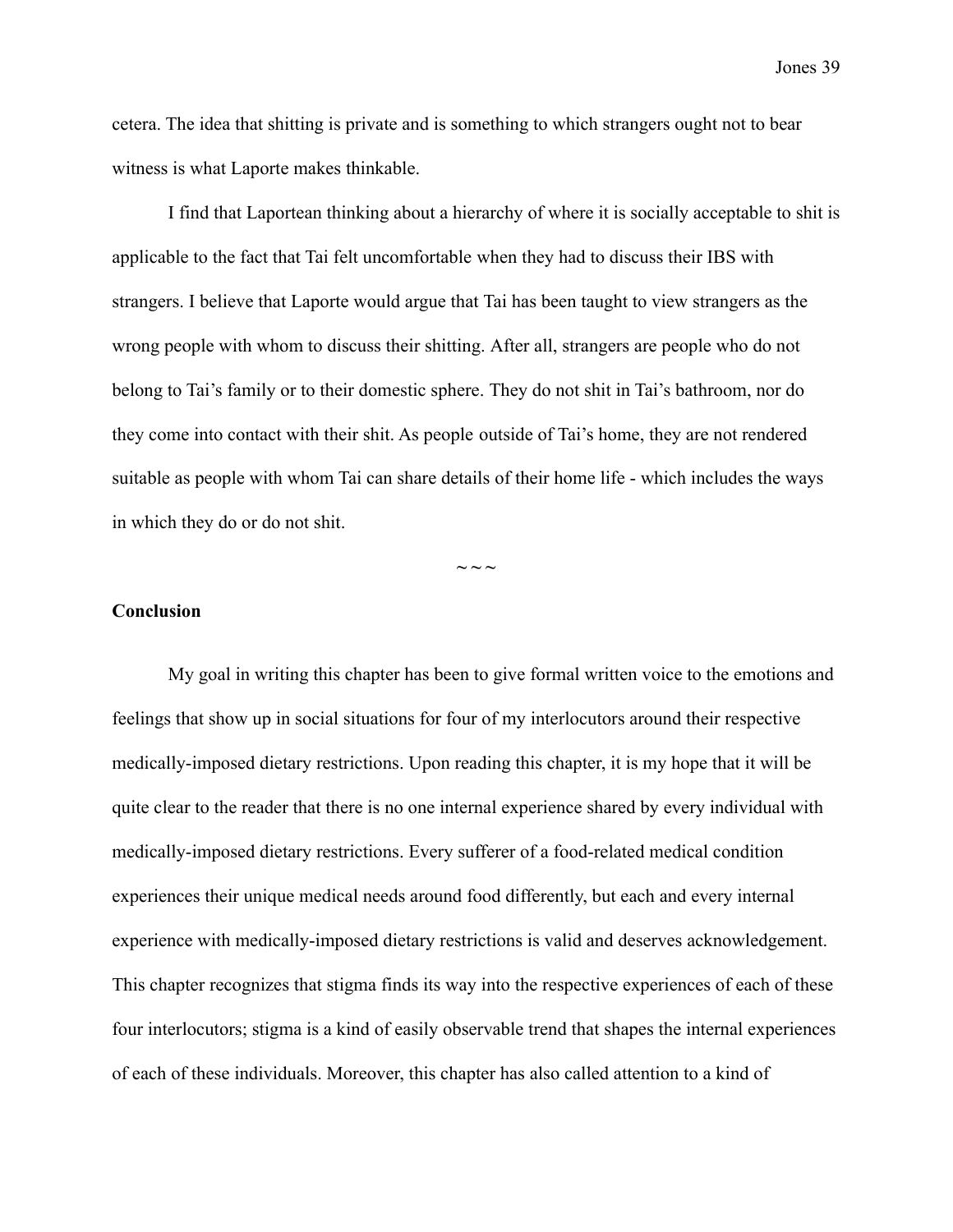cetera. The idea that shitting is private and is something to which strangers ought not to bear witness is what Laporte makes thinkable.

I find that Laportean thinking about a hierarchy of where it is socially acceptable to shit is applicable to the fact that Tai felt uncomfortable when they had to discuss their IBS with strangers. I believe that Laporte would argue that Tai has been taught to view strangers as the wrong people with whom to discuss their shitting. After all, strangers are people who do not belong to Tai's family or to their domestic sphere. They do not shit in Tai's bathroom, nor do they come into contact with their shit. As people outside of Tai's home, they are not rendered suitable as people with whom Tai can share details of their home life - which includes the ways in which they do or do not shit.

~ ~ ~

**Conclusion**

My goal in writing this chapter has been to give formal written voice to the emotions and feelings that show up in social situations for four of my interlocutors around their respective medically-imposed dietary restrictions. Upon reading this chapter, it is my hope that it will be quite clear to the reader that there is no one internal experience shared by every individual with medically-imposed dietary restrictions. Every sufferer of a food-related medical condition experiences their unique medical needs around food differently, but each and every internal experience with medically-imposed dietary restrictions is valid and deserves acknowledgement. This chapter recognizes that stigma finds its way into the respective experiences of each of these four interlocutors; stigma is a kind of easily observable trend that shapes the internal experiences of each of these individuals. Moreover, this chapter has also called attention to a kind of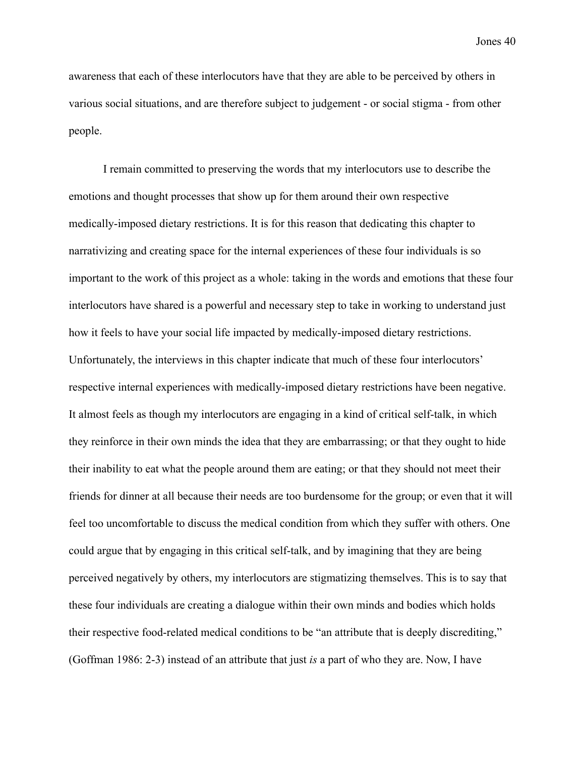awareness that each of these interlocutors have that they are able to be perceived by others in various social situations, and are therefore subject to judgement - or social stigma - from other people.

I remain committed to preserving the words that my interlocutors use to describe the emotions and thought processes that show up for them around their own respective medically-imposed dietary restrictions. It is for this reason that dedicating this chapter to narrativizing and creating space for the internal experiences of these four individuals is so important to the work of this project as a whole: taking in the words and emotions that these four interlocutors have shared is a powerful and necessary step to take in working to understand just how it feels to have your social life impacted by medically-imposed dietary restrictions. Unfortunately, the interviews in this chapter indicate that much of these four interlocutors' respective internal experiences with medically-imposed dietary restrictions have been negative. It almost feels as though my interlocutors are engaging in a kind of critical self-talk, in which they reinforce in their own minds the idea that they are embarrassing; or that they ought to hide their inability to eat what the people around them are eating; or that they should not meet their friends for dinner at all because their needs are too burdensome for the group; or even that it will feel too uncomfortable to discuss the medical condition from which they suffer with others. One could argue that by engaging in this critical self-talk, and by imagining that they are being perceived negatively by others, my interlocutors are stigmatizing themselves. This is to say that these four individuals are creating a dialogue within their own minds and bodies which holds their respective food-related medical conditions to be "an attribute that is deeply discrediting," (Goffman 1986: 2-3) instead of an attribute that just *is* a part of who they are. Now, I have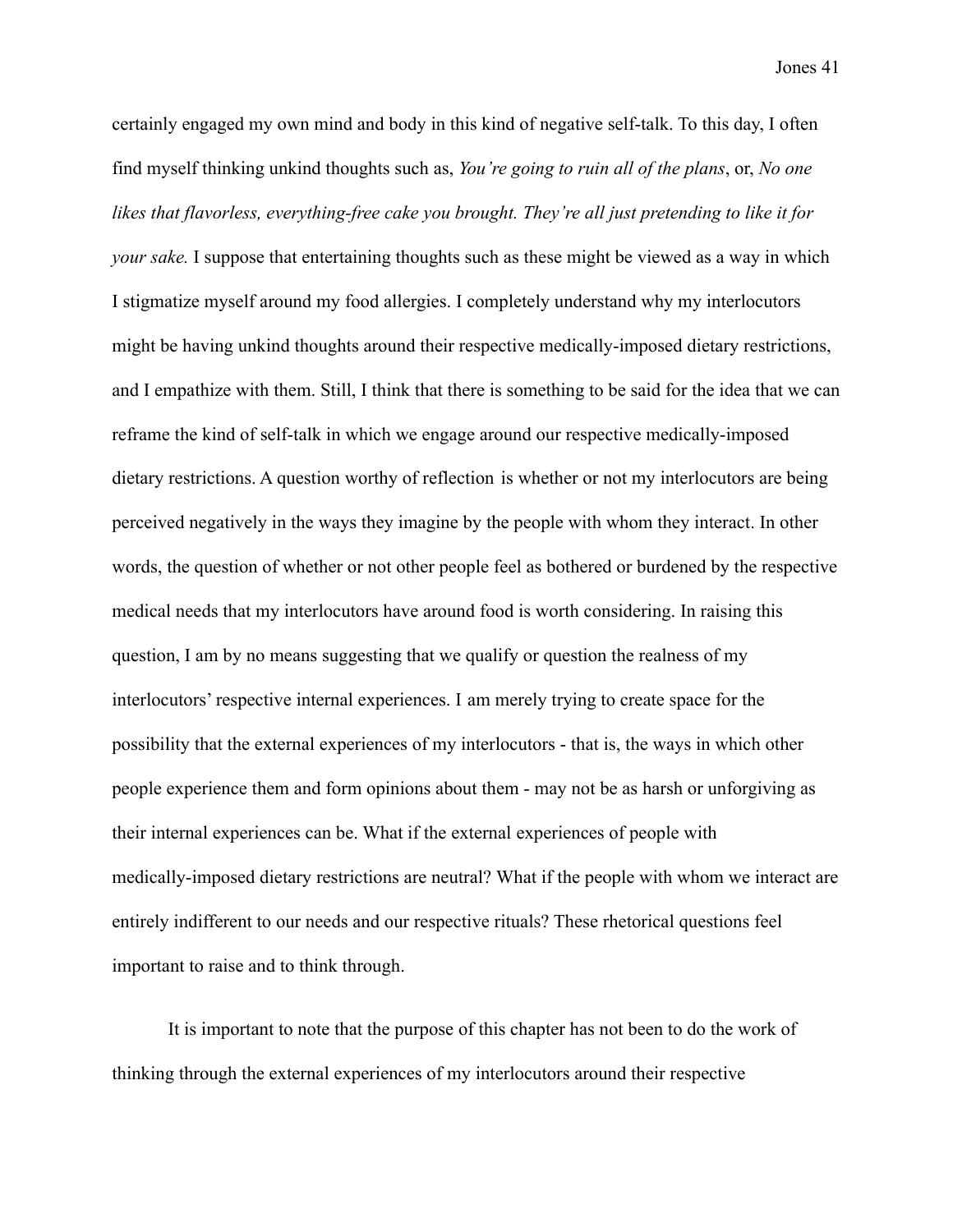certainly engaged my own mind and body in this kind of negative self-talk. To this day, I often find myself thinking unkind thoughts such as, *You're going to ruin all of the plans*, or, *No one likes that flavorless, everything-free cake you brought. They're all just pretending to like it for your sake.* I suppose that entertaining thoughts such as these might be viewed as a way in which I stigmatize myself around my food allergies. I completely understand why my interlocutors might be having unkind thoughts around their respective medically-imposed dietary restrictions, and I empathize with them. Still, I think that there is something to be said for the idea that we can reframe the kind of self-talk in which we engage around our respective medically-imposed dietary restrictions. A question worthy of reflection is whether or not my interlocutors are being perceived negatively in the ways they imagine by the people with whom they interact. In other words, the question of whether or not other people feel as bothered or burdened by the respective medical needs that my interlocutors have around food is worth considering. In raising this question, I am by no means suggesting that we qualify or question the realness of my interlocutors' respective internal experiences. I am merely trying to create space for the possibility that the external experiences of my interlocutors - that is, the ways in which other people experience them and form opinions about them - may not be as harsh or unforgiving as their internal experiences can be. What if the external experiences of people with medically-imposed dietary restrictions are neutral? What if the people with whom we interact are entirely indifferent to our needs and our respective rituals? These rhetorical questions feel important to raise and to think through.

It is important to note that the purpose of this chapter has not been to do the work of thinking through the external experiences of my interlocutors around their respective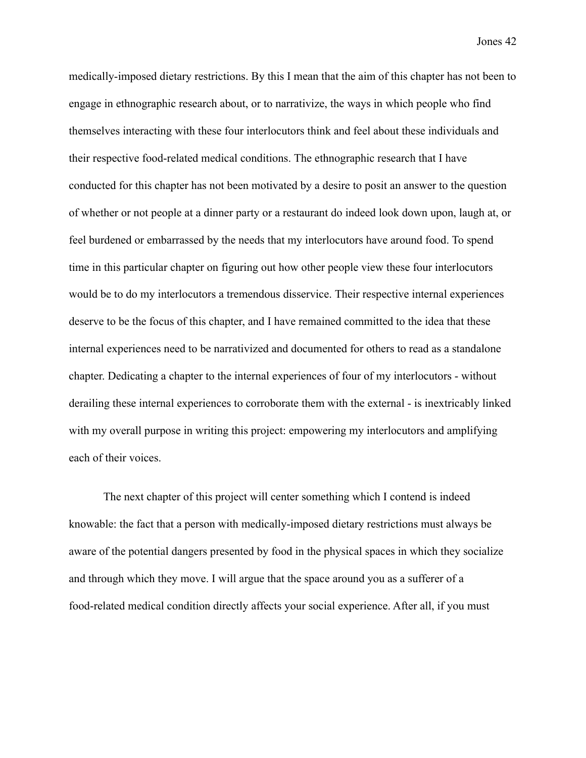medically-imposed dietary restrictions. By this I mean that the aim of this chapter has not been to engage in ethnographic research about, or to narrativize, the ways in which people who find themselves interacting with these four interlocutors think and feel about these individuals and their respective food-related medical conditions. The ethnographic research that I have conducted for this chapter has not been motivated by a desire to posit an answer to the question of whether or not people at a dinner party or a restaurant do indeed look down upon, laugh at, or feel burdened or embarrassed by the needs that my interlocutors have around food. To spend time in this particular chapter on figuring out how other people view these four interlocutors would be to do my interlocutors a tremendous disservice. Their respective internal experiences deserve to be the focus of this chapter, and I have remained committed to the idea that these internal experiences need to be narrativized and documented for others to read as a standalone chapter. Dedicating a chapter to the internal experiences of four of my interlocutors - without derailing these internal experiences to corroborate them with the external - is inextricably linked with my overall purpose in writing this project: empowering my interlocutors and amplifying each of their voices.

The next chapter of this project will center something which I contend is indeed knowable: the fact that a person with medically-imposed dietary restrictions must always be aware of the potential dangers presented by food in the physical spaces in which they socialize and through which they move. I will argue that the space around you as a sufferer of a food-related medical condition directly affects your social experience. After all, if you must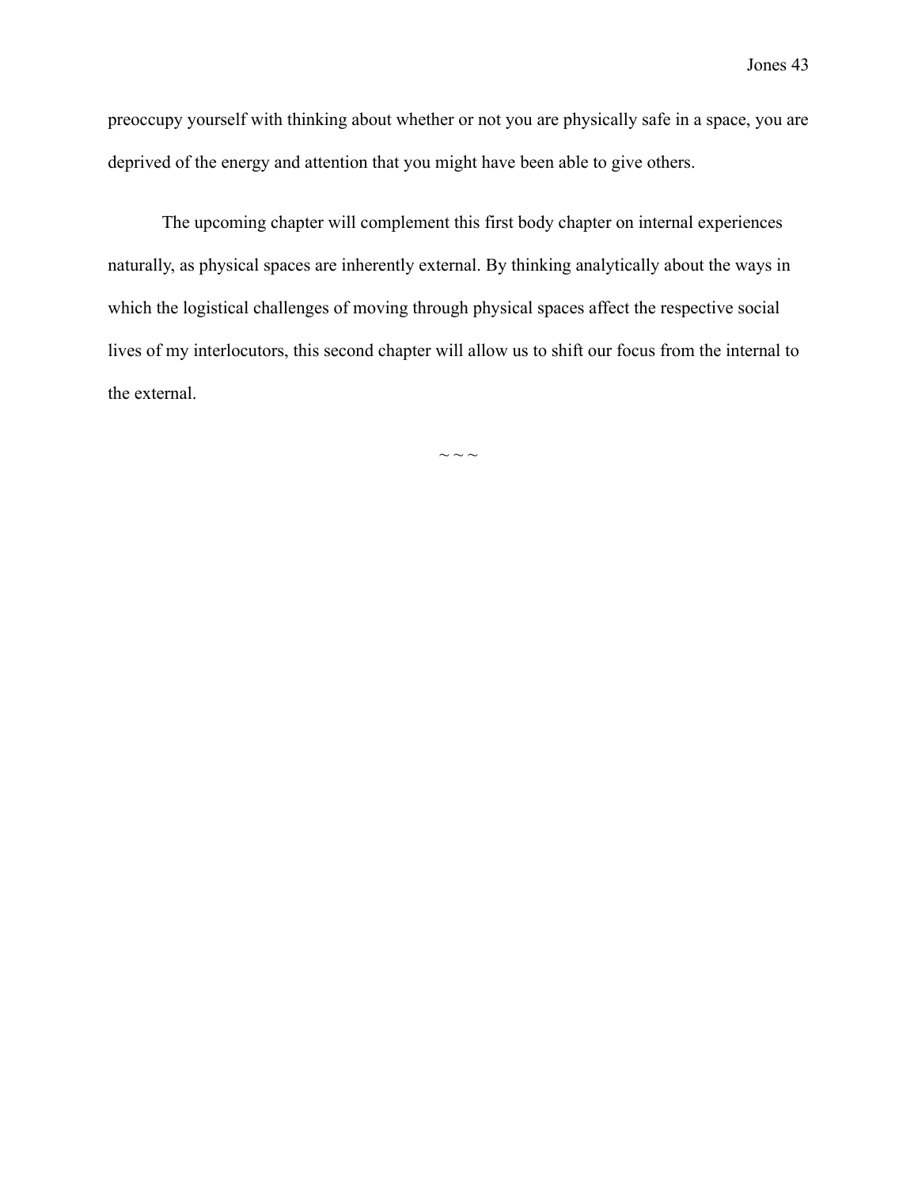preoccupy yourself with thinking about whether or not you are physically safe in a space, you are deprived of the energy and attention that you might have been able to give others.

The upcoming chapter will complement this first body chapter on internal experiences naturally, as physical spaces are inherently external. By thinking analytically about the ways in which the logistical challenges of moving through physical spaces affect the respective social lives of my interlocutors, this second chapter will allow us to shift our focus from the internal to the external.

~ ~ ~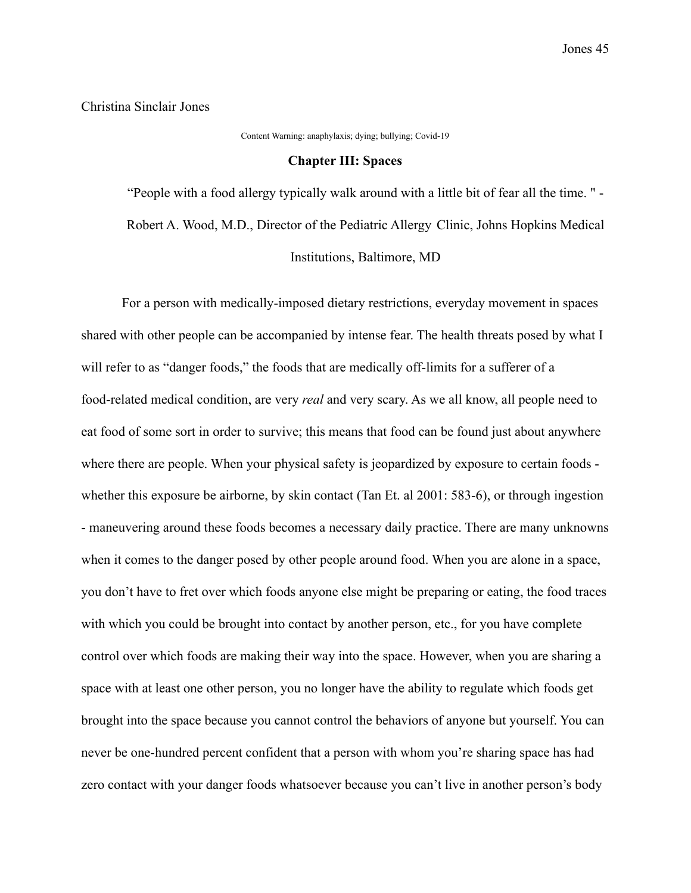Christina Sinclair Jones

Content Warning: anaphylaxis; dying; bullying; Covid-19

## Chapter III: Spaces

> "People with a food allergy typically walk around with a little bit of fear all the time. " - Robert A. Wood, M.D., Director of the Pediatric Allergy Clinic, Johns Hopkins Medical Institutions, Baltimore, MD

For a person with medically-imposed dietary restrictions, everyday movement in spaces shared with other people can be accompanied by intense fear. The health threats posed by what I will refer to as "danger foods," the foods that are medically off-limits for a sufferer of a food-related medical condition, are very *real* and very scary. As we all know, all people need to eat food of some sort in order to survive; this means that food can be found just about anywhere where there are people. When your physical safety is jeopardized by exposure to certain foods - whether this exposure be airborne, by skin contact (Tan Et. al 2001: 583-6), or through ingestion - maneuvering around these foods becomes a necessary daily practice. There are many unknowns when it comes to the danger posed by other people around food. When you are alone in a space, you don't have to fret over which foods anyone else might be preparing or eating, the food traces with which you could be brought into contact by another person, etc., for you have complete control over which foods are making their way into the space. However, when you are sharing a space with at least one other person, you no longer have the ability to regulate which foods get brought into the space because you cannot control the behaviors of anyone but yourself. You can never be one-hundred percent confident that a person with whom you're sharing space has had zero contact with your danger foods whatsoever because you can't live in another person's body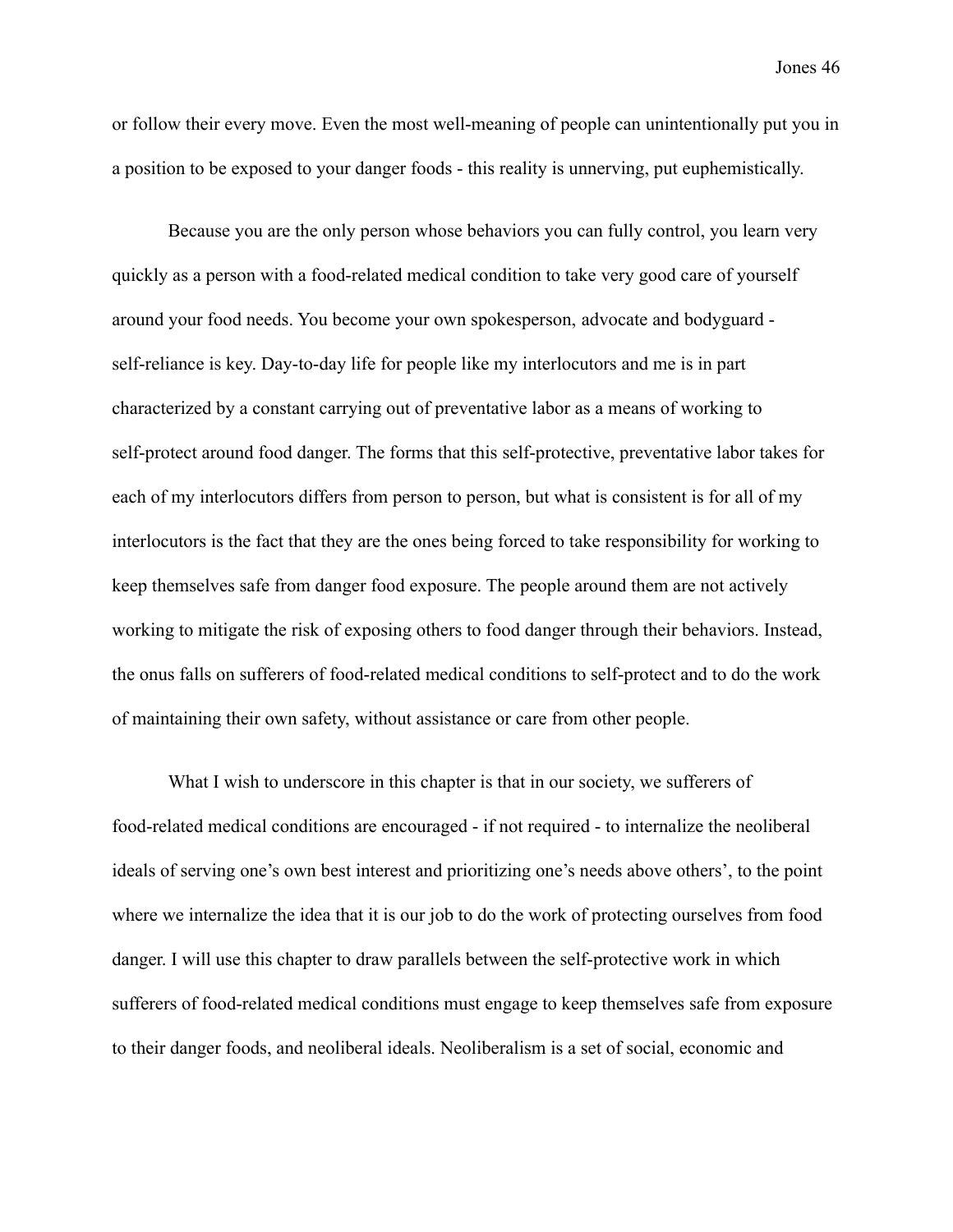or follow their every move. Even the most well-meaning of people can unintentionally put you in a position to be exposed to your danger foods - this reality is unnerving, put euphemistically.

Because you are the only person whose behaviors you can fully control, you learn very quickly as a person with a food-related medical condition to take very good care of yourself around your food needs. You become your own spokesperson, advocate and bodyguard - self-reliance is key. Day-to-day life for people like my interlocutors and me is in part characterized by a constant carrying out of preventative labor as a means of working to self-protect around food danger. The forms that this self-protective, preventative labor takes for each of my interlocutors differs from person to person, but what is consistent is for all of my interlocutors is the fact that they are the ones being forced to take responsibility for working to keep themselves safe from danger food exposure. The people around them are not actively working to mitigate the risk of exposing others to food danger through their behaviors. Instead, the onus falls on sufferers of food-related medical conditions to self-protect and to do the work of maintaining their own safety, without assistance or care from other people.

What I wish to underscore in this chapter is that in our society, we sufferers of food-related medical conditions are encouraged - if not required - to internalize the neoliberal ideals of serving one's own best interest and prioritizing one's needs above others', to the point where we internalize the idea that it is our job to do the work of protecting ourselves from food danger. I will use this chapter to draw parallels between the self-protective work in which sufferers of food-related medical conditions must engage to keep themselves safe from exposure to their danger foods, and neoliberal ideals. Neoliberalism is a set of social, economic and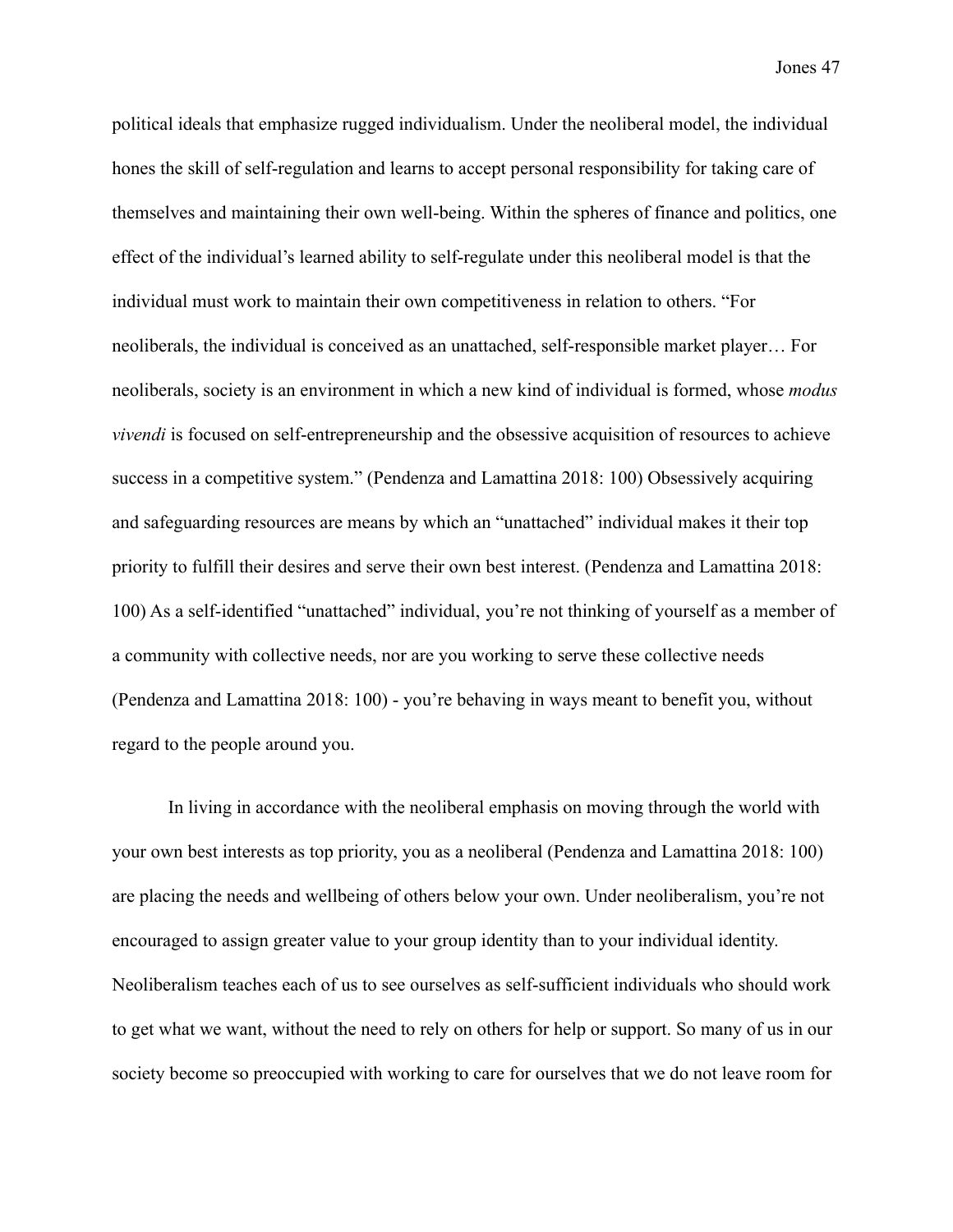political ideals that emphasize rugged individualism. Under the neoliberal model, the individual hones the skill of self-regulation and learns to accept personal responsibility for taking care of themselves and maintaining their own well-being. Within the spheres of finance and politics, one effect of the individual's learned ability to self-regulate under this neoliberal model is that the individual must work to maintain their own competitiveness in relation to others. "For neoliberals, the individual is conceived as an unattached, self-responsible market player… For neoliberals, society is an environment in which a new kind of individual is formed, whose *modus vivendi* is focused on self-entrepreneurship and the obsessive acquisition of resources to achieve success in a competitive system." (Pendenza and Lamattina 2018: 100) Obsessively acquiring and safeguarding resources are means by which an "unattached" individual makes it their top priority to fulfill their desires and serve their own best interest. (Pendenza and Lamattina 2018: 100) As a self-identified "unattached" individual, you're not thinking of yourself as a member of a community with collective needs, nor are you working to serve these collective needs (Pendenza and Lamattina 2018: 100) - you're behaving in ways meant to benefit you, without regard to the people around you.

In living in accordance with the neoliberal emphasis on moving through the world with your own best interests as top priority, you as a neoliberal (Pendenza and Lamattina 2018: 100) are placing the needs and wellbeing of others below your own. Under neoliberalism, you're not encouraged to assign greater value to your group identity than to your individual identity. Neoliberalism teaches each of us to see ourselves as self-sufficient individuals who should work to get what we want, without the need to rely on others for help or support. So many of us in our society become so preoccupied with working to care for ourselves that we do not leave room for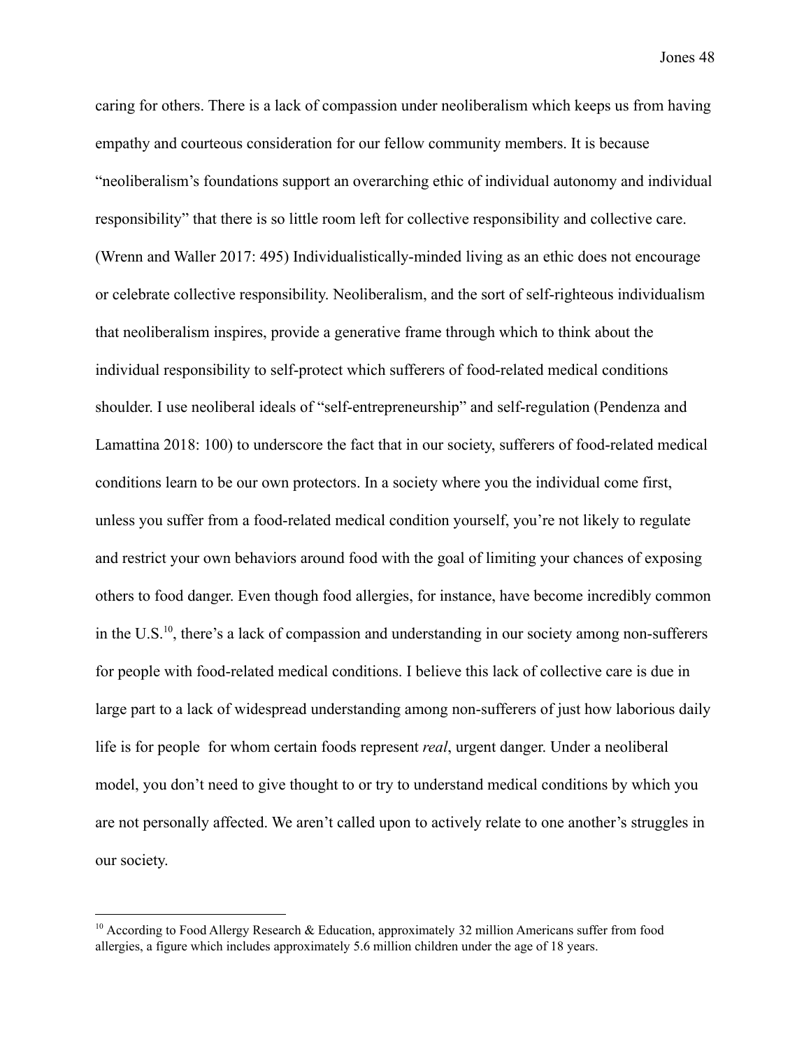caring for others. There is a lack of compassion under neoliberalism which keeps us from having empathy and courteous consideration for our fellow community members. It is because "neoliberalism's foundations support an overarching ethic of individual autonomy and individual responsibility" that there is so little room left for collective responsibility and collective care. (Wrenn and Waller 2017: 495) Individualistically-minded living as an ethic does not encourage or celebrate collective responsibility. Neoliberalism, and the sort of self-righteous individualism that neoliberalism inspires, provide a generative frame through which to think about the individual responsibility to self-protect which sufferers of food-related medical conditions shoulder. I use neoliberal ideals of "self-entrepreneurship" and self-regulation (Pendenza and Lamattina 2018: 100) to underscore the fact that in our society, sufferers of food-related medical conditions learn to be our own protectors. In a society where you the individual come first, unless you suffer from a food-related medical condition yourself, you're not likely to regulate and restrict your own behaviors around food with the goal of limiting your chances of exposing others to food danger. Even though food allergies, for instance, have become incredibly common in the U.S.[10], there's a lack of compassion and understanding in our society among non-sufferers for people with food-related medical conditions. I believe this lack of collective care is due in large part to a lack of widespread understanding among non-sufferers of just how laborious daily life is for people for whom certain foods represent *real*, urgent danger. Under a neoliberal model, you don't need to give thought to or try to understand medical conditions by which you are not personally affected. We aren't called upon to actively relate to one another's struggles in our society.

---

[10] According to Food Allergy Research & Education, approximately 32 million Americans suffer from food allergies, a figure which includes approximately 5.6 million children under the age of 18 years.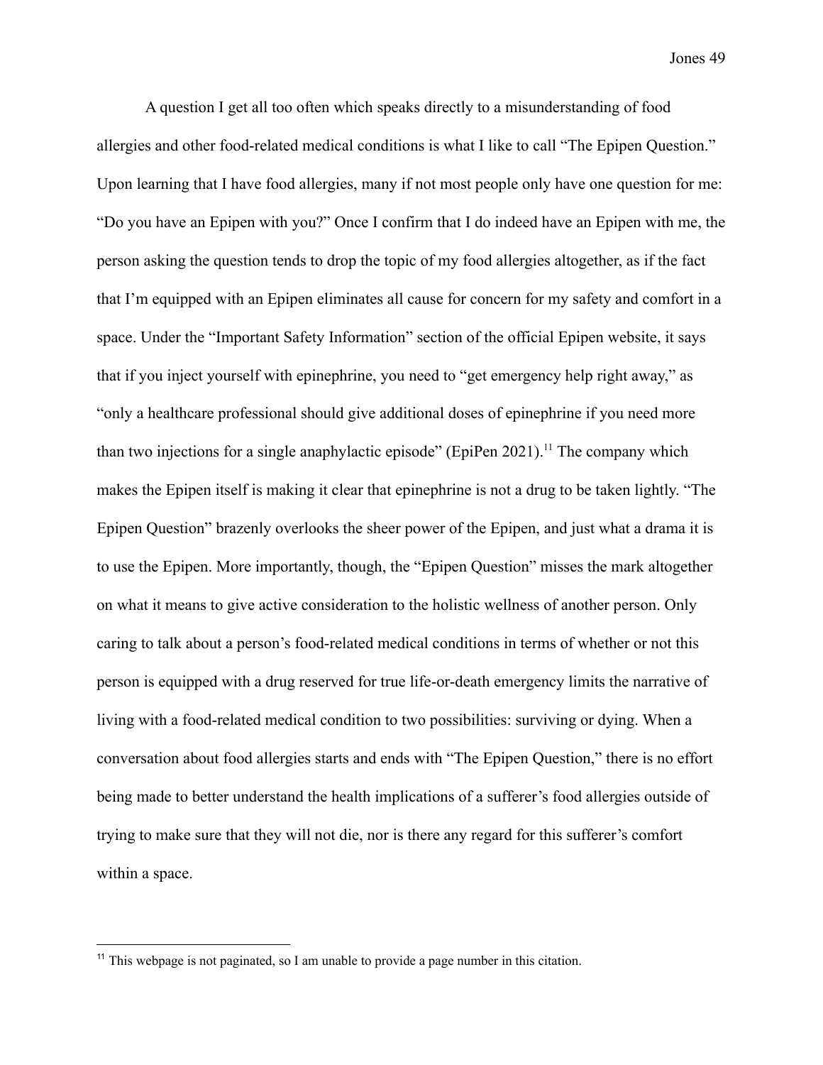A question I get all too often which speaks directly to a misunderstanding of food allergies and other food-related medical conditions is what I like to call "The Epipen Question." Upon learning that I have food allergies, many if not most people only have one question for me: "Do you have an Epipen with you?" Once I confirm that I do indeed have an Epipen with me, the person asking the question tends to drop the topic of my food allergies altogether, as if the fact that I'm equipped with an Epipen eliminates all cause for concern for my safety and comfort in a space. Under the "Important Safety Information" section of the official Epipen website, it says that if you inject yourself with epinephrine, you need to "get emergency help right away," as "only a healthcare professional should give additional doses of epinephrine if you need more than two injections for a single anaphylactic episode" (EpiPen 2021).[11] The company which makes the Epipen itself is making it clear that epinephrine is not a drug to be taken lightly. "The Epipen Question" brazenly overlooks the sheer power of the Epipen, and just what a drama it is to use the Epipen. More importantly, though, the "Epipen Question" misses the mark altogether on what it means to give active consideration to the holistic wellness of another person. Only caring to talk about a person's food-related medical conditions in terms of whether or not this person is equipped with a drug reserved for true life-or-death emergency limits the narrative of living with a food-related medical condition to two possibilities: surviving or dying. When a conversation about food allergies starts and ends with "The Epipen Question," there is no effort being made to better understand the health implications of a sufferer's food allergies outside of trying to make sure that they will not die, nor is there any regard for this sufferer's comfort within a space.

[11] This webpage is not paginated, so I am unable to provide a page number in this citation.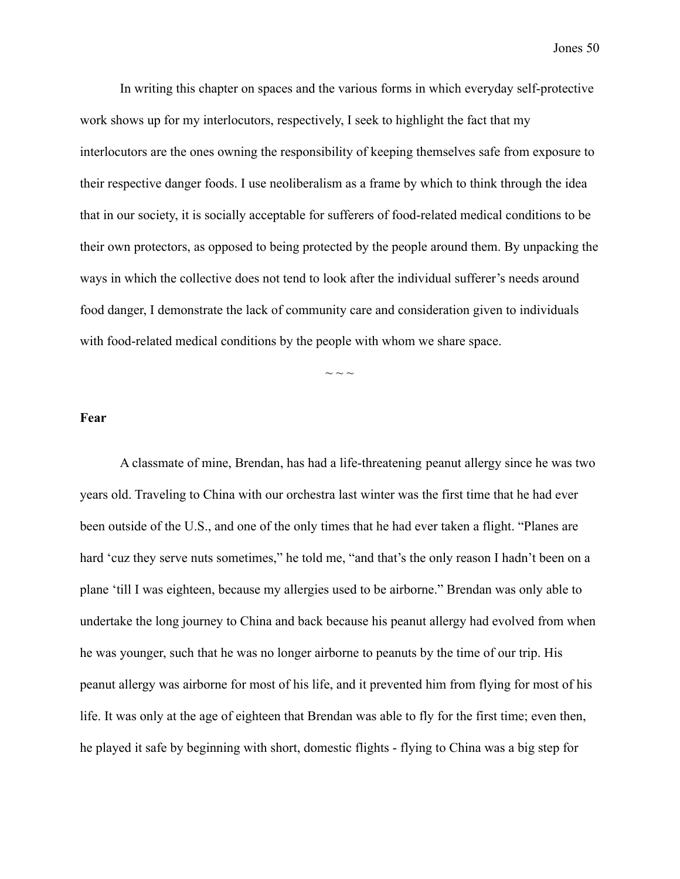In writing this chapter on spaces and the various forms in which everyday self-protective work shows up for my interlocutors, respectively, I seek to highlight the fact that my interlocutors are the ones owning the responsibility of keeping themselves safe from exposure to their respective danger foods. I use neoliberalism as a frame by which to think through the idea that in our society, it is socially acceptable for sufferers of food-related medical conditions to be their own protectors, as opposed to being protected by the people around them. By unpacking the ways in which the collective does not tend to look after the individual sufferer's needs around food danger, I demonstrate the lack of community care and consideration given to individuals with food-related medical conditions by the people with whom we share space.

~ ~ ~

**Fear**

A classmate of mine, Brendan, has had a life-threatening peanut allergy since he was two years old. Traveling to China with our orchestra last winter was the first time that he had ever been outside of the U.S., and one of the only times that he had ever taken a flight. "Planes are hard 'cuz they serve nuts sometimes," he told me, "and that's the only reason I hadn't been on a plane 'till I was eighteen, because my allergies used to be airborne." Brendan was only able to undertake the long journey to China and back because his peanut allergy had evolved from when he was younger, such that he was no longer airborne to peanuts by the time of our trip. His peanut allergy was airborne for most of his life, and it prevented him from flying for most of his life. It was only at the age of eighteen that Brendan was able to fly for the first time; even then, he played it safe by beginning with short, domestic flights - flying to China was a big step for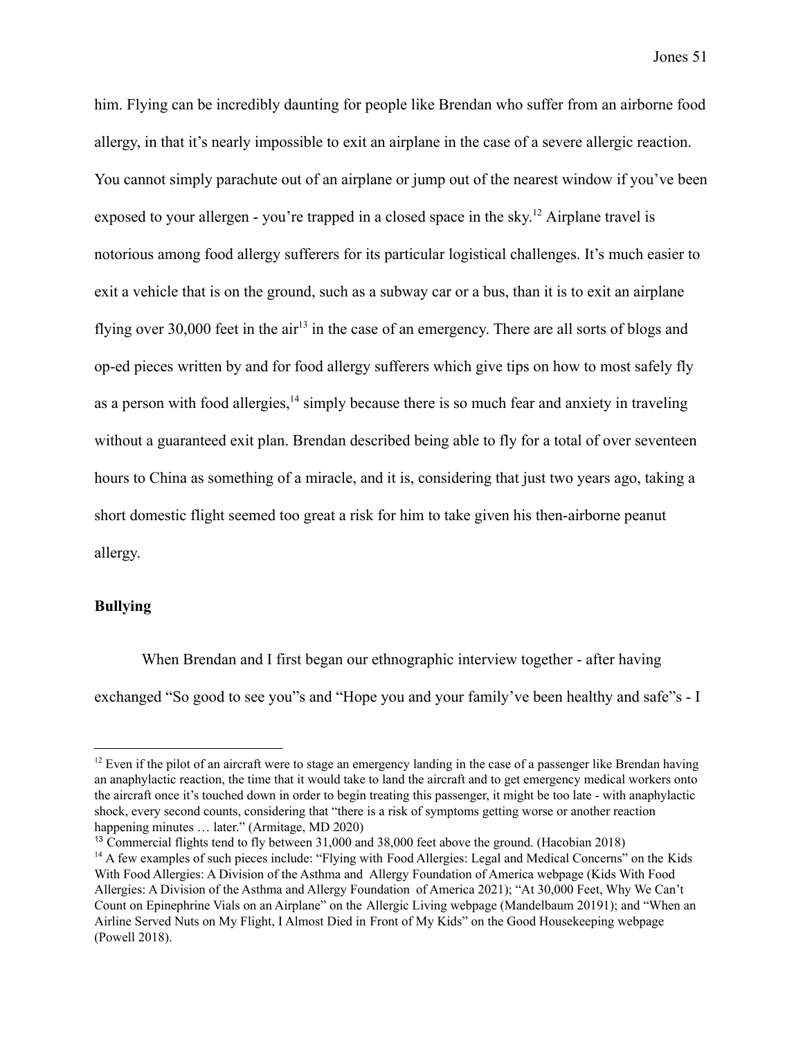him. Flying can be incredibly daunting for people like Brendan who suffer from an airborne food allergy, in that it's nearly impossible to exit an airplane in the case of a severe allergic reaction. You cannot simply parachute out of an airplane or jump out of the nearest window if you've been exposed to your allergen - you're trapped in a closed space in the sky.[12] Airplane travel is notorious among food allergy sufferers for its particular logistical challenges. It's much easier to exit a vehicle that is on the ground, such as a subway car or a bus, than it is to exit an airplane flying over 30,000 feet in the air[13] in the case of an emergency. There are all sorts of blogs and op-ed pieces written by and for food allergy sufferers which give tips on how to most safely fly as a person with food allergies,[14] simply because there is so much fear and anxiety in traveling without a guaranteed exit plan. Brendan described being able to fly for a total of over seventeen hours to China as something of a miracle, and it is, considering that just two years ago, taking a short domestic flight seemed too great a risk for him to take given his then-airborne peanut allergy.

**Bullying**

When Brendan and I first began our ethnographic interview together - after having exchanged "So good to see you"s and "Hope you and your family've been healthy and safe"s - I

---

[12] Even if the pilot of an aircraft were to stage an emergency landing in the case of a passenger like Brendan having an anaphylactic reaction, the time that it would take to land the aircraft and to get emergency medical workers onto the aircraft once it's touched down in order to begin treating this passenger, it might be too late - with anaphylactic shock, every second counts, considering that "there is a risk of symptoms getting worse or another reaction happening minutes … later." (Armitage, MD 2020)

[13] Commercial flights tend to fly between 31,000 and 38,000 feet above the ground. (Hacobian 2018)

[14] A few examples of such pieces include: "Flying with Food Allergies: Legal and Medical Concerns" on the Kids With Food Allergies: A Division of the Asthma and Allergy Foundation of America webpage (Kids With Food Allergies: A Division of the Asthma and Allergy Foundation of America 2021); "At 30,000 Feet, Why We Can't Count on Epinephrine Vials on an Airplane" on the Allergic Living webpage (Mandelbaum 20191); and "When an Airline Served Nuts on My Flight, I Almost Died in Front of My Kids" on the Good Housekeeping webpage (Powell 2018).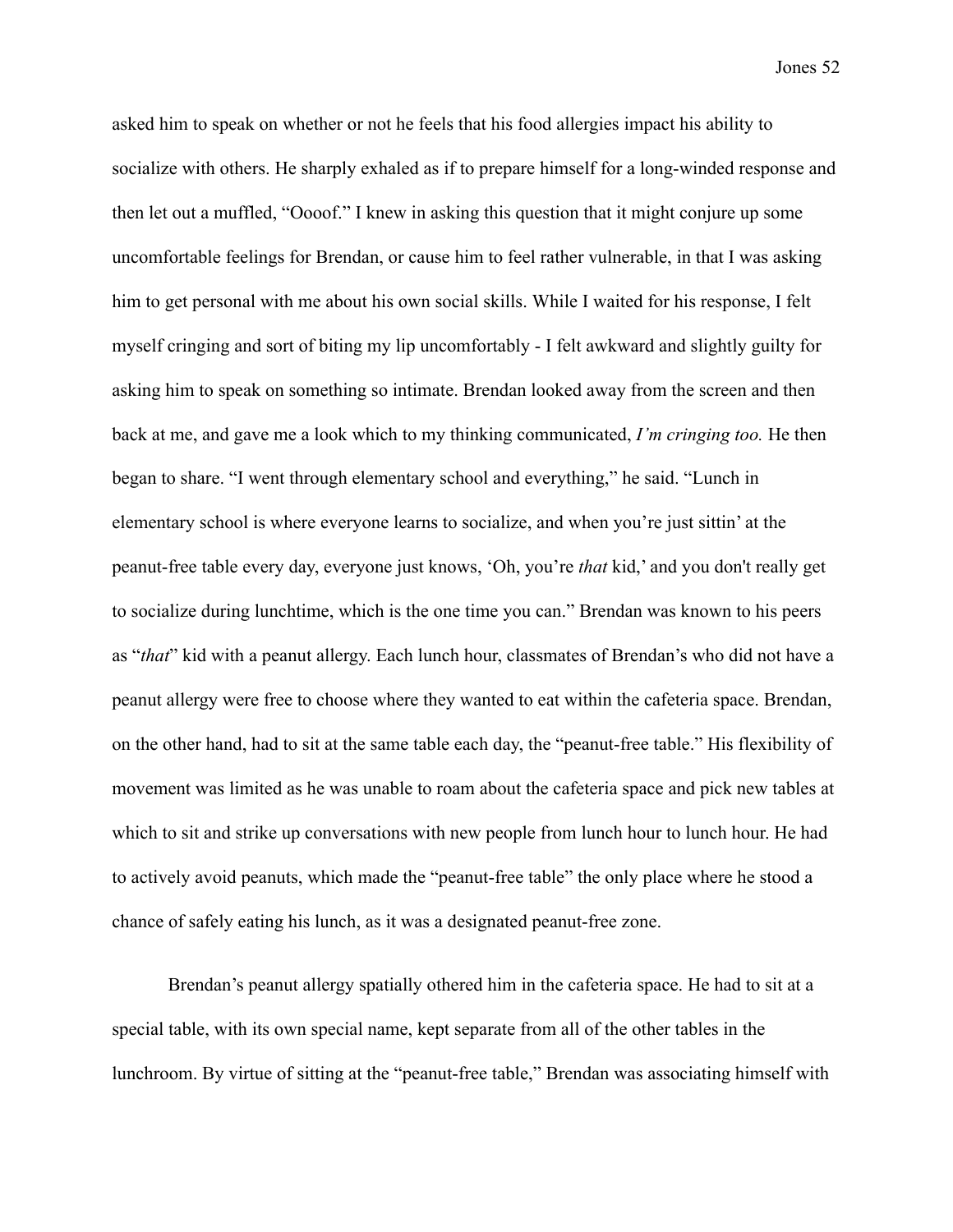asked him to speak on whether or not he feels that his food allergies impact his ability to socialize with others. He sharply exhaled as if to prepare himself for a long-winded response and then let out a muffled, "Oooof." I knew in asking this question that it might conjure up some uncomfortable feelings for Brendan, or cause him to feel rather vulnerable, in that I was asking him to get personal with me about his own social skills. While I waited for his response, I felt myself cringing and sort of biting my lip uncomfortably - I felt awkward and slightly guilty for asking him to speak on something so intimate. Brendan looked away from the screen and then back at me, and gave me a look which to my thinking communicated, *I'm cringing too.* He then began to share. "I went through elementary school and everything," he said. "Lunch in elementary school is where everyone learns to socialize, and when you're just sittin' at the peanut-free table every day, everyone just knows, 'Oh, you're *that* kid,' and you don't really get to socialize during lunchtime, which is the one time you can." Brendan was known to his peers as "*that*" kid with a peanut allergy. Each lunch hour, classmates of Brendan's who did not have a peanut allergy were free to choose where they wanted to eat within the cafeteria space. Brendan, on the other hand, had to sit at the same table each day, the "peanut-free table." His flexibility of movement was limited as he was unable to roam about the cafeteria space and pick new tables at which to sit and strike up conversations with new people from lunch hour to lunch hour. He had to actively avoid peanuts, which made the "peanut-free table" the only place where he stood a chance of safely eating his lunch, as it was a designated peanut-free zone.

Brendan's peanut allergy spatially othered him in the cafeteria space. He had to sit at a special table, with its own special name, kept separate from all of the other tables in the lunchroom. By virtue of sitting at the "peanut-free table," Brendan was associating himself with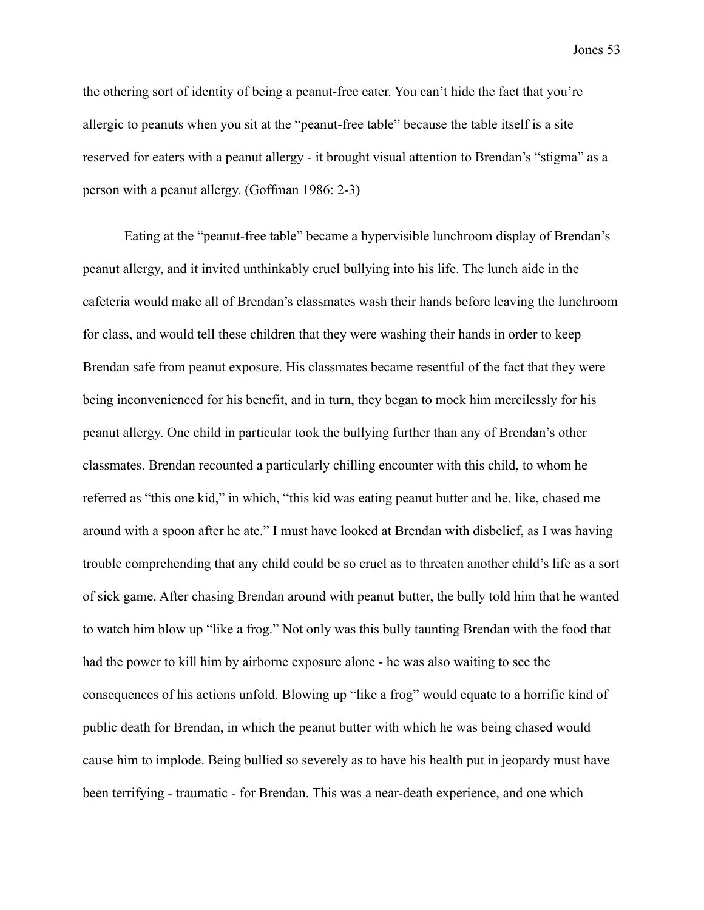the othering sort of identity of being a peanut-free eater. You can't hide the fact that you're allergic to peanuts when you sit at the "peanut-free table" because the table itself is a site reserved for eaters with a peanut allergy - it brought visual attention to Brendan's "stigma" as a person with a peanut allergy. (Goffman 1986: 2-3)

Eating at the "peanut-free table" became a hypervisible lunchroom display of Brendan's peanut allergy, and it invited unthinkably cruel bullying into his life. The lunch aide in the cafeteria would make all of Brendan's classmates wash their hands before leaving the lunchroom for class, and would tell these children that they were washing their hands in order to keep Brendan safe from peanut exposure. His classmates became resentful of the fact that they were being inconvenienced for his benefit, and in turn, they began to mock him mercilessly for his peanut allergy. One child in particular took the bullying further than any of Brendan's other classmates. Brendan recounted a particularly chilling encounter with this child, to whom he referred as "this one kid," in which, "this kid was eating peanut butter and he, like, chased me around with a spoon after he ate." I must have looked at Brendan with disbelief, as I was having trouble comprehending that any child could be so cruel as to threaten another child's life as a sort of sick game. After chasing Brendan around with peanut butter, the bully told him that he wanted to watch him blow up "like a frog." Not only was this bully taunting Brendan with the food that had the power to kill him by airborne exposure alone - he was also waiting to see the consequences of his actions unfold. Blowing up "like a frog" would equate to a horrific kind of public death for Brendan, in which the peanut butter with which he was being chased would cause him to implode. Being bullied so severely as to have his health put in jeopardy must have been terrifying - traumatic - for Brendan. This was a near-death experience, and one which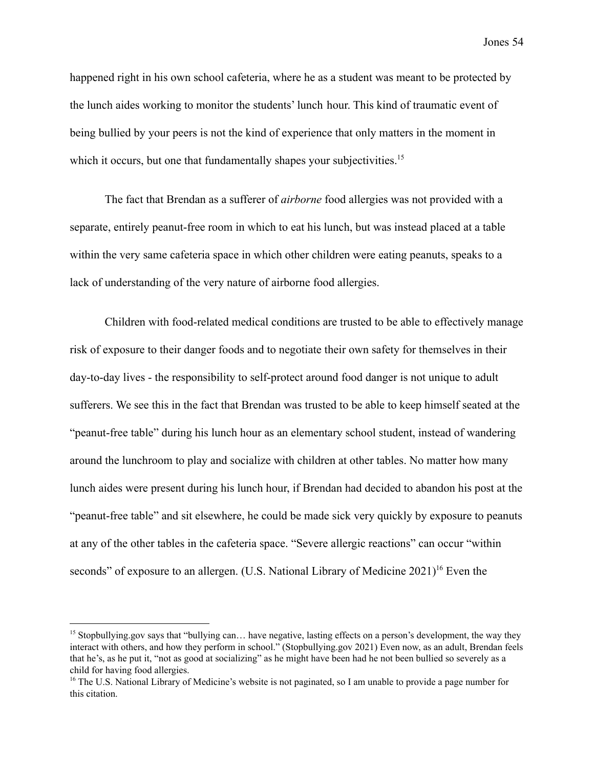happened right in his own school cafeteria, where he as a student was meant to be protected by the lunch aides working to monitor the students' lunch hour. This kind of traumatic event of being bullied by your peers is not the kind of experience that only matters in the moment in which it occurs, but one that fundamentally shapes your subjectivities.[15]

The fact that Brendan as a sufferer of *airborne* food allergies was not provided with a separate, entirely peanut-free room in which to eat his lunch, but was instead placed at a table within the very same cafeteria space in which other children were eating peanuts, speaks to a lack of understanding of the very nature of airborne food allergies.

Children with food-related medical conditions are trusted to be able to effectively manage risk of exposure to their danger foods and to negotiate their own safety for themselves in their day-to-day lives - the responsibility to self-protect around food danger is not unique to adult sufferers. We see this in the fact that Brendan was trusted to be able to keep himself seated at the "peanut-free table" during his lunch hour as an elementary school student, instead of wandering around the lunchroom to play and socialize with children at other tables. No matter how many lunch aides were present during his lunch hour, if Brendan had decided to abandon his post at the "peanut-free table" and sit elsewhere, he could be made sick very quickly by exposure to peanuts at any of the other tables in the cafeteria space. "Severe allergic reactions" can occur "within seconds" of exposure to an allergen. (U.S. National Library of Medicine 2021)[16] Even the

---

[15] Stopbullying.gov says that "bullying can… have negative, lasting effects on a person's development, the way they interact with others, and how they perform in school." (Stopbullying.gov 2021) Even now, as an adult, Brendan feels that he's, as he put it, "not as good at socializing" as he might have been had he not been bullied so severely as a child for having food allergies.

[16] The U.S. National Library of Medicine's website is not paginated, so I am unable to provide a page number for this citation.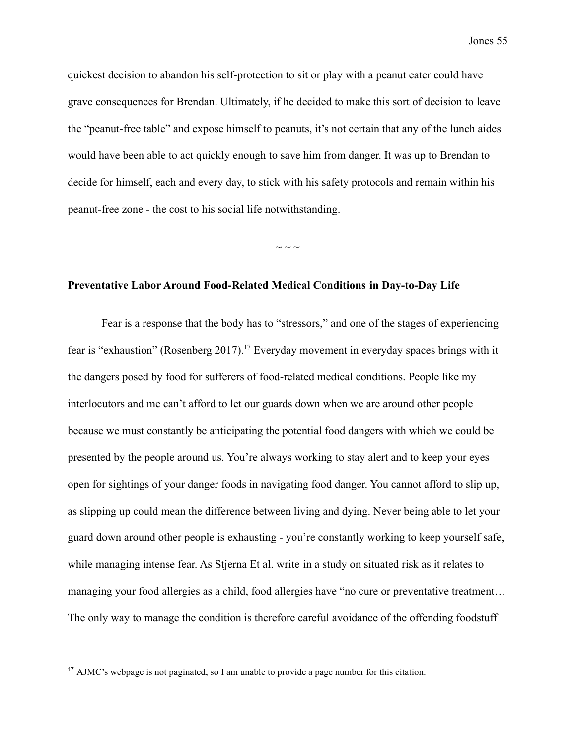quickest decision to abandon his self-protection to sit or play with a peanut eater could have grave consequences for Brendan. Ultimately, if he decided to make this sort of decision to leave the "peanut-free table" and expose himself to peanuts, it's not certain that any of the lunch aides would have been able to act quickly enough to save him from danger. It was up to Brendan to decide for himself, each and every day, to stick with his safety protocols and remain within his peanut-free zone - the cost to his social life notwithstanding.

~ ~ ~

**Preventative Labor Around Food-Related Medical Conditions in Day-to-Day Life**

Fear is a response that the body has to "stressors," and one of the stages of experiencing fear is "exhaustion" (Rosenberg 2017).[17] Everyday movement in everyday spaces brings with it the dangers posed by food for sufferers of food-related medical conditions. People like my interlocutors and me can't afford to let our guards down when we are around other people because we must constantly be anticipating the potential food dangers with which we could be presented by the people around us. You're always working to stay alert and to keep your eyes open for sightings of your danger foods in navigating food danger. You cannot afford to slip up, as slipping up could mean the difference between living and dying. Never being able to let your guard down around other people is exhausting - you're constantly working to keep yourself safe, while managing intense fear. As Stjerna Et al. write in a study on situated risk as it relates to managing your food allergies as a child, food allergies have "no cure or preventative treatment… The only way to manage the condition is therefore careful avoidance of the offending foodstuff

[17] AJMC's webpage is not paginated, so I am unable to provide a page number for this citation.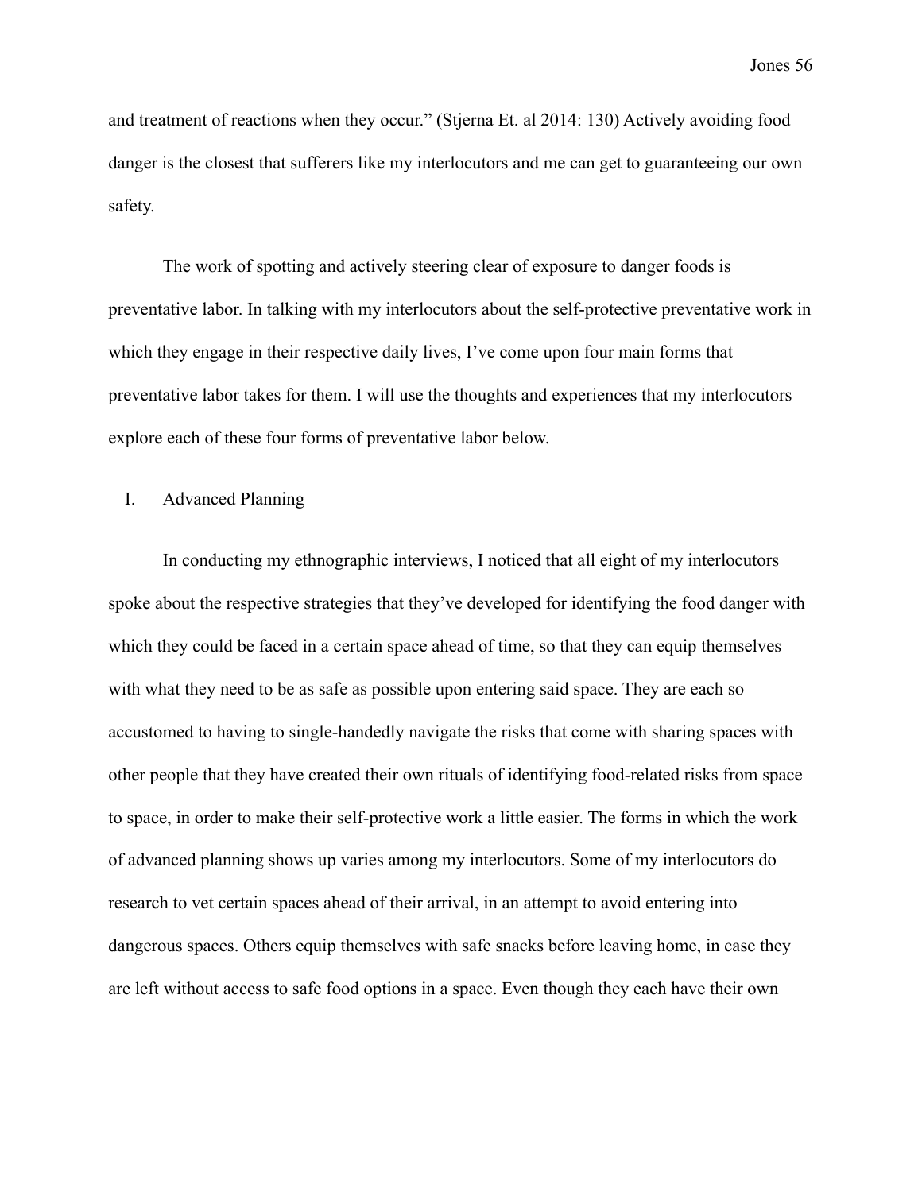and treatment of reactions when they occur." (Stjerna Et. al 2014: 130) Actively avoiding food danger is the closest that sufferers like my interlocutors and me can get to guaranteeing our own safety.

The work of spotting and actively steering clear of exposure to danger foods is preventative labor. In talking with my interlocutors about the self-protective preventative work in which they engage in their respective daily lives, I've come upon four main forms that preventative labor takes for them. I will use the thoughts and experiences that my interlocutors explore each of these four forms of preventative labor below.

I. Advanced Planning

In conducting my ethnographic interviews, I noticed that all eight of my interlocutors spoke about the respective strategies that they've developed for identifying the food danger with which they could be faced in a certain space ahead of time, so that they can equip themselves with what they need to be as safe as possible upon entering said space. They are each so accustomed to having to single-handedly navigate the risks that come with sharing spaces with other people that they have created their own rituals of identifying food-related risks from space to space, in order to make their self-protective work a little easier. The forms in which the work of advanced planning shows up varies among my interlocutors. Some of my interlocutors do research to vet certain spaces ahead of their arrival, in an attempt to avoid entering into dangerous spaces. Others equip themselves with safe snacks before leaving home, in case they are left without access to safe food options in a space. Even though they each have their own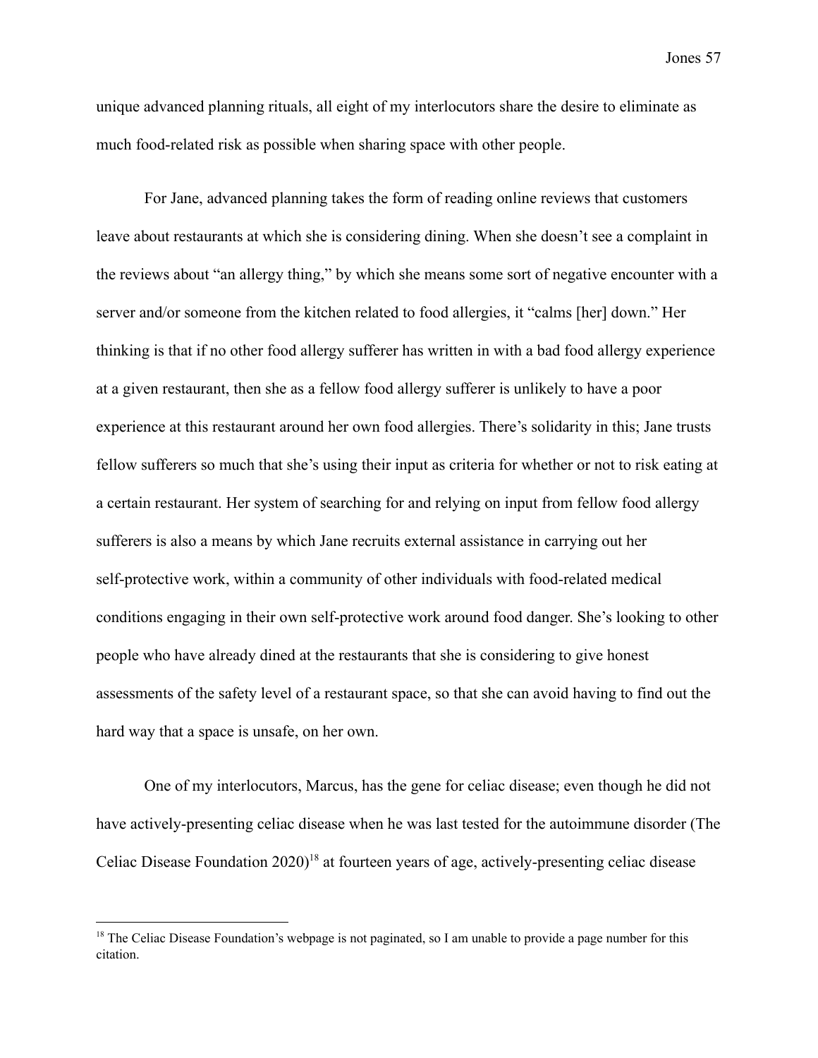unique advanced planning rituals, all eight of my interlocutors share the desire to eliminate as much food-related risk as possible when sharing space with other people.

For Jane, advanced planning takes the form of reading online reviews that customers leave about restaurants at which she is considering dining. When she doesn't see a complaint in the reviews about "an allergy thing," by which she means some sort of negative encounter with a server and/or someone from the kitchen related to food allergies, it "calms [her] down." Her thinking is that if no other food allergy sufferer has written in with a bad food allergy experience at a given restaurant, then she as a fellow food allergy sufferer is unlikely to have a poor experience at this restaurant around her own food allergies. There's solidarity in this; Jane trusts fellow sufferers so much that she's using their input as criteria for whether or not to risk eating at a certain restaurant. Her system of searching for and relying on input from fellow food allergy sufferers is also a means by which Jane recruits external assistance in carrying out her self-protective work, within a community of other individuals with food-related medical conditions engaging in their own self-protective work around food danger. She's looking to other people who have already dined at the restaurants that she is considering to give honest assessments of the safety level of a restaurant space, so that she can avoid having to find out the hard way that a space is unsafe, on her own.

One of my interlocutors, Marcus, has the gene for celiac disease; even though he did not have actively-presenting celiac disease when he was last tested for the autoimmune disorder (The Celiac Disease Foundation 2020)[18] at fourteen years of age, actively-presenting celiac disease

[18] The Celiac Disease Foundation's webpage is not paginated, so I am unable to provide a page number for this citation.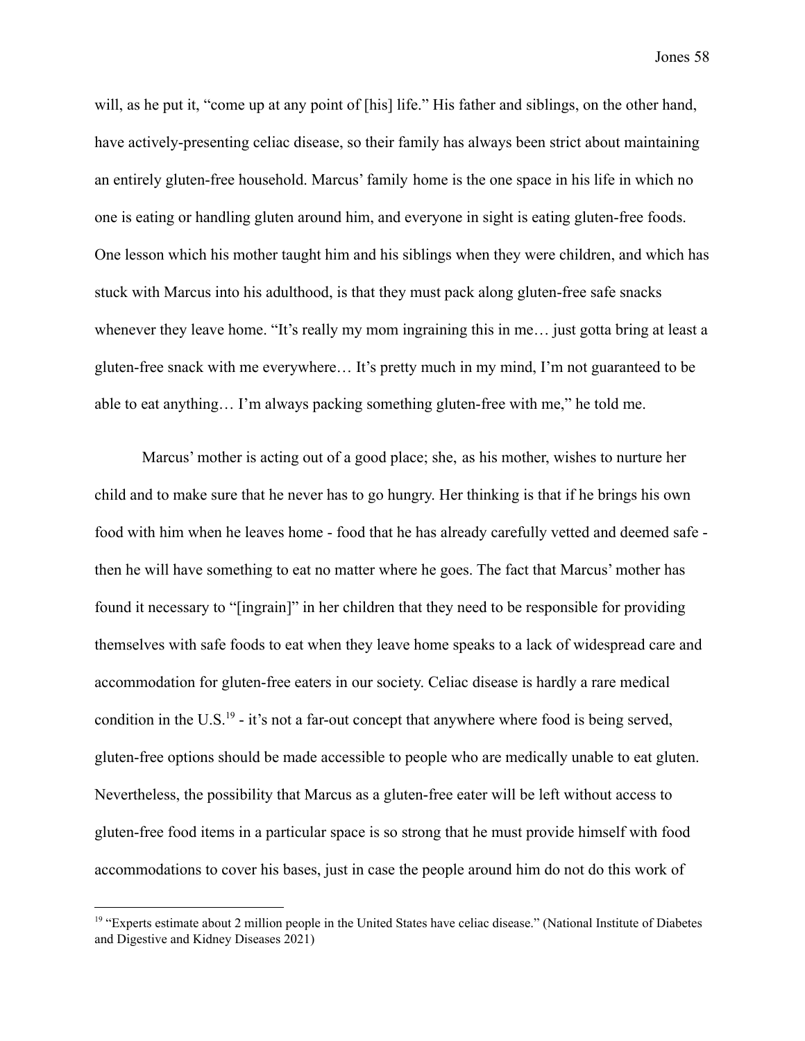will, as he put it, "come up at any point of [his] life." His father and siblings, on the other hand, have actively-presenting celiac disease, so their family has always been strict about maintaining an entirely gluten-free household. Marcus' family home is the one space in his life in which no one is eating or handling gluten around him, and everyone in sight is eating gluten-free foods. One lesson which his mother taught him and his siblings when they were children, and which has stuck with Marcus into his adulthood, is that they must pack along gluten-free safe snacks whenever they leave home. "It's really my mom ingraining this in me… just gotta bring at least a gluten-free snack with me everywhere… It's pretty much in my mind, I'm not guaranteed to be able to eat anything… I'm always packing something gluten-free with me," he told me.

Marcus' mother is acting out of a good place; she, as his mother, wishes to nurture her child and to make sure that he never has to go hungry. Her thinking is that if he brings his own food with him when he leaves home - food that he has already carefully vetted and deemed safe - then he will have something to eat no matter where he goes. The fact that Marcus' mother has found it necessary to "[ingrain]" in her children that they need to be responsible for providing themselves with safe foods to eat when they leave home speaks to a lack of widespread care and accommodation for gluten-free eaters in our society. Celiac disease is hardly a rare medical condition in the U.S.[19] - it's not a far-out concept that anywhere where food is being served, gluten-free options should be made accessible to people who are medically unable to eat gluten. Nevertheless, the possibility that Marcus as a gluten-free eater will be left without access to gluten-free food items in a particular space is so strong that he must provide himself with food accommodations to cover his bases, just in case the people around him do not do this work of

[19] "Experts estimate about 2 million people in the United States have celiac disease." (National Institute of Diabetes and Digestive and Kidney Diseases 2021)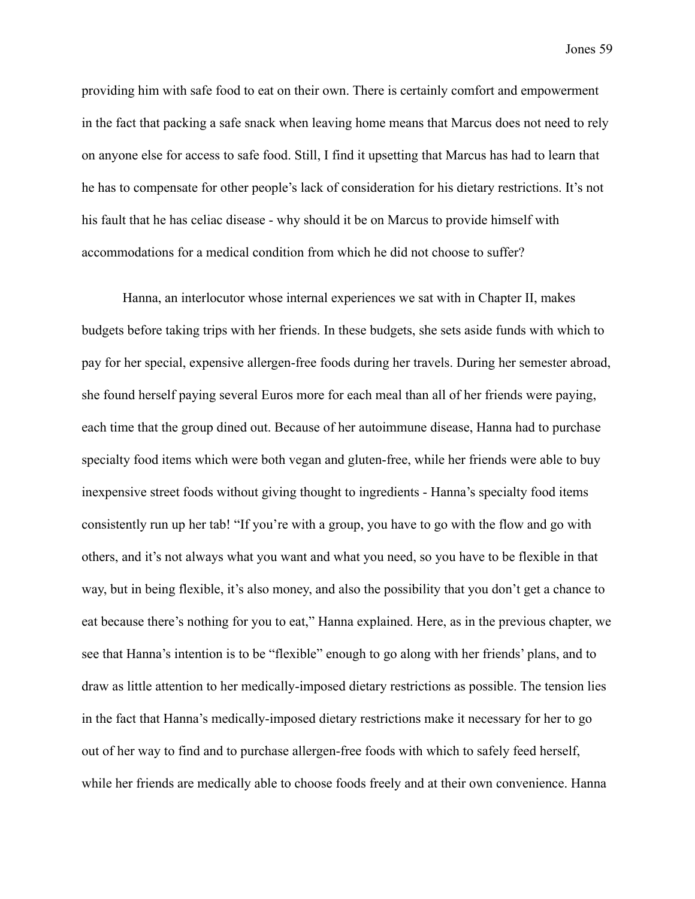providing him with safe food to eat on their own. There is certainly comfort and empowerment in the fact that packing a safe snack when leaving home means that Marcus does not need to rely on anyone else for access to safe food. Still, I find it upsetting that Marcus has had to learn that he has to compensate for other people's lack of consideration for his dietary restrictions. It's not his fault that he has celiac disease - why should it be on Marcus to provide himself with accommodations for a medical condition from which he did not choose to suffer?

Hanna, an interlocutor whose internal experiences we sat with in Chapter II, makes budgets before taking trips with her friends. In these budgets, she sets aside funds with which to pay for her special, expensive allergen-free foods during her travels. During her semester abroad, she found herself paying several Euros more for each meal than all of her friends were paying, each time that the group dined out. Because of her autoimmune disease, Hanna had to purchase specialty food items which were both vegan and gluten-free, while her friends were able to buy inexpensive street foods without giving thought to ingredients - Hanna's specialty food items consistently run up her tab! "If you're with a group, you have to go with the flow and go with others, and it's not always what you want and what you need, so you have to be flexible in that way, but in being flexible, it's also money, and also the possibility that you don't get a chance to eat because there's nothing for you to eat," Hanna explained. Here, as in the previous chapter, we see that Hanna's intention is to be "flexible" enough to go along with her friends' plans, and to draw as little attention to her medically-imposed dietary restrictions as possible. The tension lies in the fact that Hanna's medically-imposed dietary restrictions make it necessary for her to go out of her way to find and to purchase allergen-free foods with which to safely feed herself, while her friends are medically able to choose foods freely and at their own convenience. Hanna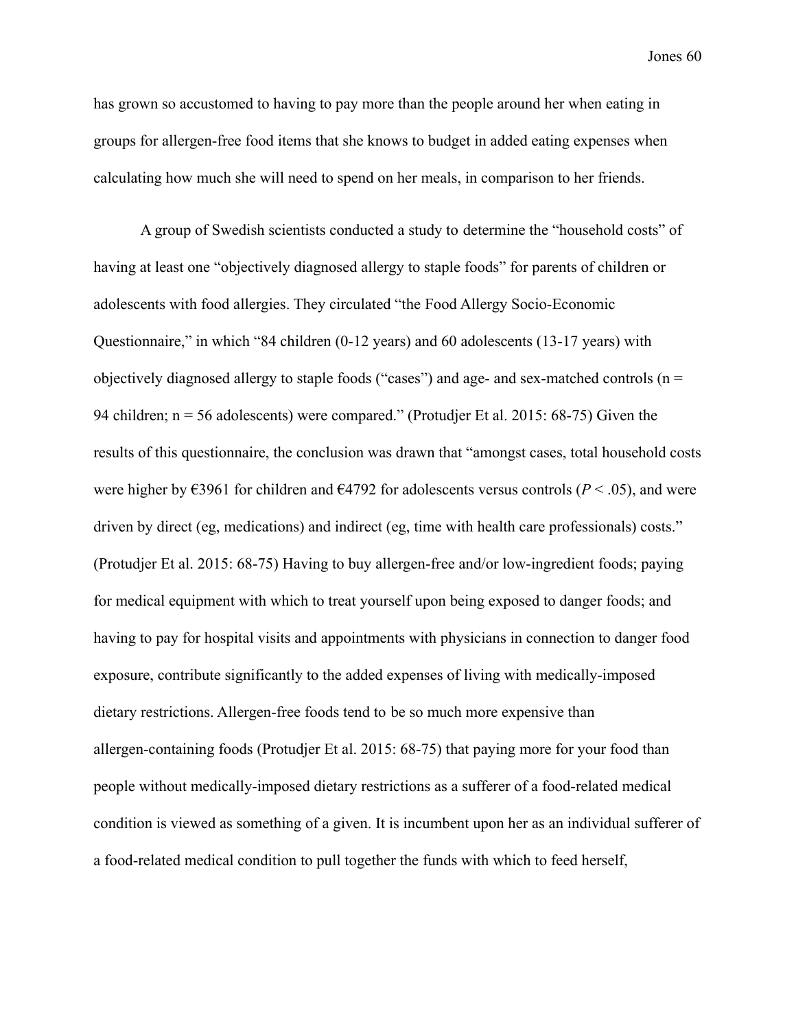has grown so accustomed to having to pay more than the people around her when eating in groups for allergen-free food items that she knows to budget in added eating expenses when calculating how much she will need to spend on her meals, in comparison to her friends.

A group of Swedish scientists conducted a study to determine the "household costs" of having at least one "objectively diagnosed allergy to staple foods" for parents of children or adolescents with food allergies. They circulated "the Food Allergy Socio-Economic Questionnaire," in which "84 children (0-12 years) and 60 adolescents (13-17 years) with objectively diagnosed allergy to staple foods ("cases") and age- and sex-matched controls ($n = 94$ children; $n = 56$ adolescents) were compared." (Protudjer Et al. 2015: 68-75) Given the results of this questionnaire, the conclusion was drawn that "amongst cases, total household costs were higher by €3961 for children and €4792 for adolescents versus controls ($P < .05$), and were driven by direct (eg, medications) and indirect (eg, time with health care professionals) costs." (Protudjer Et al. 2015: 68-75) Having to buy allergen-free and/or low-ingredient foods; paying for medical equipment with which to treat yourself upon being exposed to danger foods; and having to pay for hospital visits and appointments with physicians in connection to danger food exposure, contribute significantly to the added expenses of living with medically-imposed dietary restrictions. Allergen-free foods tend to be so much more expensive than allergen-containing foods (Protudjer Et al. 2015: 68-75) that paying more for your food than people without medically-imposed dietary restrictions as a sufferer of a food-related medical condition is viewed as something of a given. It is incumbent upon her as an individual sufferer of a food-related medical condition to pull together the funds with which to feed herself,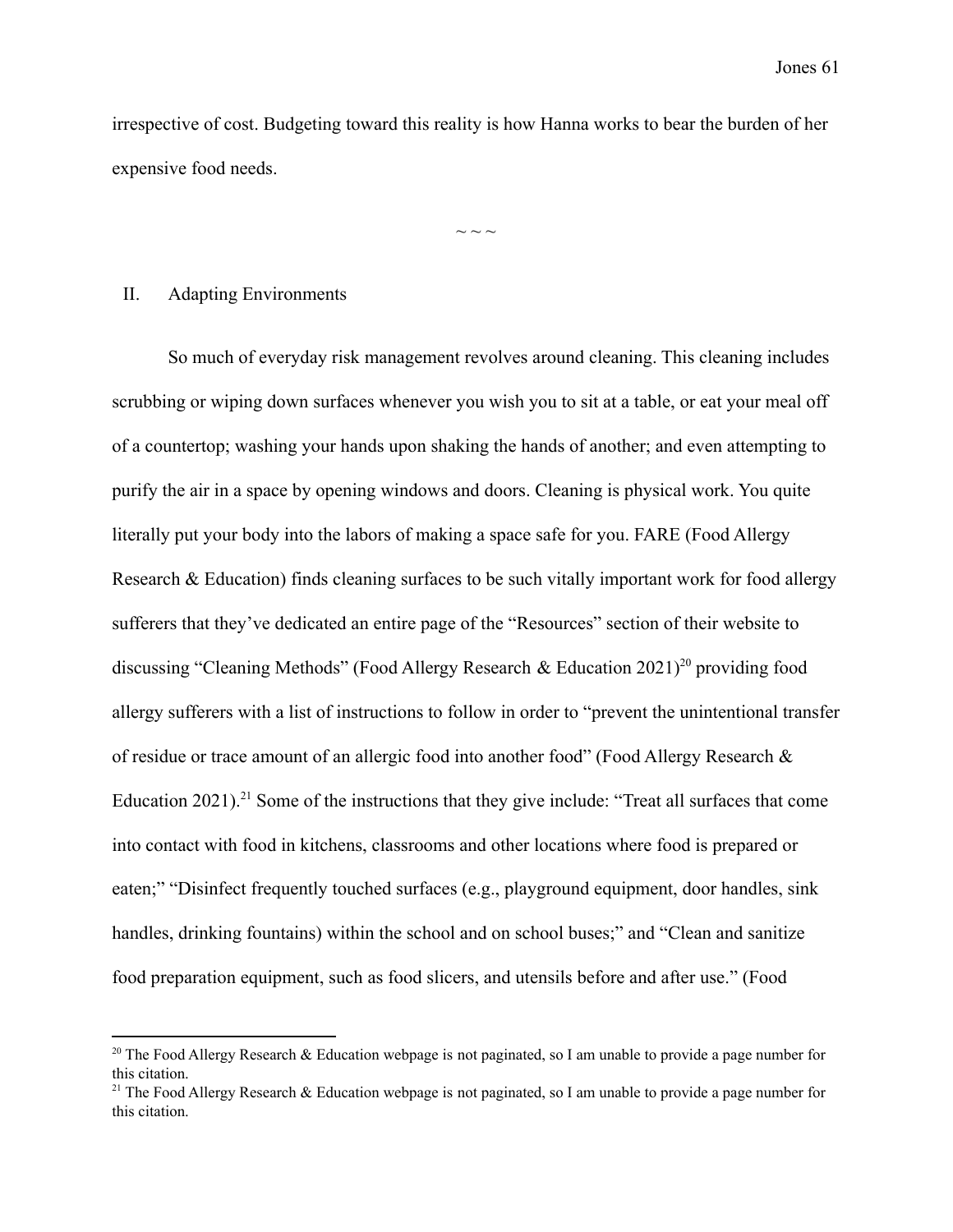irrespective of cost. Budgeting toward this reality is how Hanna works to bear the burden of her expensive food needs.

~ ~ ~

## II. Adapting Environments

So much of everyday risk management revolves around cleaning. This cleaning includes scrubbing or wiping down surfaces whenever you wish you to sit at a table, or eat your meal off of a countertop; washing your hands upon shaking the hands of another; and even attempting to purify the air in a space by opening windows and doors. Cleaning is physical work. You quite literally put your body into the labors of making a space safe for you. FARE (Food Allergy Research & Education) finds cleaning surfaces to be such vitally important work for food allergy sufferers that they've dedicated an entire page of the "Resources" section of their website to discussing "Cleaning Methods" (Food Allergy Research & Education 2021)[20] providing food allergy sufferers with a list of instructions to follow in order to "prevent the unintentional transfer of residue or trace amount of an allergic food into another food" (Food Allergy Research & Education 2021).[21] Some of the instructions that they give include: "Treat all surfaces that come into contact with food in kitchens, classrooms and other locations where food is prepared or eaten;" "Disinfect frequently touched surfaces (e.g., playground equipment, door handles, sink handles, drinking fountains) within the school and on school buses;" and "Clean and sanitize food preparation equipment, such as food slicers, and utensils before and after use." (Food

---

[20] The Food Allergy Research & Education webpage is not paginated, so I am unable to provide a page number for this citation.

[21] The Food Allergy Research & Education webpage is not paginated, so I am unable to provide a page number for this citation.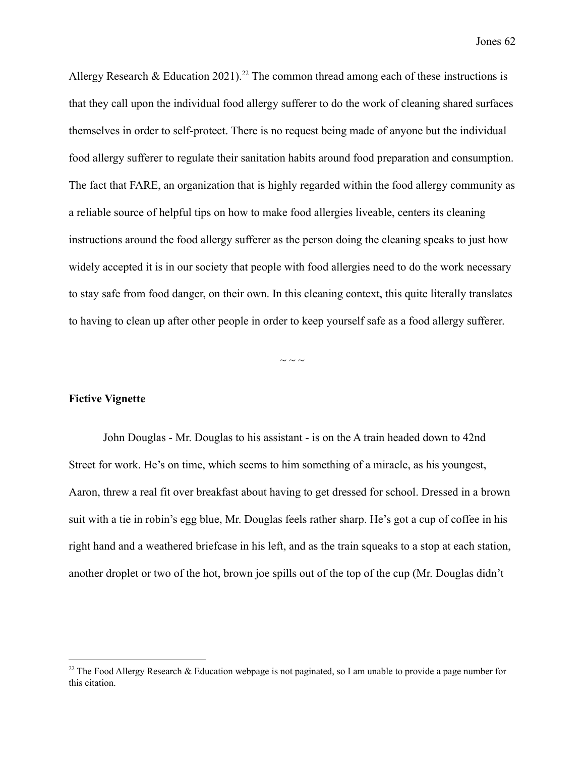Allergy Research & Education 2021).[22] The common thread among each of these instructions is that they call upon the individual food allergy sufferer to do the work of cleaning shared surfaces themselves in order to self-protect. There is no request being made of anyone but the individual food allergy sufferer to regulate their sanitation habits around food preparation and consumption. The fact that FARE, an organization that is highly regarded within the food allergy community as a reliable source of helpful tips on how to make food allergies liveable, centers its cleaning instructions around the food allergy sufferer as the person doing the cleaning speaks to just how widely accepted it is in our society that people with food allergies need to do the work necessary to stay safe from food danger, on their own. In this cleaning context, this quite literally translates to having to clean up after other people in order to keep yourself safe as a food allergy sufferer.

~ ~ ~

**Fictive Vignette**

John Douglas - Mr. Douglas to his assistant - is on the A train headed down to 42nd Street for work. He's on time, which seems to him something of a miracle, as his youngest, Aaron, threw a real fit over breakfast about having to get dressed for school. Dressed in a brown suit with a tie in robin's egg blue, Mr. Douglas feels rather sharp. He's got a cup of coffee in his right hand and a weathered briefcase in his left, and as the train squeaks to a stop at each station, another droplet or two of the hot, brown joe spills out of the top of the cup (Mr. Douglas didn't

[22] The Food Allergy Research & Education webpage is not paginated, so I am unable to provide a page number for this citation.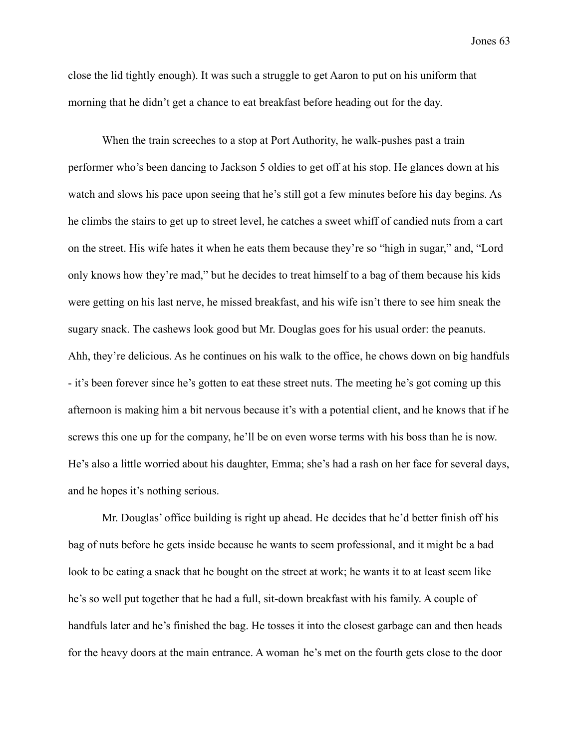close the lid tightly enough). It was such a struggle to get Aaron to put on his uniform that morning that he didn't get a chance to eat breakfast before heading out for the day.

When the train screeches to a stop at Port Authority, he walk-pushes past a train performer who's been dancing to Jackson 5 oldies to get off at his stop. He glances down at his watch and slows his pace upon seeing that he's still got a few minutes before his day begins. As he climbs the stairs to get up to street level, he catches a sweet whiff of candied nuts from a cart on the street. His wife hates it when he eats them because they're so "high in sugar," and, "Lord only knows how they're mad," but he decides to treat himself to a bag of them because his kids were getting on his last nerve, he missed breakfast, and his wife isn't there to see him sneak the sugary snack. The cashews look good but Mr. Douglas goes for his usual order: the peanuts. Ahh, they're delicious. As he continues on his walk to the office, he chows down on big handfuls - it's been forever since he's gotten to eat these street nuts. The meeting he's got coming up this afternoon is making him a bit nervous because it's with a potential client, and he knows that if he screws this one up for the company, he'll be on even worse terms with his boss than he is now. He's also a little worried about his daughter, Emma; she's had a rash on her face for several days, and he hopes it's nothing serious.

Mr. Douglas' office building is right up ahead. He decides that he'd better finish off his bag of nuts before he gets inside because he wants to seem professional, and it might be a bad look to be eating a snack that he bought on the street at work; he wants it to at least seem like he's so well put together that he had a full, sit-down breakfast with his family. A couple of handfuls later and he's finished the bag. He tosses it into the closest garbage can and then heads for the heavy doors at the main entrance. A woman he's met on the fourth gets close to the door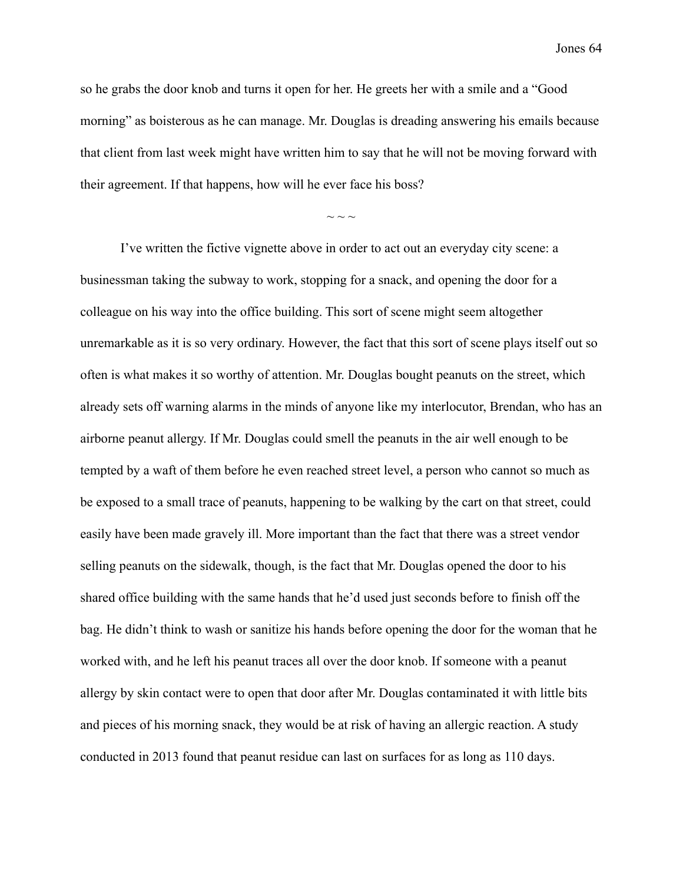so he grabs the door knob and turns it open for her. He greets her with a smile and a "Good morning" as boisterous as he can manage. Mr. Douglas is dreading answering his emails because that client from last week might have written him to say that he will not be moving forward with their agreement. If that happens, how will he ever face his boss?

~ ~ ~

I've written the fictive vignette above in order to act out an everyday city scene: a businessman taking the subway to work, stopping for a snack, and opening the door for a colleague on his way into the office building. This sort of scene might seem altogether unremarkable as it is so very ordinary. However, the fact that this sort of scene plays itself out so often is what makes it so worthy of attention. Mr. Douglas bought peanuts on the street, which already sets off warning alarms in the minds of anyone like my interlocutor, Brendan, who has an airborne peanut allergy. If Mr. Douglas could smell the peanuts in the air well enough to be tempted by a waft of them before he even reached street level, a person who cannot so much as be exposed to a small trace of peanuts, happening to be walking by the cart on that street, could easily have been made gravely ill. More important than the fact that there was a street vendor selling peanuts on the sidewalk, though, is the fact that Mr. Douglas opened the door to his shared office building with the same hands that he'd used just seconds before to finish off the bag. He didn't think to wash or sanitize his hands before opening the door for the woman that he worked with, and he left his peanut traces all over the door knob. If someone with a peanut allergy by skin contact were to open that door after Mr. Douglas contaminated it with little bits and pieces of his morning snack, they would be at risk of having an allergic reaction. A study conducted in 2013 found that peanut residue can last on surfaces for as long as 110 days.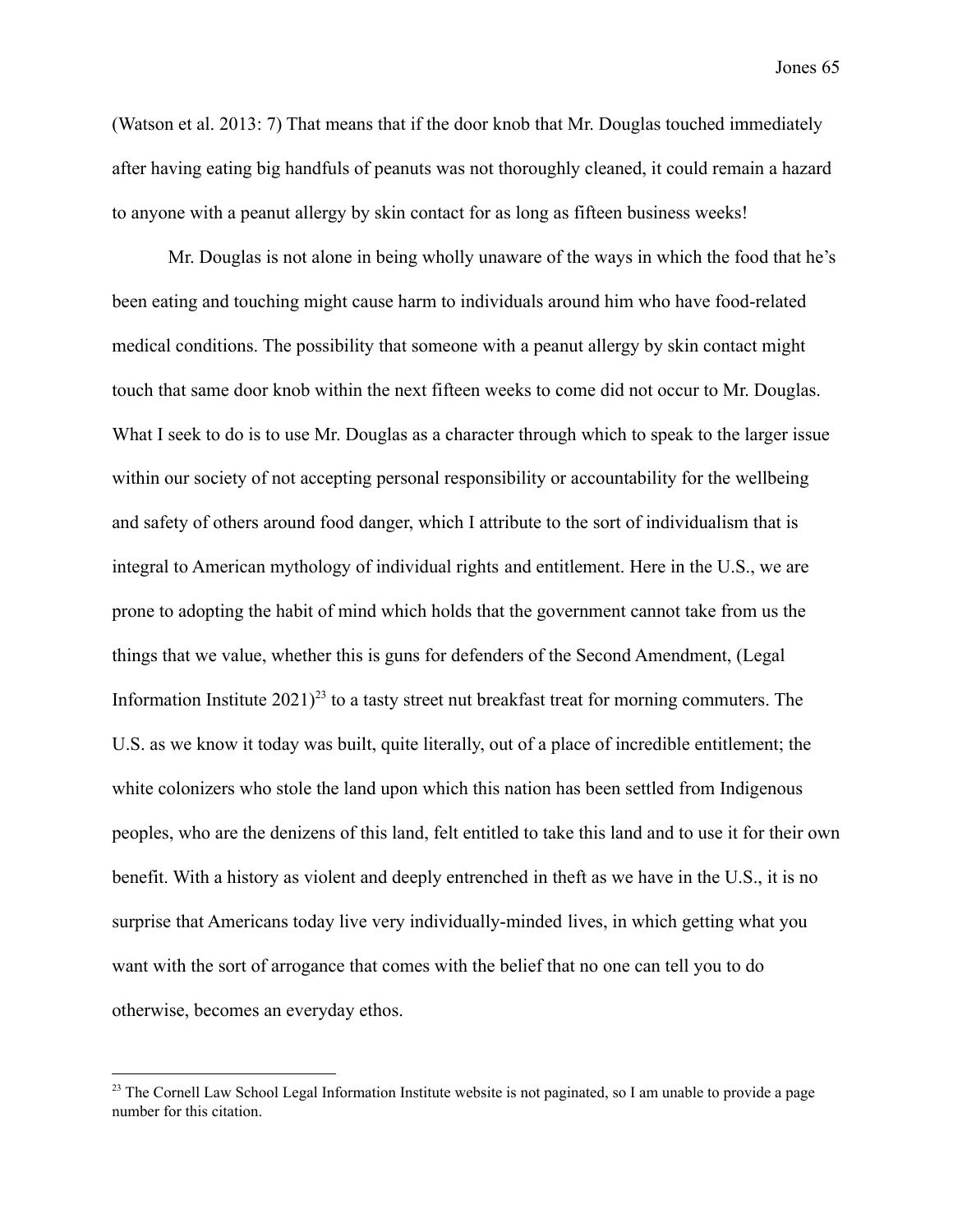(Watson et al. 2013: 7) That means that if the door knob that Mr. Douglas touched immediately after having eating big handfuls of peanuts was not thoroughly cleaned, it could remain a hazard to anyone with a peanut allergy by skin contact for as long as fifteen business weeks!

Mr. Douglas is not alone in being wholly unaware of the ways in which the food that he's been eating and touching might cause harm to individuals around him who have food-related medical conditions. The possibility that someone with a peanut allergy by skin contact might touch that same door knob within the next fifteen weeks to come did not occur to Mr. Douglas. What I seek to do is to use Mr. Douglas as a character through which to speak to the larger issue within our society of not accepting personal responsibility or accountability for the wellbeing and safety of others around food danger, which I attribute to the sort of individualism that is integral to American mythology of individual rights and entitlement. Here in the U.S., we are prone to adopting the habit of mind which holds that the government cannot take from us the things that we value, whether this is guns for defenders of the Second Amendment, (Legal Information Institute 2021)[23] to a tasty street nut breakfast treat for morning commuters. The U.S. as we know it today was built, quite literally, out of a place of incredible entitlement; the white colonizers who stole the land upon which this nation has been settled from Indigenous peoples, who are the denizens of this land, felt entitled to take this land and to use it for their own benefit. With a history as violent and deeply entrenched in theft as we have in the U.S., it is no surprise that Americans today live very individually-minded lives, in which getting what you want with the sort of arrogance that comes with the belief that no one can tell you to do otherwise, becomes an everyday ethos.

[23] The Cornell Law School Legal Information Institute website is not paginated, so I am unable to provide a page number for this citation.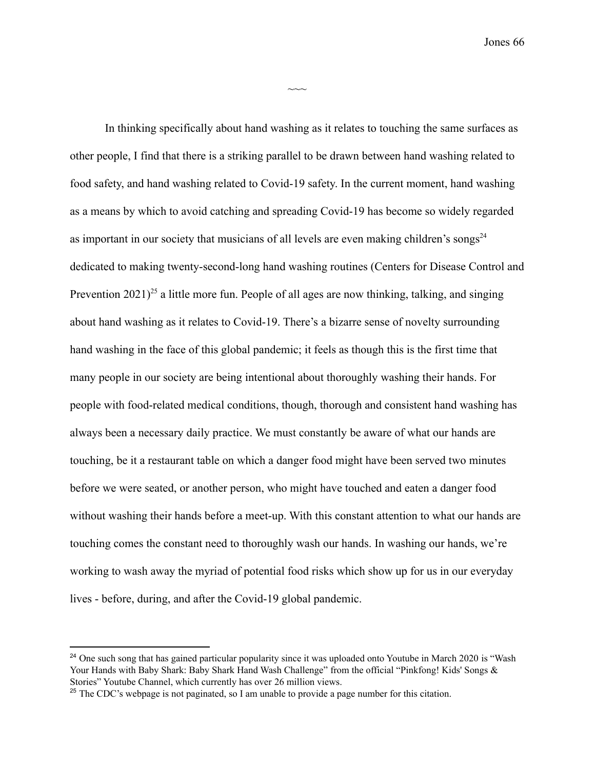~~~

In thinking specifically about hand washing as it relates to touching the same surfaces as other people, I find that there is a striking parallel to be drawn between hand washing related to food safety, and hand washing related to Covid-19 safety. In the current moment, hand washing as a means by which to avoid catching and spreading Covid-19 has become so widely regarded as important in our society that musicians of all levels are even making children's songs[24] dedicated to making twenty-second-long hand washing routines (Centers for Disease Control and Prevention 2021)[25] a little more fun. People of all ages are now thinking, talking, and singing about hand washing as it relates to Covid-19. There's a bizarre sense of novelty surrounding hand washing in the face of this global pandemic; it feels as though this is the first time that many people in our society are being intentional about thoroughly washing their hands. For people with food-related medical conditions, though, thorough and consistent hand washing has always been a necessary daily practice. We must constantly be aware of what our hands are touching, be it a restaurant table on which a danger food might have been served two minutes before we were seated, or another person, who might have touched and eaten a danger food without washing their hands before a meet-up. With this constant attention to what our hands are touching comes the constant need to thoroughly wash our hands. In washing our hands, we're working to wash away the myriad of potential food risks which show up for us in our everyday lives - before, during, and after the Covid-19 global pandemic.

---

[24] One such song that has gained particular popularity since it was uploaded onto Youtube in March 2020 is "Wash Your Hands with Baby Shark: Baby Shark Hand Wash Challenge" from the official "Pinkfong! Kids' Songs & Stories" Youtube Channel, which currently has over 26 million views.

[25] The CDC's webpage is not paginated, so I am unable to provide a page number for this citation.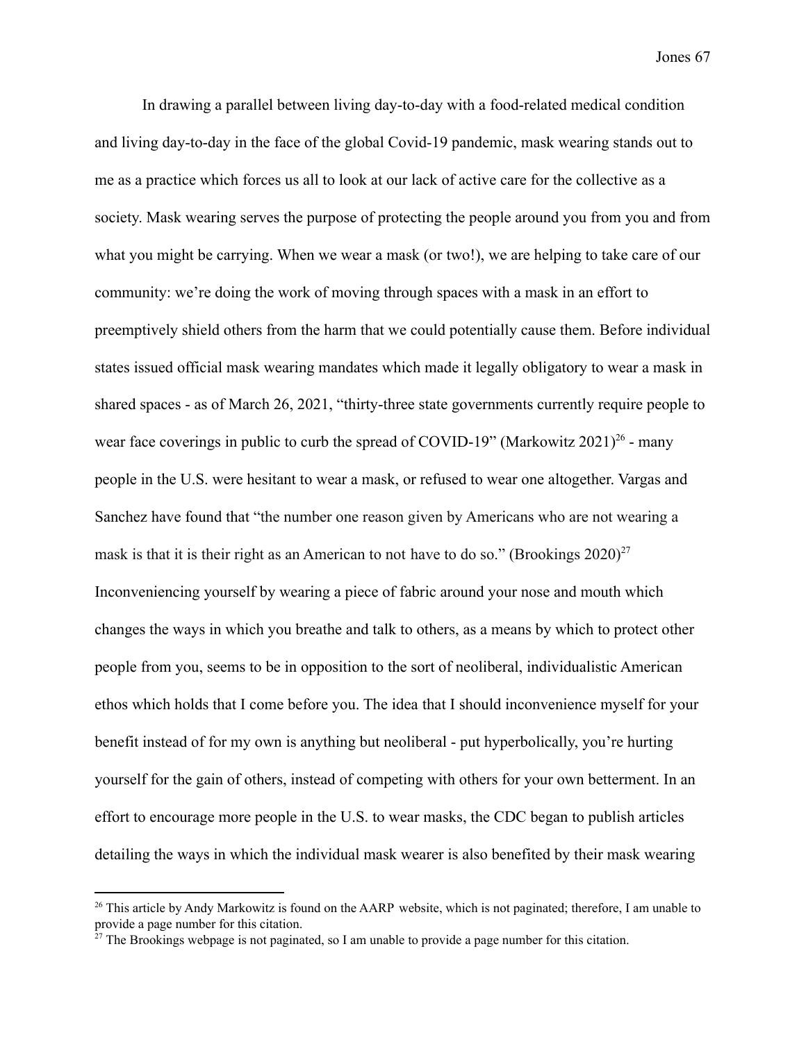In drawing a parallel between living day-to-day with a food-related medical condition and living day-to-day in the face of the global Covid-19 pandemic, mask wearing stands out to me as a practice which forces us all to look at our lack of active care for the collective as a society. Mask wearing serves the purpose of protecting the people around you from you and from what you might be carrying. When we wear a mask (or two!), we are helping to take care of our community: we're doing the work of moving through spaces with a mask in an effort to preemptively shield others from the harm that we could potentially cause them. Before individual states issued official mask wearing mandates which made it legally obligatory to wear a mask in shared spaces - as of March 26, 2021, "thirty-three state governments currently require people to wear face coverings in public to curb the spread of COVID-19" (Markowitz 2021)[26] - many people in the U.S. were hesitant to wear a mask, or refused to wear one altogether. Vargas and Sanchez have found that "the number one reason given by Americans who are not wearing a mask is that it is their right as an American to not have to do so." (Brookings 2020)[27] Inconveniencing yourself by wearing a piece of fabric around your nose and mouth which changes the ways in which you breathe and talk to others, as a means by which to protect other people from you, seems to be in opposition to the sort of neoliberal, individualistic American ethos which holds that I come before you. The idea that I should inconvenience myself for your benefit instead of for my own is anything but neoliberal - put hyperbolically, you're hurting yourself for the gain of others, instead of competing with others for your own betterment. In an effort to encourage more people in the U.S. to wear masks, the CDC began to publish articles detailing the ways in which the individual mask wearer is also benefited by their mask wearing

---

[26] This article by Andy Markowitz is found on the AARP website, which is not paginated; therefore, I am unable to provide a page number for this citation.

[27] The Brookings webpage is not paginated, so I am unable to provide a page number for this citation.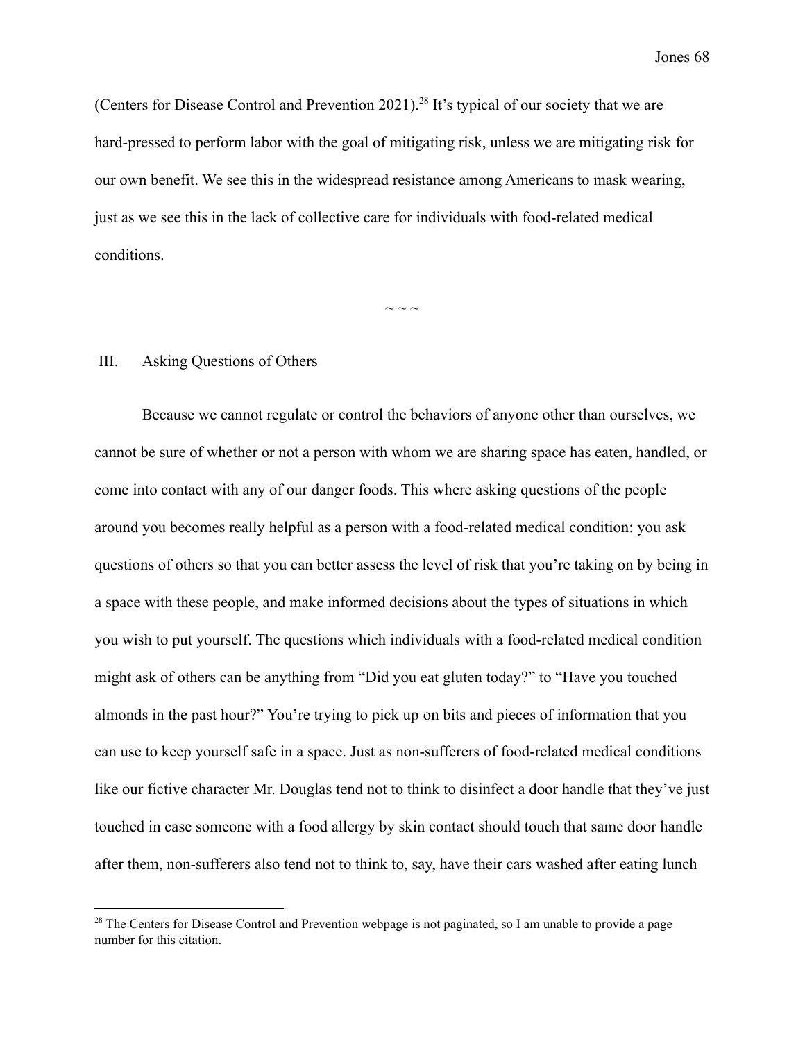(Centers for Disease Control and Prevention 2021).[28] It's typical of our society that we are hard-pressed to perform labor with the goal of mitigating risk, unless we are mitigating risk for our own benefit. We see this in the widespread resistance among Americans to mask wearing, just as we see this in the lack of collective care for individuals with food-related medical conditions.

~ ~ ~

## III. Asking Questions of Others

Because we cannot regulate or control the behaviors of anyone other than ourselves, we cannot be sure of whether or not a person with whom we are sharing space has eaten, handled, or come into contact with any of our danger foods. This where asking questions of the people around you becomes really helpful as a person with a food-related medical condition: you ask questions of others so that you can better assess the level of risk that you're taking on by being in a space with these people, and make informed decisions about the types of situations in which you wish to put yourself. The questions which individuals with a food-related medical condition might ask of others can be anything from "Did you eat gluten today?" to "Have you touched almonds in the past hour?" You're trying to pick up on bits and pieces of information that you can use to keep yourself safe in a space. Just as non-sufferers of food-related medical conditions like our fictive character Mr. Douglas tend not to think to disinfect a door handle that they've just touched in case someone with a food allergy by skin contact should touch that same door handle after them, non-sufferers also tend not to think to, say, have their cars washed after eating lunch

[28] The Centers for Disease Control and Prevention webpage is not paginated, so I am unable to provide a page number for this citation.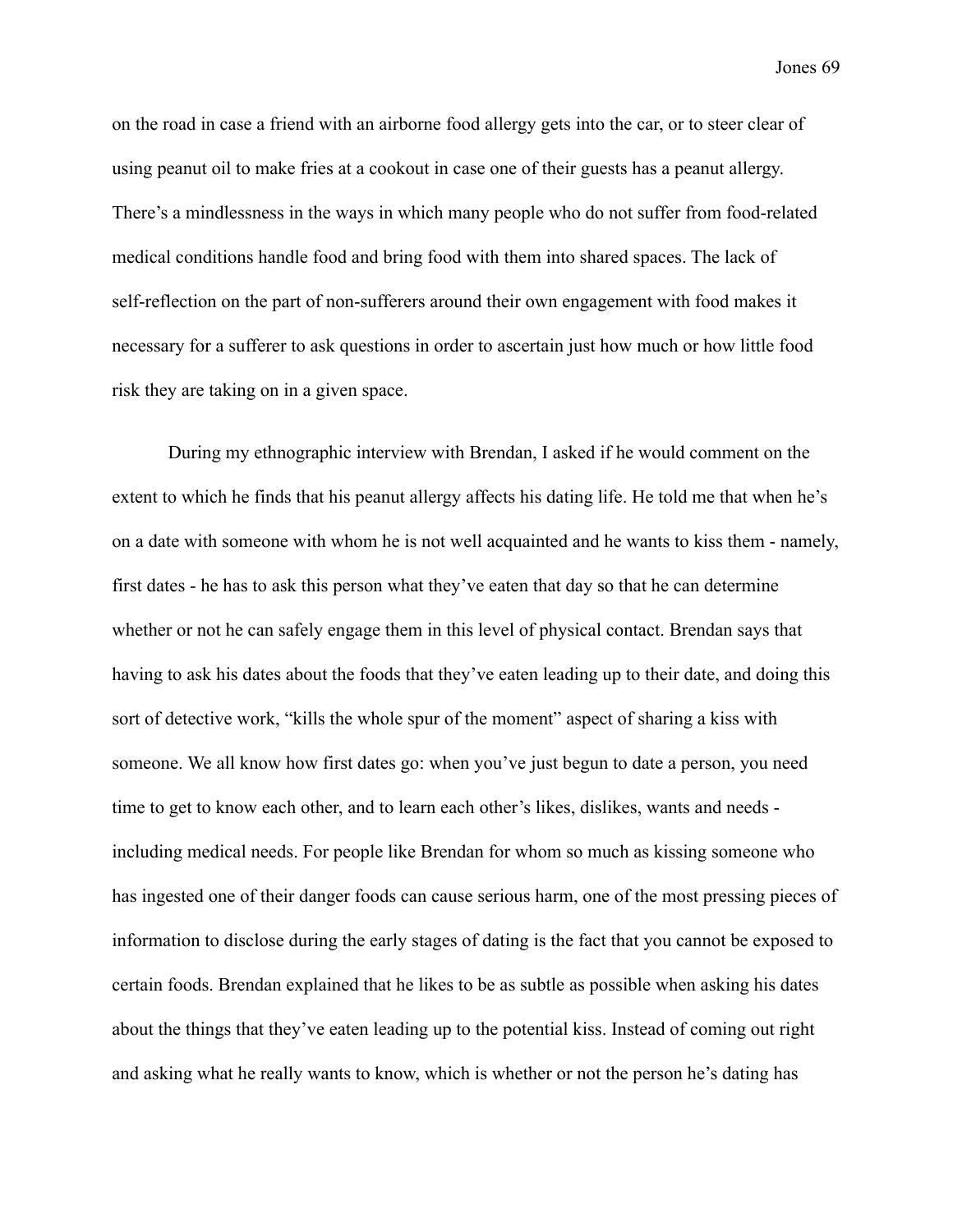on the road in case a friend with an airborne food allergy gets into the car, or to steer clear of using peanut oil to make fries at a cookout in case one of their guests has a peanut allergy. There's a mindlessness in the ways in which many people who do not suffer from food-related medical conditions handle food and bring food with them into shared spaces. The lack of self-reflection on the part of non-sufferers around their own engagement with food makes it necessary for a sufferer to ask questions in order to ascertain just how much or how little food risk they are taking on in a given space.

During my ethnographic interview with Brendan, I asked if he would comment on the extent to which he finds that his peanut allergy affects his dating life. He told me that when he's on a date with someone with whom he is not well acquainted and he wants to kiss them - namely, first dates - he has to ask this person what they've eaten that day so that he can determine whether or not he can safely engage them in this level of physical contact. Brendan says that having to ask his dates about the foods that they've eaten leading up to their date, and doing this sort of detective work, "kills the whole spur of the moment" aspect of sharing a kiss with someone. We all know how first dates go: when you've just begun to date a person, you need time to get to know each other, and to learn each other's likes, dislikes, wants and needs - including medical needs. For people like Brendan for whom so much as kissing someone who has ingested one of their danger foods can cause serious harm, one of the most pressing pieces of information to disclose during the early stages of dating is the fact that you cannot be exposed to certain foods. Brendan explained that he likes to be as subtle as possible when asking his dates about the things that they've eaten leading up to the potential kiss. Instead of coming out right and asking what he really wants to know, which is whether or not the person he's dating has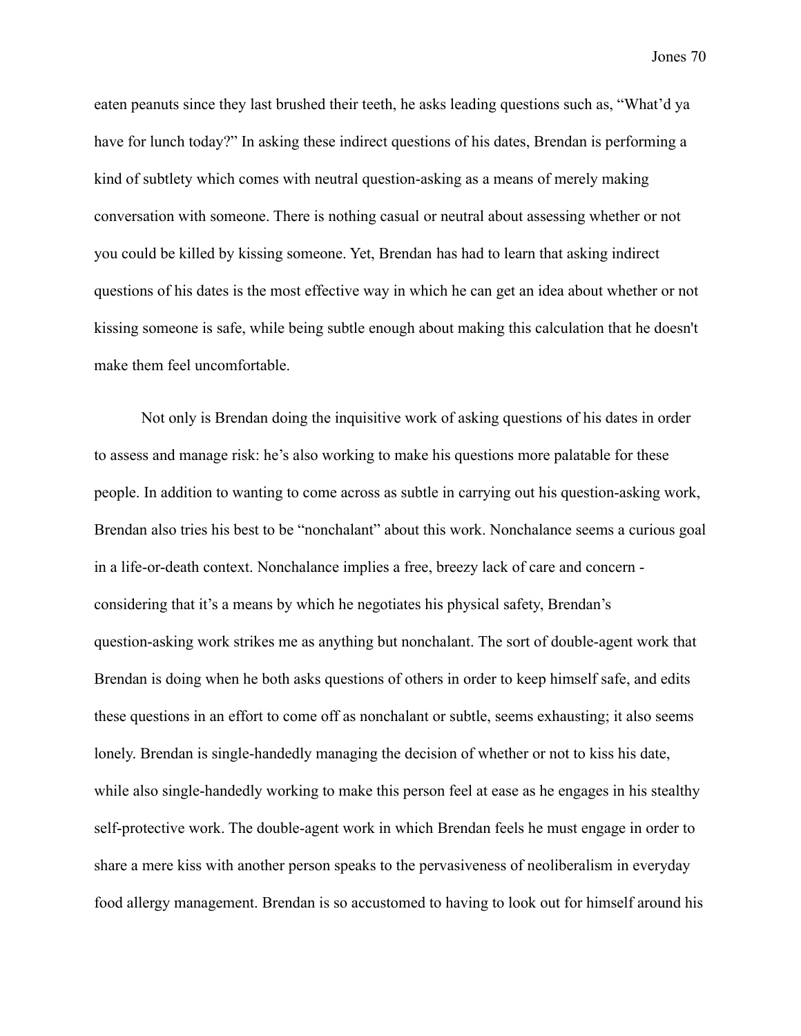eaten peanuts since they last brushed their teeth, he asks leading questions such as, "What'd ya have for lunch today?" In asking these indirect questions of his dates, Brendan is performing a kind of subtlety which comes with neutral question-asking as a means of merely making conversation with someone. There is nothing casual or neutral about assessing whether or not you could be killed by kissing someone. Yet, Brendan has had to learn that asking indirect questions of his dates is the most effective way in which he can get an idea about whether or not kissing someone is safe, while being subtle enough about making this calculation that he doesn't make them feel uncomfortable.

Not only is Brendan doing the inquisitive work of asking questions of his dates in order to assess and manage risk: he's also working to make his questions more palatable for these people. In addition to wanting to come across as subtle in carrying out his question-asking work, Brendan also tries his best to be "nonchalant" about this work. Nonchalance seems a curious goal in a life-or-death context. Nonchalance implies a free, breezy lack of care and concern - considering that it's a means by which he negotiates his physical safety, Brendan's question-asking work strikes me as anything but nonchalant. The sort of double-agent work that Brendan is doing when he both asks questions of others in order to keep himself safe, and edits these questions in an effort to come off as nonchalant or subtle, seems exhausting; it also seems lonely. Brendan is single-handedly managing the decision of whether or not to kiss his date, while also single-handedly working to make this person feel at ease as he engages in his stealthy self-protective work. The double-agent work in which Brendan feels he must engage in order to share a mere kiss with another person speaks to the pervasiveness of neoliberalism in everyday food allergy management. Brendan is so accustomed to having to look out for himself around his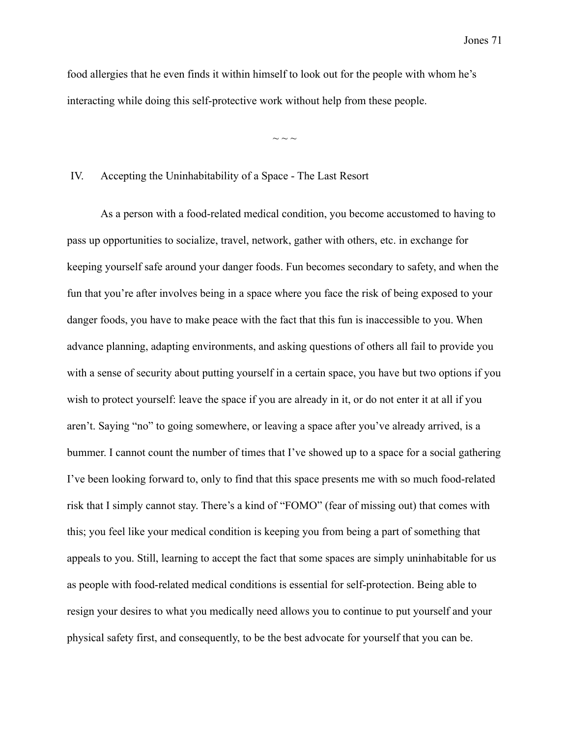food allergies that he even finds it within himself to look out for the people with whom he's interacting while doing this self-protective work without help from these people.

~ ~ ~

## IV. Accepting the Uninhabitability of a Space - The Last Resort

As a person with a food-related medical condition, you become accustomed to having to pass up opportunities to socialize, travel, network, gather with others, etc. in exchange for keeping yourself safe around your danger foods. Fun becomes secondary to safety, and when the fun that you're after involves being in a space where you face the risk of being exposed to your danger foods, you have to make peace with the fact that this fun is inaccessible to you. When advance planning, adapting environments, and asking questions of others all fail to provide you with a sense of security about putting yourself in a certain space, you have but two options if you wish to protect yourself: leave the space if you are already in it, or do not enter it at all if you aren't. Saying "no" to going somewhere, or leaving a space after you've already arrived, is a bummer. I cannot count the number of times that I've showed up to a space for a social gathering I've been looking forward to, only to find that this space presents me with so much food-related risk that I simply cannot stay. There's a kind of "FOMO" (fear of missing out) that comes with this; you feel like your medical condition is keeping you from being a part of something that appeals to you. Still, learning to accept the fact that some spaces are simply uninhabitable for us as people with food-related medical conditions is essential for self-protection. Being able to resign your desires to what you medically need allows you to continue to put yourself and your physical safety first, and consequently, to be the best advocate for yourself that you can be.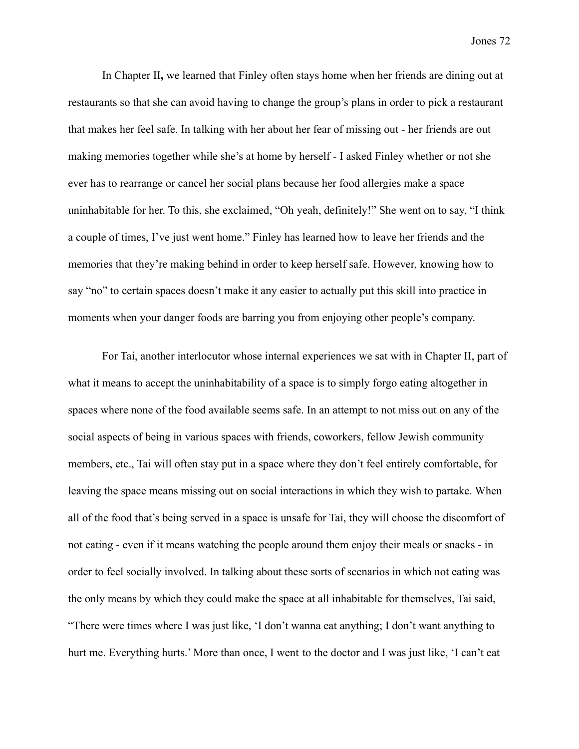In Chapter II**,** we learned that Finley often stays home when her friends are dining out at restaurants so that she can avoid having to change the group's plans in order to pick a restaurant that makes her feel safe. In talking with her about her fear of missing out - her friends are out making memories together while she's at home by herself - I asked Finley whether or not she ever has to rearrange or cancel her social plans because her food allergies make a space uninhabitable for her. To this, she exclaimed, "Oh yeah, definitely!" She went on to say, "I think a couple of times, I've just went home." Finley has learned how to leave her friends and the memories that they're making behind in order to keep herself safe. However, knowing how to say "no" to certain spaces doesn't make it any easier to actually put this skill into practice in moments when your danger foods are barring you from enjoying other people's company.

For Tai, another interlocutor whose internal experiences we sat with in Chapter II, part of what it means to accept the uninhabitability of a space is to simply forgo eating altogether in spaces where none of the food available seems safe. In an attempt to not miss out on any of the social aspects of being in various spaces with friends, coworkers, fellow Jewish community members, etc., Tai will often stay put in a space where they don't feel entirely comfortable, for leaving the space means missing out on social interactions in which they wish to partake. When all of the food that's being served in a space is unsafe for Tai, they will choose the discomfort of not eating - even if it means watching the people around them enjoy their meals or snacks - in order to feel socially involved. In talking about these sorts of scenarios in which not eating was the only means by which they could make the space at all inhabitable for themselves, Tai said, "There were times where I was just like, 'I don't wanna eat anything; I don't want anything to hurt me. Everything hurts.' More than once, I went to the doctor and I was just like, 'I can't eat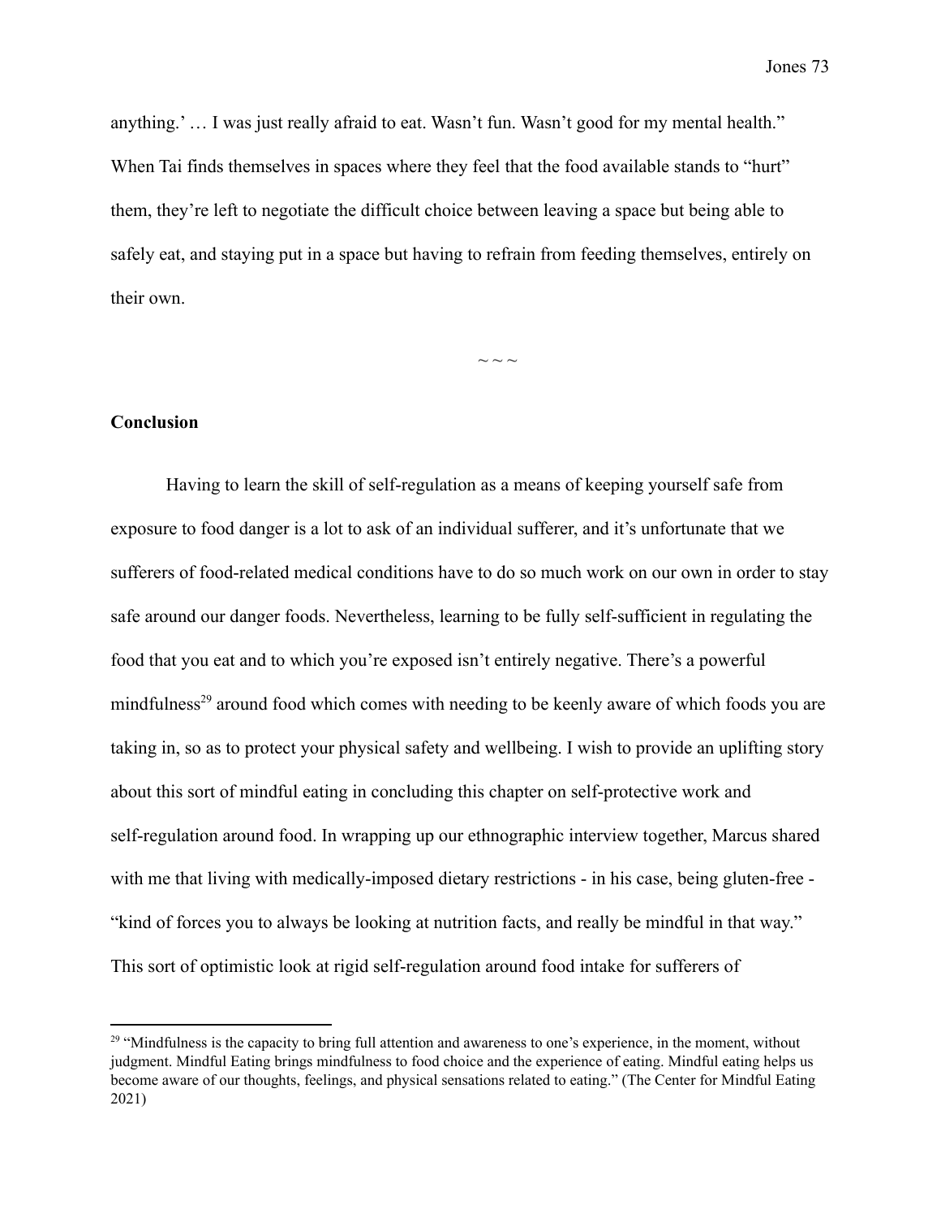anything.' … I was just really afraid to eat. Wasn't fun. Wasn't good for my mental health." When Tai finds themselves in spaces where they feel that the food available stands to "hurt" them, they're left to negotiate the difficult choice between leaving a space but being able to safely eat, and staying put in a space but having to refrain from feeding themselves, entirely on their own.

~ ~ ~

**Conclusion**

Having to learn the skill of self-regulation as a means of keeping yourself safe from exposure to food danger is a lot to ask of an individual sufferer, and it's unfortunate that we sufferers of food-related medical conditions have to do so much work on our own in order to stay safe around our danger foods. Nevertheless, learning to be fully self-sufficient in regulating the food that you eat and to which you're exposed isn't entirely negative. There's a powerful mindfulness[29] around food which comes with needing to be keenly aware of which foods you are taking in, so as to protect your physical safety and wellbeing. I wish to provide an uplifting story about this sort of mindful eating in concluding this chapter on self-protective work and self-regulation around food. In wrapping up our ethnographic interview together, Marcus shared with me that living with medically-imposed dietary restrictions - in his case, being gluten-free - "kind of forces you to always be looking at nutrition facts, and really be mindful in that way." This sort of optimistic look at rigid self-regulation around food intake for sufferers of

---

[29] "Mindfulness is the capacity to bring full attention and awareness to one's experience, in the moment, without judgment. Mindful Eating brings mindfulness to food choice and the experience of eating. Mindful eating helps us become aware of our thoughts, feelings, and physical sensations related to eating." (The Center for Mindful Eating 2021)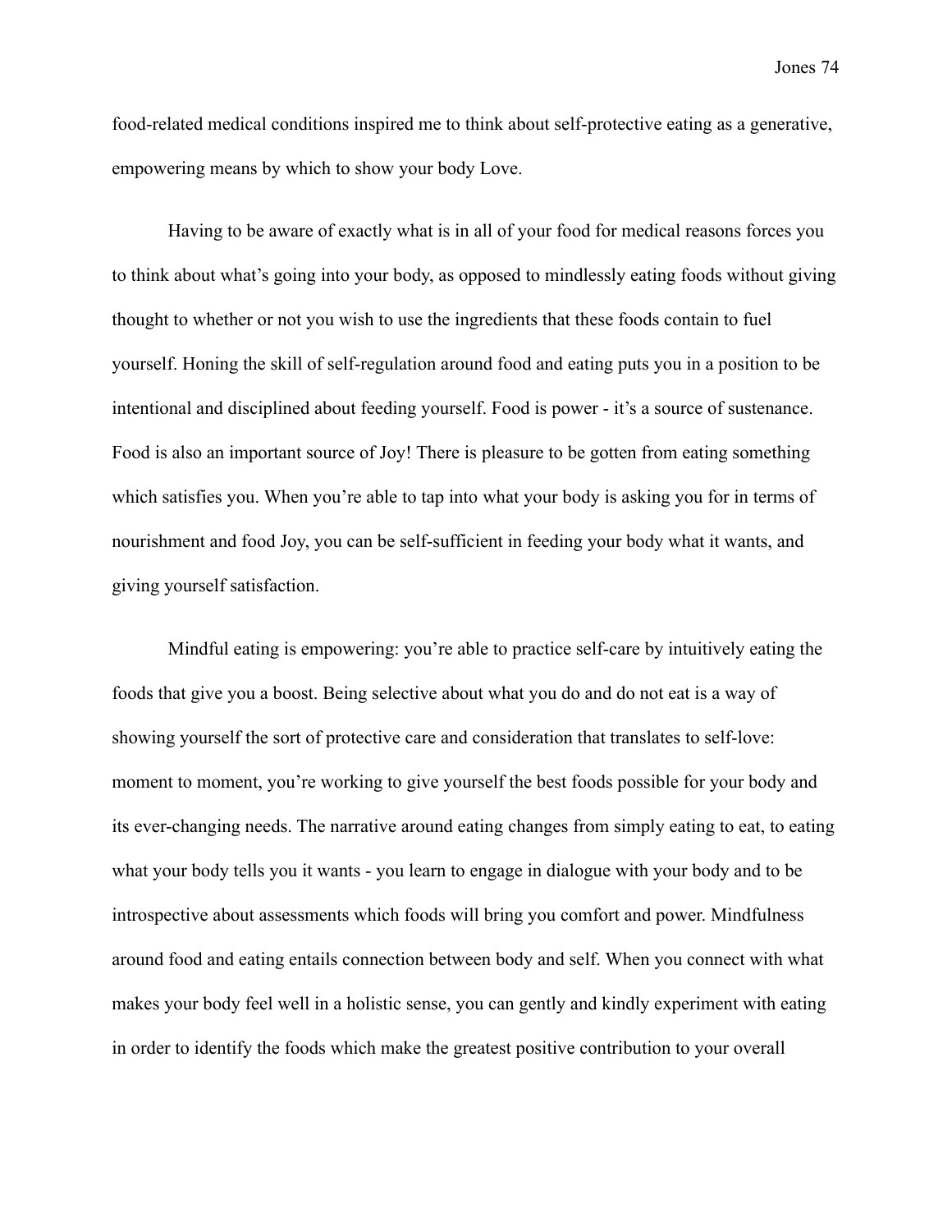food-related medical conditions inspired me to think about self-protective eating as a generative, empowering means by which to show your body Love.

Having to be aware of exactly what is in all of your food for medical reasons forces you to think about what's going into your body, as opposed to mindlessly eating foods without giving thought to whether or not you wish to use the ingredients that these foods contain to fuel yourself. Honing the skill of self-regulation around food and eating puts you in a position to be intentional and disciplined about feeding yourself. Food is power - it's a source of sustenance. Food is also an important source of Joy! There is pleasure to be gotten from eating something which satisfies you. When you're able to tap into what your body is asking you for in terms of nourishment and food Joy, you can be self-sufficient in feeding your body what it wants, and giving yourself satisfaction.

Mindful eating is empowering: you're able to practice self-care by intuitively eating the foods that give you a boost. Being selective about what you do and do not eat is a way of showing yourself the sort of protective care and consideration that translates to self-love: moment to moment, you're working to give yourself the best foods possible for your body and its ever-changing needs. The narrative around eating changes from simply eating to eat, to eating what your body tells you it wants - you learn to engage in dialogue with your body and to be introspective about assessments which foods will bring you comfort and power. Mindfulness around food and eating entails connection between body and self. When you connect with what makes your body feel well in a holistic sense, you can gently and kindly experiment with eating in order to identify the foods which make the greatest positive contribution to your overall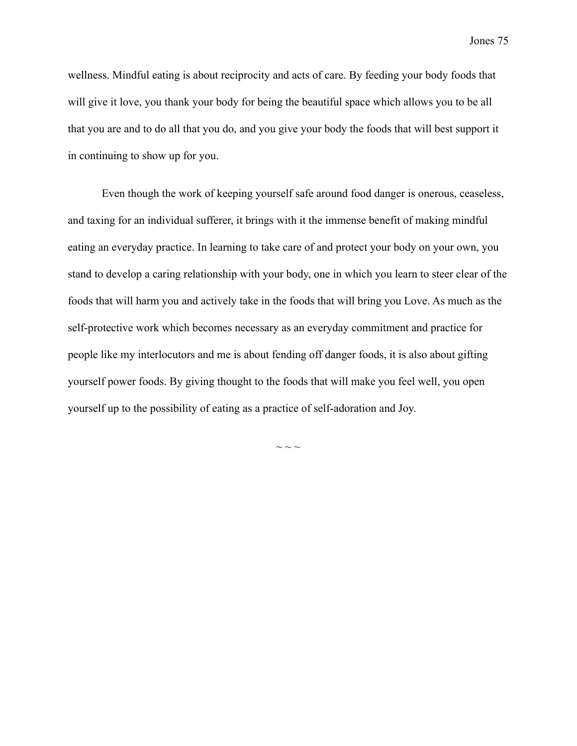wellness. Mindful eating is about reciprocity and acts of care. By feeding your body foods that will give it love, you thank your body for being the beautiful space which allows you to be all that you are and to do all that you do, and you give your body the foods that will best support it in continuing to show up for you.

Even though the work of keeping yourself safe around food danger is onerous, ceaseless, and taxing for an individual sufferer, it brings with it the immense benefit of making mindful eating an everyday practice. In learning to take care of and protect your body on your own, you stand to develop a caring relationship with your body, one in which you learn to steer clear of the foods that will harm you and actively take in the foods that will bring you Love. As much as the self-protective work which becomes necessary as an everyday commitment and practice for people like my interlocutors and me is about fending off danger foods, it is also about gifting yourself power foods. By giving thought to the foods that will make you feel well, you open yourself up to the possibility of eating as a practice of self-adoration and Joy.

~ ~ ~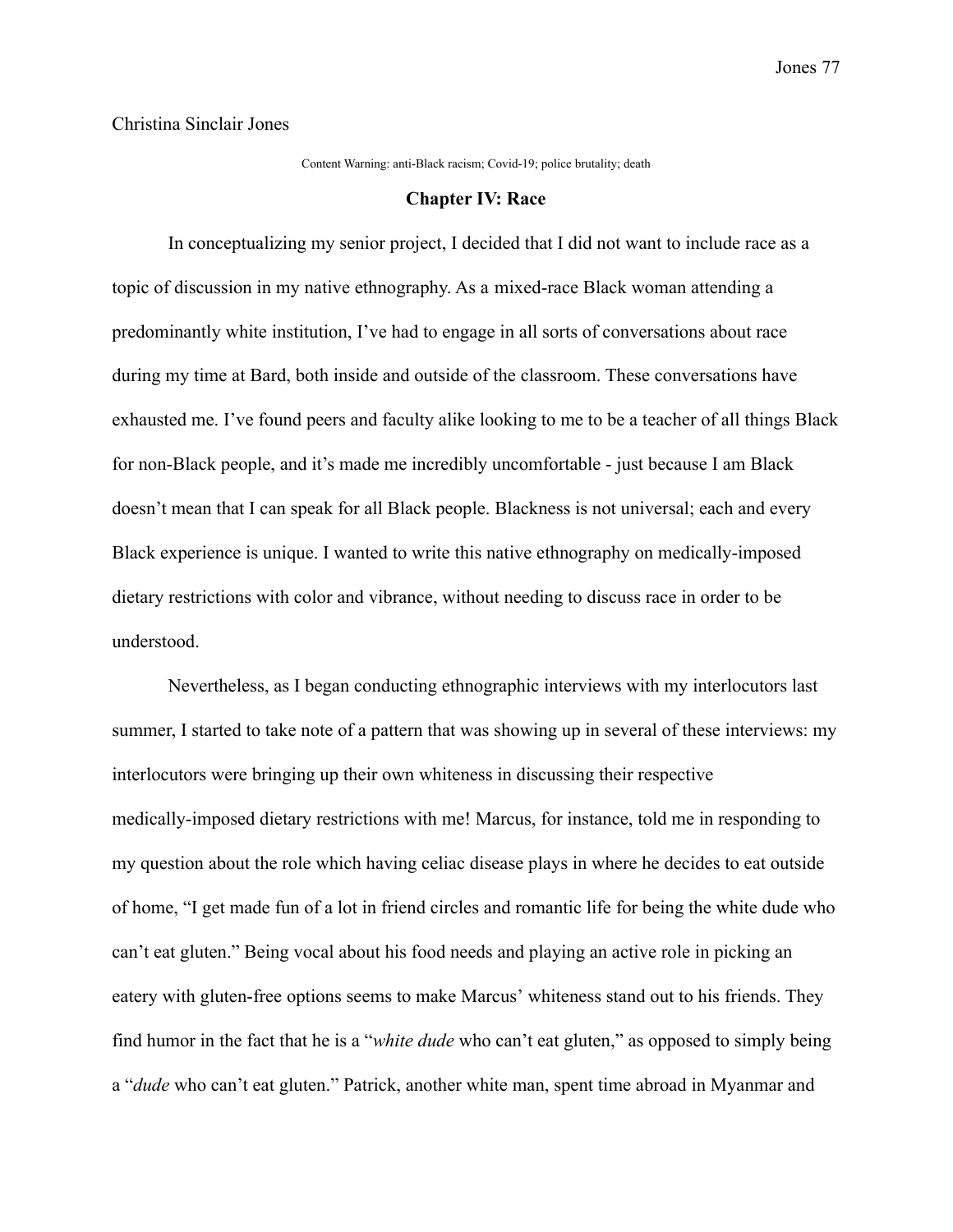Christina Sinclair Jones

Content Warning: anti-Black racism; Covid-19; police brutality; death

## Chapter IV: Race

In conceptualizing my senior project, I decided that I did not want to include race as a topic of discussion in my native ethnography. As a mixed-race Black woman attending a predominantly white institution, I've had to engage in all sorts of conversations about race during my time at Bard, both inside and outside of the classroom. These conversations have exhausted me. I've found peers and faculty alike looking to me to be a teacher of all things Black for non-Black people, and it's made me incredibly uncomfortable - just because I am Black doesn't mean that I can speak for all Black people. Blackness is not universal; each and every Black experience is unique. I wanted to write this native ethnography on medically-imposed dietary restrictions with color and vibrance, without needing to discuss race in order to be understood.

Nevertheless, as I began conducting ethnographic interviews with my interlocutors last summer, I started to take note of a pattern that was showing up in several of these interviews: my interlocutors were bringing up their own whiteness in discussing their respective medically-imposed dietary restrictions with me! Marcus, for instance, told me in responding to my question about the role which having celiac disease plays in where he decides to eat outside of home, "I get made fun of a lot in friend circles and romantic life for being the white dude who can't eat gluten." Being vocal about his food needs and playing an active role in picking an eatery with gluten-free options seems to make Marcus' whiteness stand out to his friends. They find humor in the fact that he is a "*white dude* who can't eat gluten," as opposed to simply being a "*dude* who can't eat gluten." Patrick, another white man, spent time abroad in Myanmar and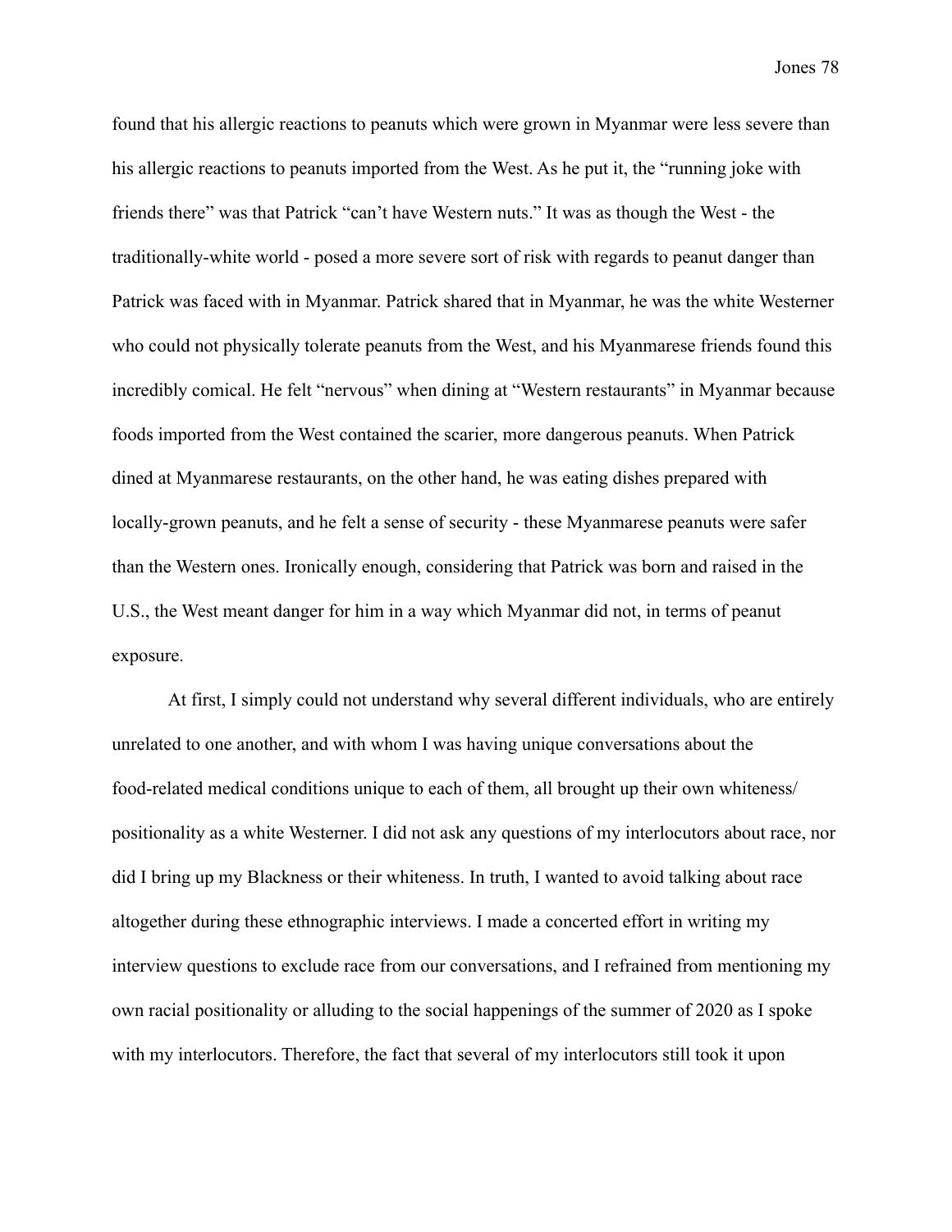found that his allergic reactions to peanuts which were grown in Myanmar were less severe than his allergic reactions to peanuts imported from the West. As he put it, the "running joke with friends there" was that Patrick "can't have Western nuts." It was as though the West - the traditionally-white world - posed a more severe sort of risk with regards to peanut danger than Patrick was faced with in Myanmar. Patrick shared that in Myanmar, he was the white Westerner who could not physically tolerate peanuts from the West, and his Myanmarese friends found this incredibly comical. He felt "nervous" when dining at "Western restaurants" in Myanmar because foods imported from the West contained the scarier, more dangerous peanuts. When Patrick dined at Myanmarese restaurants, on the other hand, he was eating dishes prepared with locally-grown peanuts, and he felt a sense of security - these Myanmarese peanuts were safer than the Western ones. Ironically enough, considering that Patrick was born and raised in the U.S., the West meant danger for him in a way which Myanmar did not, in terms of peanut exposure.

At first, I simply could not understand why several different individuals, who are entirely unrelated to one another, and with whom I was having unique conversations about the food-related medical conditions unique to each of them, all brought up their own whiteness/ positionality as a white Westerner. I did not ask any questions of my interlocutors about race, nor did I bring up my Blackness or their whiteness. In truth, I wanted to avoid talking about race altogether during these ethnographic interviews. I made a concerted effort in writing my interview questions to exclude race from our conversations, and I refrained from mentioning my own racial positionality or alluding to the social happenings of the summer of 2020 as I spoke with my interlocutors. Therefore, the fact that several of my interlocutors still took it upon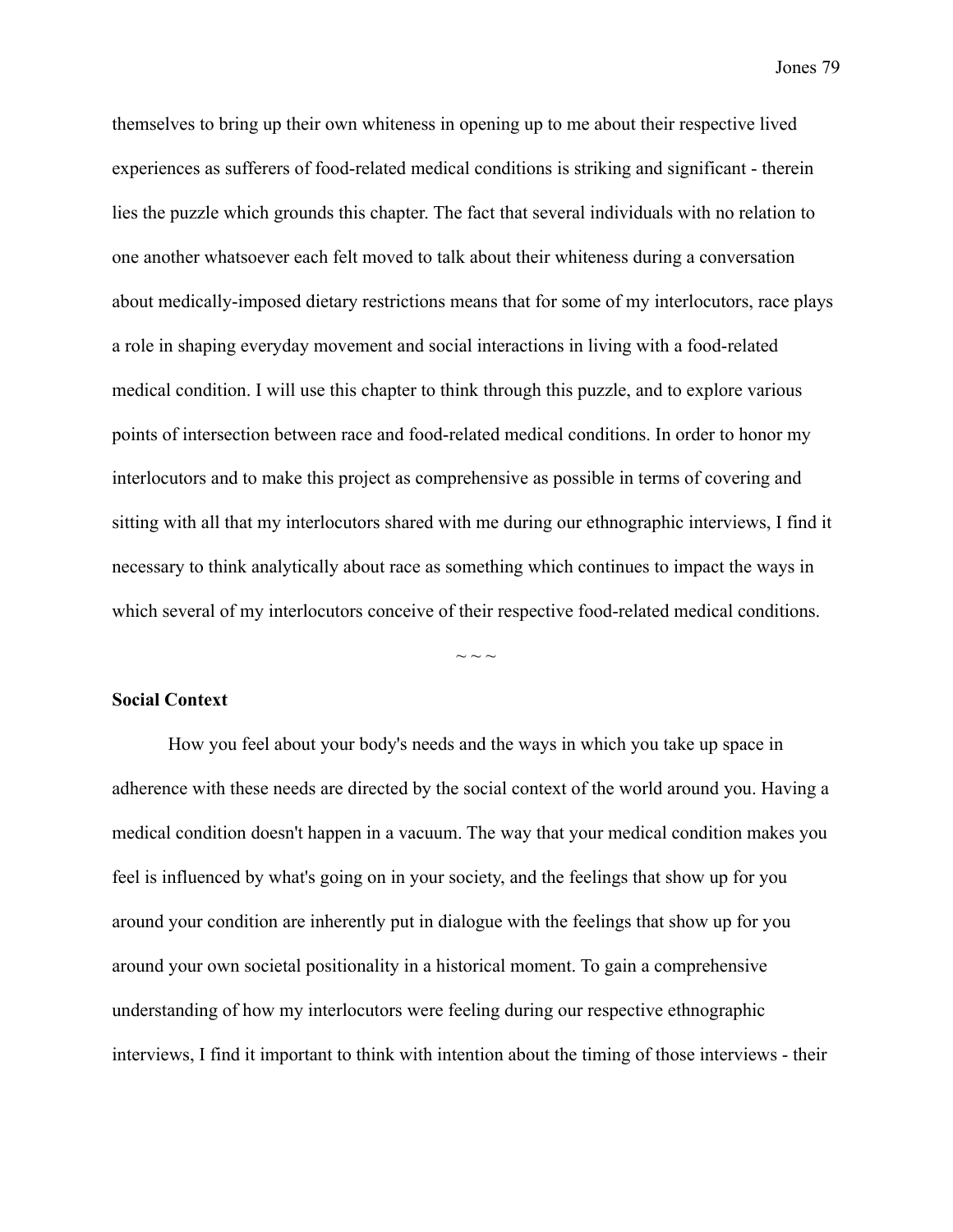themselves to bring up their own whiteness in opening up to me about their respective lived experiences as sufferers of food-related medical conditions is striking and significant - therein lies the puzzle which grounds this chapter. The fact that several individuals with no relation to one another whatsoever each felt moved to talk about their whiteness during a conversation about medically-imposed dietary restrictions means that for some of my interlocutors, race plays a role in shaping everyday movement and social interactions in living with a food-related medical condition. I will use this chapter to think through this puzzle, and to explore various points of intersection between race and food-related medical conditions. In order to honor my interlocutors and to make this project as comprehensive as possible in terms of covering and sitting with all that my interlocutors shared with me during our ethnographic interviews, I find it necessary to think analytically about race as something which continues to impact the ways in which several of my interlocutors conceive of their respective food-related medical conditions.

~ ~ ~

**Social Context**

How you feel about your body's needs and the ways in which you take up space in adherence with these needs are directed by the social context of the world around you. Having a medical condition doesn't happen in a vacuum. The way that your medical condition makes you feel is influenced by what's going on in your society, and the feelings that show up for you around your condition are inherently put in dialogue with the feelings that show up for you around your own societal positionality in a historical moment. To gain a comprehensive understanding of how my interlocutors were feeling during our respective ethnographic interviews, I find it important to think with intention about the timing of those interviews - their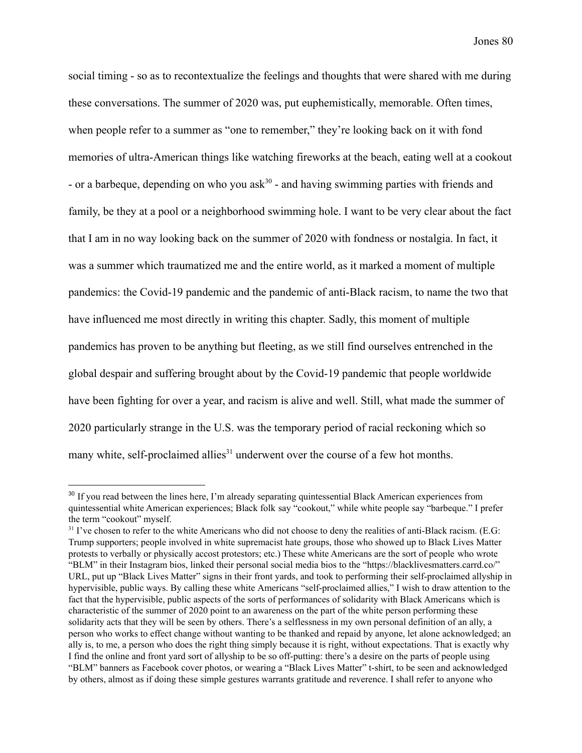social timing - so as to recontextualize the feelings and thoughts that were shared with me during these conversations. The summer of 2020 was, put euphemistically, memorable. Often times, when people refer to a summer as "one to remember," they're looking back on it with fond memories of ultra-American things like watching fireworks at the beach, eating well at a cookout - or a barbeque, depending on who you ask[30] - and having swimming parties with friends and family, be they at a pool or a neighborhood swimming hole. I want to be very clear about the fact that I am in no way looking back on the summer of 2020 with fondness or nostalgia. In fact, it was a summer which traumatized me and the entire world, as it marked a moment of multiple pandemics: the Covid-19 pandemic and the pandemic of anti-Black racism, to name the two that have influenced me most directly in writing this chapter. Sadly, this moment of multiple pandemics has proven to be anything but fleeting, as we still find ourselves entrenched in the global despair and suffering brought about by the Covid-19 pandemic that people worldwide have been fighting for over a year, and racism is alive and well. Still, what made the summer of 2020 particularly strange in the U.S. was the temporary period of racial reckoning which so many white, self-proclaimed allies[31] underwent over the course of a few hot months.

---

[30] If you read between the lines here, I'm already separating quintessential Black American experiences from quintessential white American experiences; Black folk say "cookout," while white people say "barbeque." I prefer the term "cookout" myself.

[31] I've chosen to refer to the white Americans who did not choose to deny the realities of anti-Black racism. (E.G: Trump supporters; people involved in white supremacist hate groups, those who showed up to Black Lives Matter protests to verbally or physically accost protestors; etc.) These white Americans are the sort of people who wrote "BLM" in their Instagram bios, linked their personal social media bios to the "https://blacklivesmatters.carrd.co/" URL, put up "Black Lives Matter" signs in their front yards, and took to performing their self-proclaimed allyship in hypervisible, public ways. By calling these white Americans "self-proclaimed allies," I wish to draw attention to the fact that the hypervisible, public aspects of the sorts of performances of solidarity with Black Americans which is characteristic of the summer of 2020 point to an awareness on the part of the white person performing these solidarity acts that they will be seen by others. There's a selflessness in my own personal definition of an ally, a person who works to effect change without wanting to be thanked and repaid by anyone, let alone acknowledged; an ally is, to me, a person who does the right thing simply because it is right, without expectations. That is exactly why I find the online and front yard sort of allyship to be so off-putting: there's a desire on the parts of people using "BLM" banners as Facebook cover photos, or wearing a "Black Lives Matter" t-shirt, to be seen and acknowledged by others, almost as if doing these simple gestures warrants gratitude and reverence. I shall refer to anyone who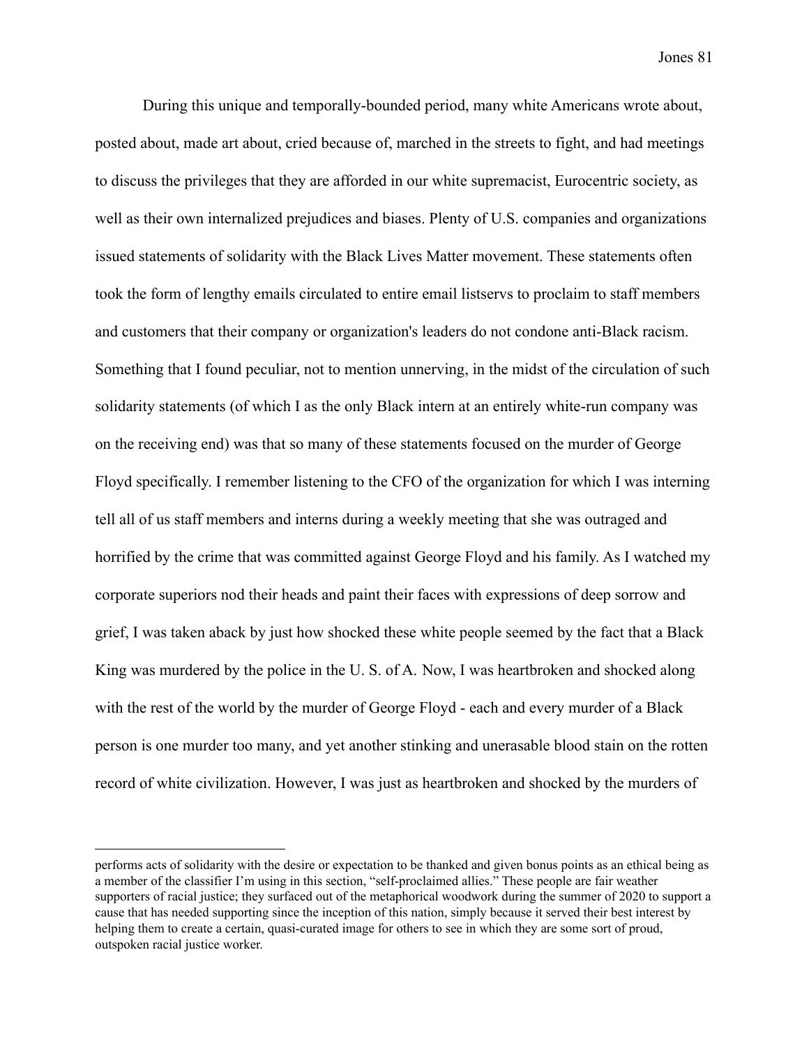During this unique and temporally-bounded period, many white Americans wrote about, posted about, made art about, cried because of, marched in the streets to fight, and had meetings to discuss the privileges that they are afforded in our white supremacist, Eurocentric society, as well as their own internalized prejudices and biases. Plenty of U.S. companies and organizations issued statements of solidarity with the Black Lives Matter movement. These statements often took the form of lengthy emails circulated to entire email listservs to proclaim to staff members and customers that their company or organization's leaders do not condone anti-Black racism. Something that I found peculiar, not to mention unnerving, in the midst of the circulation of such solidarity statements (of which I as the only Black intern at an entirely white-run company was on the receiving end) was that so many of these statements focused on the murder of George Floyd specifically. I remember listening to the CFO of the organization for which I was interning tell all of us staff members and interns during a weekly meeting that she was outraged and horrified by the crime that was committed against George Floyd and his family. As I watched my corporate superiors nod their heads and paint their faces with expressions of deep sorrow and grief, I was taken aback by just how shocked these white people seemed by the fact that a Black King was murdered by the police in the U. S. of A. Now, I was heartbroken and shocked along with the rest of the world by the murder of George Floyd - each and every murder of a Black person is one murder too many, and yet another stinking and unerasable blood stain on the rotten record of white civilization. However, I was just as heartbroken and shocked by the murders of

---

performs acts of solidarity with the desire or expectation to be thanked and given bonus points as an ethical being as a member of the classifier I'm using in this section, "self-proclaimed allies." These people are fair weather supporters of racial justice; they surfaced out of the metaphorical woodwork during the summer of 2020 to support a cause that has needed supporting since the inception of this nation, simply because it served their best interest by helping them to create a certain, quasi-curated image for others to see in which they are some sort of proud, outspoken racial justice worker.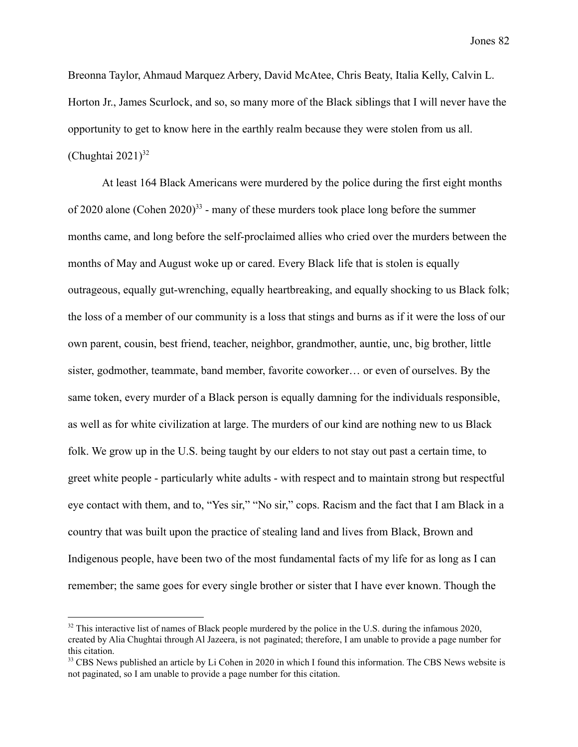Breonna Taylor, Ahmaud Marquez Arbery, David McAtee, Chris Beaty, Italia Kelly, Calvin L. Horton Jr., James Scurlock, and so, so many more of the Black siblings that I will never have the opportunity to get to know here in the earthly realm because they were stolen from us all. (Chughtai 2021)[32]

At least 164 Black Americans were murdered by the police during the first eight months of 2020 alone (Cohen 2020)[33] - many of these murders took place long before the summer months came, and long before the self-proclaimed allies who cried over the murders between the months of May and August woke up or cared. Every Black life that is stolen is equally outrageous, equally gut-wrenching, equally heartbreaking, and equally shocking to us Black folk; the loss of a member of our community is a loss that stings and burns as if it were the loss of our own parent, cousin, best friend, teacher, neighbor, grandmother, auntie, unc, big brother, little sister, godmother, teammate, band member, favorite coworker… or even of ourselves. By the same token, every murder of a Black person is equally damning for the individuals responsible, as well as for white civilization at large. The murders of our kind are nothing new to us Black folk. We grow up in the U.S. being taught by our elders to not stay out past a certain time, to greet white people - particularly white adults - with respect and to maintain strong but respectful eye contact with them, and to, "Yes sir," "No sir," cops. Racism and the fact that I am Black in a country that was built upon the practice of stealing land and lives from Black, Brown and Indigenous people, have been two of the most fundamental facts of my life for as long as I can remember; the same goes for every single brother or sister that I have ever known. Though the

---

[32] This interactive list of names of Black people murdered by the police in the U.S. during the infamous 2020, created by Alia Chughtai through Al Jazeera, is not paginated; therefore, I am unable to provide a page number for this citation.

[33] CBS News published an article by Li Cohen in 2020 in which I found this information. The CBS News website is not paginated, so I am unable to provide a page number for this citation.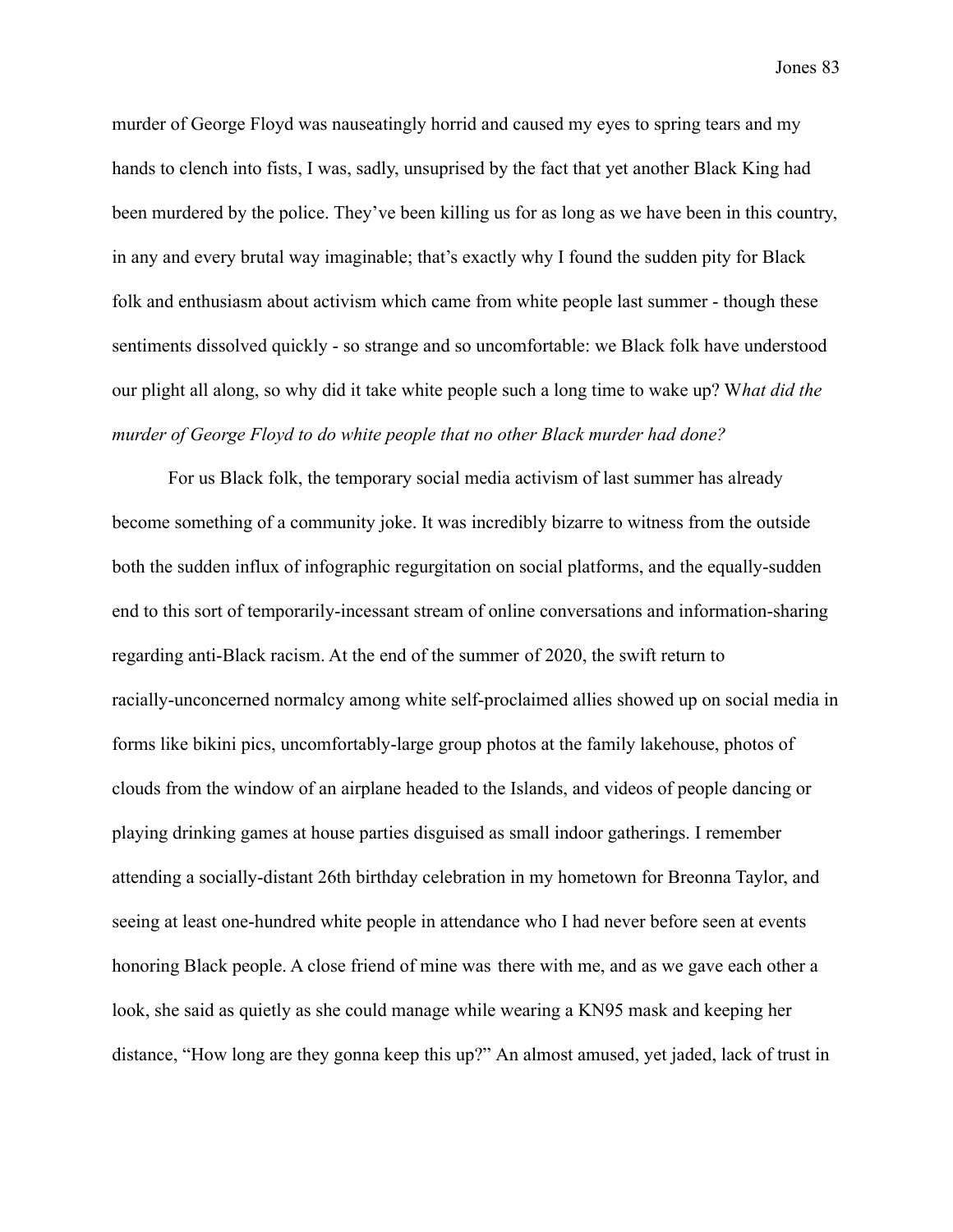murder of George Floyd was nauseatingly horrid and caused my eyes to spring tears and my hands to clench into fists, I was, sadly, unsuprised by the fact that yet another Black King had been murdered by the police. They've been killing us for as long as we have been in this country, in any and every brutal way imaginable; that's exactly why I found the sudden pity for Black folk and enthusiasm about activism which came from white people last summer - though these sentiments dissolved quickly - so strange and so uncomfortable: we Black folk have understood our plight all along, so why did it take white people such a long time to wake up? W*hat did the murder of George Floyd to do white people that no other Black murder had done?*

For us Black folk, the temporary social media activism of last summer has already become something of a community joke. It was incredibly bizarre to witness from the outside both the sudden influx of infographic regurgitation on social platforms, and the equally-sudden end to this sort of temporarily-incessant stream of online conversations and information-sharing regarding anti-Black racism. At the end of the summer of 2020, the swift return to racially-unconcerned normalcy among white self-proclaimed allies showed up on social media in forms like bikini pics, uncomfortably-large group photos at the family lakehouse, photos of clouds from the window of an airplane headed to the Islands, and videos of people dancing or playing drinking games at house parties disguised as small indoor gatherings. I remember attending a socially-distant 26th birthday celebration in my hometown for Breonna Taylor, and seeing at least one-hundred white people in attendance who I had never before seen at events honoring Black people. A close friend of mine was there with me, and as we gave each other a look, she said as quietly as she could manage while wearing a KN95 mask and keeping her distance, "How long are they gonna keep this up?" An almost amused, yet jaded, lack of trust in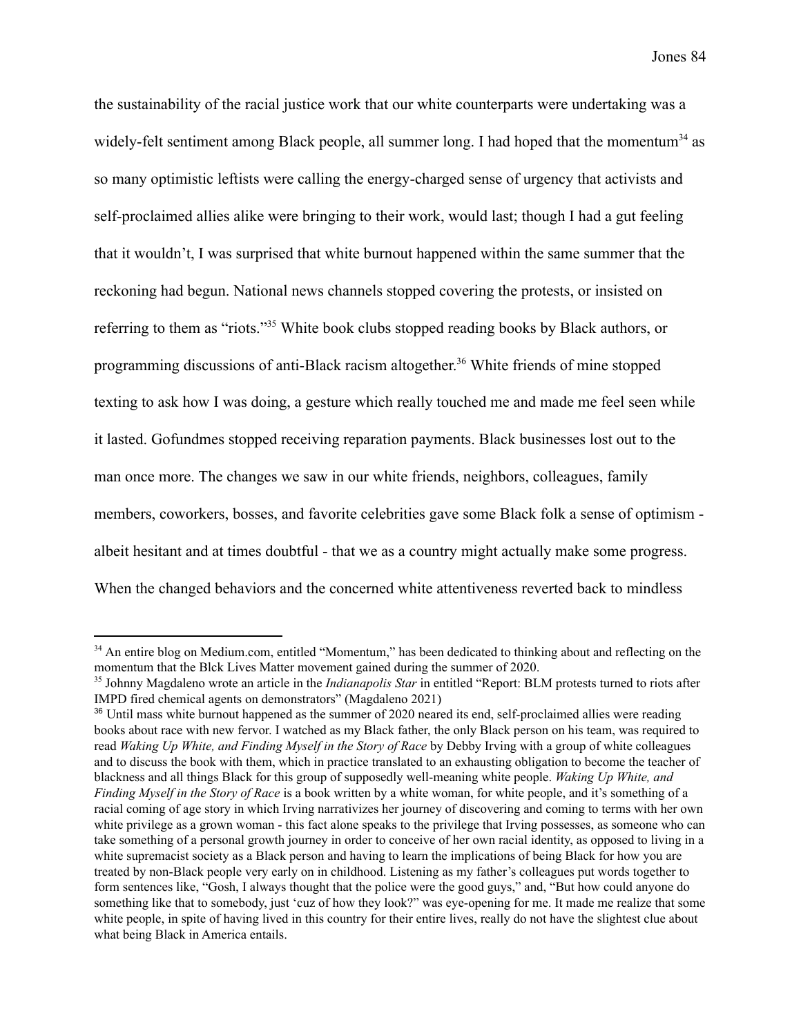the sustainability of the racial justice work that our white counterparts were undertaking was a widely-felt sentiment among Black people, all summer long. I had hoped that the momentum[34] as so many optimistic leftists were calling the energy-charged sense of urgency that activists and self-proclaimed allies alike were bringing to their work, would last; though I had a gut feeling that it wouldn't, I was surprised that white burnout happened within the same summer that the reckoning had begun. National news channels stopped covering the protests, or insisted on referring to them as "riots."[35] White book clubs stopped reading books by Black authors, or programming discussions of anti-Black racism altogether.[36] White friends of mine stopped texting to ask how I was doing, a gesture which really touched me and made me feel seen while it lasted. Gofundmes stopped receiving reparation payments. Black businesses lost out to the man once more. The changes we saw in our white friends, neighbors, colleagues, family members, coworkers, bosses, and favorite celebrities gave some Black folk a sense of optimism - albeit hesitant and at times doubtful - that we as a country might actually make some progress. When the changed behaviors and the concerned white attentiveness reverted back to mindless

---

[34] An entire blog on Medium.com, entitled "Momentum," has been dedicated to thinking about and reflecting on the momentum that the Blck Lives Matter movement gained during the summer of 2020.

[35] Johnny Magdaleno wrote an article in the *Indianapolis Star* in entitled "Report: BLM protests turned to riots after IMPD fired chemical agents on demonstrators" (Magdaleno 2021)

[36] Until mass white burnout happened as the summer of 2020 neared its end, self-proclaimed allies were reading books about race with new fervor. I watched as my Black father, the only Black person on his team, was required to read *Waking Up White, and Finding Myself in the Story of Race* by Debby Irving with a group of white colleagues and to discuss the book with them, which in practice translated to an exhausting obligation to become the teacher of blackness and all things Black for this group of supposedly well-meaning white people. *Waking Up White, and Finding Myself in the Story of Race* is a book written by a white woman, for white people, and it's something of a racial coming of age story in which Irving narrativizes her journey of discovering and coming to terms with her own white privilege as a grown woman - this fact alone speaks to the privilege that Irving possesses, as someone who can take something of a personal growth journey in order to conceive of her own racial identity, as opposed to living in a white supremacist society as a Black person and having to learn the implications of being Black for how you are treated by non-Black people very early on in childhood. Listening as my father's colleagues put words together to form sentences like, "Gosh, I always thought that the police were the good guys," and, "But how could anyone do something like that to somebody, just 'cuz of how they look?" was eye-opening for me. It made me realize that some white people, in spite of having lived in this country for their entire lives, really do not have the slightest clue about what being Black in America entails.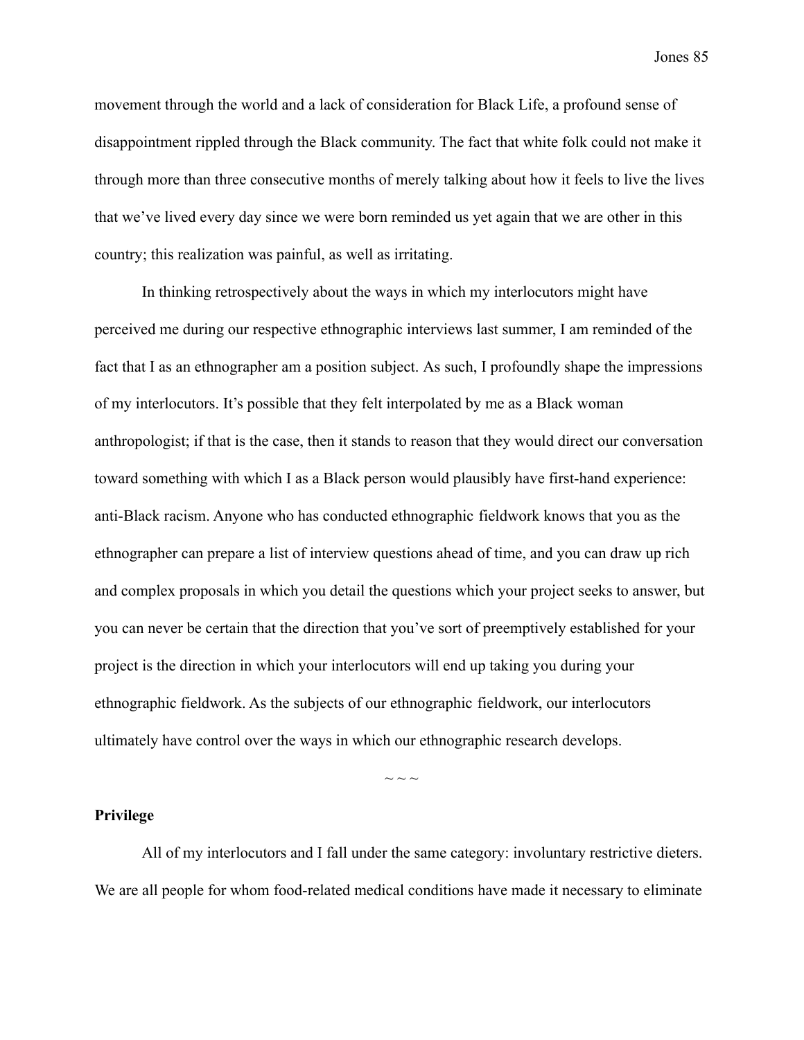movement through the world and a lack of consideration for Black Life, a profound sense of disappointment rippled through the Black community. The fact that white folk could not make it through more than three consecutive months of merely talking about how it feels to live the lives that we've lived every day since we were born reminded us yet again that we are other in this country; this realization was painful, as well as irritating.

In thinking retrospectively about the ways in which my interlocutors might have perceived me during our respective ethnographic interviews last summer, I am reminded of the fact that I as an ethnographer am a position subject. As such, I profoundly shape the impressions of my interlocutors. It's possible that they felt interpolated by me as a Black woman anthropologist; if that is the case, then it stands to reason that they would direct our conversation toward something with which I as a Black person would plausibly have first-hand experience: anti-Black racism. Anyone who has conducted ethnographic fieldwork knows that you as the ethnographer can prepare a list of interview questions ahead of time, and you can draw up rich and complex proposals in which you detail the questions which your project seeks to answer, but you can never be certain that the direction that you've sort of preemptively established for your project is the direction in which your interlocutors will end up taking you during your ethnographic fieldwork. As the subjects of our ethnographic fieldwork, our interlocutors ultimately have control over the ways in which our ethnographic research develops.

~ ~ ~

**Privilege**

All of my interlocutors and I fall under the same category: involuntary restrictive dieters. We are all people for whom food-related medical conditions have made it necessary to eliminate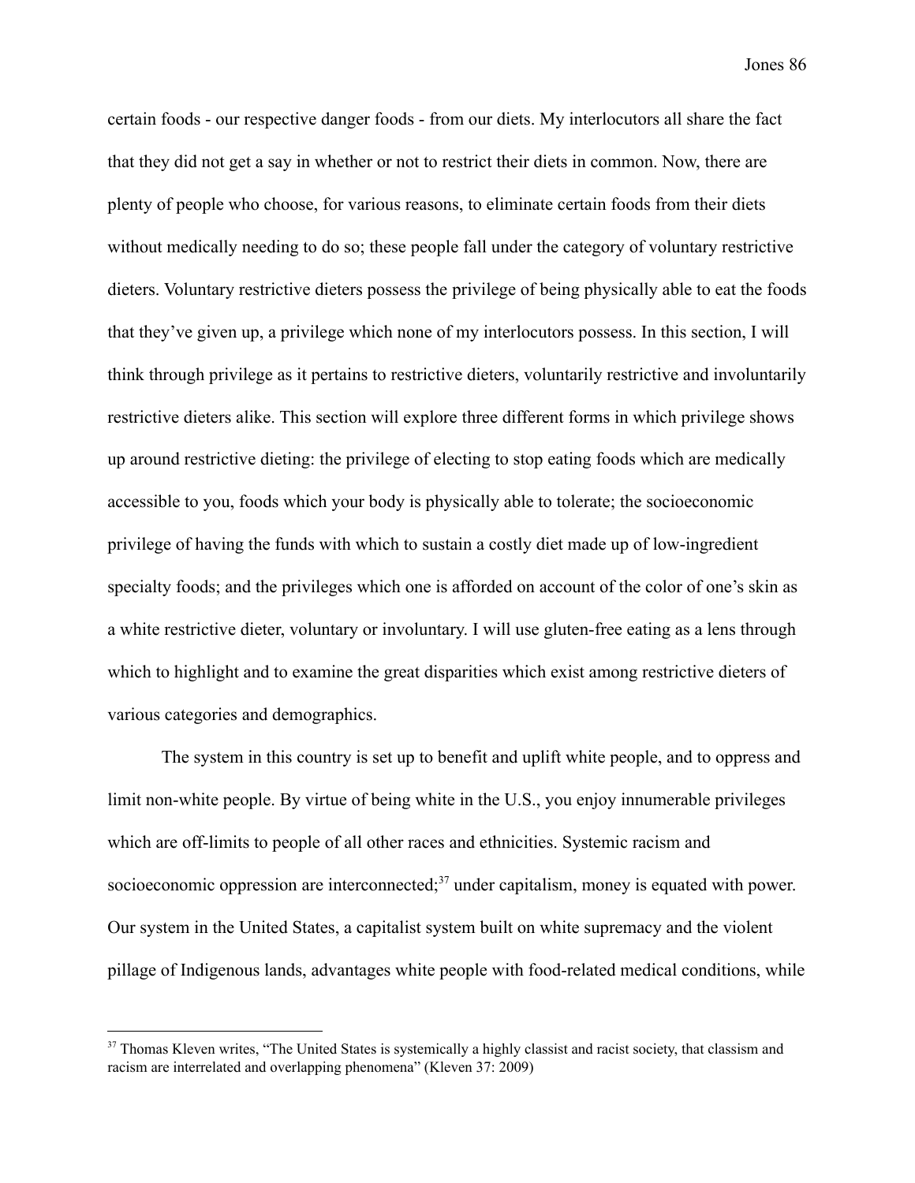certain foods - our respective danger foods - from our diets. My interlocutors all share the fact that they did not get a say in whether or not to restrict their diets in common. Now, there are plenty of people who choose, for various reasons, to eliminate certain foods from their diets without medically needing to do so; these people fall under the category of voluntary restrictive dieters. Voluntary restrictive dieters possess the privilege of being physically able to eat the foods that they've given up, a privilege which none of my interlocutors possess. In this section, I will think through privilege as it pertains to restrictive dieters, voluntarily restrictive and involuntarily restrictive dieters alike. This section will explore three different forms in which privilege shows up around restrictive dieting: the privilege of electing to stop eating foods which are medically accessible to you, foods which your body is physically able to tolerate; the socioeconomic privilege of having the funds with which to sustain a costly diet made up of low-ingredient specialty foods; and the privileges which one is afforded on account of the color of one's skin as a white restrictive dieter, voluntary or involuntary. I will use gluten-free eating as a lens through which to highlight and to examine the great disparities which exist among restrictive dieters of various categories and demographics.

The system in this country is set up to benefit and uplift white people, and to oppress and limit non-white people. By virtue of being white in the U.S., you enjoy innumerable privileges which are off-limits to people of all other races and ethnicities. Systemic racism and socioeconomic oppression are interconnected;[37] under capitalism, money is equated with power. Our system in the United States, a capitalist system built on white supremacy and the violent pillage of Indigenous lands, advantages white people with food-related medical conditions, while

[37] Thomas Kleven writes, "The United States is systemically a highly classist and racist society, that classism and racism are interrelated and overlapping phenomena" (Kleven 37: 2009)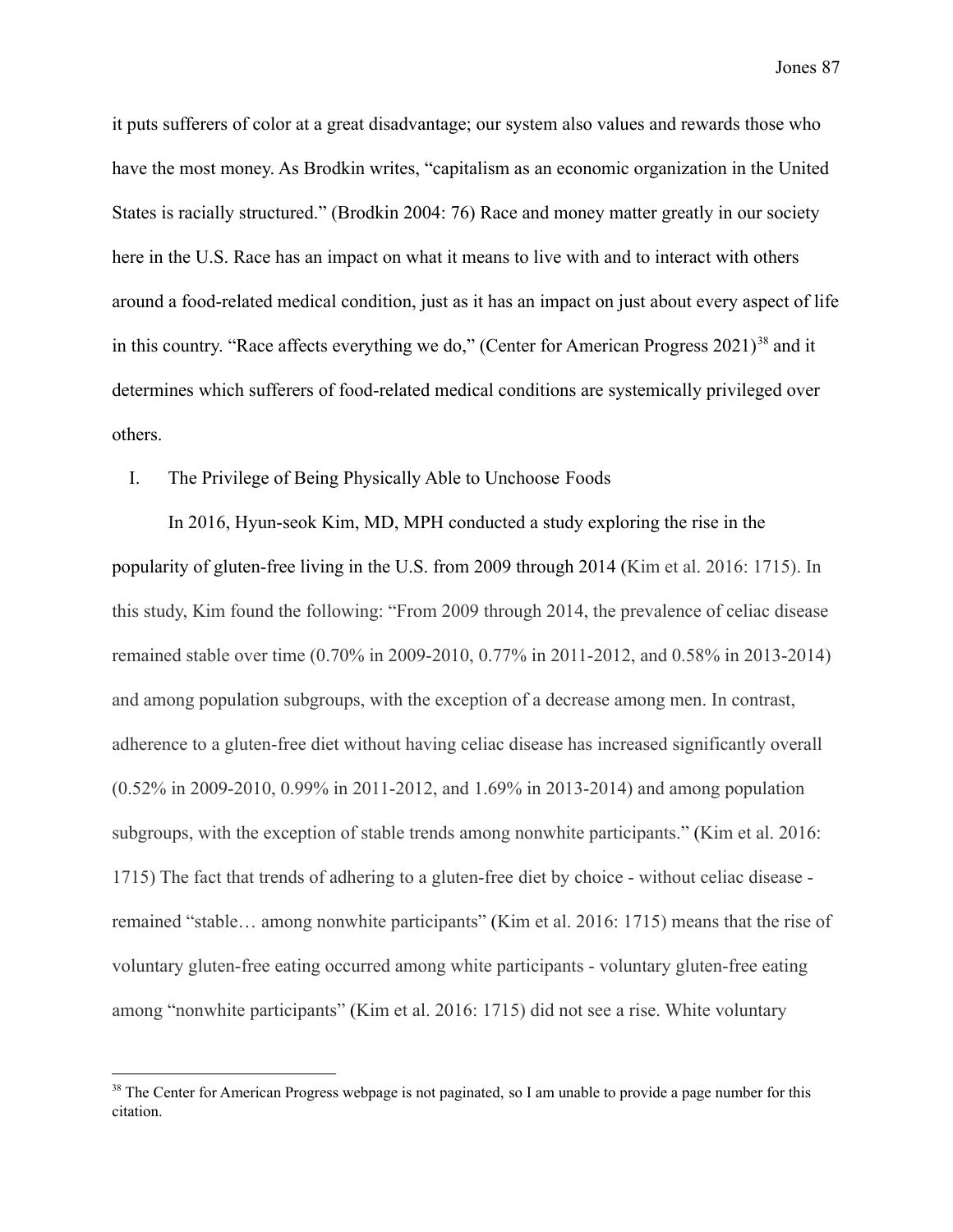it puts sufferers of color at a great disadvantage; our system also values and rewards those who have the most money. As Brodkin writes, "capitalism as an economic organization in the United States is racially structured." (Brodkin 2004: 76) Race and money matter greatly in our society here in the U.S. Race has an impact on what it means to live with and to interact with others around a food-related medical condition, just as it has an impact on just about every aspect of life in this country. "Race affects everything we do," (Center for American Progress 2021)[38] and it determines which sufferers of food-related medical conditions are systemically privileged over others.

I. The Privilege of Being Physically Able to Unchoose Foods

In 2016, Hyun-seok Kim, MD, MPH conducted a study exploring the rise in the popularity of gluten-free living in the U.S. from 2009 through 2014 (Kim et al. 2016: 1715). In this study, Kim found the following: "From 2009 through 2014, the prevalence of celiac disease remained stable over time (0.70% in 2009-2010, 0.77% in 2011-2012, and 0.58% in 2013-2014) and among population subgroups, with the exception of a decrease among men. In contrast, adherence to a gluten-free diet without having celiac disease has increased significantly overall (0.52% in 2009-2010, 0.99% in 2011-2012, and 1.69% in 2013-2014) and among population subgroups, with the exception of stable trends among nonwhite participants." (Kim et al. 2016: 1715) The fact that trends of adhering to a gluten-free diet by choice - without celiac disease - remained "stable… among nonwhite participants" (Kim et al. 2016: 1715) means that the rise of voluntary gluten-free eating occurred among white participants - voluntary gluten-free eating among "nonwhite participants" (Kim et al. 2016: 1715) did not see a rise. White voluntary

[38] The Center for American Progress webpage is not paginated, so I am unable to provide a page number for this citation.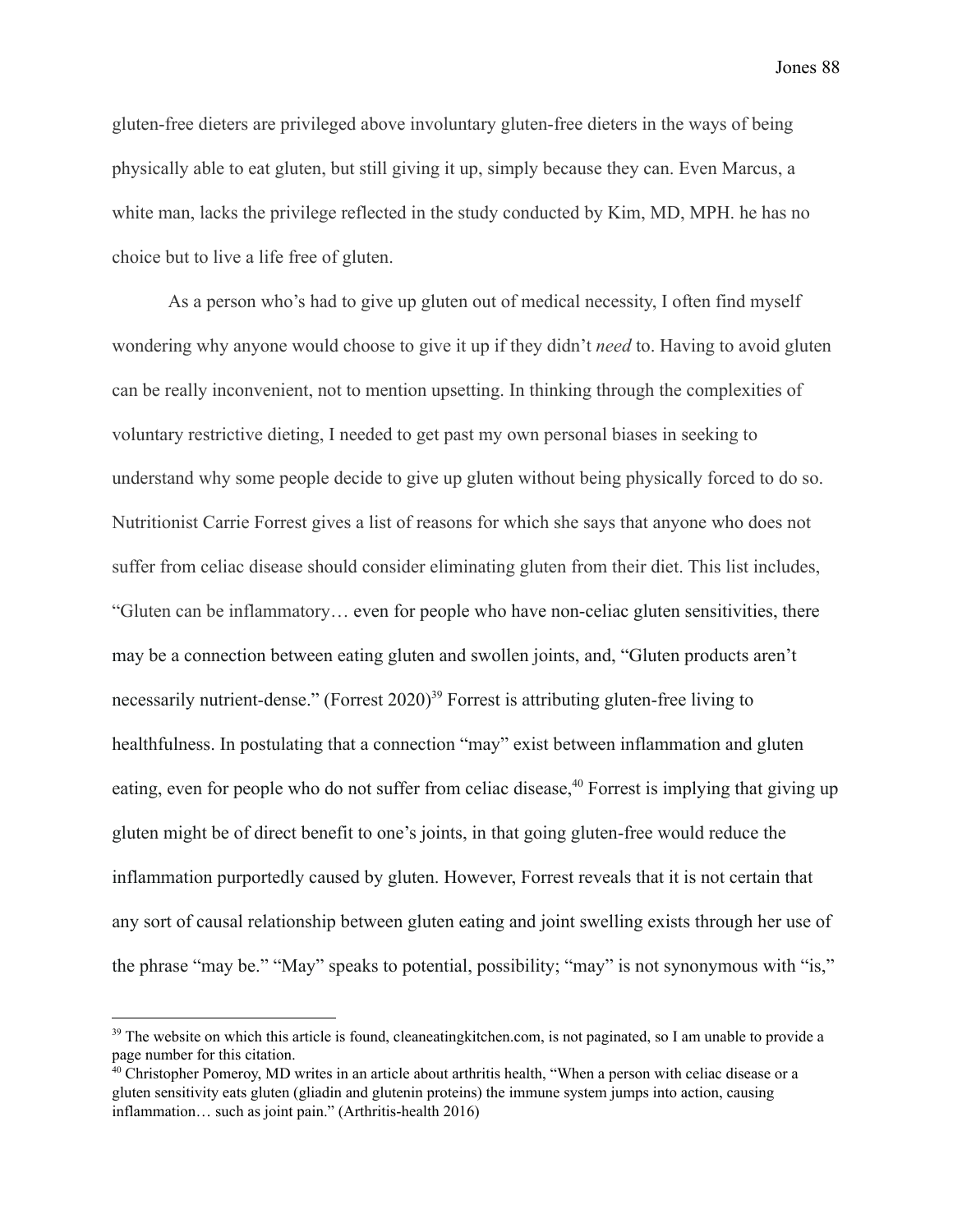gluten-free dieters are privileged above involuntary gluten-free dieters in the ways of being physically able to eat gluten, but still giving it up, simply because they can. Even Marcus, a white man, lacks the privilege reflected in the study conducted by Kim, MD, MPH. he has no choice but to live a life free of gluten.

As a person who's had to give up gluten out of medical necessity, I often find myself wondering why anyone would choose to give it up if they didn't *need* to. Having to avoid gluten can be really inconvenient, not to mention upsetting. In thinking through the complexities of voluntary restrictive dieting, I needed to get past my own personal biases in seeking to understand why some people decide to give up gluten without being physically forced to do so. Nutritionist Carrie Forrest gives a list of reasons for which she says that anyone who does not suffer from celiac disease should consider eliminating gluten from their diet. This list includes, "Gluten can be inflammatory… even for people who have non-celiac gluten sensitivities, there may be a connection between eating gluten and swollen joints, and, "Gluten products aren't necessarily nutrient-dense." (Forrest 2020)[39] Forrest is attributing gluten-free living to healthfulness. In postulating that a connection "may" exist between inflammation and gluten eating, even for people who do not suffer from celiac disease,[40] Forrest is implying that giving up gluten might be of direct benefit to one's joints, in that going gluten-free would reduce the inflammation purportedly caused by gluten. However, Forrest reveals that it is not certain that any sort of causal relationship between gluten eating and joint swelling exists through her use of the phrase "may be." "May" speaks to potential, possibility; "may" is not synonymous with "is,"

---

[39] The website on which this article is found, cleaneatingkitchen.com, is not paginated, so I am unable to provide a page number for this citation.

[40] Christopher Pomeroy, MD writes in an article about arthritis health, "When a person with celiac disease or a gluten sensitivity eats gluten (gliadin and glutenin proteins) the immune system jumps into action, causing inflammation… such as joint pain." (Arthritis-health 2016)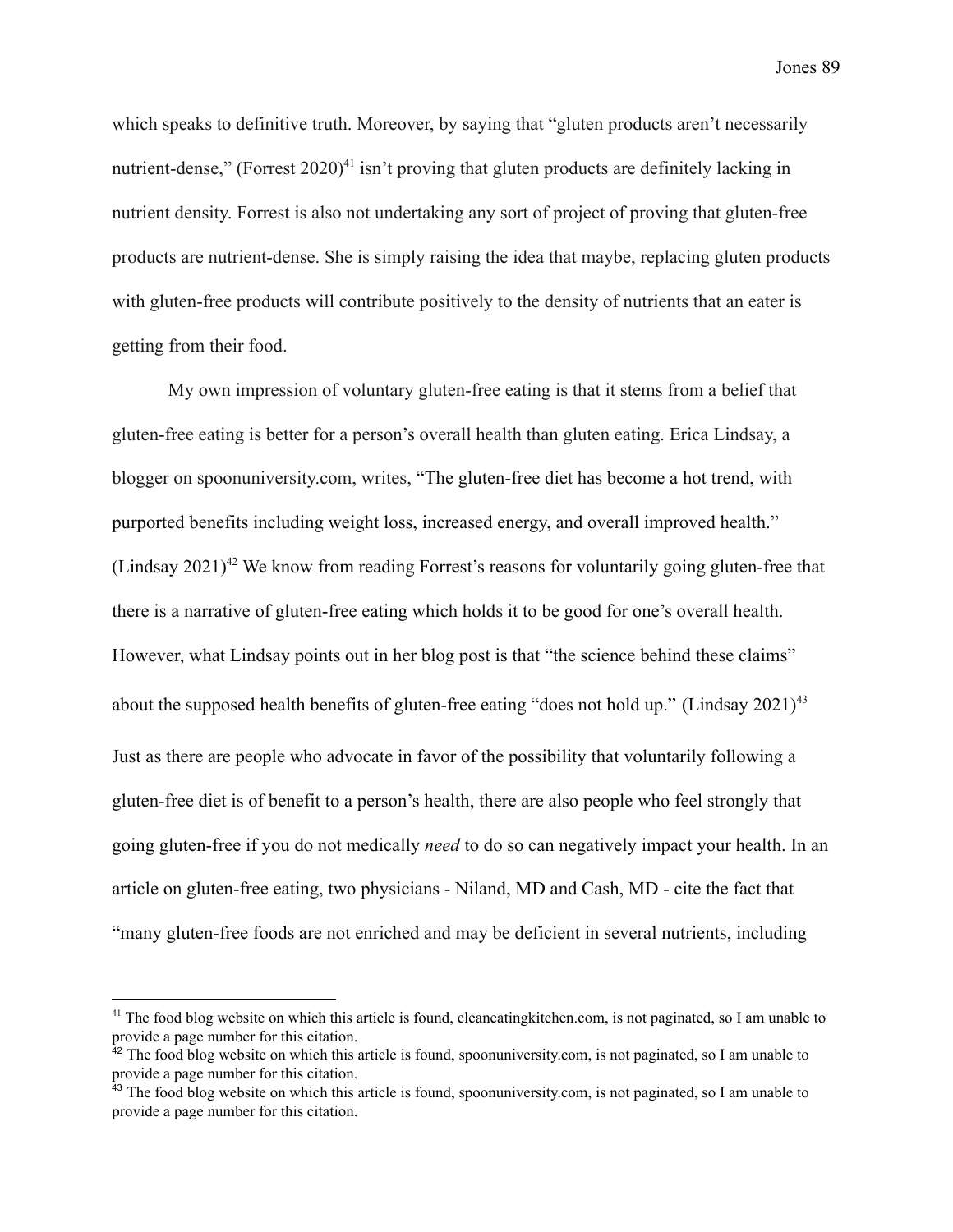which speaks to definitive truth. Moreover, by saying that "gluten products aren't necessarily nutrient-dense," (Forrest 2020)[41] isn't proving that gluten products are definitely lacking in nutrient density. Forrest is also not undertaking any sort of project of proving that gluten-free products are nutrient-dense. She is simply raising the idea that maybe, replacing gluten products with gluten-free products will contribute positively to the density of nutrients that an eater is getting from their food.

My own impression of voluntary gluten-free eating is that it stems from a belief that gluten-free eating is better for a person's overall health than gluten eating. Erica Lindsay, a blogger on spoonuniversity.com, writes, "The gluten-free diet has become a hot trend, with purported benefits including weight loss, increased energy, and overall improved health." (Lindsay 2021)[42] We know from reading Forrest's reasons for voluntarily going gluten-free that there is a narrative of gluten-free eating which holds it to be good for one's overall health. However, what Lindsay points out in her blog post is that "the science behind these claims" about the supposed health benefits of gluten-free eating "does not hold up." (Lindsay 2021)[43] Just as there are people who advocate in favor of the possibility that voluntarily following a gluten-free diet is of benefit to a person's health, there are also people who feel strongly that going gluten-free if you do not medically *need* to do so can negatively impact your health. In an article on gluten-free eating, two physicians - Niland, MD and Cash, MD - cite the fact that "many gluten-free foods are not enriched and may be deficient in several nutrients, including

---

[41] The food blog website on which this article is found, cleaneatingkitchen.com, is not paginated, so I am unable to provide a page number for this citation.

[42] The food blog website on which this article is found, spoonuniversity.com, is not paginated, so I am unable to provide a page number for this citation.

[43] The food blog website on which this article is found, spoonuniversity.com, is not paginated, so I am unable to provide a page number for this citation.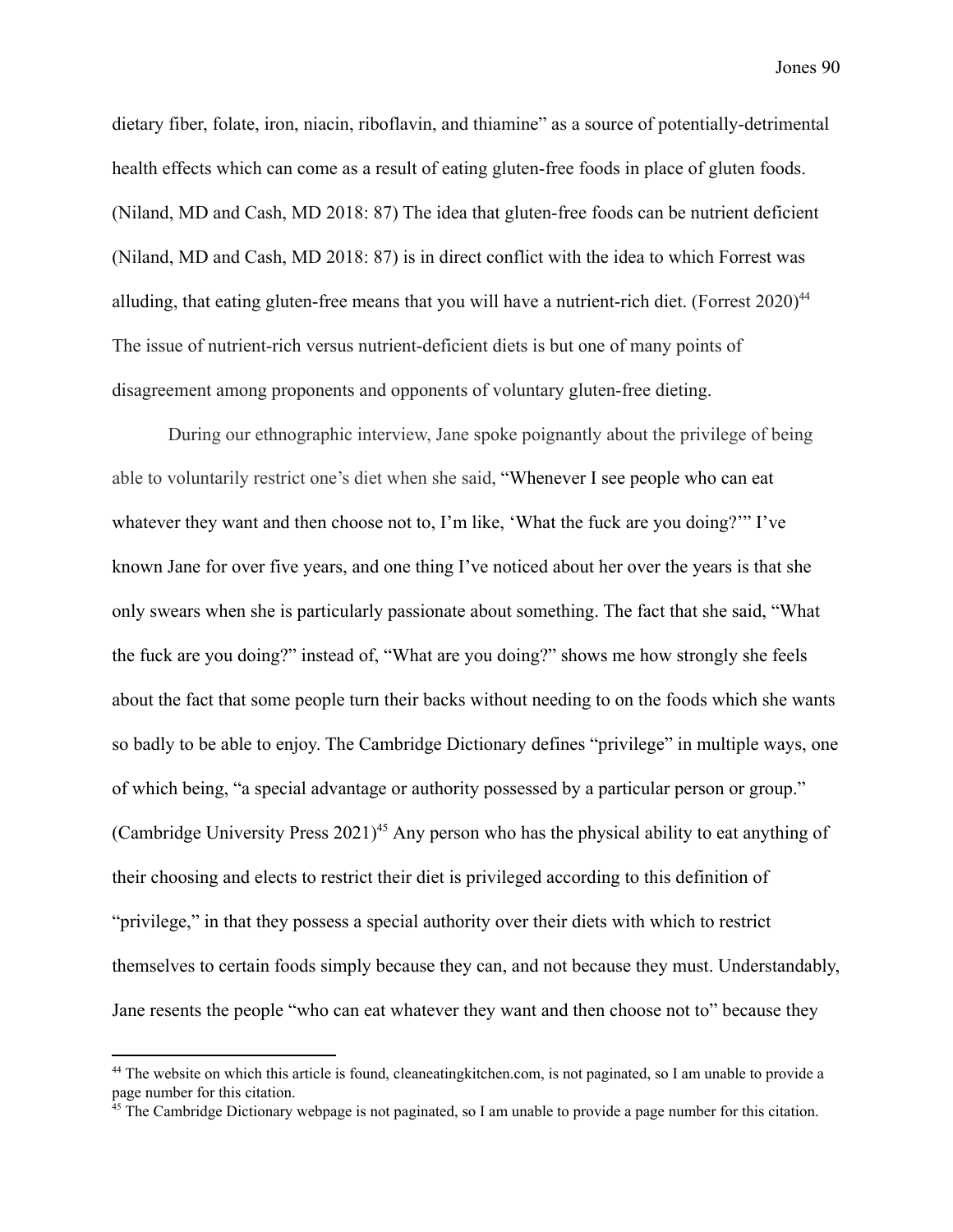dietary fiber, folate, iron, niacin, riboflavin, and thiamine" as a source of potentially-detrimental health effects which can come as a result of eating gluten-free foods in place of gluten foods. (Niland, MD and Cash, MD 2018: 87) The idea that gluten-free foods can be nutrient deficient (Niland, MD and Cash, MD 2018: 87) is in direct conflict with the idea to which Forrest was alluding, that eating gluten-free means that you will have a nutrient-rich diet. (Forrest 2020)[44] The issue of nutrient-rich versus nutrient-deficient diets is but one of many points of disagreement among proponents and opponents of voluntary gluten-free dieting.

During our ethnographic interview, Jane spoke poignantly about the privilege of being able to voluntarily restrict one's diet when she said, "Whenever I see people who can eat whatever they want and then choose not to, I'm like, 'What the fuck are you doing?'" I've known Jane for over five years, and one thing I've noticed about her over the years is that she only swears when she is particularly passionate about something. The fact that she said, "What the fuck are you doing?" instead of, "What are you doing?" shows me how strongly she feels about the fact that some people turn their backs without needing to on the foods which she wants so badly to be able to enjoy. The Cambridge Dictionary defines "privilege" in multiple ways, one of which being, "a special advantage or authority possessed by a particular person or group." (Cambridge University Press 2021)[45] Any person who has the physical ability to eat anything of their choosing and elects to restrict their diet is privileged according to this definition of "privilege," in that they possess a special authority over their diets with which to restrict themselves to certain foods simply because they can, and not because they must. Understandably, Jane resents the people "who can eat whatever they want and then choose not to" because they

---

[44] The website on which this article is found, cleaneatingkitchen.com, is not paginated, so I am unable to provide a page number for this citation.

[45] The Cambridge Dictionary webpage is not paginated, so I am unable to provide a page number for this citation.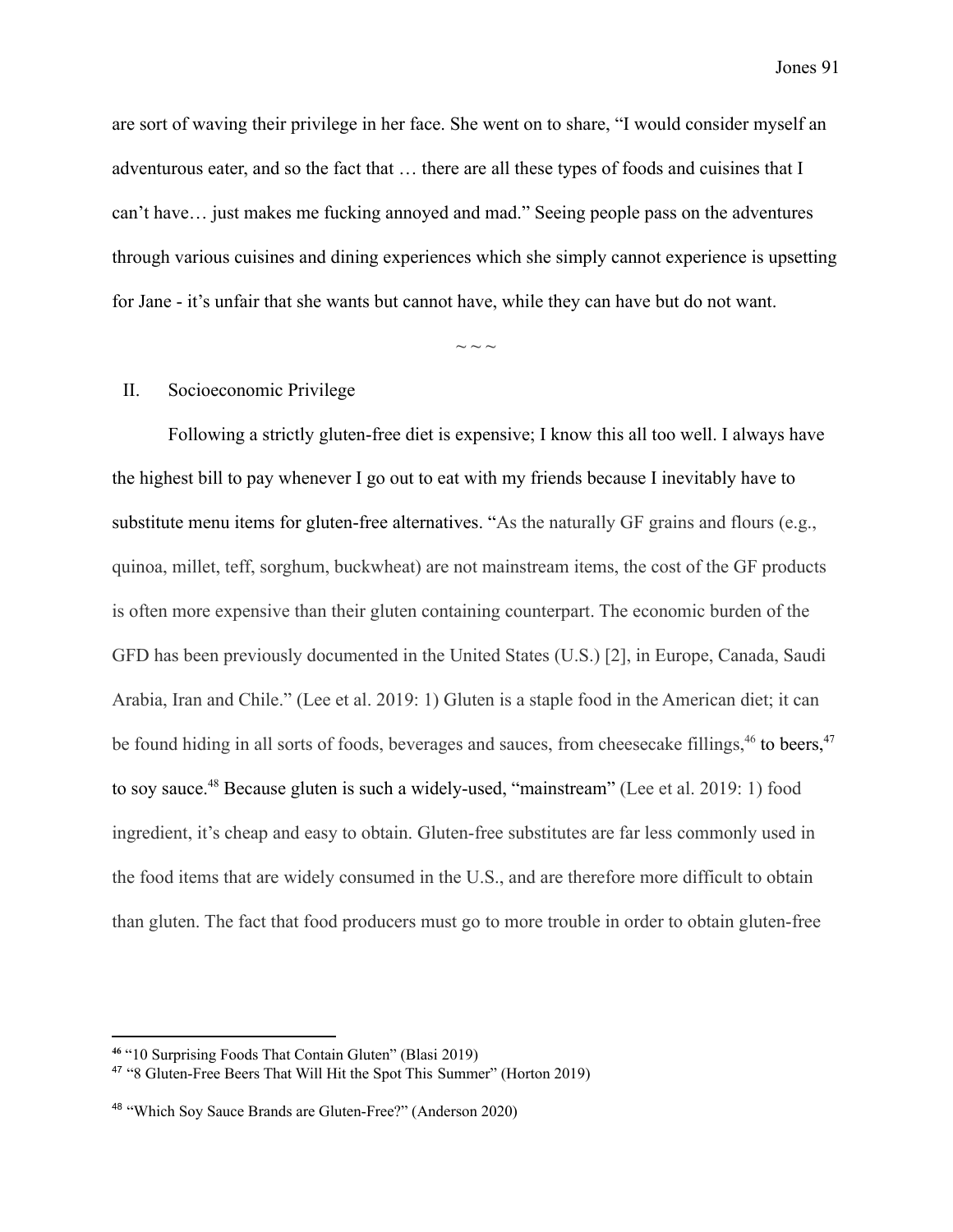are sort of waving their privilege in her face. She went on to share, "I would consider myself an adventurous eater, and so the fact that … there are all these types of foods and cuisines that I can't have… just makes me fucking annoyed and mad." Seeing people pass on the adventures through various cuisines and dining experiences which she simply cannot experience is upsetting for Jane - it's unfair that she wants but cannot have, while they can have but do not want.

~ ~ ~

## II. Socioeconomic Privilege

Following a strictly gluten-free diet is expensive; I know this all too well. I always have the highest bill to pay whenever I go out to eat with my friends because I inevitably have to substitute menu items for gluten-free alternatives. "As the naturally GF grains and flours (e.g., quinoa, millet, teff, sorghum, buckwheat) are not mainstream items, the cost of the GF products is often more expensive than their gluten containing counterpart. The economic burden of the GFD has been previously documented in the United States (U.S.) [2], in Europe, Canada, Saudi Arabia, Iran and Chile." (Lee et al. 2019: 1) Gluten is a staple food in the American diet; it can be found hiding in all sorts of foods, beverages and sauces, from cheesecake fillings,[46] to beers,[47] to soy sauce.[48] Because gluten is such a widely-used, "mainstream" (Lee et al. 2019: 1) food ingredient, it's cheap and easy to obtain. Gluten-free substitutes are far less commonly used in the food items that are widely consumed in the U.S., and are therefore more difficult to obtain than gluten. The fact that food producers must go to more trouble in order to obtain gluten-free

---

[46] "10 Surprising Foods That Contain Gluten" (Blasi 2019)

[47] "8 Gluten-Free Beers That Will Hit the Spot This Summer" (Horton 2019)

[48] "Which Soy Sauce Brands are Gluten-Free?" (Anderson 2020)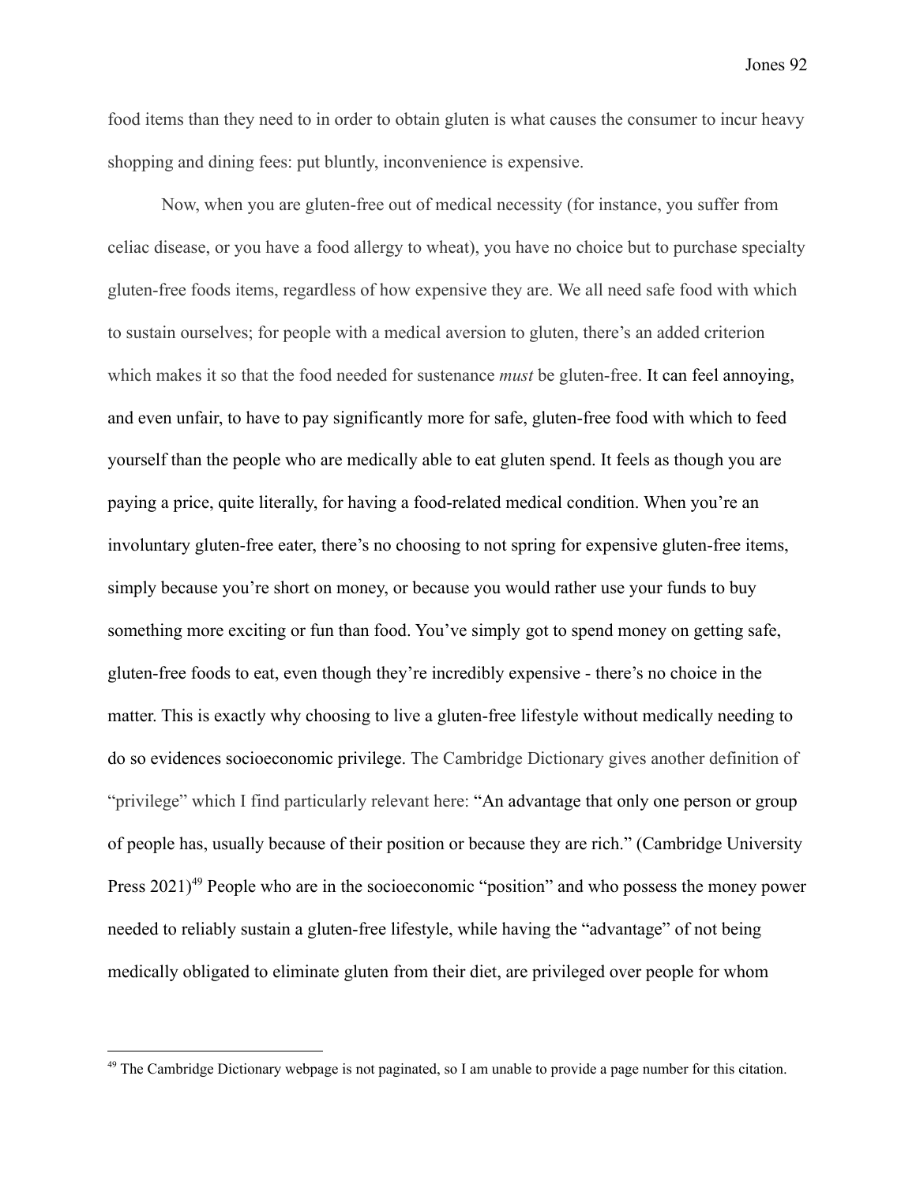food items than they need to in order to obtain gluten is what causes the consumer to incur heavy shopping and dining fees: put bluntly, inconvenience is expensive.

Now, when you are gluten-free out of medical necessity (for instance, you suffer from celiac disease, or you have a food allergy to wheat), you have no choice but to purchase specialty gluten-free foods items, regardless of how expensive they are. We all need safe food with which to sustain ourselves; for people with a medical aversion to gluten, there's an added criterion which makes it so that the food needed for sustenance *must* be gluten-free. It can feel annoying, and even unfair, to have to pay significantly more for safe, gluten-free food with which to feed yourself than the people who are medically able to eat gluten spend. It feels as though you are paying a price, quite literally, for having a food-related medical condition. When you're an involuntary gluten-free eater, there's no choosing to not spring for expensive gluten-free items, simply because you're short on money, or because you would rather use your funds to buy something more exciting or fun than food. You've simply got to spend money on getting safe, gluten-free foods to eat, even though they're incredibly expensive - there's no choice in the matter. This is exactly why choosing to live a gluten-free lifestyle without medically needing to do so evidences socioeconomic privilege. The Cambridge Dictionary gives another definition of "privilege" which I find particularly relevant here: "An advantage that only one person or group of people has, usually because of their position or because they are rich." (Cambridge University Press 2021)[49] People who are in the socioeconomic "position" and who possess the money power needed to reliably sustain a gluten-free lifestyle, while having the "advantage" of not being medically obligated to eliminate gluten from their diet, are privileged over people for whom

[49] The Cambridge Dictionary webpage is not paginated, so I am unable to provide a page number for this citation.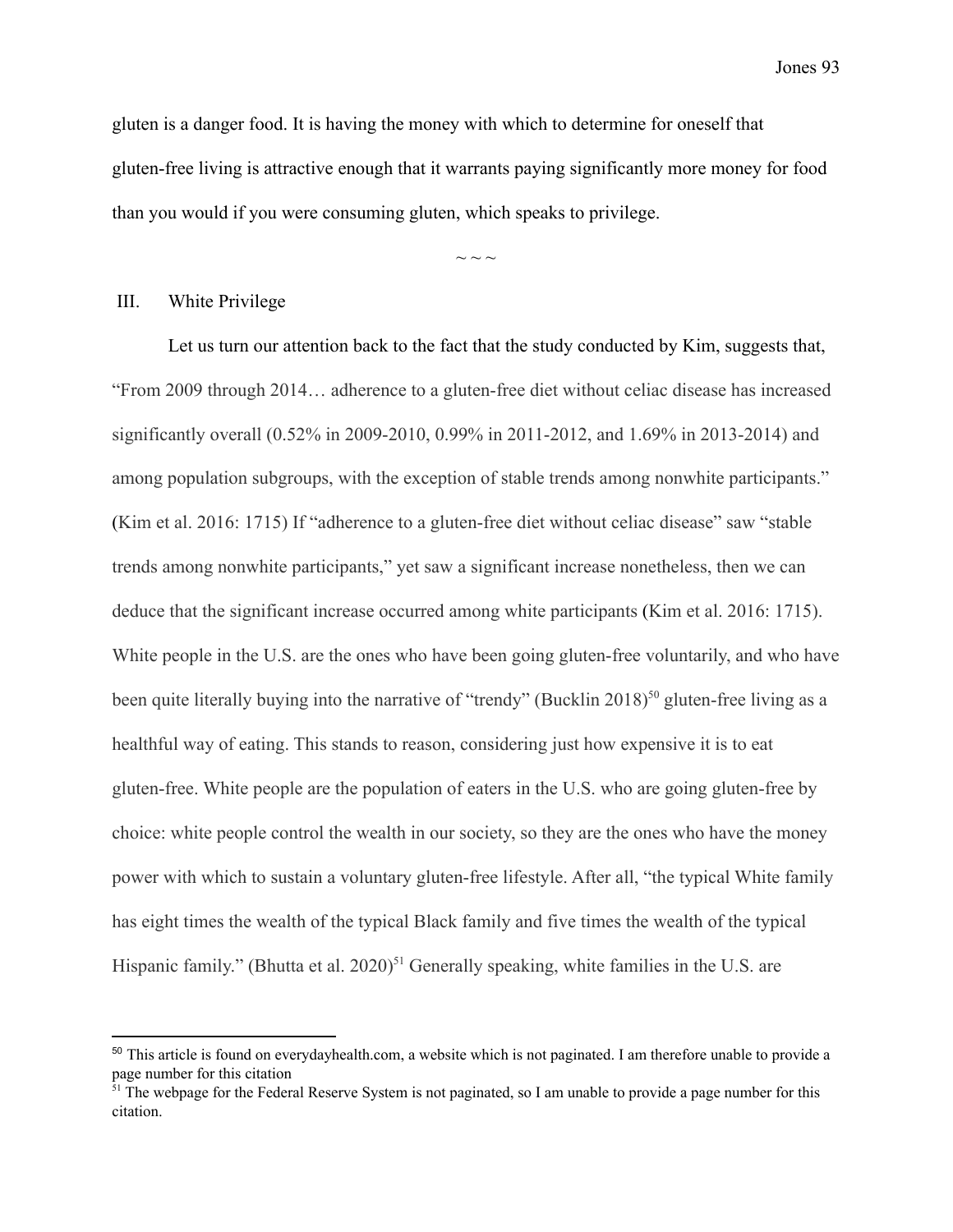gluten is a danger food. It is having the money with which to determine for oneself that gluten-free living is attractive enough that it warrants paying significantly more money for food than you would if you were consuming gluten, which speaks to privilege.

~ ~ ~

## III. White Privilege

Let us turn our attention back to the fact that the study conducted by Kim, suggests that, "From 2009 through 2014… adherence to a gluten-free diet without celiac disease has increased significantly overall (0.52% in 2009-2010, 0.99% in 2011-2012, and 1.69% in 2013-2014) and among population subgroups, with the exception of stable trends among nonwhite participants." (Kim et al. 2016: 1715) If "adherence to a gluten-free diet without celiac disease" saw "stable trends among nonwhite participants," yet saw a significant increase nonetheless, then we can deduce that the significant increase occurred among white participants (Kim et al. 2016: 1715). White people in the U.S. are the ones who have been going gluten-free voluntarily, and who have been quite literally buying into the narrative of "trendy" (Bucklin 2018)[50] gluten-free living as a healthful way of eating. This stands to reason, considering just how expensive it is to eat gluten-free. White people are the population of eaters in the U.S. who are going gluten-free by choice: white people control the wealth in our society, so they are the ones who have the money power with which to sustain a voluntary gluten-free lifestyle. After all, "the typical White family has eight times the wealth of the typical Black family and five times the wealth of the typical Hispanic family." (Bhutta et al. 2020)[51] Generally speaking, white families in the U.S. are

---

[50] This article is found on everydayhealth.com, a website which is not paginated. I am therefore unable to provide a page number for this citation

[51] The webpage for the Federal Reserve System is not paginated, so I am unable to provide a page number for this citation.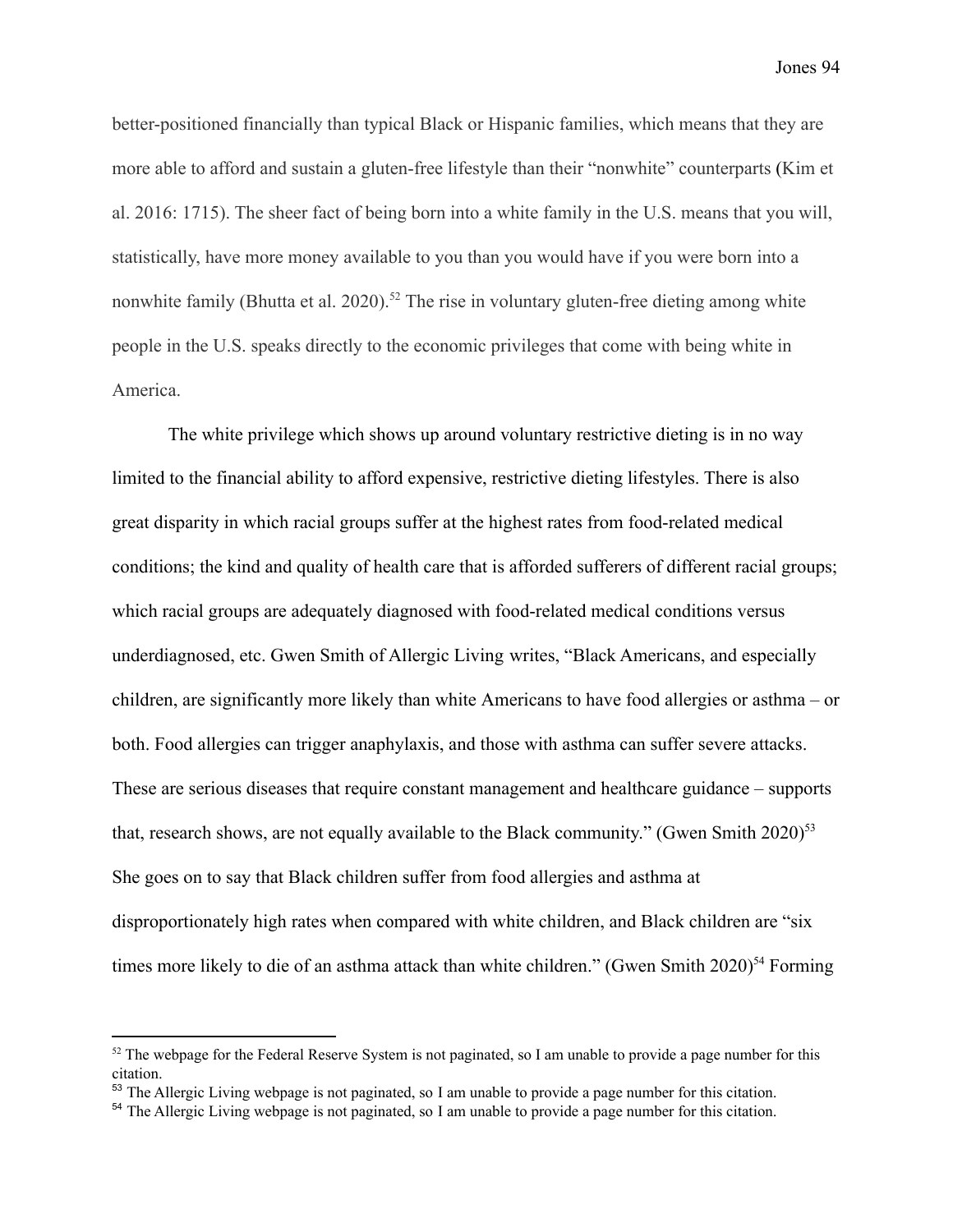better-positioned financially than typical Black or Hispanic families, which means that they are more able to afford and sustain a gluten-free lifestyle than their "nonwhite" counterparts (Kim et al. 2016: 1715). The sheer fact of being born into a white family in the U.S. means that you will, statistically, have more money available to you than you would have if you were born into a nonwhite family (Bhutta et al. 2020).[52] The rise in voluntary gluten-free dieting among white people in the U.S. speaks directly to the economic privileges that come with being white in America.

The white privilege which shows up around voluntary restrictive dieting is in no way limited to the financial ability to afford expensive, restrictive dieting lifestyles. There is also great disparity in which racial groups suffer at the highest rates from food-related medical conditions; the kind and quality of health care that is afforded sufferers of different racial groups; which racial groups are adequately diagnosed with food-related medical conditions versus underdiagnosed, etc. Gwen Smith of Allergic Living writes, "Black Americans, and especially children, are significantly more likely than white Americans to have food allergies or asthma – or both. Food allergies can trigger anaphylaxis, and those with asthma can suffer severe attacks. These are serious diseases that require constant management and healthcare guidance – supports that, research shows, are not equally available to the Black community." (Gwen Smith 2020)[53] She goes on to say that Black children suffer from food allergies and asthma at disproportionately high rates when compared with white children, and Black children are "six times more likely to die of an asthma attack than white children." (Gwen Smith 2020)[54] Forming

---

[52] The webpage for the Federal Reserve System is not paginated, so I am unable to provide a page number for this citation.

[53] The Allergic Living webpage is not paginated, so I am unable to provide a page number for this citation.

[54] The Allergic Living webpage is not paginated, so I am unable to provide a page number for this citation.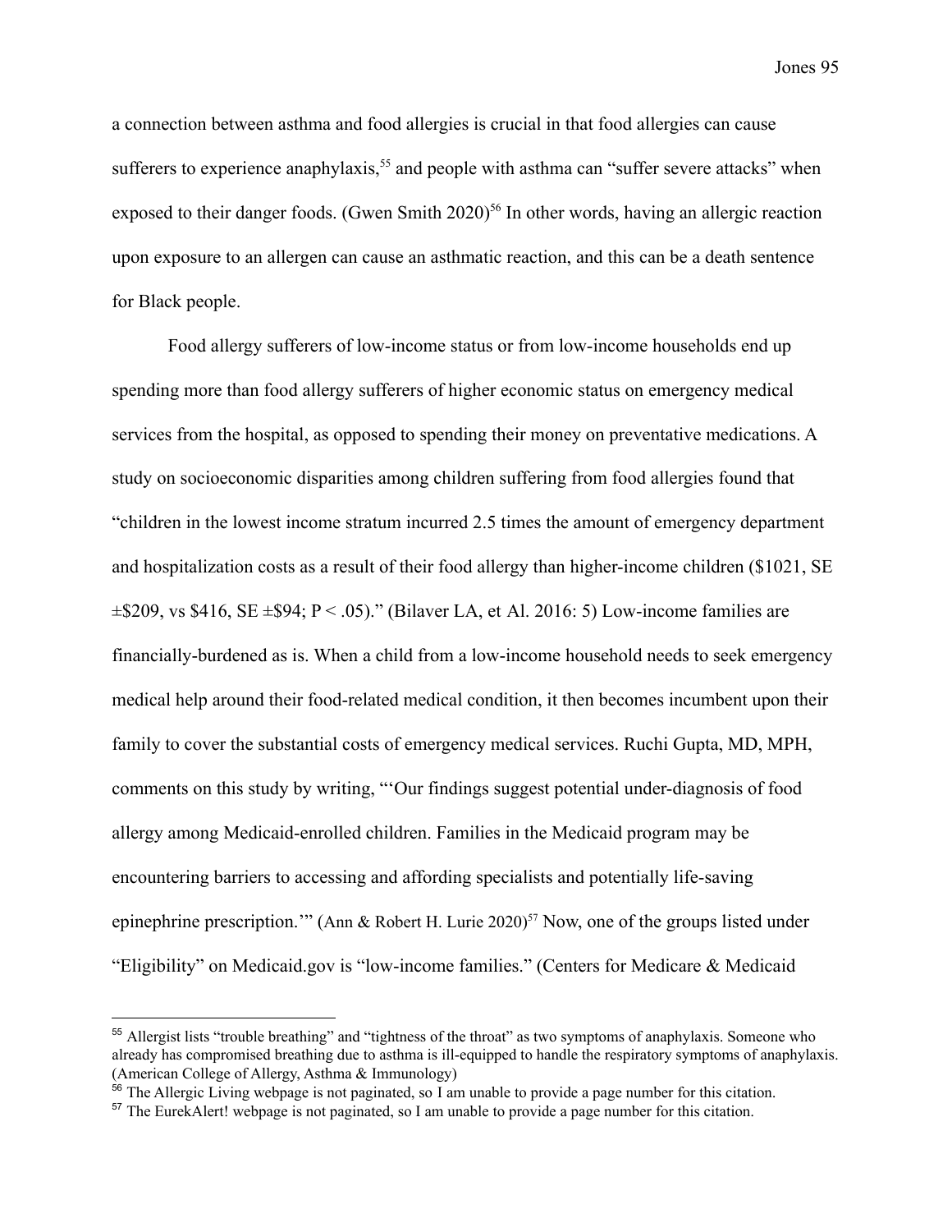a connection between asthma and food allergies is crucial in that food allergies can cause sufferers to experience anaphylaxis,[55] and people with asthma can "suffer severe attacks" when exposed to their danger foods. (Gwen Smith 2020)[56] In other words, having an allergic reaction upon exposure to an allergen can cause an asthmatic reaction, and this can be a death sentence for Black people.

Food allergy sufferers of low-income status or from low-income households end up spending more than food allergy sufferers of higher economic status on emergency medical services from the hospital, as opposed to spending their money on preventative medications. A study on socioeconomic disparities among children suffering from food allergies found that "children in the lowest income stratum incurred 2.5 times the amount of emergency department and hospitalization costs as a result of their food allergy than higher-income children ($1021, SE ±$209, vs $416, SE ±$94; P < .05)." (Bilaver LA, et Al. 2016: 5) Low-income families are financially-burdened as is. When a child from a low-income household needs to seek emergency medical help around their food-related medical condition, it then becomes incumbent upon their family to cover the substantial costs of emergency medical services. Ruchi Gupta, MD, MPH, comments on this study by writing, "'Our findings suggest potential under-diagnosis of food allergy among Medicaid-enrolled children. Families in the Medicaid program may be encountering barriers to accessing and affording specialists and potentially life-saving epinephrine prescription.'" (Ann & Robert H. Lurie 2020)[57] Now, one of the groups listed under "Eligibility" on Medicaid.gov is "low-income families." (Centers for Medicare & Medicaid

---

[55] Allergist lists "trouble breathing" and "tightness of the throat" as two symptoms of anaphylaxis. Someone who already has compromised breathing due to asthma is ill-equipped to handle the respiratory symptoms of anaphylaxis. (American College of Allergy, Asthma & Immunology)

[56] The Allergic Living webpage is not paginated, so I am unable to provide a page number for this citation.

[57] The EurekAlert! webpage is not paginated, so I am unable to provide a page number for this citation.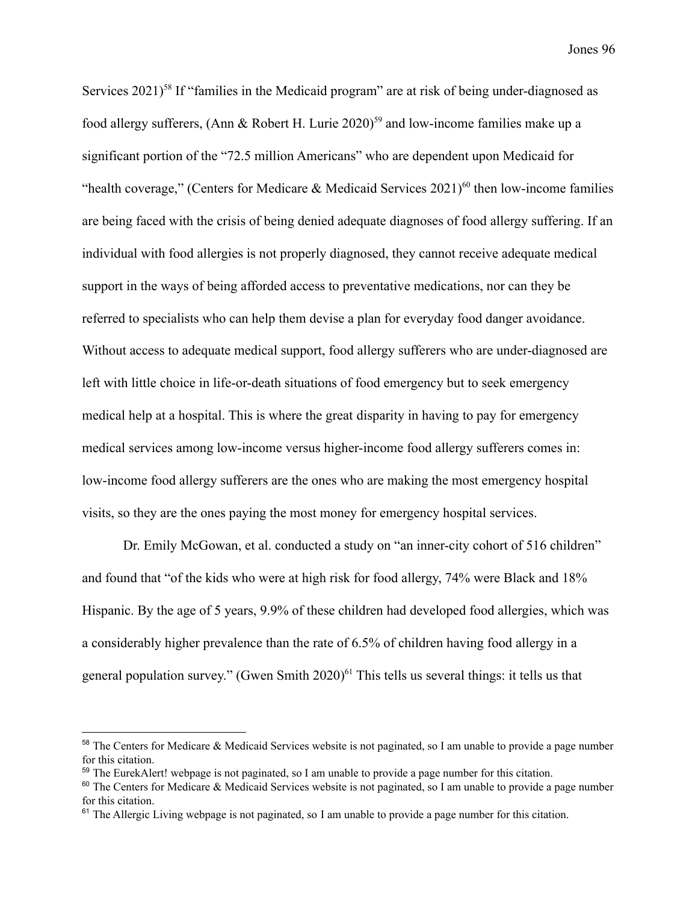Services 2021)[58] If "families in the Medicaid program" are at risk of being under-diagnosed as food allergy sufferers, (Ann & Robert H. Lurie 2020)[59] and low-income families make up a significant portion of the "72.5 million Americans" who are dependent upon Medicaid for "health coverage," (Centers for Medicare & Medicaid Services 2021)[60] then low-income families are being faced with the crisis of being denied adequate diagnoses of food allergy suffering. If an individual with food allergies is not properly diagnosed, they cannot receive adequate medical support in the ways of being afforded access to preventative medications, nor can they be referred to specialists who can help them devise a plan for everyday food danger avoidance. Without access to adequate medical support, food allergy sufferers who are under-diagnosed are left with little choice in life-or-death situations of food emergency but to seek emergency medical help at a hospital. This is where the great disparity in having to pay for emergency medical services among low-income versus higher-income food allergy sufferers comes in: low-income food allergy sufferers are the ones who are making the most emergency hospital visits, so they are the ones paying the most money for emergency hospital services.

Dr. Emily McGowan, et al. conducted a study on "an inner-city cohort of 516 children" and found that "of the kids who were at high risk for food allergy, 74% were Black and 18% Hispanic. By the age of 5 years, 9.9% of these children had developed food allergies, which was a considerably higher prevalence than the rate of 6.5% of children having food allergy in a general population survey." (Gwen Smith 2020)[61] This tells us several things: it tells us that

[58] The Centers for Medicare & Medicaid Services website is not paginated, so I am unable to provide a page number for this citation.

[59] The EurekAlert! webpage is not paginated, so I am unable to provide a page number for this citation.

[60] The Centers for Medicare & Medicaid Services website is not paginated, so I am unable to provide a page number for this citation.

[61] The Allergic Living webpage is not paginated, so I am unable to provide a page number for this citation.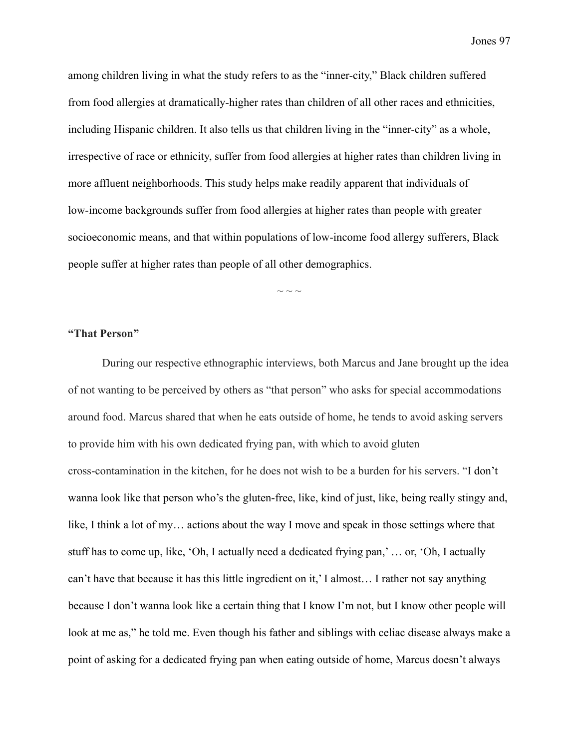among children living in what the study refers to as the "inner-city," Black children suffered from food allergies at dramatically-higher rates than children of all other races and ethnicities, including Hispanic children. It also tells us that children living in the "inner-city" as a whole, irrespective of race or ethnicity, suffer from food allergies at higher rates than children living in more affluent neighborhoods. This study helps make readily apparent that individuals of low-income backgrounds suffer from food allergies at higher rates than people with greater socioeconomic means, and that within populations of low-income food allergy sufferers, Black people suffer at higher rates than people of all other demographics.

~ ~ ~

**"That Person"**

During our respective ethnographic interviews, both Marcus and Jane brought up the idea of not wanting to be perceived by others as "that person" who asks for special accommodations around food. Marcus shared that when he eats outside of home, he tends to avoid asking servers to provide him with his own dedicated frying pan, with which to avoid gluten cross-contamination in the kitchen, for he does not wish to be a burden for his servers. "I don't wanna look like that person who's the gluten-free, like, kind of just, like, being really stingy and, like, I think a lot of my… actions about the way I move and speak in those settings where that stuff has to come up, like, 'Oh, I actually need a dedicated frying pan,' … or, 'Oh, I actually can't have that because it has this little ingredient on it,' I almost… I rather not say anything because I don't wanna look like a certain thing that I know I'm not, but I know other people will look at me as," he told me. Even though his father and siblings with celiac disease always make a point of asking for a dedicated frying pan when eating outside of home, Marcus doesn't always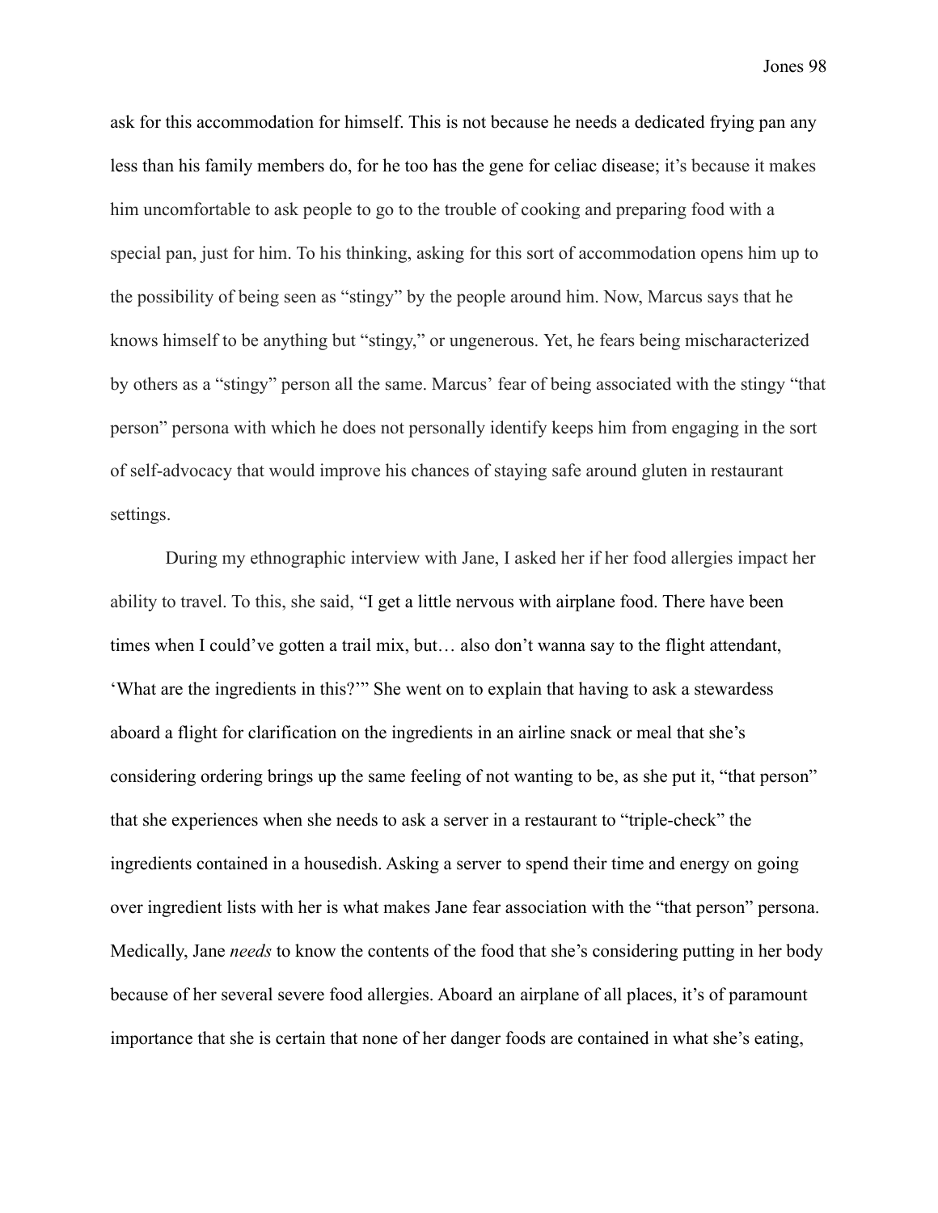ask for this accommodation for himself. This is not because he needs a dedicated frying pan any less than his family members do, for he too has the gene for celiac disease; it's because it makes him uncomfortable to ask people to go to the trouble of cooking and preparing food with a special pan, just for him. To his thinking, asking for this sort of accommodation opens him up to the possibility of being seen as "stingy" by the people around him. Now, Marcus says that he knows himself to be anything but "stingy," or ungenerous. Yet, he fears being mischaracterized by others as a "stingy" person all the same. Marcus' fear of being associated with the stingy "that person" persona with which he does not personally identify keeps him from engaging in the sort of self-advocacy that would improve his chances of staying safe around gluten in restaurant settings.

During my ethnographic interview with Jane, I asked her if her food allergies impact her ability to travel. To this, she said, "I get a little nervous with airplane food. There have been times when I could've gotten a trail mix, but… also don't wanna say to the flight attendant, 'What are the ingredients in this?'" She went on to explain that having to ask a stewardess aboard a flight for clarification on the ingredients in an airline snack or meal that she's considering ordering brings up the same feeling of not wanting to be, as she put it, "that person" that she experiences when she needs to ask a server in a restaurant to "triple-check" the ingredients contained in a housedish. Asking a server to spend their time and energy on going over ingredient lists with her is what makes Jane fear association with the "that person" persona. Medically, Jane *needs* to know the contents of the food that she's considering putting in her body because of her several severe food allergies. Aboard an airplane of all places, it's of paramount importance that she is certain that none of her danger foods are contained in what she's eating,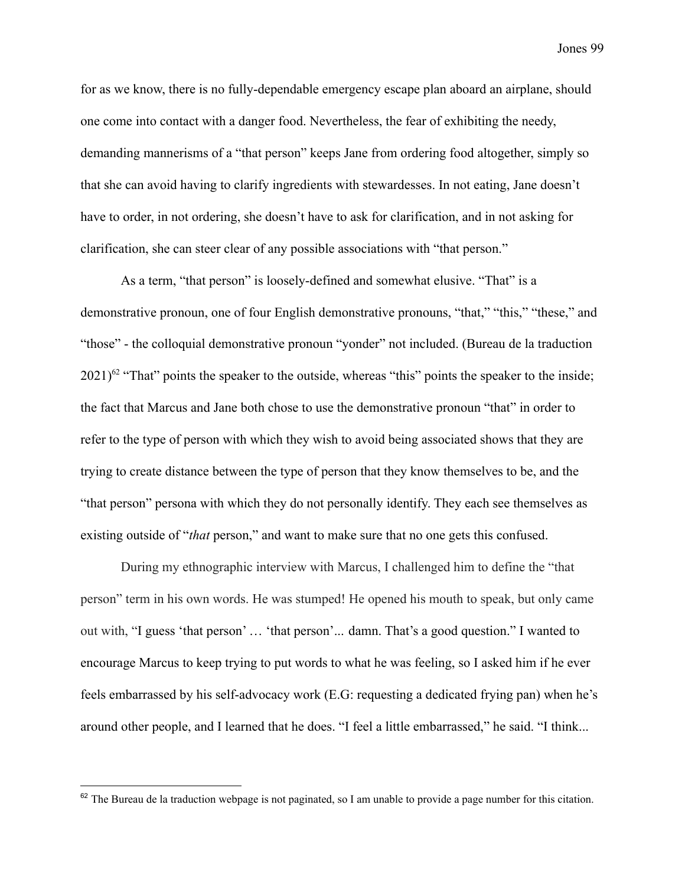for as we know, there is no fully-dependable emergency escape plan aboard an airplane, should one come into contact with a danger food. Nevertheless, the fear of exhibiting the needy, demanding mannerisms of a "that person" keeps Jane from ordering food altogether, simply so that she can avoid having to clarify ingredients with stewardesses. In not eating, Jane doesn't have to order, in not ordering, she doesn't have to ask for clarification, and in not asking for clarification, she can steer clear of any possible associations with "that person."

As a term, "that person" is loosely-defined and somewhat elusive. "That" is a demonstrative pronoun, one of four English demonstrative pronouns, "that," "this," "these," and "those" - the colloquial demonstrative pronoun "yonder" not included. (Bureau de la traduction 2021)[62] "That" points the speaker to the outside, whereas "this" points the speaker to the inside; the fact that Marcus and Jane both chose to use the demonstrative pronoun "that" in order to refer to the type of person with which they wish to avoid being associated shows that they are trying to create distance between the type of person that they know themselves to be, and the "that person" persona with which they do not personally identify. They each see themselves as existing outside of "*that* person," and want to make sure that no one gets this confused.

During my ethnographic interview with Marcus, I challenged him to define the "that person" term in his own words. He was stumped! He opened his mouth to speak, but only came out with, "I guess 'that person' … 'that person'... damn. That's a good question." I wanted to encourage Marcus to keep trying to put words to what he was feeling, so I asked him if he ever feels embarrassed by his self-advocacy work (E.G: requesting a dedicated frying pan) when he's around other people, and I learned that he does. "I feel a little embarrassed," he said. "I think...

[62] The Bureau de la traduction webpage is not paginated, so I am unable to provide a page number for this citation.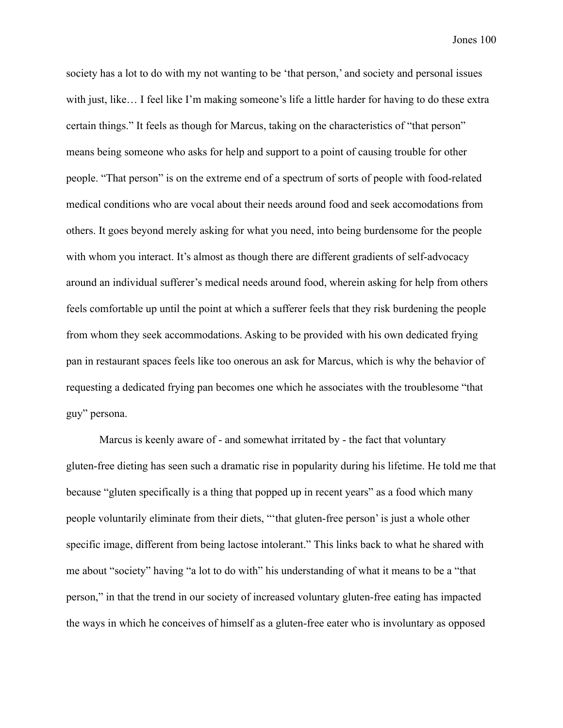society has a lot to do with my not wanting to be 'that person,' and society and personal issues with just, like… I feel like I'm making someone's life a little harder for having to do these extra certain things." It feels as though for Marcus, taking on the characteristics of "that person" means being someone who asks for help and support to a point of causing trouble for other people. "That person" is on the extreme end of a spectrum of sorts of people with food-related medical conditions who are vocal about their needs around food and seek accomodations from others. It goes beyond merely asking for what you need, into being burdensome for the people with whom you interact. It's almost as though there are different gradients of self-advocacy around an individual sufferer's medical needs around food, wherein asking for help from others feels comfortable up until the point at which a sufferer feels that they risk burdening the people from whom they seek accommodations. Asking to be provided with his own dedicated frying pan in restaurant spaces feels like too onerous an ask for Marcus, which is why the behavior of requesting a dedicated frying pan becomes one which he associates with the troublesome "that guy" persona.

Marcus is keenly aware of - and somewhat irritated by - the fact that voluntary gluten-free dieting has seen such a dramatic rise in popularity during his lifetime. He told me that because "gluten specifically is a thing that popped up in recent years" as a food which many people voluntarily eliminate from their diets, "'that gluten-free person' is just a whole other specific image, different from being lactose intolerant." This links back to what he shared with me about "society" having "a lot to do with" his understanding of what it means to be a "that person," in that the trend in our society of increased voluntary gluten-free eating has impacted the ways in which he conceives of himself as a gluten-free eater who is involuntary as opposed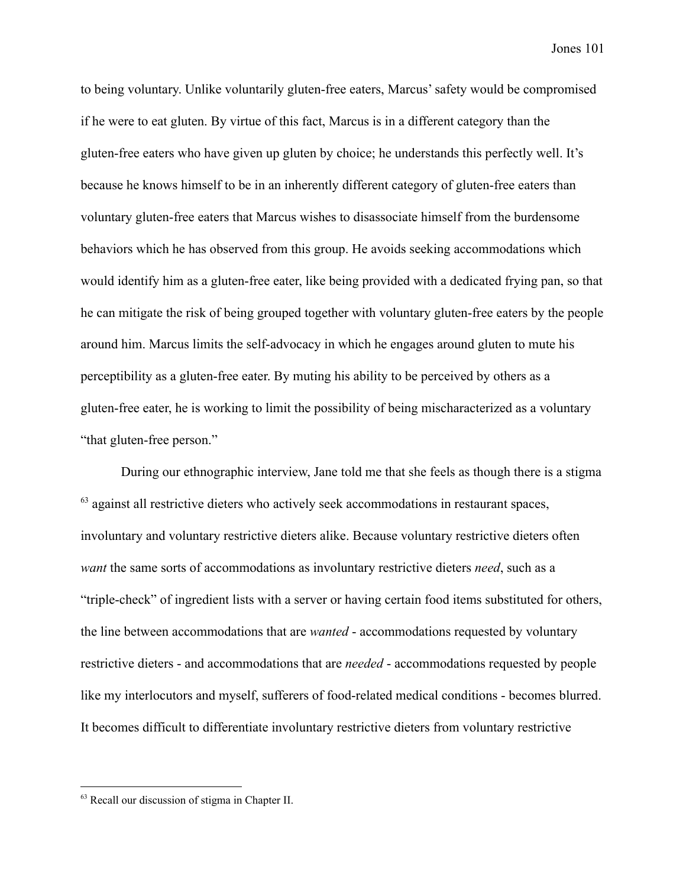to being voluntary. Unlike voluntarily gluten-free eaters, Marcus' safety would be compromised if he were to eat gluten. By virtue of this fact, Marcus is in a different category than the gluten-free eaters who have given up gluten by choice; he understands this perfectly well. It's because he knows himself to be in an inherently different category of gluten-free eaters than voluntary gluten-free eaters that Marcus wishes to disassociate himself from the burdensome behaviors which he has observed from this group. He avoids seeking accommodations which would identify him as a gluten-free eater, like being provided with a dedicated frying pan, so that he can mitigate the risk of being grouped together with voluntary gluten-free eaters by the people around him. Marcus limits the self-advocacy in which he engages around gluten to mute his perceptibility as a gluten-free eater. By muting his ability to be perceived by others as a gluten-free eater, he is working to limit the possibility of being mischaracterized as a voluntary "that gluten-free person."

During our ethnographic interview, Jane told me that she feels as though there is a stigma [63] against all restrictive dieters who actively seek accommodations in restaurant spaces, involuntary and voluntary restrictive dieters alike. Because voluntary restrictive dieters often *want* the same sorts of accommodations as involuntary restrictive dieters *need*, such as a "triple-check" of ingredient lists with a server or having certain food items substituted for others, the line between accommodations that are *wanted* - accommodations requested by voluntary restrictive dieters - and accommodations that are *needed* - accommodations requested by people like my interlocutors and myself, sufferers of food-related medical conditions - becomes blurred. It becomes difficult to differentiate involuntary restrictive dieters from voluntary restrictive

---

[63] Recall our discussion of stigma in Chapter II.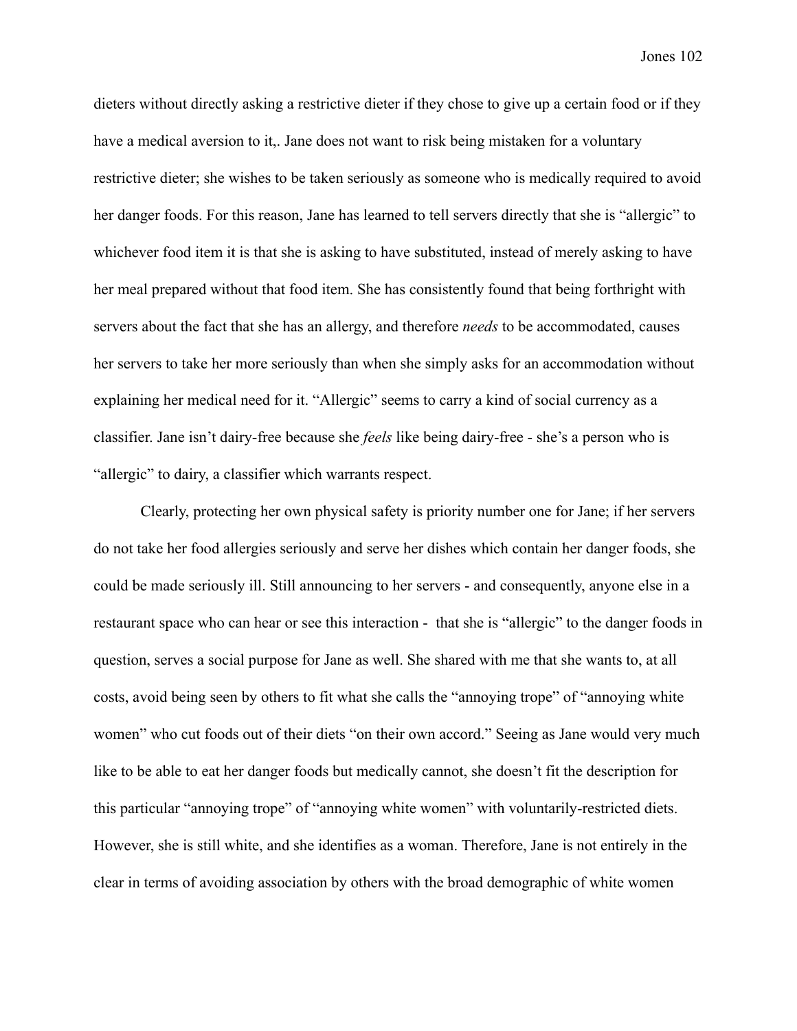dieters without directly asking a restrictive dieter if they chose to give up a certain food or if they have a medical aversion to it,. Jane does not want to risk being mistaken for a voluntary restrictive dieter; she wishes to be taken seriously as someone who is medically required to avoid her danger foods. For this reason, Jane has learned to tell servers directly that she is “allergic” to whichever food item it is that she is asking to have substituted, instead of merely asking to have her meal prepared without that food item. She has consistently found that being forthright with servers about the fact that she has an allergy, and therefore *needs* to be accommodated, causes her servers to take her more seriously than when she simply asks for an accommodation without explaining her medical need for it. “Allergic” seems to carry a kind of social currency as a classifier. Jane isn’t dairy-free because she *feels* like being dairy-free - she’s a person who is “allergic” to dairy, a classifier which warrants respect.

Clearly, protecting her own physical safety is priority number one for Jane; if her servers do not take her food allergies seriously and serve her dishes which contain her danger foods, she could be made seriously ill. Still announcing to her servers - and consequently, anyone else in a restaurant space who can hear or see this interaction - that she is “allergic” to the danger foods in question, serves a social purpose for Jane as well. She shared with me that she wants to, at all costs, avoid being seen by others to fit what she calls the “annoying trope” of “annoying white women” who cut foods out of their diets “on their own accord.” Seeing as Jane would very much like to be able to eat her danger foods but medically cannot, she doesn’t fit the description for this particular “annoying trope” of “annoying white women” with voluntarily-restricted diets. However, she is still white, and she identifies as a woman. Therefore, Jane is not entirely in the clear in terms of avoiding association by others with the broad demographic of white women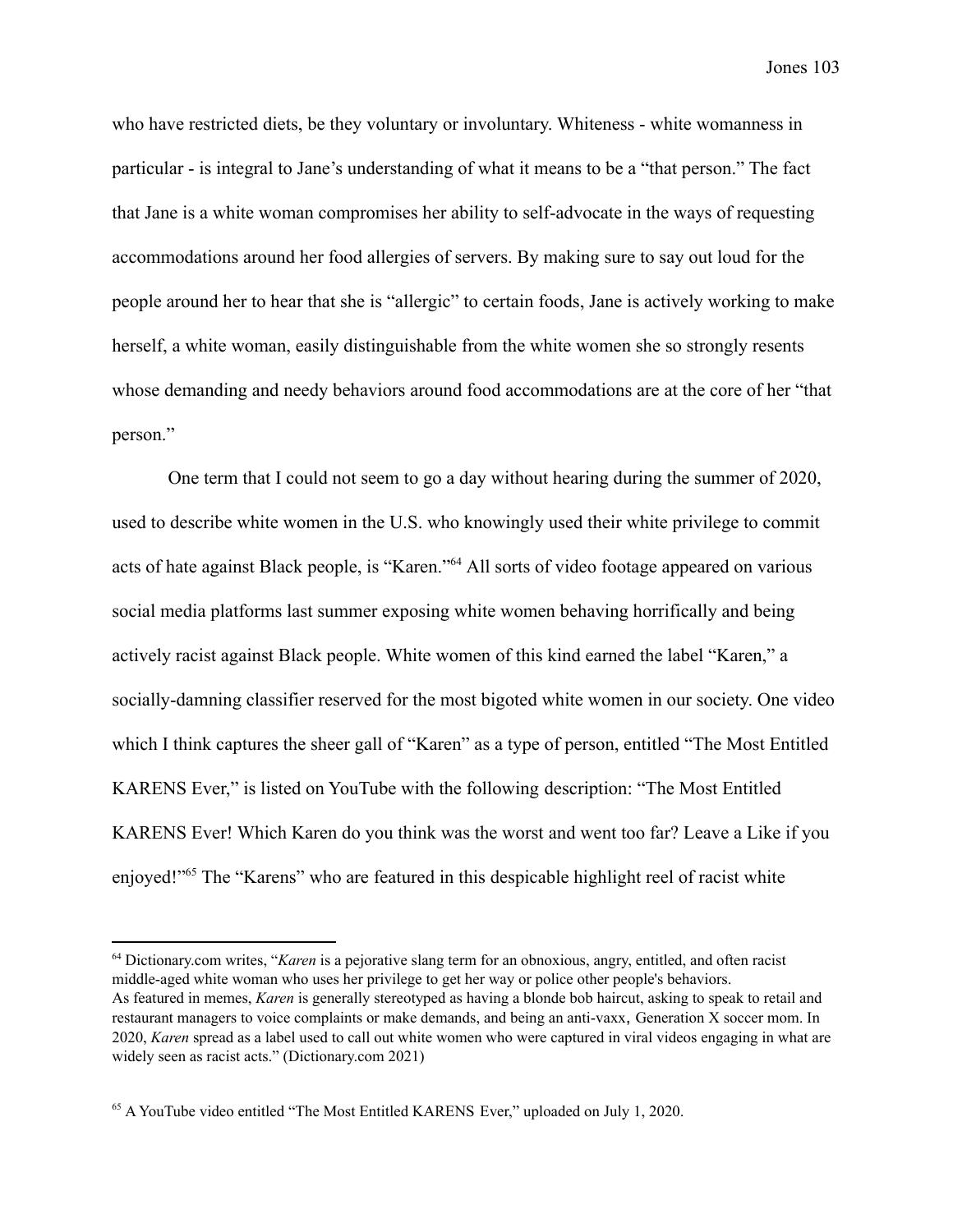who have restricted diets, be they voluntary or involuntary. Whiteness - white womanness in particular - is integral to Jane's understanding of what it means to be a "that person." The fact that Jane is a white woman compromises her ability to self-advocate in the ways of requesting accommodations around her food allergies of servers. By making sure to say out loud for the people around her to hear that she is "allergic" to certain foods, Jane is actively working to make herself, a white woman, easily distinguishable from the white women she so strongly resents whose demanding and needy behaviors around food accommodations are at the core of her "that person."

One term that I could not seem to go a day without hearing during the summer of 2020, used to describe white women in the U.S. who knowingly used their white privilege to commit acts of hate against Black people, is "Karen."[64] All sorts of video footage appeared on various social media platforms last summer exposing white women behaving horrifically and being actively racist against Black people. White women of this kind earned the label "Karen," a socially-damning classifier reserved for the most bigoted white women in our society. One video which I think captures the sheer gall of "Karen" as a type of person, entitled "The Most Entitled KARENS Ever," is listed on YouTube with the following description: "The Most Entitled KARENS Ever! Which Karen do you think was the worst and went too far? Leave a Like if you enjoyed!"[65] The "Karens" who are featured in this despicable highlight reel of racist white

---

[64] Dictionary.com writes, "*Karen* is a pejorative slang term for an obnoxious, angry, entitled, and often racist middle-aged white woman who uses her privilege to get her way or police other people's behaviors. As featured in memes, *Karen* is generally stereotyped as having a blonde bob haircut, asking to speak to retail and restaurant managers to voice complaints or make demands, and being an anti-vaxx, Generation X soccer mom. In 2020, *Karen* spread as a label used to call out white women who were captured in viral videos engaging in what are widely seen as racist acts." (Dictionary.com 2021)

[65] A YouTube video entitled "The Most Entitled KARENS Ever," uploaded on July 1, 2020.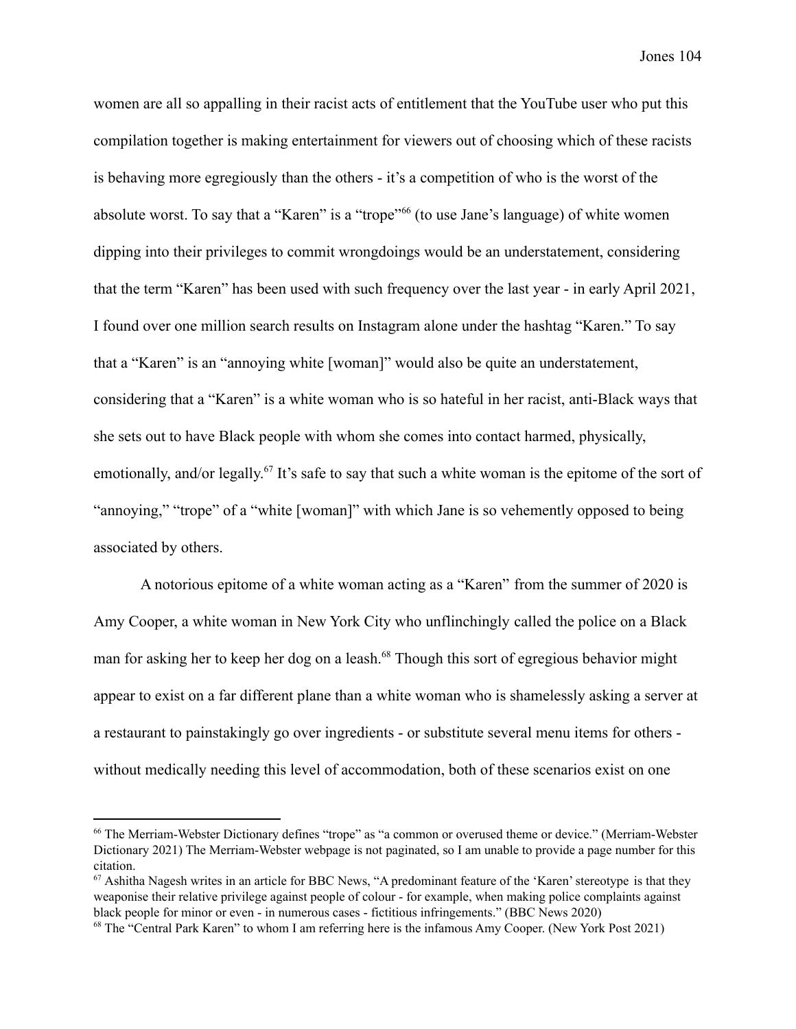women are all so appalling in their racist acts of entitlement that the YouTube user who put this compilation together is making entertainment for viewers out of choosing which of these racists is behaving more egregiously than the others - it's a competition of who is the worst of the absolute worst. To say that a "Karen" is a "trope"[66] (to use Jane's language) of white women dipping into their privileges to commit wrongdoings would be an understatement, considering that the term "Karen" has been used with such frequency over the last year - in early April 2021, I found over one million search results on Instagram alone under the hashtag "Karen." To say that a "Karen" is an "annoying white [woman]" would also be quite an understatement, considering that a "Karen" is a white woman who is so hateful in her racist, anti-Black ways that she sets out to have Black people with whom she comes into contact harmed, physically, emotionally, and/or legally.[67] It's safe to say that such a white woman is the epitome of the sort of "annoying," "trope" of a "white [woman]" with which Jane is so vehemently opposed to being associated by others.

A notorious epitome of a white woman acting as a "Karen" from the summer of 2020 is Amy Cooper, a white woman in New York City who unflinchingly called the police on a Black man for asking her to keep her dog on a leash.[68] Though this sort of egregious behavior might appear to exist on a far different plane than a white woman who is shamelessly asking a server at a restaurant to painstakingly go over ingredients - or substitute several menu items for others - without medically needing this level of accommodation, both of these scenarios exist on one

---

[66] The Merriam-Webster Dictionary defines "trope" as "a common or overused theme or device." (Merriam-Webster Dictionary 2021) The Merriam-Webster webpage is not paginated, so I am unable to provide a page number for this citation.

[67] Ashitha Nagesh writes in an article for BBC News, "A predominant feature of the 'Karen' stereotype is that they weaponise their relative privilege against people of colour - for example, when making police complaints against black people for minor or even - in numerous cases - fictitious infringements." (BBC News 2020)

[68] The "Central Park Karen" to whom I am referring here is the infamous Amy Cooper. (New York Post 2021)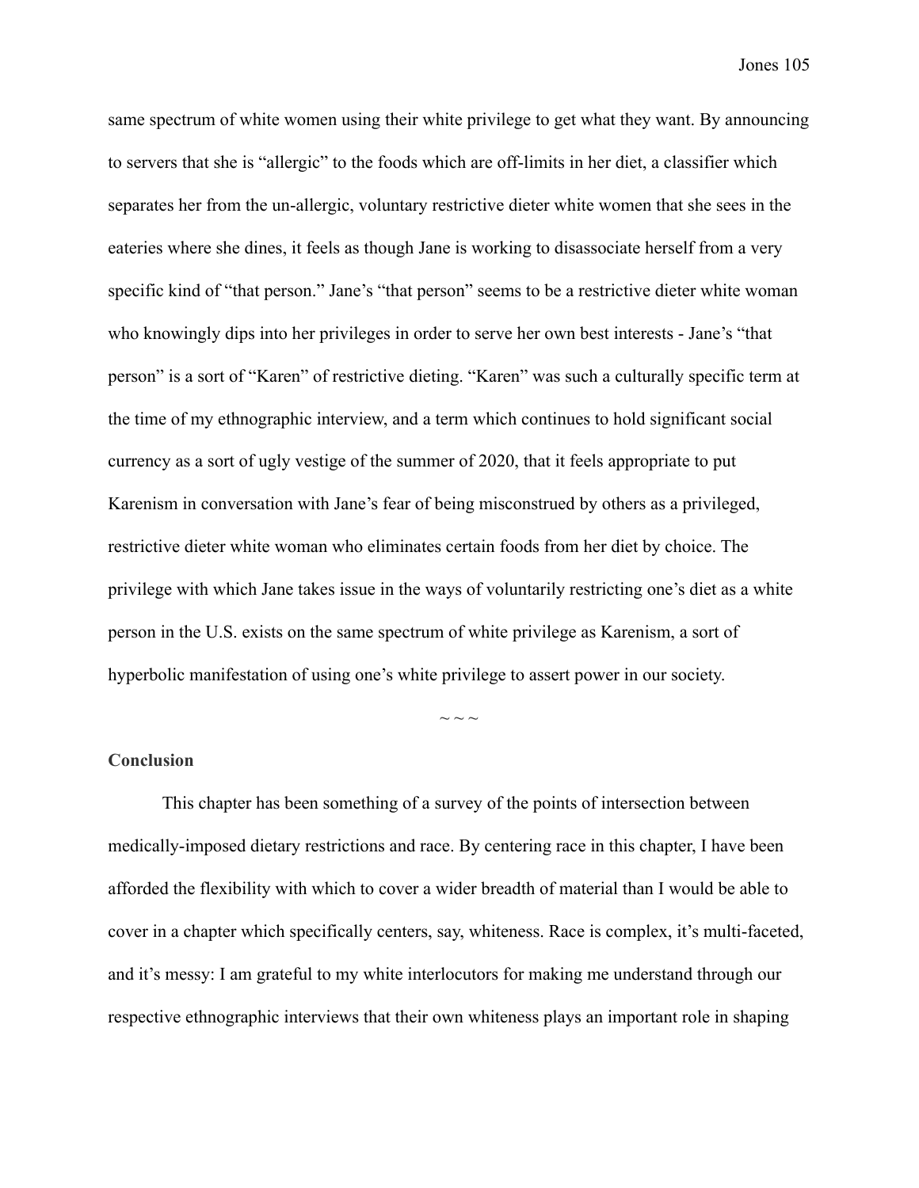same spectrum of white women using their white privilege to get what they want. By announcing to servers that she is “allergic” to the foods which are off-limits in her diet, a classifier which separates her from the un-allergic, voluntary restrictive dieter white women that she sees in the eateries where she dines, it feels as though Jane is working to disassociate herself from a very specific kind of “that person.” Jane’s “that person” seems to be a restrictive dieter white woman who knowingly dips into her privileges in order to serve her own best interests - Jane’s “that person” is a sort of “Karen” of restrictive dieting. “Karen” was such a culturally specific term at the time of my ethnographic interview, and a term which continues to hold significant social currency as a sort of ugly vestige of the summer of 2020, that it feels appropriate to put Karenism in conversation with Jane’s fear of being misconstrued by others as a privileged, restrictive dieter white woman who eliminates certain foods from her diet by choice. The privilege with which Jane takes issue in the ways of voluntarily restricting one’s diet as a white person in the U.S. exists on the same spectrum of white privilege as Karenism, a sort of hyperbolic manifestation of using one’s white privilege to assert power in our society.

~ ~ ~

**Conclusion**

This chapter has been something of a survey of the points of intersection between medically-imposed dietary restrictions and race. By centering race in this chapter, I have been afforded the flexibility with which to cover a wider breadth of material than I would be able to cover in a chapter which specifically centers, say, whiteness. Race is complex, it’s multi-faceted, and it’s messy: I am grateful to my white interlocutors for making me understand through our respective ethnographic interviews that their own whiteness plays an important role in shaping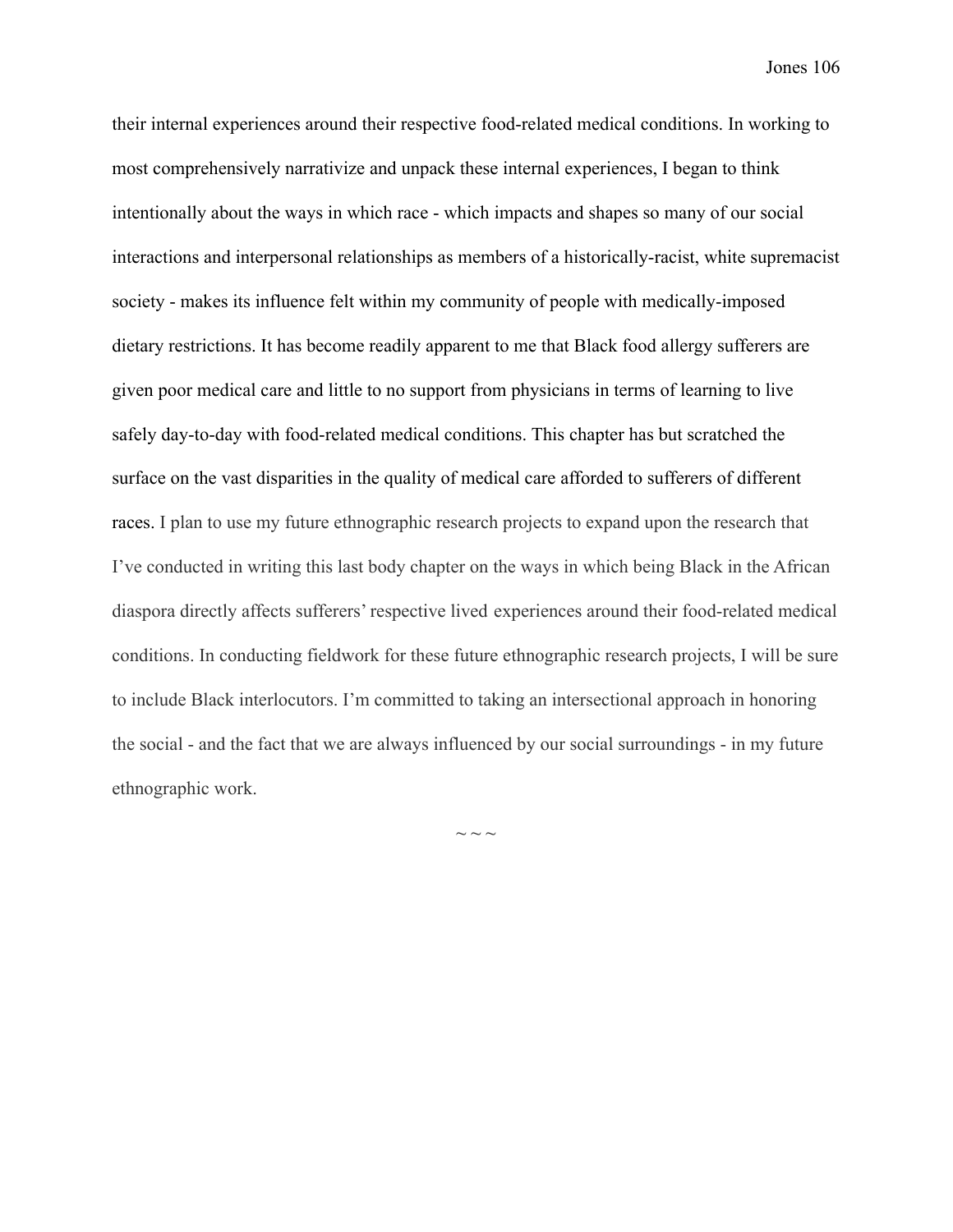their internal experiences around their respective food-related medical conditions. In working to most comprehensively narrativize and unpack these internal experiences, I began to think intentionally about the ways in which race - which impacts and shapes so many of our social interactions and interpersonal relationships as members of a historically-racist, white supremacist society - makes its influence felt within my community of people with medically-imposed dietary restrictions. It has become readily apparent to me that Black food allergy sufferers are given poor medical care and little to no support from physicians in terms of learning to live safely day-to-day with food-related medical conditions. This chapter has but scratched the surface on the vast disparities in the quality of medical care afforded to sufferers of different races. I plan to use my future ethnographic research projects to expand upon the research that I've conducted in writing this last body chapter on the ways in which being Black in the African diaspora directly affects sufferers' respective lived experiences around their food-related medical conditions. In conducting fieldwork for these future ethnographic research projects, I will be sure to include Black interlocutors. I'm committed to taking an intersectional approach in honoring the social - and the fact that we are always influenced by our social surroundings - in my future ethnographic work.

~ ~ ~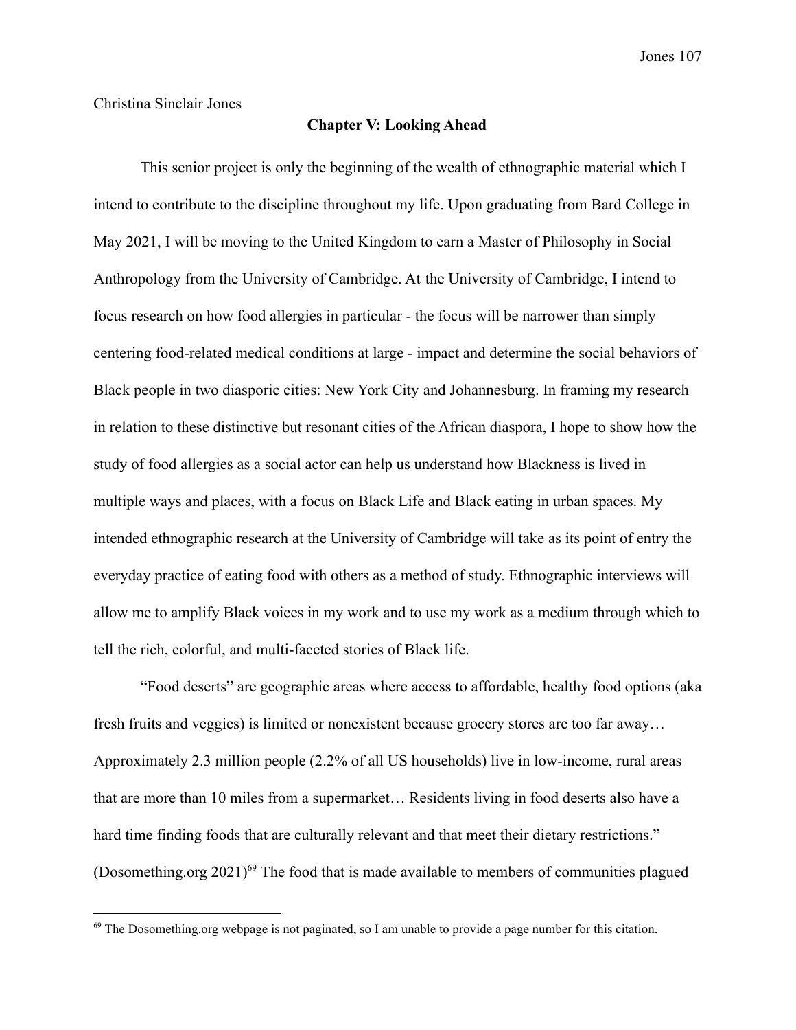Christina Sinclair Jones

## Chapter V: Looking Ahead

This senior project is only the beginning of the wealth of ethnographic material which I intend to contribute to the discipline throughout my life. Upon graduating from Bard College in May 2021, I will be moving to the United Kingdom to earn a Master of Philosophy in Social Anthropology from the University of Cambridge. At the University of Cambridge, I intend to focus research on how food allergies in particular - the focus will be narrower than simply centering food-related medical conditions at large - impact and determine the social behaviors of Black people in two diasporic cities: New York City and Johannesburg. In framing my research in relation to these distinctive but resonant cities of the African diaspora, I hope to show how the study of food allergies as a social actor can help us understand how Blackness is lived in multiple ways and places, with a focus on Black Life and Black eating in urban spaces. My intended ethnographic research at the University of Cambridge will take as its point of entry the everyday practice of eating food with others as a method of study. Ethnographic interviews will allow me to amplify Black voices in my work and to use my work as a medium through which to tell the rich, colorful, and multi-faceted stories of Black life.

"Food deserts" are geographic areas where access to affordable, healthy food options (aka fresh fruits and veggies) is limited or nonexistent because grocery stores are too far away… Approximately 2.3 million people (2.2% of all US households) live in low-income, rural areas that are more than 10 miles from a supermarket… Residents living in food deserts also have a hard time finding foods that are culturally relevant and that meet their dietary restrictions." (Dosomething.org 2021)[69] The food that is made available to members of communities plagued

---

[69] The Dosomething.org webpage is not paginated, so I am unable to provide a page number for this citation.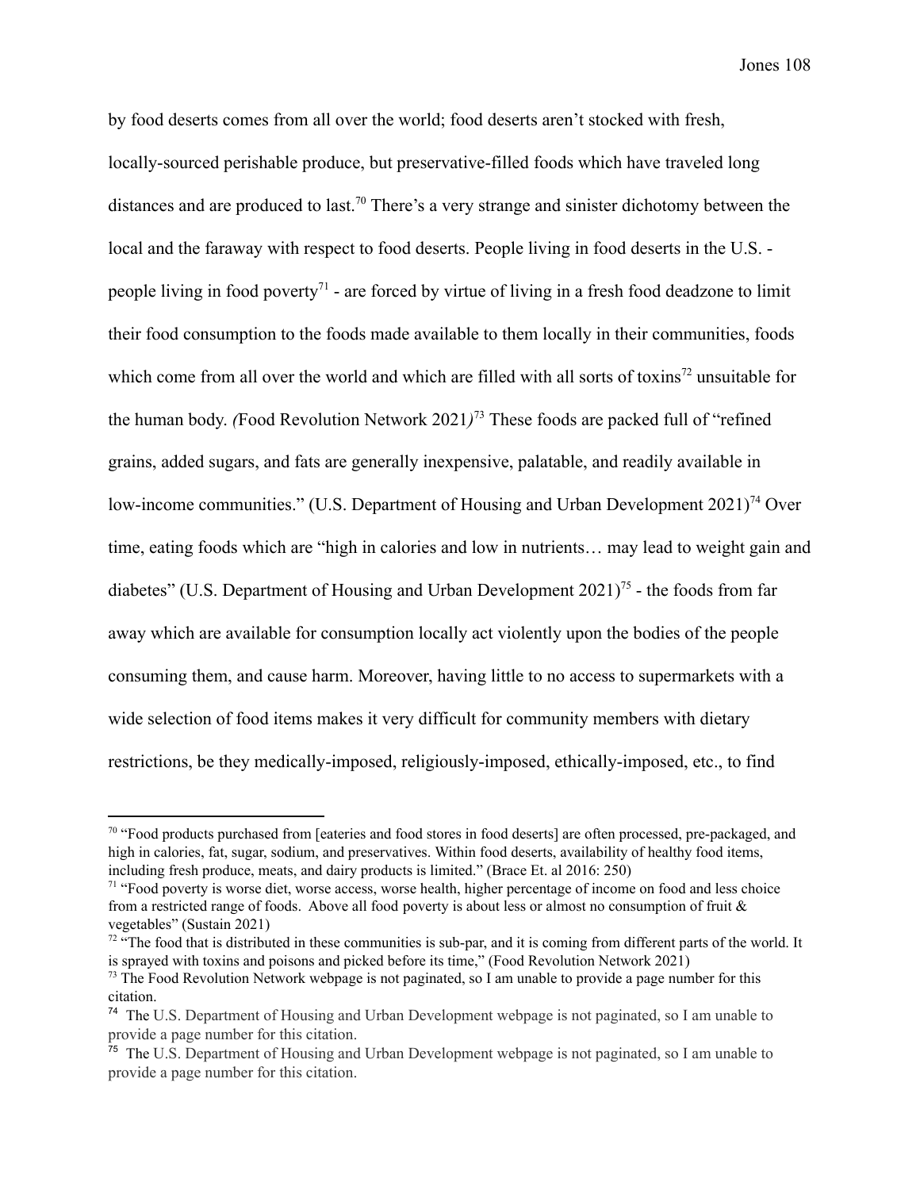by food deserts comes from all over the world; food deserts aren't stocked with fresh, locally-sourced perishable produce, but preservative-filled foods which have traveled long distances and are produced to last.[70] There's a very strange and sinister dichotomy between the local and the faraway with respect to food deserts. People living in food deserts in the U.S. - people living in food poverty[71] - are forced by virtue of living in a fresh food deadzone to limit their food consumption to the foods made available to them locally in their communities, foods which come from all over the world and which are filled with all sorts of toxins[72] unsuitable for the human body. *(*Food Revolution Network 2021*)*[73] These foods are packed full of "refined grains, added sugars, and fats are generally inexpensive, palatable, and readily available in low-income communities." (U.S. Department of Housing and Urban Development 2021)[74] Over time, eating foods which are "high in calories and low in nutrients… may lead to weight gain and diabetes" (U.S. Department of Housing and Urban Development 2021)[75] - the foods from far away which are available for consumption locally act violently upon the bodies of the people consuming them, and cause harm. Moreover, having little to no access to supermarkets with a wide selection of food items makes it very difficult for community members with dietary restrictions, be they medically-imposed, religiously-imposed, ethically-imposed, etc., to find

---

[70] "Food products purchased from [eateries and food stores in food deserts] are often processed, pre-packaged, and high in calories, fat, sugar, sodium, and preservatives. Within food deserts, availability of healthy food items, including fresh produce, meats, and dairy products is limited." (Brace Et. al 2016: 250)

[71] "Food poverty is worse diet, worse access, worse health, higher percentage of income on food and less choice from a restricted range of foods. Above all food poverty is about less or almost no consumption of fruit & vegetables" (Sustain 2021)

[72] "The food that is distributed in these communities is sub-par, and it is coming from different parts of the world. It is sprayed with toxins and poisons and picked before its time," (Food Revolution Network 2021)

[73] The Food Revolution Network webpage is not paginated, so I am unable to provide a page number for this citation.

[74] The U.S. Department of Housing and Urban Development webpage is not paginated, so I am unable to provide a page number for this citation.

[75] The U.S. Department of Housing and Urban Development webpage is not paginated, so I am unable to provide a page number for this citation.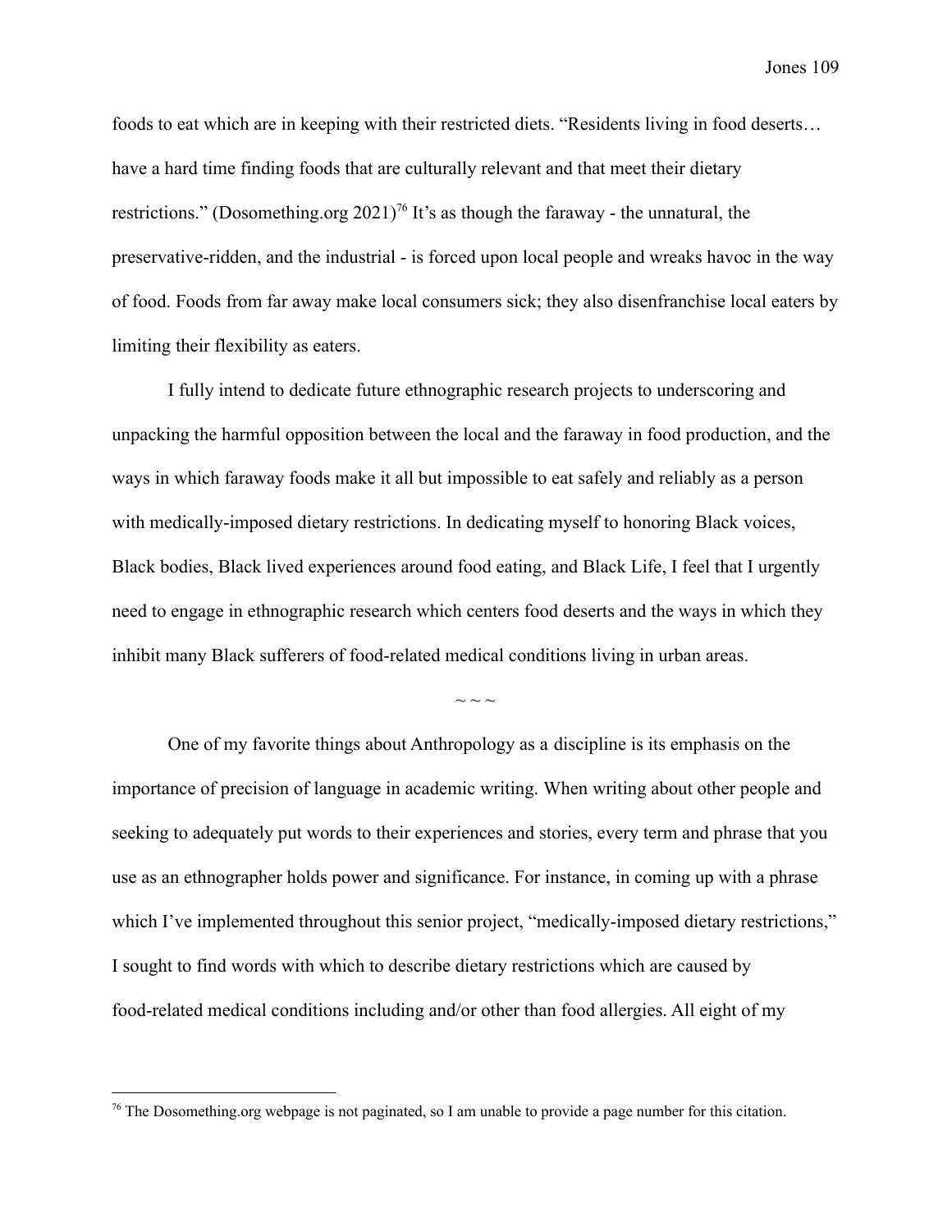foods to eat which are in keeping with their restricted diets. "Residents living in food deserts… have a hard time finding foods that are culturally relevant and that meet their dietary restrictions." (Dosomething.org 2021)[76] It's as though the faraway - the unnatural, the preservative-ridden, and the industrial - is forced upon local people and wreaks havoc in the way of food. Foods from far away make local consumers sick; they also disenfranchise local eaters by limiting their flexibility as eaters.

I fully intend to dedicate future ethnographic research projects to underscoring and unpacking the harmful opposition between the local and the faraway in food production, and the ways in which faraway foods make it all but impossible to eat safely and reliably as a person with medically-imposed dietary restrictions. In dedicating myself to honoring Black voices, Black bodies, Black lived experiences around food eating, and Black Life, I feel that I urgently need to engage in ethnographic research which centers food deserts and the ways in which they inhibit many Black sufferers of food-related medical conditions living in urban areas.

~ ~ ~

One of my favorite things about Anthropology as a discipline is its emphasis on the importance of precision of language in academic writing. When writing about other people and seeking to adequately put words to their experiences and stories, every term and phrase that you use as an ethnographer holds power and significance. For instance, in coming up with a phrase which I've implemented throughout this senior project, "medically-imposed dietary restrictions," I sought to find words with which to describe dietary restrictions which are caused by food-related medical conditions including and/or other than food allergies. All eight of my

[76] The Dosomething.org webpage is not paginated, so I am unable to provide a page number for this citation.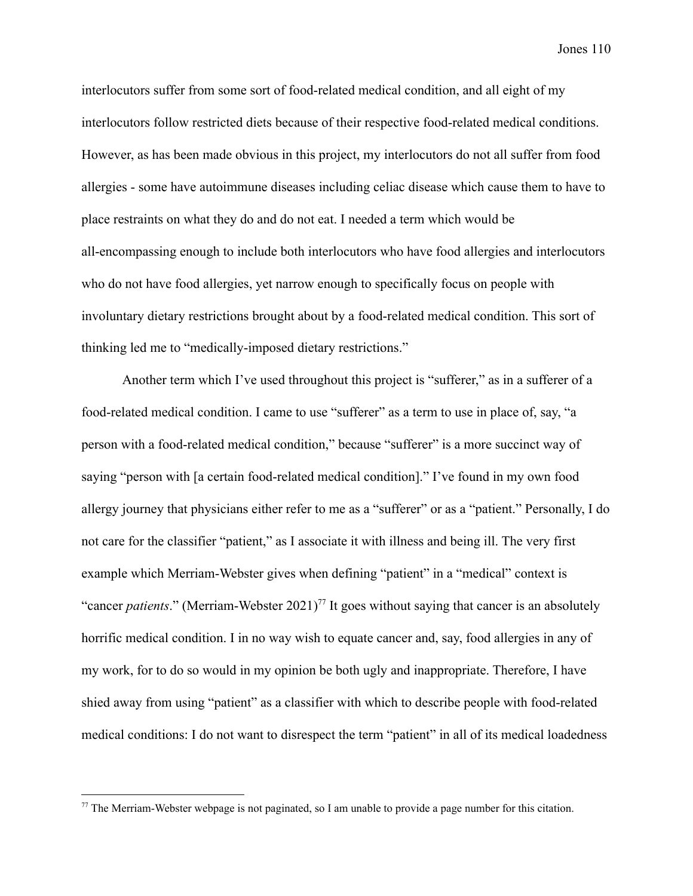interlocutors suffer from some sort of food-related medical condition, and all eight of my interlocutors follow restricted diets because of their respective food-related medical conditions. However, as has been made obvious in this project, my interlocutors do not all suffer from food allergies - some have autoimmune diseases including celiac disease which cause them to have to place restraints on what they do and do not eat. I needed a term which would be all-encompassing enough to include both interlocutors who have food allergies and interlocutors who do not have food allergies, yet narrow enough to specifically focus on people with involuntary dietary restrictions brought about by a food-related medical condition. This sort of thinking led me to "medically-imposed dietary restrictions."

Another term which I've used throughout this project is "sufferer," as in a sufferer of a food-related medical condition. I came to use "sufferer" as a term to use in place of, say, "a person with a food-related medical condition," because "sufferer" is a more succinct way of saying "person with [a certain food-related medical condition]." I've found in my own food allergy journey that physicians either refer to me as a "sufferer" or as a "patient." Personally, I do not care for the classifier "patient," as I associate it with illness and being ill. The very first example which Merriam-Webster gives when defining "patient" in a "medical" context is "cancer *patients*." (Merriam-Webster 2021)[77] It goes without saying that cancer is an absolutely horrific medical condition. I in no way wish to equate cancer and, say, food allergies in any of my work, for to do so would in my opinion be both ugly and inappropriate. Therefore, I have shied away from using "patient" as a classifier with which to describe people with food-related medical conditions: I do not want to disrespect the term "patient" in all of its medical loadedness

[77] The Merriam-Webster webpage is not paginated, so I am unable to provide a page number for this citation.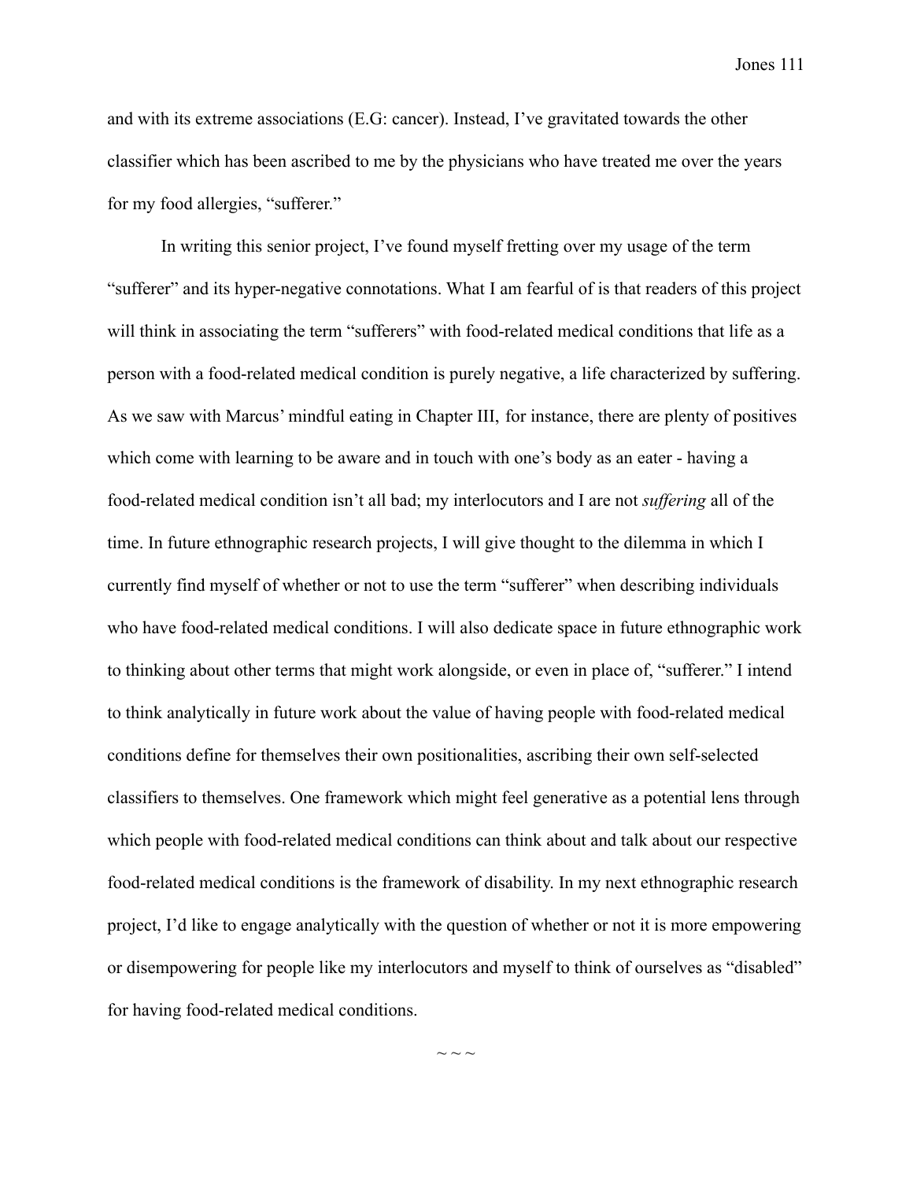and with its extreme associations (E.G: cancer). Instead, I've gravitated towards the other classifier which has been ascribed to me by the physicians who have treated me over the years for my food allergies, "sufferer."

In writing this senior project, I've found myself fretting over my usage of the term "sufferer" and its hyper-negative connotations. What I am fearful of is that readers of this project will think in associating the term "sufferers" with food-related medical conditions that life as a person with a food-related medical condition is purely negative, a life characterized by suffering. As we saw with Marcus' mindful eating in Chapter III, for instance, there are plenty of positives which come with learning to be aware and in touch with one's body as an eater - having a food-related medical condition isn't all bad; my interlocutors and I are not *suffering* all of the time. In future ethnographic research projects, I will give thought to the dilemma in which I currently find myself of whether or not to use the term "sufferer" when describing individuals who have food-related medical conditions. I will also dedicate space in future ethnographic work to thinking about other terms that might work alongside, or even in place of, "sufferer." I intend to think analytically in future work about the value of having people with food-related medical conditions define for themselves their own positionalities, ascribing their own self-selected classifiers to themselves. One framework which might feel generative as a potential lens through which people with food-related medical conditions can think about and talk about our respective food-related medical conditions is the framework of disability. In my next ethnographic research project, I'd like to engage analytically with the question of whether or not it is more empowering or disempowering for people like my interlocutors and myself to think of ourselves as "disabled" for having food-related medical conditions.

~ ~ ~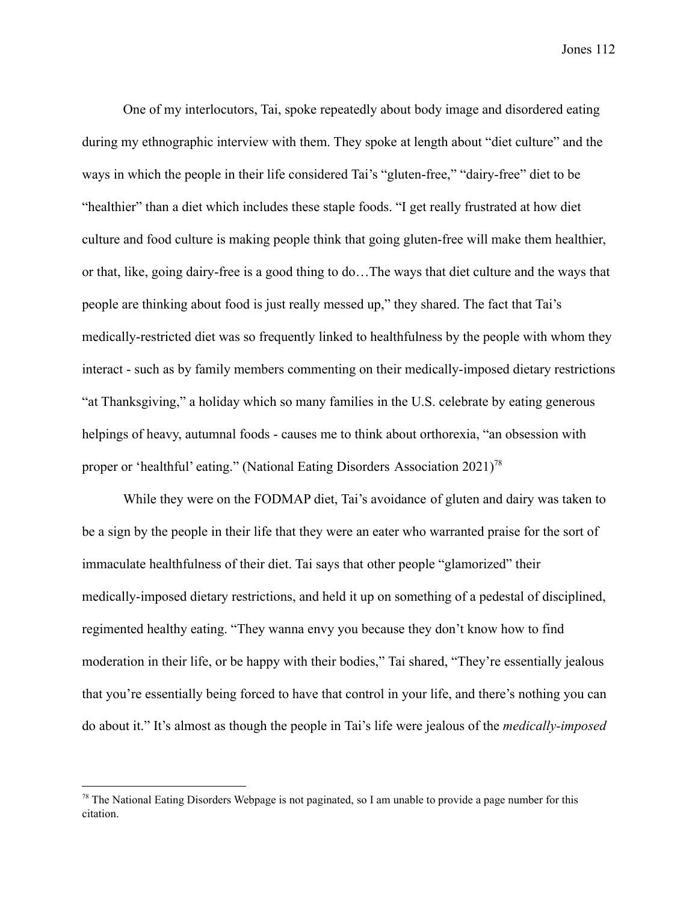One of my interlocutors, Tai, spoke repeatedly about body image and disordered eating during my ethnographic interview with them. They spoke at length about "diet culture" and the ways in which the people in their life considered Tai's "gluten-free," "dairy-free" diet to be "healthier" than a diet which includes these staple foods. "I get really frustrated at how diet culture and food culture is making people think that going gluten-free will make them healthier, or that, like, going dairy-free is a good thing to do…The ways that diet culture and the ways that people are thinking about food is just really messed up," they shared. The fact that Tai's medically-restricted diet was so frequently linked to healthfulness by the people with whom they interact - such as by family members commenting on their medically-imposed dietary restrictions "at Thanksgiving," a holiday which so many families in the U.S. celebrate by eating generous helpings of heavy, autumnal foods - causes me to think about orthorexia, "an obsession with proper or 'healthful' eating." (National Eating Disorders Association 2021)[78]

While they were on the FODMAP diet, Tai's avoidance of gluten and dairy was taken to be a sign by the people in their life that they were an eater who warranted praise for the sort of immaculate healthfulness of their diet. Tai says that other people "glamorized" their medically-imposed dietary restrictions, and held it up on something of a pedestal of disciplined, regimented healthy eating. "They wanna envy you because they don't know how to find moderation in their life, or be happy with their bodies," Tai shared, "They're essentially jealous that you're essentially being forced to have that control in your life, and there's nothing you can do about it." It's almost as though the people in Tai's life were jealous of the *medically-imposed*

---

[78] The National Eating Disorders Webpage is not paginated, so I am unable to provide a page number for this citation.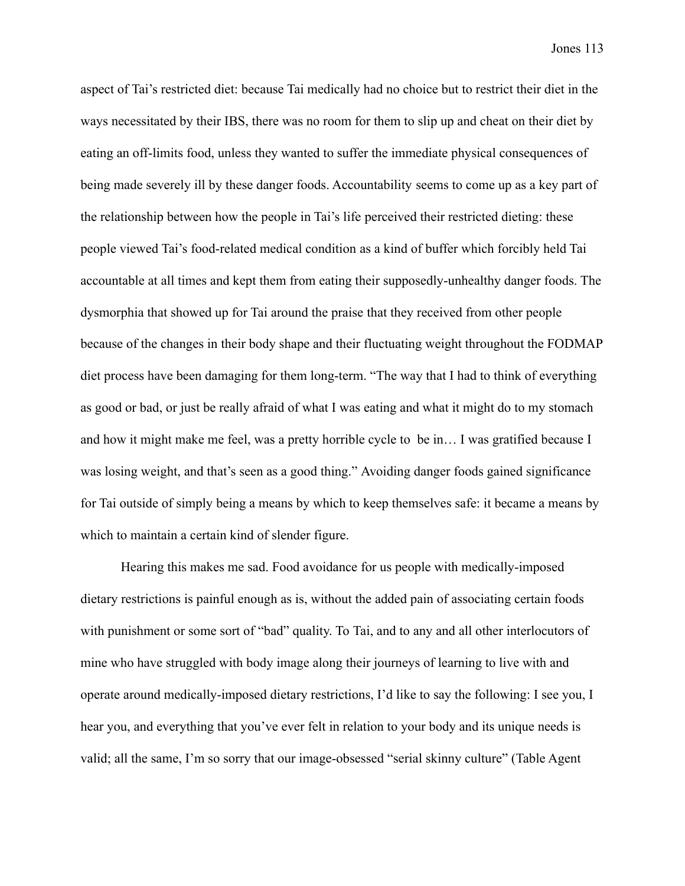aspect of Tai's restricted diet: because Tai medically had no choice but to restrict their diet in the ways necessitated by their IBS, there was no room for them to slip up and cheat on their diet by eating an off-limits food, unless they wanted to suffer the immediate physical consequences of being made severely ill by these danger foods. Accountability seems to come up as a key part of the relationship between how the people in Tai's life perceived their restricted dieting: these people viewed Tai's food-related medical condition as a kind of buffer which forcibly held Tai accountable at all times and kept them from eating their supposedly-unhealthy danger foods. The dysmorphia that showed up for Tai around the praise that they received from other people because of the changes in their body shape and their fluctuating weight throughout the FODMAP diet process have been damaging for them long-term. "The way that I had to think of everything as good or bad, or just be really afraid of what I was eating and what it might do to my stomach and how it might make me feel, was a pretty horrible cycle to be in… I was gratified because I was losing weight, and that's seen as a good thing." Avoiding danger foods gained significance for Tai outside of simply being a means by which to keep themselves safe: it became a means by which to maintain a certain kind of slender figure.

Hearing this makes me sad. Food avoidance for us people with medically-imposed dietary restrictions is painful enough as is, without the added pain of associating certain foods with punishment or some sort of "bad" quality. To Tai, and to any and all other interlocutors of mine who have struggled with body image along their journeys of learning to live with and operate around medically-imposed dietary restrictions, I'd like to say the following: I see you, I hear you, and everything that you've ever felt in relation to your body and its unique needs is valid; all the same, I'm so sorry that our image-obsessed "serial skinny culture" (Table Agent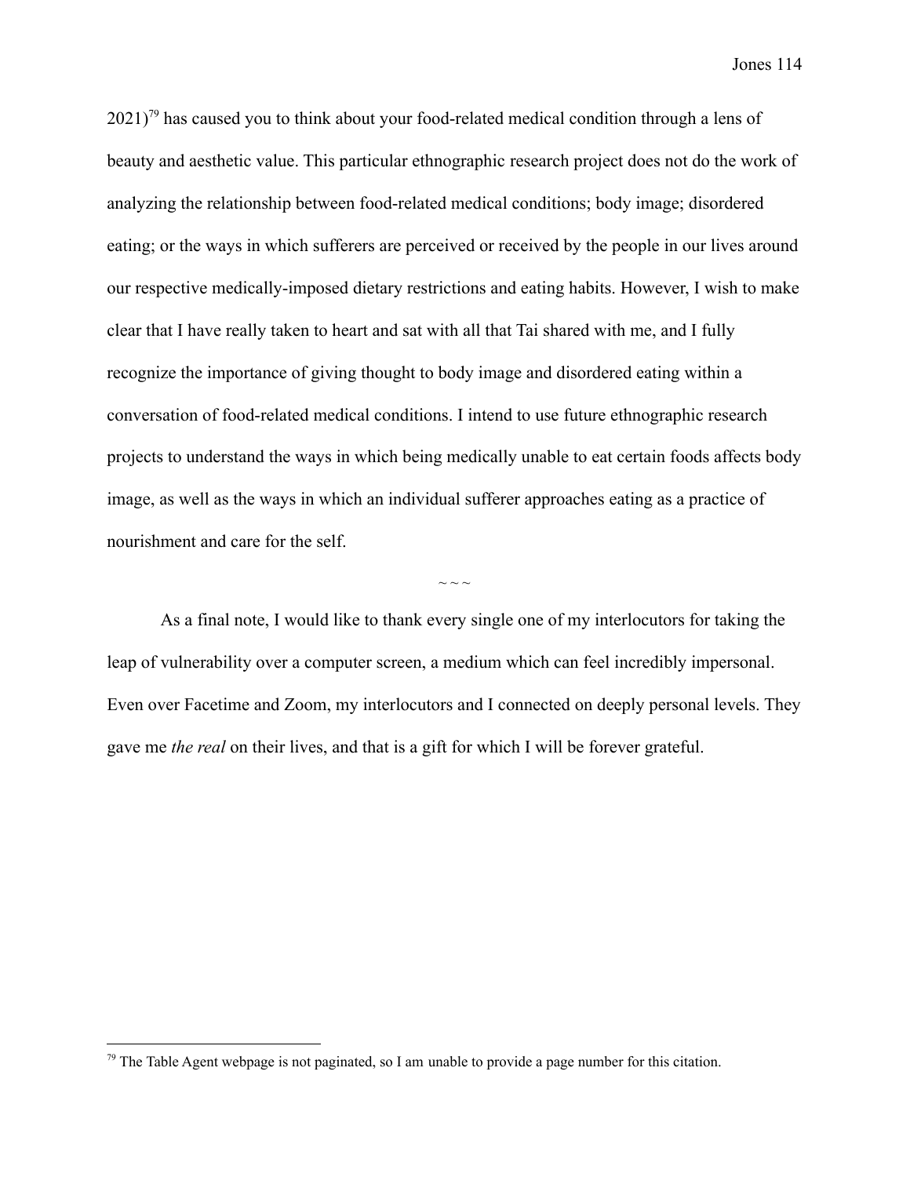2021)[79] has caused you to think about your food-related medical condition through a lens of beauty and aesthetic value. This particular ethnographic research project does not do the work of analyzing the relationship between food-related medical conditions; body image; disordered eating; or the ways in which sufferers are perceived or received by the people in our lives around our respective medically-imposed dietary restrictions and eating habits. However, I wish to make clear that I have really taken to heart and sat with all that Tai shared with me, and I fully recognize the importance of giving thought to body image and disordered eating within a conversation of food-related medical conditions. I intend to use future ethnographic research projects to understand the ways in which being medically unable to eat certain foods affects body image, as well as the ways in which an individual sufferer approaches eating as a practice of nourishment and care for the self.

~ ~ ~

As a final note, I would like to thank every single one of my interlocutors for taking the leap of vulnerability over a computer screen, a medium which can feel incredibly impersonal. Even over Facetime and Zoom, my interlocutors and I connected on deeply personal levels. They gave me *the real* on their lives, and that is a gift for which I will be forever grateful.

[79] The Table Agent webpage is not paginated, so I am unable to provide a page number for this citation.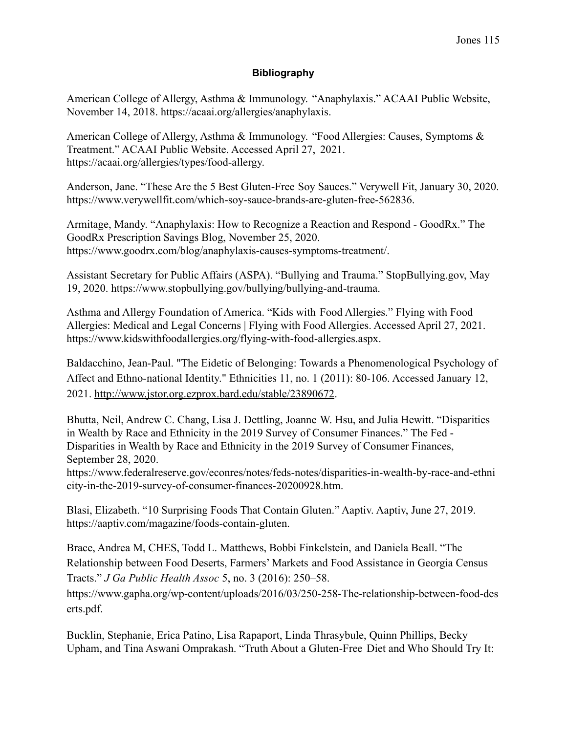# Bibliography

American College of Allergy, Asthma & Immunology. "Anaphylaxis." ACAAI Public Website, November 14, 2018. https://acaai.org/allergies/anaphylaxis.

American College of Allergy, Asthma & Immunology. "Food Allergies: Causes, Symptoms & Treatment." ACAAI Public Website. Accessed April 27, 2021. https://acaai.org/allergies/types/food-allergy.

Anderson, Jane. "These Are the 5 Best Gluten-Free Soy Sauces." Verywell Fit, January 30, 2020. https://www.verywellfit.com/which-soy-sauce-brands-are-gluten-free-562836.

Armitage, Mandy. "Anaphylaxis: How to Recognize a Reaction and Respond - GoodRx." The GoodRx Prescription Savings Blog, November 25, 2020. https://www.goodrx.com/blog/anaphylaxis-causes-symptoms-treatment/.

Assistant Secretary for Public Affairs (ASPA). "Bullying and Trauma." StopBullying.gov, May 19, 2020. https://www.stopbullying.gov/bullying/bullying-and-trauma.

Asthma and Allergy Foundation of America. "Kids with Food Allergies." Flying with Food Allergies: Medical and Legal Concerns | Flying with Food Allergies. Accessed April 27, 2021. https://www.kidswithfoodallergies.org/flying-with-food-allergies.aspx.

Baldacchino, Jean-Paul. "The Eidetic of Belonging: Towards a Phenomenological Psychology of Affect and Ethno-national Identity." Ethnicities 11, no. 1 (2011): 80-106. Accessed January 12, 2021. http://www.jstor.org.ezprox.bard.edu/stable/23890672.

Bhutta, Neil, Andrew C. Chang, Lisa J. Dettling, Joanne W. Hsu, and Julia Hewitt. "Disparities in Wealth by Race and Ethnicity in the 2019 Survey of Consumer Finances." The Fed - Disparities in Wealth by Race and Ethnicity in the 2019 Survey of Consumer Finances, September 28, 2020. https://www.federalreserve.gov/econres/notes/feds-notes/disparities-in-wealth-by-race-and-ethnicity-in-the-2019-survey-of-consumer-finances-20200928.htm.

Blasi, Elizabeth. "10 Surprising Foods That Contain Gluten." Aaptiv. Aaptiv, June 27, 2019. https://aaptiv.com/magazine/foods-contain-gluten.

Brace, Andrea M, CHES, Todd L. Matthews, Bobbi Finkelstein, and Daniela Beall. "The Relationship between Food Deserts, Farmers' Markets and Food Assistance in Georgia Census Tracts." *J Ga Public Health Assoc* 5, no. 3 (2016): 250–58. https://www.gapha.org/wp-content/uploads/2016/03/250-258-The-relationship-between-food-deserts.pdf.

Bucklin, Stephanie, Erica Patino, Lisa Rapaport, Linda Thrasybule, Quinn Phillips, Becky Upham, and Tina Aswani Omprakash. "Truth About a Gluten-Free Diet and Who Should Try It: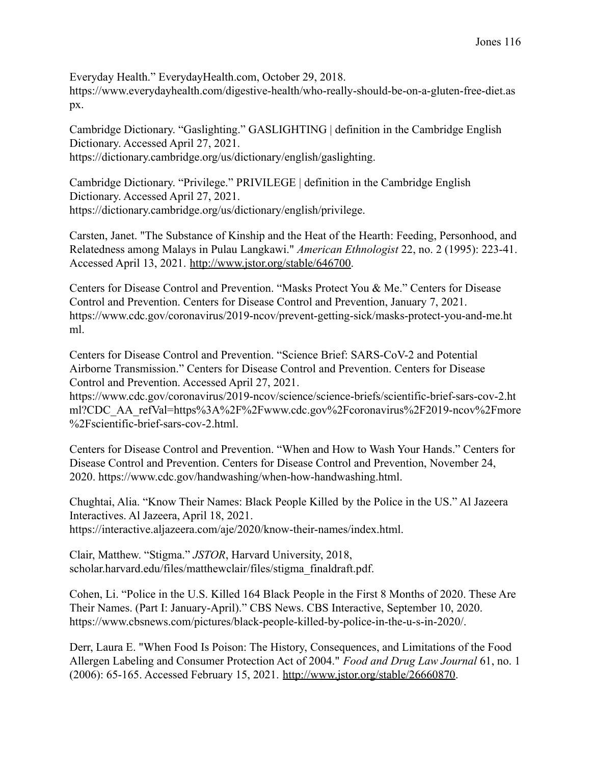Everyday Health." EverydayHealth.com, October 29, 2018. https://www.everydayhealth.com/digestive-health/who-really-should-be-on-a-gluten-free-diet.aspx.

Cambridge Dictionary. "Gaslighting." GASLIGHTING | definition in the Cambridge English Dictionary. Accessed April 27, 2021. https://dictionary.cambridge.org/us/dictionary/english/gaslighting.

Cambridge Dictionary. "Privilege." PRIVILEGE | definition in the Cambridge English Dictionary. Accessed April 27, 2021. https://dictionary.cambridge.org/us/dictionary/english/privilege.

Carsten, Janet. "The Substance of Kinship and the Heat of the Hearth: Feeding, Personhood, and Relatedness among Malays in Pulau Langkawi." *American Ethnologist* 22, no. 2 (1995): 223-41. Accessed April 13, 2021. http://www.jstor.org/stable/646700.

Centers for Disease Control and Prevention. "Masks Protect You & Me." Centers for Disease Control and Prevention. Centers for Disease Control and Prevention, January 7, 2021. https://www.cdc.gov/coronavirus/2019-ncov/prevent-getting-sick/masks-protect-you-and-me.html.

Centers for Disease Control and Prevention. "Science Brief: SARS-CoV-2 and Potential Airborne Transmission." Centers for Disease Control and Prevention. Centers for Disease Control and Prevention. Accessed April 27, 2021. https://www.cdc.gov/coronavirus/2019-ncov/science/science-briefs/scientific-brief-sars-cov-2.html?CDC_AA_refVal=https%3A%2F%2Fwww.cdc.gov%2Fcoronavirus%2F2019-ncov%2Fmore%2Fscientific-brief-sars-cov-2.html.

Centers for Disease Control and Prevention. "When and How to Wash Your Hands." Centers for Disease Control and Prevention. Centers for Disease Control and Prevention, November 24, 2020. https://www.cdc.gov/handwashing/when-how-handwashing.html.

Chughtai, Alia. "Know Their Names: Black People Killed by the Police in the US." Al Jazeera Interactives. Al Jazeera, April 18, 2021. https://interactive.aljazeera.com/aje/2020/know-their-names/index.html.

Clair, Matthew. "Stigma." *JSTOR*, Harvard University, 2018, scholar.harvard.edu/files/matthewclair/files/stigma_finaldraft.pdf.

Cohen, Li. "Police in the U.S. Killed 164 Black People in the First 8 Months of 2020. These Are Their Names. (Part I: January-April)." CBS News. CBS Interactive, September 10, 2020. https://www.cbsnews.com/pictures/black-people-killed-by-police-in-the-u-s-in-2020/.

Derr, Laura E. "When Food Is Poison: The History, Consequences, and Limitations of the Food Allergen Labeling and Consumer Protection Act of 2004." *Food and Drug Law Journal* 61, no. 1 (2006): 65-165. Accessed February 15, 2021. http://www.jstor.org/stable/26660870.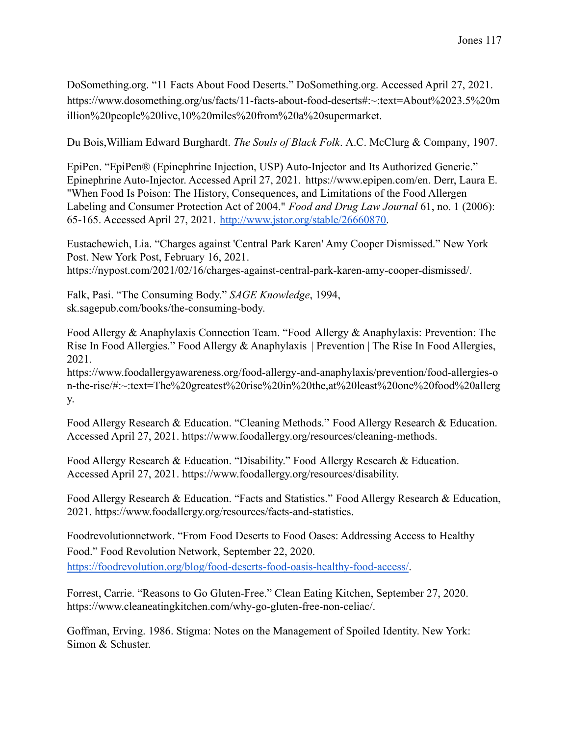DoSomething.org. “11 Facts About Food Deserts.” DoSomething.org. Accessed April 27, 2021. https://www.dosomething.org/us/facts/11-facts-about-food-deserts#:~:text=About%2023.5%20million%20people%20live,10%20miles%20from%20a%20supermarket.

Du Bois,William Edward Burghardt. *The Souls of Black Folk*. A.C. McClurg & Company, 1907.

EpiPen. “EpiPen® (Epinephrine Injection, USP) Auto-Injector and Its Authorized Generic.” Epinephrine Auto-Injector. Accessed April 27, 2021. https://www.epipen.com/en. Derr, Laura E. "When Food Is Poison: The History, Consequences, and Limitations of the Food Allergen Labeling and Consumer Protection Act of 2004." *Food and Drug Law Journal* 61, no. 1 (2006): 65-165. Accessed April 27, 2021. http://www.jstor.org/stable/26660870.

Eustachewich, Lia. “Charges against 'Central Park Karen' Amy Cooper Dismissed.” New York Post. New York Post, February 16, 2021. https://nypost.com/2021/02/16/charges-against-central-park-karen-amy-cooper-dismissed/.

Falk, Pasi. “The Consuming Body.” *SAGE Knowledge*, 1994, sk.sagepub.com/books/the-consuming-body.

Food Allergy & Anaphylaxis Connection Team. “Food Allergy & Anaphylaxis: Prevention: The Rise In Food Allergies.” Food Allergy & Anaphylaxis | Prevention | The Rise In Food Allergies, 2021. https://www.foodallergyawareness.org/food-allergy-and-anaphylaxis/prevention/food-allergies-on-the-rise/#:~:text=The%20greatest%20rise%20in%20the,at%20least%20one%20food%20allergy.

Food Allergy Research & Education. “Cleaning Methods.” Food Allergy Research & Education. Accessed April 27, 2021. https://www.foodallergy.org/resources/cleaning-methods.

Food Allergy Research & Education. “Disability.” Food Allergy Research & Education. Accessed April 27, 2021. https://www.foodallergy.org/resources/disability.

Food Allergy Research & Education. “Facts and Statistics.” Food Allergy Research & Education, 2021. https://www.foodallergy.org/resources/facts-and-statistics.

Foodrevolutionnetwork. “From Food Deserts to Food Oases: Addressing Access to Healthy Food.” Food Revolution Network, September 22, 2020. https://foodrevolution.org/blog/food-deserts-food-oasis-healthy-food-access/.

Forrest, Carrie. “Reasons to Go Gluten-Free.” Clean Eating Kitchen, September 27, 2020. https://www.cleaneatingkitchen.com/why-go-gluten-free-non-celiac/.

Goffman, Erving. 1986. Stigma: Notes on the Management of Spoiled Identity. New York: Simon & Schuster.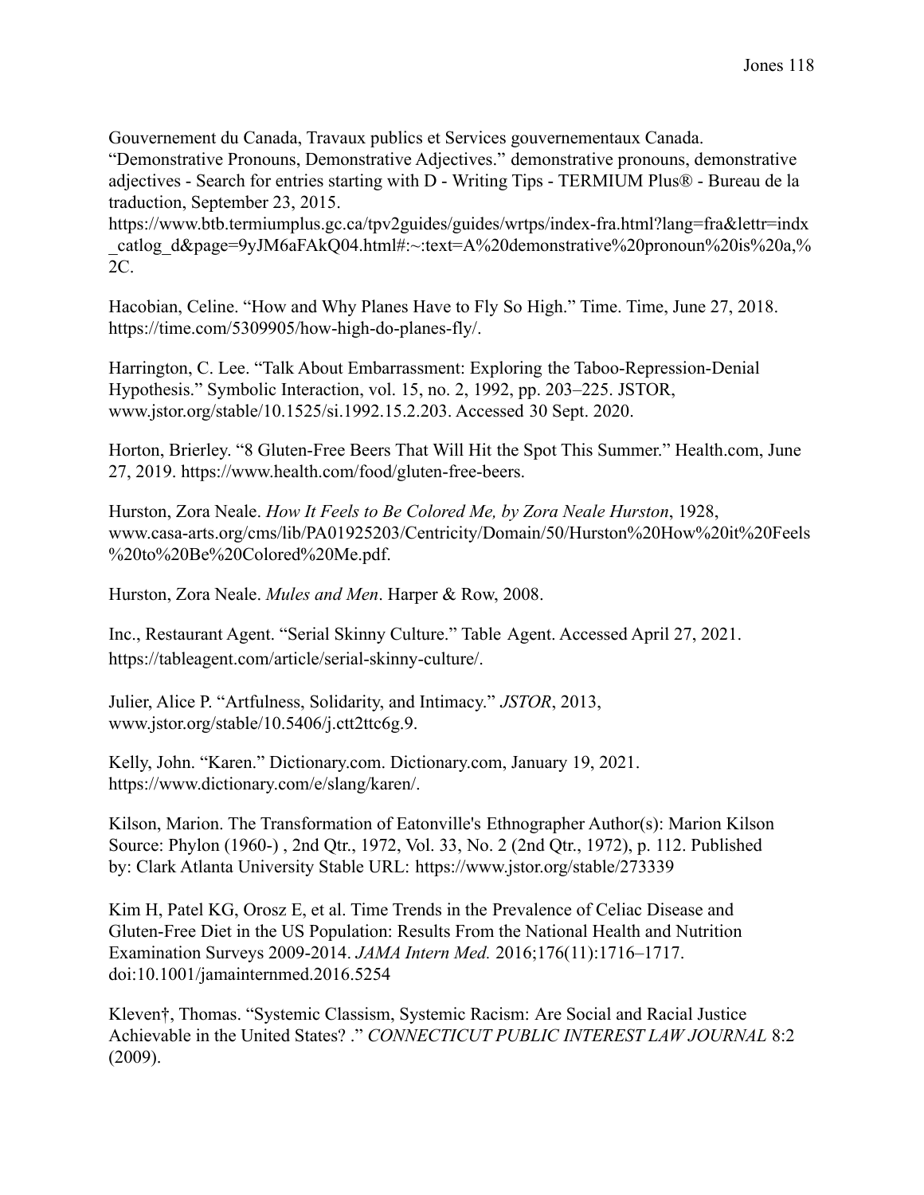Gouvernement du Canada, Travaux publics et Services gouvernementaux Canada. "Demonstrative Pronouns, Demonstrative Adjectives." demonstrative pronouns, demonstrative adjectives - Search for entries starting with D - Writing Tips - TERMIUM Plus® - Bureau de la traduction, September 23, 2015. https://www.btb.termiumplus.gc.ca/tpv2guides/guides/wrtps/index-fra.html?lang=fra&lettr=indx_catlog_d&page=9yJM6aFAkQ04.html#:~:text=A%20demonstrative%20pronoun%20is%20a,%2C.

Hacobian, Celine. "How and Why Planes Have to Fly So High." Time. Time, June 27, 2018. https://time.com/5309905/how-high-do-planes-fly/.

Harrington, C. Lee. "Talk About Embarrassment: Exploring the Taboo-Repression-Denial Hypothesis." Symbolic Interaction, vol. 15, no. 2, 1992, pp. 203–225. JSTOR, www.jstor.org/stable/10.1525/si.1992.15.2.203. Accessed 30 Sept. 2020.

Horton, Brierley. "8 Gluten-Free Beers That Will Hit the Spot This Summer." Health.com, June 27, 2019. https://www.health.com/food/gluten-free-beers.

Hurston, Zora Neale. *How It Feels to Be Colored Me, by Zora Neale Hurston*, 1928, www.casa-arts.org/cms/lib/PA01925203/Centricity/Domain/50/Hurston%20How%20it%20Feels%20to%20Be%20Colored%20Me.pdf.

Hurston, Zora Neale. *Mules and Men*. Harper & Row, 2008.

Inc., Restaurant Agent. "Serial Skinny Culture." Table Agent. Accessed April 27, 2021. https://tableagent.com/article/serial-skinny-culture/.

Julier, Alice P. "Artfulness, Solidarity, and Intimacy." *JSTOR*, 2013, www.jstor.org/stable/10.5406/j.ctt2ttc6g.9.

Kelly, John. "Karen." Dictionary.com. Dictionary.com, January 19, 2021. https://www.dictionary.com/e/slang/karen/.

Kilson, Marion. The Transformation of Eatonville's Ethnographer Author(s): Marion Kilson Source: Phylon (1960-) , 2nd Qtr., 1972, Vol. 33, No. 2 (2nd Qtr., 1972), p. 112. Published by: Clark Atlanta University Stable URL: https://www.jstor.org/stable/273339

Kim H, Patel KG, Orosz E, et al. Time Trends in the Prevalence of Celiac Disease and Gluten-Free Diet in the US Population: Results From the National Health and Nutrition Examination Surveys 2009-2014. *JAMA Intern Med.* 2016;176(11):1716–1717. doi:10.1001/jamainternmed.2016.5254

Kleven†, Thomas. "Systemic Classism, Systemic Racism: Are Social and Racial Justice Achievable in the United States? ." *CONNECTICUT PUBLIC INTEREST LAW JOURNAL* 8:2 (2009).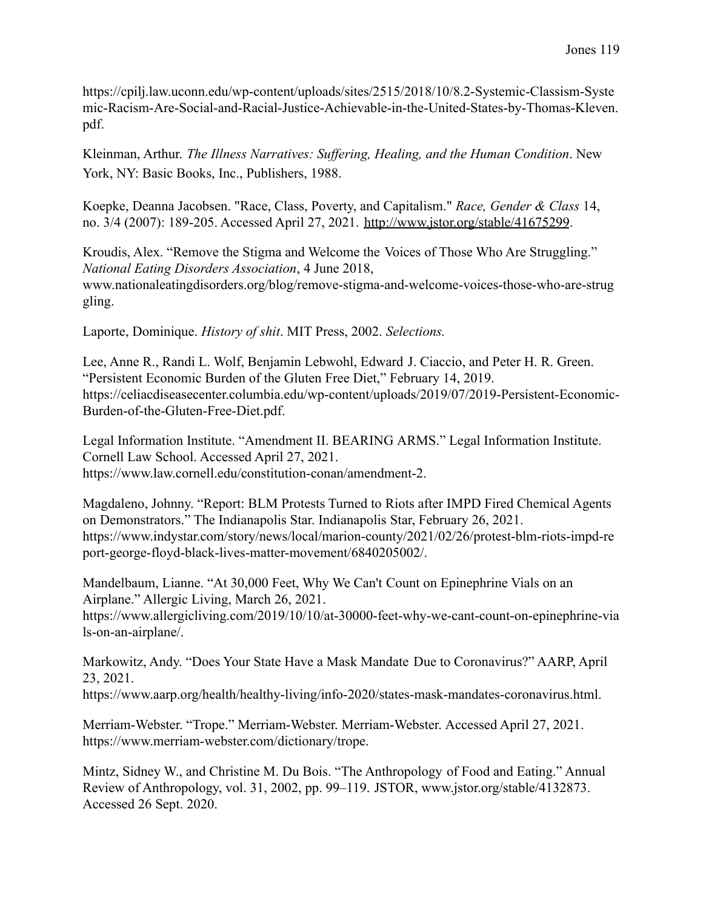https://cpilj.law.uconn.edu/wp-content/uploads/sites/2515/2018/10/8.2-Systemic-Classism-Systemic-Racism-Are-Social-and-Racial-Justice-Achievable-in-the-United-States-by-Thomas-Kleven.pdf.

Kleinman, Arthur. *The Illness Narratives: Suffering, Healing, and the Human Condition*. New York, NY: Basic Books, Inc., Publishers, 1988.

Koepke, Deanna Jacobsen. "Race, Class, Poverty, and Capitalism." *Race, Gender & Class* 14, no. 3/4 (2007): 189-205. Accessed April 27, 2021. http://www.jstor.org/stable/41675299.

Kroudis, Alex. "Remove the Stigma and Welcome the Voices of Those Who Are Struggling." *National Eating Disorders Association*, 4 June 2018, www.nationaleatingdisorders.org/blog/remove-stigma-and-welcome-voices-those-who-are-struggling.

Laporte, Dominique. *History of shit*. MIT Press, 2002. *Selections.*

Lee, Anne R., Randi L. Wolf, Benjamin Lebwohl, Edward J. Ciaccio, and Peter H. R. Green. "Persistent Economic Burden of the Gluten Free Diet," February 14, 2019. https://celiacdiseasecenter.columbia.edu/wp-content/uploads/2019/07/2019-Persistent-Economic-Burden-of-the-Gluten-Free-Diet.pdf.

Legal Information Institute. "Amendment II. BEARING ARMS." Legal Information Institute. Cornell Law School. Accessed April 27, 2021. https://www.law.cornell.edu/constitution-conan/amendment-2.

Magdaleno, Johnny. "Report: BLM Protests Turned to Riots after IMPD Fired Chemical Agents on Demonstrators." The Indianapolis Star. Indianapolis Star, February 26, 2021. https://www.indystar.com/story/news/local/marion-county/2021/02/26/protest-blm-riots-impd-report-george-floyd-black-lives-matter-movement/6840205002/.

Mandelbaum, Lianne. "At 30,000 Feet, Why We Can't Count on Epinephrine Vials on an Airplane." Allergic Living, March 26, 2021. https://www.allergicliving.com/2019/10/10/at-30000-feet-why-we-cant-count-on-epinephrine-vials-on-an-airplane/.

Markowitz, Andy. "Does Your State Have a Mask Mandate Due to Coronavirus?" AARP, April 23, 2021. https://www.aarp.org/health/healthy-living/info-2020/states-mask-mandates-coronavirus.html.

Merriam-Webster. "Trope." Merriam-Webster. Merriam-Webster. Accessed April 27, 2021. https://www.merriam-webster.com/dictionary/trope.

Mintz, Sidney W., and Christine M. Du Bois. "The Anthropology of Food and Eating." Annual Review of Anthropology, vol. 31, 2002, pp. 99–119. JSTOR, www.jstor.org/stable/4132873. Accessed 26 Sept. 2020.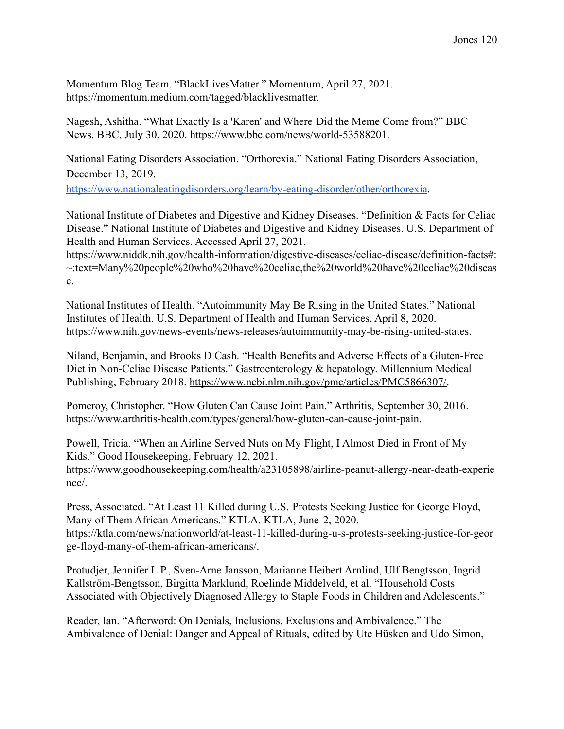Momentum Blog Team. “BlackLivesMatter.” Momentum, April 27, 2021. https://momentum.medium.com/tagged/blacklivesmatter.

Nagesh, Ashitha. “What Exactly Is a 'Karen' and Where Did the Meme Come from?” BBC News. BBC, July 30, 2020. https://www.bbc.com/news/world-53588201.

National Eating Disorders Association. “Orthorexia.” National Eating Disorders Association, December 13, 2019. https://www.nationaleatingdisorders.org/learn/by-eating-disorder/other/orthorexia.

National Institute of Diabetes and Digestive and Kidney Diseases. “Definition & Facts for Celiac Disease.” National Institute of Diabetes and Digestive and Kidney Diseases. U.S. Department of Health and Human Services. Accessed April 27, 2021. https://www.niddk.nih.gov/health-information/digestive-diseases/celiac-disease/definition-facts#:~:text=Many%20people%20who%20have%20celiac,the%20world%20have%20celiac%20disease.

National Institutes of Health. “Autoimmunity May Be Rising in the United States.” National Institutes of Health. U.S. Department of Health and Human Services, April 8, 2020. https://www.nih.gov/news-events/news-releases/autoimmunity-may-be-rising-united-states.

Niland, Benjamin, and Brooks D Cash. “Health Benefits and Adverse Effects of a Gluten-Free Diet in Non-Celiac Disease Patients.” Gastroenterology & hepatology. Millennium Medical Publishing, February 2018. https://www.ncbi.nlm.nih.gov/pmc/articles/PMC5866307/.

Pomeroy, Christopher. “How Gluten Can Cause Joint Pain.” Arthritis, September 30, 2016. https://www.arthritis-health.com/types/general/how-gluten-can-cause-joint-pain.

Powell, Tricia. “When an Airline Served Nuts on My Flight, I Almost Died in Front of My Kids.” Good Housekeeping, February 12, 2021. https://www.goodhousekeeping.com/health/a23105898/airline-peanut-allergy-near-death-experience/.

Press, Associated. “At Least 11 Killed during U.S. Protests Seeking Justice for George Floyd, Many of Them African Americans.” KTLA. KTLA, June 2, 2020. https://ktla.com/news/nationworld/at-least-11-killed-during-u-s-protests-seeking-justice-for-george-floyd-many-of-them-african-americans/.

Protudjer, Jennifer L.P., Sven-Arne Jansson, Marianne Heibert Arnlind, Ulf Bengtsson, Ingrid Kallström-Bengtsson, Birgitta Marklund, Roelinde Middelveld, et al. “Household Costs Associated with Objectively Diagnosed Allergy to Staple Foods in Children and Adolescents.”

Reader, Ian. “Afterword: On Denials, Inclusions, Exclusions and Ambivalence.” The Ambivalence of Denial: Danger and Appeal of Rituals, edited by Ute Hüsken and Udo Simon,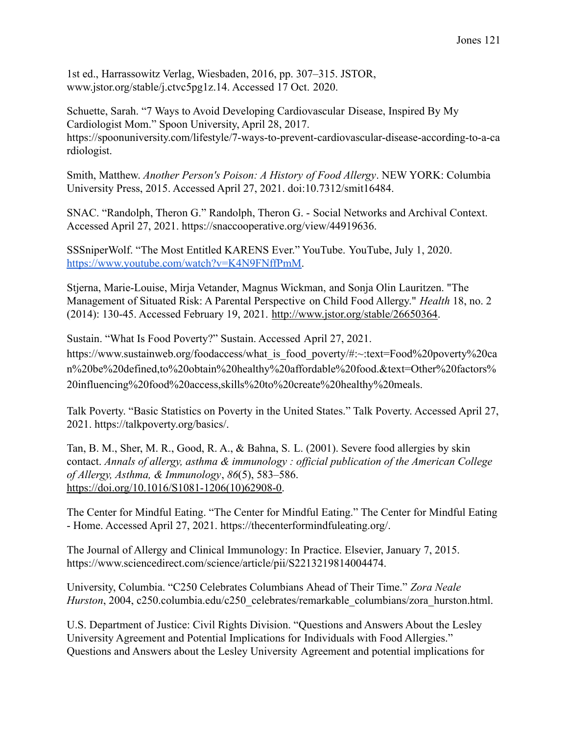1st ed., Harrassowitz Verlag, Wiesbaden, 2016, pp. 307–315. JSTOR, www.jstor.org/stable/j.ctvc5pg1z.14. Accessed 17 Oct. 2020.

Schuette, Sarah. “7 Ways to Avoid Developing Cardiovascular Disease, Inspired By My Cardiologist Mom.” Spoon University, April 28, 2017. https://spoonuniversity.com/lifestyle/7-ways-to-prevent-cardiovascular-disease-according-to-a-cardiologist.

Smith, Matthew. *Another Person's Poison: A History of Food Allergy*. NEW YORK: Columbia University Press, 2015. Accessed April 27, 2021. doi:10.7312/smit16484.

SNAC. “Randolph, Theron G.” Randolph, Theron G. - Social Networks and Archival Context. Accessed April 27, 2021. https://snaccooperative.org/view/44919636.

SSSniperWolf. “The Most Entitled KARENS Ever.” YouTube. YouTube, July 1, 2020. https://www.youtube.com/watch?v=K4N9FNffPmM.

Stjerna, Marie-Louise, Mirja Vetander, Magnus Wickman, and Sonja Olin Lauritzen. "The Management of Situated Risk: A Parental Perspective on Child Food Allergy." *Health* 18, no. 2 (2014): 130-45. Accessed February 19, 2021. http://www.jstor.org/stable/26650364.

Sustain. “What Is Food Poverty?” Sustain. Accessed April 27, 2021. https://www.sustainweb.org/foodaccess/what_is_food_poverty/#:~:text=Food%20poverty%20can%20be%20defined,to%20obtain%20healthy%20affordable%20food.&text=Other%20factors%20influencing%20food%20access,skills%20to%20create%20healthy%20meals.

Talk Poverty. “Basic Statistics on Poverty in the United States.” Talk Poverty. Accessed April 27, 2021. https://talkpoverty.org/basics/.

Tan, B. M., Sher, M. R., Good, R. A., & Bahna, S. L. (2001). Severe food allergies by skin contact. *Annals of allergy, asthma & immunology : official publication of the American College of Allergy, Asthma, & Immunology*, *86*(5), 583–586. https://doi.org/10.1016/S1081-1206(10)62908-0.

The Center for Mindful Eating. “The Center for Mindful Eating.” The Center for Mindful Eating - Home. Accessed April 27, 2021. https://thecenterformindfuleating.org/.

The Journal of Allergy and Clinical Immunology: In Practice. Elsevier, January 7, 2015. https://www.sciencedirect.com/science/article/pii/S2213219814004474.

University, Columbia. “C250 Celebrates Columbians Ahead of Their Time.” *Zora Neale Hurston*, 2004, c250.columbia.edu/c250_celebrates/remarkable_columbians/zora_hurston.html.

U.S. Department of Justice: Civil Rights Division. “Questions and Answers About the Lesley University Agreement and Potential Implications for Individuals with Food Allergies.” Questions and Answers about the Lesley University Agreement and potential implications for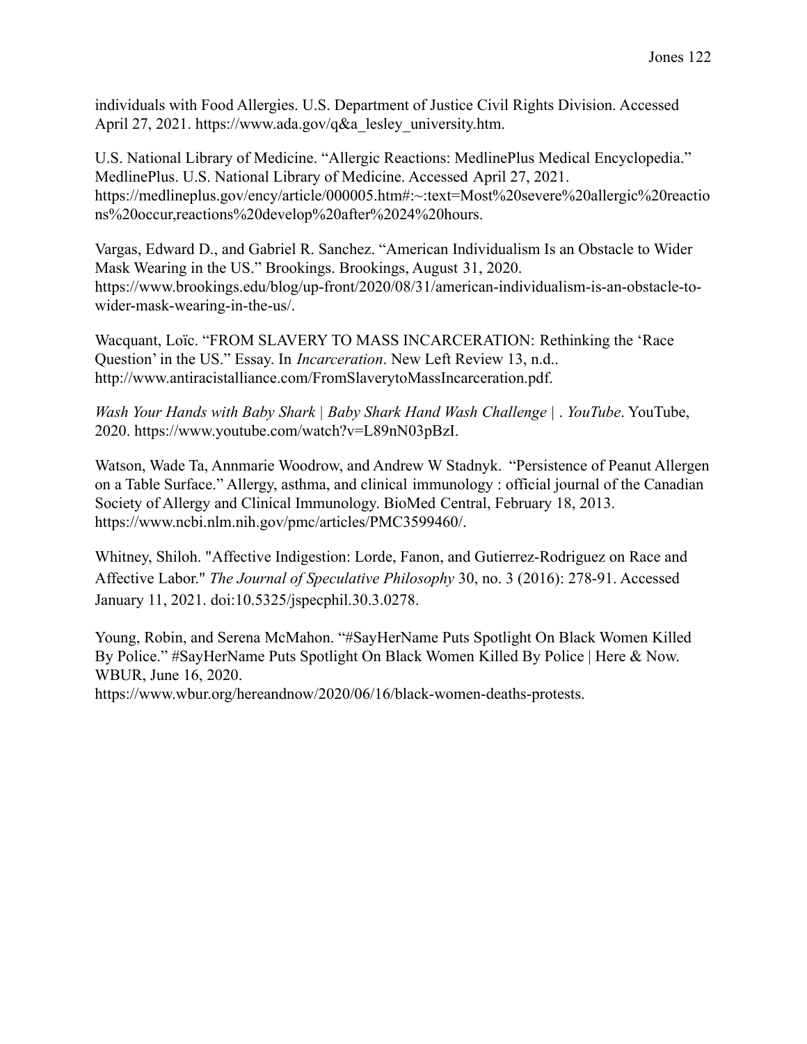individuals with Food Allergies. U.S. Department of Justice Civil Rights Division. Accessed April 27, 2021. https://www.ada.gov/q&a_lesley_university.htm.

U.S. National Library of Medicine. "Allergic Reactions: MedlinePlus Medical Encyclopedia." MedlinePlus. U.S. National Library of Medicine. Accessed April 27, 2021. https://medlineplus.gov/ency/article/000005.htm#:~:text=Most%20severe%20allergic%20reactions%20occur,reactions%20develop%20after%2024%20hours.

Vargas, Edward D., and Gabriel R. Sanchez. "American Individualism Is an Obstacle to Wider Mask Wearing in the US." Brookings. Brookings, August 31, 2020. https://www.brookings.edu/blog/up-front/2020/08/31/american-individualism-is-an-obstacle-to-wider-mask-wearing-in-the-us/.

Wacquant, Loïc. "FROM SLAVERY TO MASS INCARCERATION: Rethinking the 'Race Question' in the US." Essay. In *Incarceration*. New Left Review 13, n.d.. http://www.antiracistalliance.com/FromSlaverytoMassIncarceration.pdf.

*Wash Your Hands with Baby Shark | Baby Shark Hand Wash Challenge | . YouTube*. YouTube, 2020. https://www.youtube.com/watch?v=L89nN03pBzI.

Watson, Wade Ta, Annmarie Woodrow, and Andrew W Stadnyk. "Persistence of Peanut Allergen on a Table Surface." Allergy, asthma, and clinical immunology : official journal of the Canadian Society of Allergy and Clinical Immunology. BioMed Central, February 18, 2013. https://www.ncbi.nlm.nih.gov/pmc/articles/PMC3599460/.

Whitney, Shiloh. "Affective Indigestion: Lorde, Fanon, and Gutierrez-Rodriguez on Race and Affective Labor." *The Journal of Speculative Philosophy* 30, no. 3 (2016): 278-91. Accessed January 11, 2021. doi:10.5325/jspecphil.30.3.0278.

Young, Robin, and Serena McMahon. "#SayHerName Puts Spotlight On Black Women Killed By Police." #SayHerName Puts Spotlight On Black Women Killed By Police | Here & Now. WBUR, June 16, 2020. https://www.wbur.org/hereandnow/2020/06/16/black-women-deaths-protests.